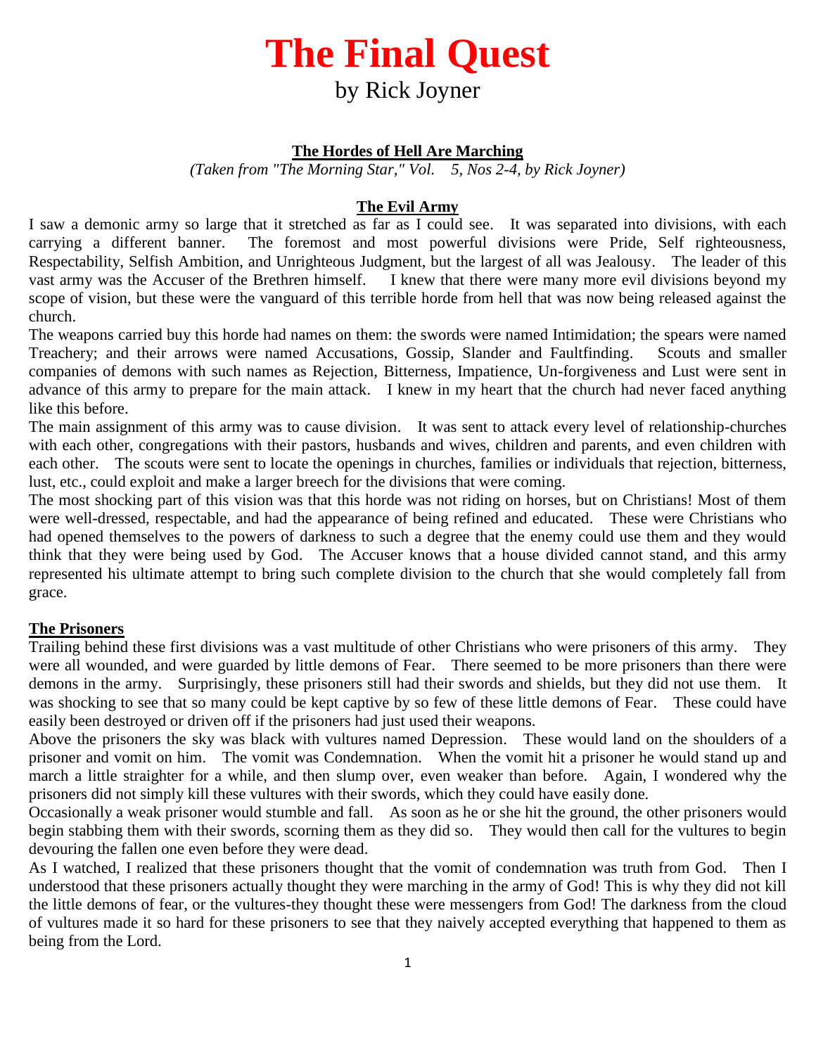# The Final Quest

by Rick Joyner

**The Hordes of Hell Are Marching**

*(Taken from "The Morning Star," Vol. 5, Nos 2-4, by Rick Joyner)*

## The Evil Army

I saw a demonic army so large that it stretched as far as I could see. It was separated into divisions, with each carrying a different banner. The foremost and most powerful divisions were Pride, Self righteousness, Respectability, Selfish Ambition, and Unrighteous Judgment, but the largest of all was Jealousy. The leader of this vast army was the Accuser of the Brethren himself. I knew that there were many more evil divisions beyond my scope of vision, but these were the vanguard of this terrible horde from hell that was now being released against the church.

The weapons carried buy this horde had names on them: the swords were named Intimidation; the spears were named Treachery; and their arrows were named Accusations, Gossip, Slander and Faultfinding. Scouts and smaller companies of demons with such names as Rejection, Bitterness, Impatience, Un-forgiveness and Lust were sent in advance of this army to prepare for the main attack. I knew in my heart that the church had never faced anything like this before.

The main assignment of this army was to cause division. It was sent to attack every level of relationship-churches with each other, congregations with their pastors, husbands and wives, children and parents, and even children with each other. The scouts were sent to locate the openings in churches, families or individuals that rejection, bitterness, lust, etc., could exploit and make a larger breech for the divisions that were coming.

The most shocking part of this vision was that this horde was not riding on horses, but on Christians! Most of them were well-dressed, respectable, and had the appearance of being refined and educated. These were Christians who had opened themselves to the powers of darkness to such a degree that the enemy could use them and they would think that they were being used by God. The Accuser knows that a house divided cannot stand, and this army represented his ultimate attempt to bring such complete division to the church that she would completely fall from grace.

## The Prisoners

Trailing behind these first divisions was a vast multitude of other Christians who were prisoners of this army. They were all wounded, and were guarded by little demons of Fear. There seemed to be more prisoners than there were demons in the army. Surprisingly, these prisoners still had their swords and shields, but they did not use them. It was shocking to see that so many could be kept captive by so few of these little demons of Fear. These could have easily been destroyed or driven off if the prisoners had just used their weapons.

Above the prisoners the sky was black with vultures named Depression. These would land on the shoulders of a prisoner and vomit on him. The vomit was Condemnation. When the vomit hit a prisoner he would stand up and march a little straighter for a while, and then slump over, even weaker than before. Again, I wondered why the prisoners did not simply kill these vultures with their swords, which they could have easily done.

Occasionally a weak prisoner would stumble and fall. As soon as he or she hit the ground, the other prisoners would begin stabbing them with their swords, scorning them as they did so. They would then call for the vultures to begin devouring the fallen one even before they were dead.

As I watched, I realized that these prisoners thought that the vomit of condemnation was truth from God. Then I understood that these prisoners actually thought they were marching in the army of God! This is why they did not kill the little demons of fear, or the vultures-they thought these were messengers from God! The darkness from the cloud of vultures made it so hard for these prisoners to see that they naively accepted everything that happened to them as being from the Lord.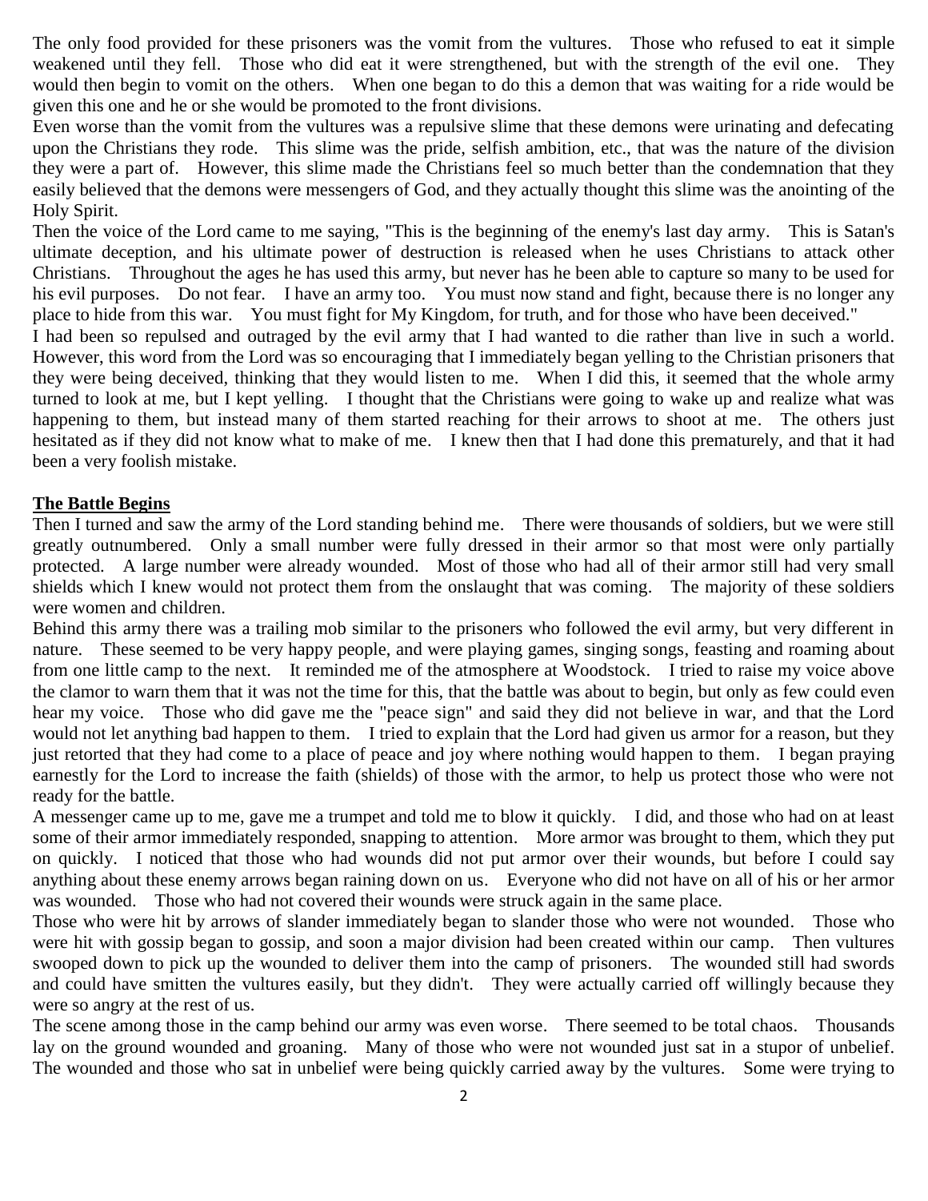The only food provided for these prisoners was the vomit from the vultures. Those who refused to eat it simple weakened until they fell. Those who did eat it were strengthened, but with the strength of the evil one. They would then begin to vomit on the others. When one began to do this a demon that was waiting for a ride would be given this one and he or she would be promoted to the front divisions.

Even worse than the vomit from the vultures was a repulsive slime that these demons were urinating and defecating upon the Christians they rode. This slime was the pride, selfish ambition, etc., that was the nature of the division they were a part of. However, this slime made the Christians feel so much better than the condemnation that they easily believed that the demons were messengers of God, and they actually thought this slime was the anointing of the Holy Spirit.

Then the voice of the Lord came to me saying, "This is the beginning of the enemy's last day army. This is Satan's ultimate deception, and his ultimate power of destruction is released when he uses Christians to attack other Christians. Throughout the ages he has used this army, but never has he been able to capture so many to be used for his evil purposes. Do not fear. I have an army too. You must now stand and fight, because there is no longer any place to hide from this war. You must fight for My Kingdom, for truth, and for those who have been deceived."

I had been so repulsed and outraged by the evil army that I had wanted to die rather than live in such a world. However, this word from the Lord was so encouraging that I immediately began yelling to the Christian prisoners that they were being deceived, thinking that they would listen to me. When I did this, it seemed that the whole army turned to look at me, but I kept yelling. I thought that the Christians were going to wake up and realize what was happening to them, but instead many of them started reaching for their arrows to shoot at me. The others just hesitated as if they did not know what to make of me. I knew then that I had done this prematurely, and that it had been a very foolish mistake.

## The Battle Begins

Then I turned and saw the army of the Lord standing behind me. There were thousands of soldiers, but we were still greatly outnumbered. Only a small number were fully dressed in their armor so that most were only partially protected. A large number were already wounded. Most of those who had all of their armor still had very small shields which I knew would not protect them from the onslaught that was coming. The majority of these soldiers were women and children.

Behind this army there was a trailing mob similar to the prisoners who followed the evil army, but very different in nature. These seemed to be very happy people, and were playing games, singing songs, feasting and roaming about from one little camp to the next. It reminded me of the atmosphere at Woodstock. I tried to raise my voice above the clamor to warn them that it was not the time for this, that the battle was about to begin, but only as few could even hear my voice. Those who did gave me the "peace sign" and said they did not believe in war, and that the Lord would not let anything bad happen to them. I tried to explain that the Lord had given us armor for a reason, but they just retorted that they had come to a place of peace and joy where nothing would happen to them. I began praying earnestly for the Lord to increase the faith (shields) of those with the armor, to help us protect those who were not ready for the battle.

A messenger came up to me, gave me a trumpet and told me to blow it quickly. I did, and those who had on at least some of their armor immediately responded, snapping to attention. More armor was brought to them, which they put on quickly. I noticed that those who had wounds did not put armor over their wounds, but before I could say anything about these enemy arrows began raining down on us. Everyone who did not have on all of his or her armor was wounded. Those who had not covered their wounds were struck again in the same place.

Those who were hit by arrows of slander immediately began to slander those who were not wounded. Those who were hit with gossip began to gossip, and soon a major division had been created within our camp. Then vultures swooped down to pick up the wounded to deliver them into the camp of prisoners. The wounded still had swords and could have smitten the vultures easily, but they didn't. They were actually carried off willingly because they were so angry at the rest of us.

The scene among those in the camp behind our army was even worse. There seemed to be total chaos. Thousands lay on the ground wounded and groaning. Many of those who were not wounded just sat in a stupor of unbelief. The wounded and those who sat in unbelief were being quickly carried away by the vultures. Some were trying to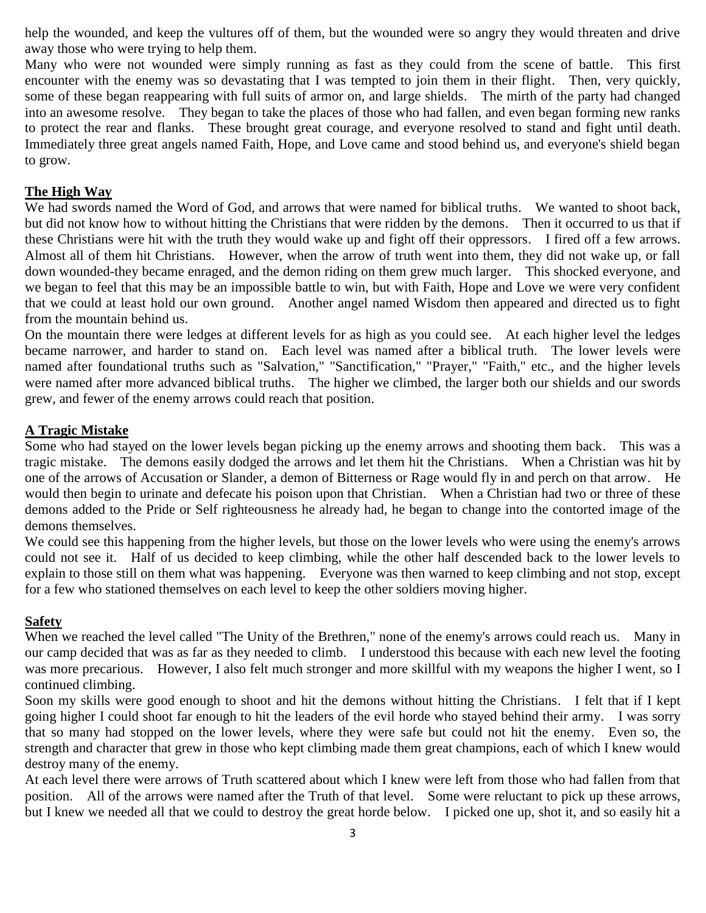help the wounded, and keep the vultures off of them, but the wounded were so angry they would threaten and drive away those who were trying to help them.

Many who were not wounded were simply running as fast as they could from the scene of battle. This first encounter with the enemy was so devastating that I was tempted to join them in their flight. Then, very quickly, some of these began reappearing with full suits of armor on, and large shields. The mirth of the party had changed into an awesome resolve. They began to take the places of those who had fallen, and even began forming new ranks to protect the rear and flanks. These brought great courage, and everyone resolved to stand and fight until death. Immediately three great angels named Faith, Hope, and Love came and stood behind us, and everyone's shield began to grow.

## **The High Way**

We had swords named the Word of God, and arrows that were named for biblical truths. We wanted to shoot back, but did not know how to without hitting the Christians that were ridden by the demons. Then it occurred to us that if these Christians were hit with the truth they would wake up and fight off their oppressors. I fired off a few arrows. Almost all of them hit Christians. However, when the arrow of truth went into them, they did not wake up, or fall down wounded-they became enraged, and the demon riding on them grew much larger. This shocked everyone, and we began to feel that this may be an impossible battle to win, but with Faith, Hope and Love we were very confident that we could at least hold our own ground. Another angel named Wisdom then appeared and directed us to fight from the mountain behind us.

On the mountain there were ledges at different levels for as high as you could see. At each higher level the ledges became narrower, and harder to stand on. Each level was named after a biblical truth. The lower levels were named after foundational truths such as "Salvation," "Sanctification," "Prayer," "Faith," etc., and the higher levels were named after more advanced biblical truths. The higher we climbed, the larger both our shields and our swords grew, and fewer of the enemy arrows could reach that position.

## **A Tragic Mistake**

Some who had stayed on the lower levels began picking up the enemy arrows and shooting them back. This was a tragic mistake. The demons easily dodged the arrows and let them hit the Christians. When a Christian was hit by one of the arrows of Accusation or Slander, a demon of Bitterness or Rage would fly in and perch on that arrow. He would then begin to urinate and defecate his poison upon that Christian. When a Christian had two or three of these demons added to the Pride or Self righteousness he already had, he began to change into the contorted image of the demons themselves.

We could see this happening from the higher levels, but those on the lower levels who were using the enemy's arrows could not see it. Half of us decided to keep climbing, while the other half descended back to the lower levels to explain to those still on them what was happening. Everyone was then warned to keep climbing and not stop, except for a few who stationed themselves on each level to keep the other soldiers moving higher.

## **Safety**

When we reached the level called "The Unity of the Brethren," none of the enemy's arrows could reach us. Many in our camp decided that was as far as they needed to climb. I understood this because with each new level the footing was more precarious. However, I also felt much stronger and more skillful with my weapons the higher I went, so I continued climbing.

Soon my skills were good enough to shoot and hit the demons without hitting the Christians. I felt that if I kept going higher I could shoot far enough to hit the leaders of the evil horde who stayed behind their army. I was sorry that so many had stopped on the lower levels, where they were safe but could not hit the enemy. Even so, the strength and character that grew in those who kept climbing made them great champions, each of which I knew would destroy many of the enemy.

At each level there were arrows of Truth scattered about which I knew were left from those who had fallen from that position. All of the arrows were named after the Truth of that level. Some were reluctant to pick up these arrows, but I knew we needed all that we could to destroy the great horde below. I picked one up, shot it, and so easily hit a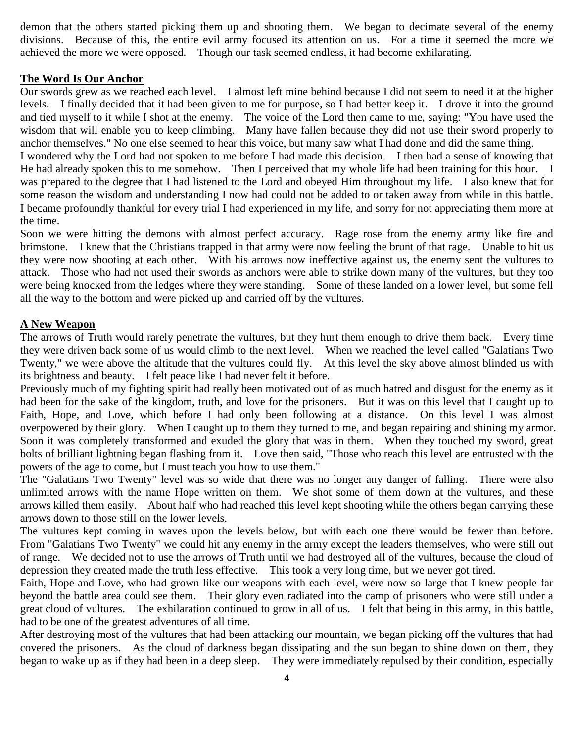demon that the others started picking them up and shooting them. We began to decimate several of the enemy divisions. Because of this, the entire evil army focused its attention on us. For a time it seemed the more we achieved the more we were opposed. Though our task seemed endless, it had become exhilarating.

## The Word Is Our Anchor

Our swords grew as we reached each level. I almost left mine behind because I did not seem to need it at the higher levels. I finally decided that it had been given to me for purpose, so I had better keep it. I drove it into the ground and tied myself to it while I shot at the enemy. The voice of the Lord then came to me, saying: "You have used the wisdom that will enable you to keep climbing. Many have fallen because they did not use their sword properly to anchor themselves." No one else seemed to hear this voice, but many saw what I had done and did the same thing.

I wondered why the Lord had not spoken to me before I had made this decision. I then had a sense of knowing that He had already spoken this to me somehow. Then I perceived that my whole life had been training for this hour. I was prepared to the degree that I had listened to the Lord and obeyed Him throughout my life. I also knew that for some reason the wisdom and understanding I now had could not be added to or taken away from while in this battle. I became profoundly thankful for every trial I had experienced in my life, and sorry for not appreciating them more at the time.

Soon we were hitting the demons with almost perfect accuracy. Rage rose from the enemy army like fire and brimstone. I knew that the Christians trapped in that army were now feeling the brunt of that rage. Unable to hit us they were now shooting at each other. With his arrows now ineffective against us, the enemy sent the vultures to attack. Those who had not used their swords as anchors were able to strike down many of the vultures, but they too were being knocked from the ledges where they were standing. Some of these landed on a lower level, but some fell all the way to the bottom and were picked up and carried off by the vultures.

## A New Weapon

The arrows of Truth would rarely penetrate the vultures, but they hurt them enough to drive them back. Every time they were driven back some of us would climb to the next level. When we reached the level called "Galatians Two Twenty," we were above the altitude that the vultures could fly. At this level the sky above almost blinded us with its brightness and beauty. I felt peace like I had never felt it before.

Previously much of my fighting spirit had really been motivated out of as much hatred and disgust for the enemy as it had been for the sake of the kingdom, truth, and love for the prisoners. But it was on this level that I caught up to Faith, Hope, and Love, which before I had only been following at a distance. On this level I was almost overpowered by their glory. When I caught up to them they turned to me, and began repairing and shining my armor. Soon it was completely transformed and exuded the glory that was in them. When they touched my sword, great bolts of brilliant lightning began flashing from it. Love then said, "Those who reach this level are entrusted with the powers of the age to come, but I must teach you how to use them."

The "Galatians Two Twenty" level was so wide that there was no longer any danger of falling. There were also unlimited arrows with the name Hope written on them. We shot some of them down at the vultures, and these arrows killed them easily. About half who had reached this level kept shooting while the others began carrying these arrows down to those still on the lower levels.

The vultures kept coming in waves upon the levels below, but with each one there would be fewer than before. From "Galatians Two Twenty" we could hit any enemy in the army except the leaders themselves, who were still out of range. We decided not to use the arrows of Truth until we had destroyed all of the vultures, because the cloud of depression they created made the truth less effective. This took a very long time, but we never got tired.

Faith, Hope and Love, who had grown like our weapons with each level, were now so large that I knew people far beyond the battle area could see them. Their glory even radiated into the camp of prisoners who were still under a great cloud of vultures. The exhilaration continued to grow in all of us. I felt that being in this army, in this battle, had to be one of the greatest adventures of all time.

After destroying most of the vultures that had been attacking our mountain, we began picking off the vultures that had covered the prisoners. As the cloud of darkness began dissipating and the sun began to shine down on them, they began to wake up as if they had been in a deep sleep. They were immediately repulsed by their condition, especially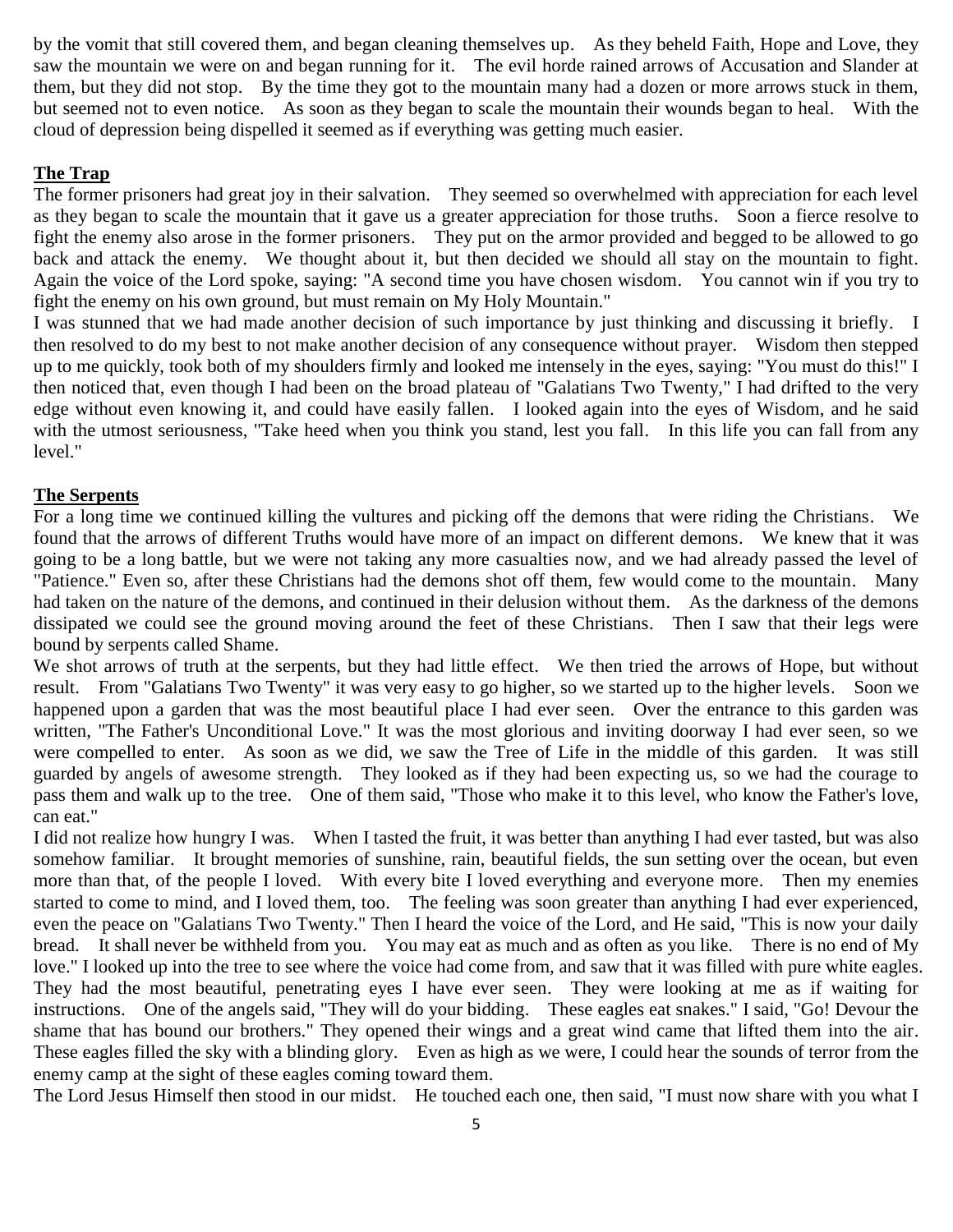by the vomit that still covered them, and began cleaning themselves up. As they beheld Faith, Hope and Love, they saw the mountain we were on and began running for it. The evil horde rained arrows of Accusation and Slander at them, but they did not stop. By the time they got to the mountain many had a dozen or more arrows stuck in them, but seemed not to even notice. As soon as they began to scale the mountain their wounds began to heal. With the cloud of depression being dispelled it seemed as if everything was getting much easier.

## The Trap

The former prisoners had great joy in their salvation. They seemed so overwhelmed with appreciation for each level as they began to scale the mountain that it gave us a greater appreciation for those truths. Soon a fierce resolve to fight the enemy also arose in the former prisoners. They put on the armor provided and begged to be allowed to go back and attack the enemy. We thought about it, but then decided we should all stay on the mountain to fight. Again the voice of the Lord spoke, saying: "A second time you have chosen wisdom. You cannot win if you try to fight the enemy on his own ground, but must remain on My Holy Mountain."

I was stunned that we had made another decision of such importance by just thinking and discussing it briefly. I then resolved to do my best to not make another decision of any consequence without prayer. Wisdom then stepped up to me quickly, took both of my shoulders firmly and looked me intensely in the eyes, saying: "You must do this!" I then noticed that, even though I had been on the broad plateau of "Galatians Two Twenty," I had drifted to the very edge without even knowing it, and could have easily fallen. I looked again into the eyes of Wisdom, and he said with the utmost seriousness, "Take heed when you think you stand, lest you fall. In this life you can fall from any level."

## The Serpents

For a long time we continued killing the vultures and picking off the demons that were riding the Christians. We found that the arrows of different Truths would have more of an impact on different demons. We knew that it was going to be a long battle, but we were not taking any more casualties now, and we had already passed the level of "Patience." Even so, after these Christians had the demons shot off them, few would come to the mountain. Many had taken on the nature of the demons, and continued in their delusion without them. As the darkness of the demons dissipated we could see the ground moving around the feet of these Christians. Then I saw that their legs were bound by serpents called Shame.

We shot arrows of truth at the serpents, but they had little effect. We then tried the arrows of Hope, but without result. From "Galatians Two Twenty" it was very easy to go higher, so we started up to the higher levels. Soon we happened upon a garden that was the most beautiful place I had ever seen. Over the entrance to this garden was written, "The Father's Unconditional Love." It was the most glorious and inviting doorway I had ever seen, so we were compelled to enter. As soon as we did, we saw the Tree of Life in the middle of this garden. It was still guarded by angels of awesome strength. They looked as if they had been expecting us, so we had the courage to pass them and walk up to the tree. One of them said, "Those who make it to this level, who know the Father's love, can eat."

I did not realize how hungry I was. When I tasted the fruit, it was better than anything I had ever tasted, but was also somehow familiar. It brought memories of sunshine, rain, beautiful fields, the sun setting over the ocean, but even more than that, of the people I loved. With every bite I loved everything and everyone more. Then my enemies started to come to mind, and I loved them, too. The feeling was soon greater than anything I had ever experienced, even the peace on "Galatians Two Twenty." Then I heard the voice of the Lord, and He said, "This is now your daily bread. It shall never be withheld from you. You may eat as much and as often as you like. There is no end of My love." I looked up into the tree to see where the voice had come from, and saw that it was filled with pure white eagles. They had the most beautiful, penetrating eyes I have ever seen. They were looking at me as if waiting for instructions. One of the angels said, "They will do your bidding. These eagles eat snakes." I said, "Go! Devour the shame that has bound our brothers." They opened their wings and a great wind came that lifted them into the air. These eagles filled the sky with a blinding glory. Even as high as we were, I could hear the sounds of terror from the enemy camp at the sight of these eagles coming toward them.

The Lord Jesus Himself then stood in our midst. He touched each one, then said, "I must now share with you what I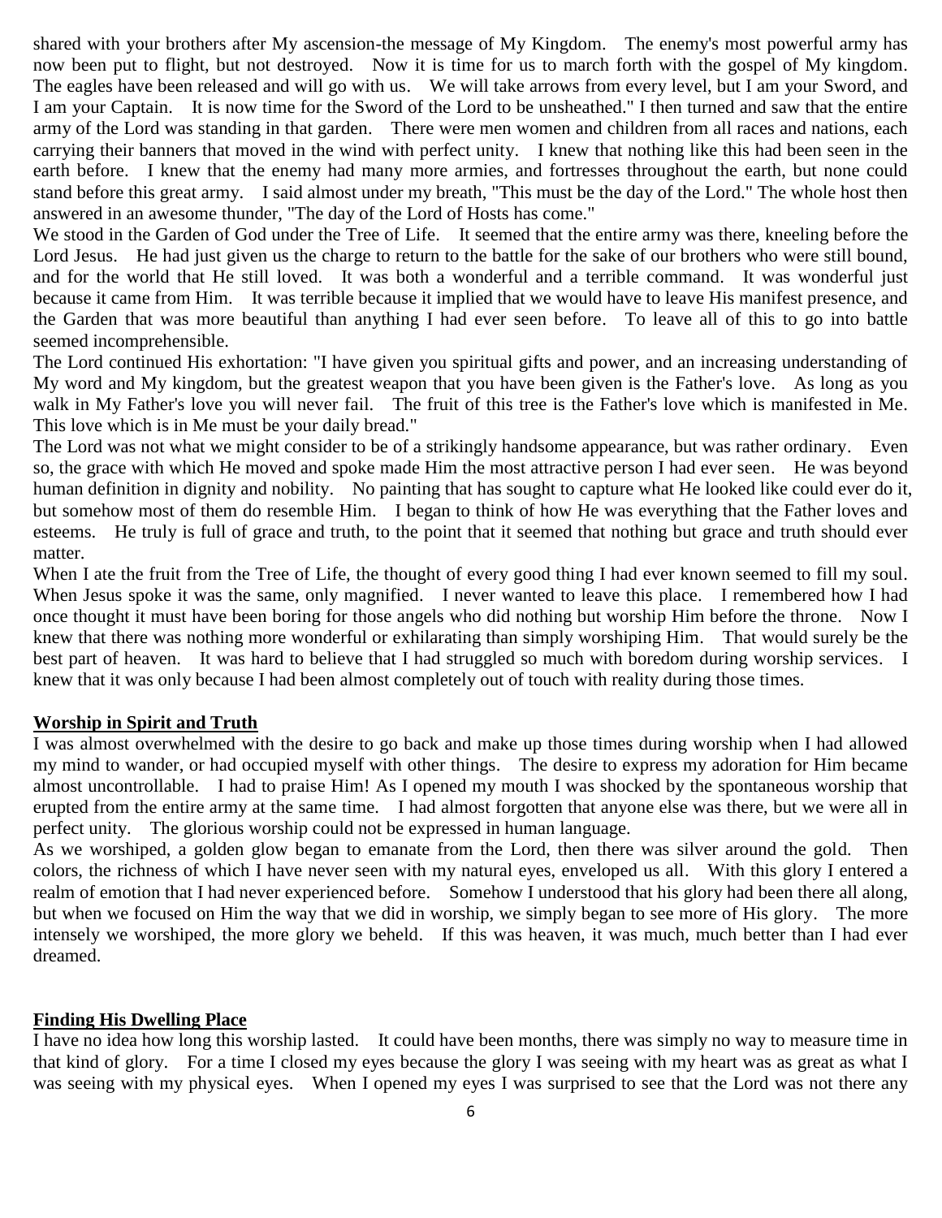shared with your brothers after My ascension-the message of My Kingdom. The enemy's most powerful army has now been put to flight, but not destroyed. Now it is time for us to march forth with the gospel of My kingdom. The eagles have been released and will go with us. We will take arrows from every level, but I am your Sword, and I am your Captain. It is now time for the Sword of the Lord to be unsheathed." I then turned and saw that the entire army of the Lord was standing in that garden. There were men women and children from all races and nations, each carrying their banners that moved in the wind with perfect unity. I knew that nothing like this had been seen in the earth before. I knew that the enemy had many more armies, and fortresses throughout the earth, but none could stand before this great army. I said almost under my breath, "This must be the day of the Lord." The whole host then answered in an awesome thunder, "The day of the Lord of Hosts has come."

We stood in the Garden of God under the Tree of Life. It seemed that the entire army was there, kneeling before the Lord Jesus. He had just given us the charge to return to the battle for the sake of our brothers who were still bound, and for the world that He still loved. It was both a wonderful and a terrible command. It was wonderful just because it came from Him. It was terrible because it implied that we would have to leave His manifest presence, and the Garden that was more beautiful than anything I had ever seen before. To leave all of this to go into battle seemed incomprehensible.

The Lord continued His exhortation: "I have given you spiritual gifts and power, and an increasing understanding of My word and My kingdom, but the greatest weapon that you have been given is the Father's love. As long as you walk in My Father's love you will never fail. The fruit of this tree is the Father's love which is manifested in Me. This love which is in Me must be your daily bread."

The Lord was not what we might consider to be of a strikingly handsome appearance, but was rather ordinary. Even so, the grace with which He moved and spoke made Him the most attractive person I had ever seen. He was beyond human definition in dignity and nobility. No painting that has sought to capture what He looked like could ever do it, but somehow most of them do resemble Him. I began to think of how He was everything that the Father loves and esteems. He truly is full of grace and truth, to the point that it seemed that nothing but grace and truth should ever matter.

When I ate the fruit from the Tree of Life, the thought of every good thing I had ever known seemed to fill my soul. When Jesus spoke it was the same, only magnified. I never wanted to leave this place. I remembered how I had once thought it must have been boring for those angels who did nothing but worship Him before the throne. Now I knew that there was nothing more wonderful or exhilarating than simply worshiping Him. That would surely be the best part of heaven. It was hard to believe that I had struggled so much with boredom during worship services. I knew that it was only because I had been almost completely out of touch with reality during those times.

## Worship in Spirit and Truth

I was almost overwhelmed with the desire to go back and make up those times during worship when I had allowed my mind to wander, or had occupied myself with other things. The desire to express my adoration for Him became almost uncontrollable. I had to praise Him! As I opened my mouth I was shocked by the spontaneous worship that erupted from the entire army at the same time. I had almost forgotten that anyone else was there, but we were all in perfect unity. The glorious worship could not be expressed in human language.

As we worshiped, a golden glow began to emanate from the Lord, then there was silver around the gold. Then colors, the richness of which I have never seen with my natural eyes, enveloped us all. With this glory I entered a realm of emotion that I had never experienced before. Somehow I understood that his glory had been there all along, but when we focused on Him the way that we did in worship, we simply began to see more of His glory. The more intensely we worshiped, the more glory we beheld. If this was heaven, it was much, much better than I had ever dreamed.

## Finding His Dwelling Place

I have no idea how long this worship lasted. It could have been months, there was simply no way to measure time in that kind of glory. For a time I closed my eyes because the glory I was seeing with my heart was as great as what I was seeing with my physical eyes. When I opened my eyes I was surprised to see that the Lord was not there any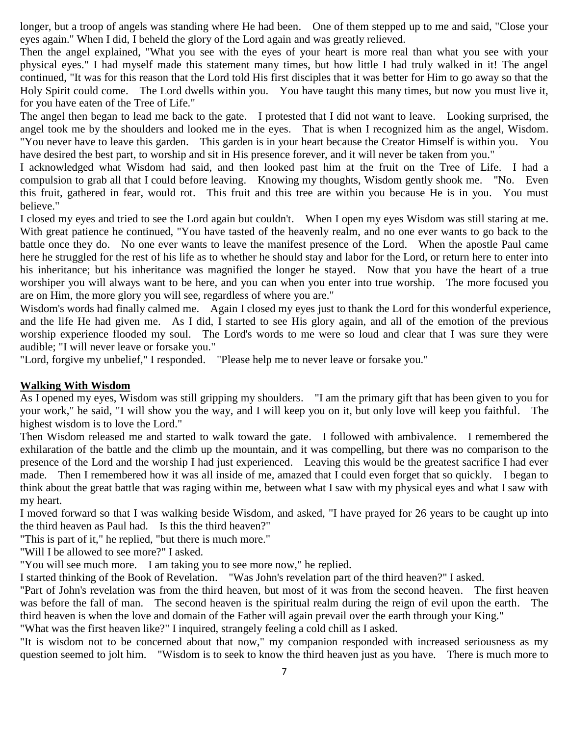longer, but a troop of angels was standing where He had been. One of them stepped up to me and said, "Close your eyes again." When I did, I beheld the glory of the Lord again and was greatly relieved.

Then the angel explained, "What you see with the eyes of your heart is more real than what you see with your physical eyes." I had myself made this statement many times, but how little I had truly walked in it! The angel continued, "It was for this reason that the Lord told His first disciples that it was better for Him to go away so that the Holy Spirit could come. The Lord dwells within you. You have taught this many times, but now you must live it, for you have eaten of the Tree of Life."

The angel then began to lead me back to the gate. I protested that I did not want to leave. Looking surprised, the angel took me by the shoulders and looked me in the eyes. That is when I recognized him as the angel, Wisdom. "You never have to leave this garden. This garden is in your heart because the Creator Himself is within you. You have desired the best part, to worship and sit in His presence forever, and it will never be taken from you."

I acknowledged what Wisdom had said, and then looked past him at the fruit on the Tree of Life. I had a compulsion to grab all that I could before leaving. Knowing my thoughts, Wisdom gently shook me. "No. Even this fruit, gathered in fear, would rot. This fruit and this tree are within you because He is in you. You must believe."

I closed my eyes and tried to see the Lord again but couldn't. When I open my eyes Wisdom was still staring at me. With great patience he continued, "You have tasted of the heavenly realm, and no one ever wants to go back to the battle once they do. No one ever wants to leave the manifest presence of the Lord. When the apostle Paul came here he struggled for the rest of his life as to whether he should stay and labor for the Lord, or return here to enter into his inheritance; but his inheritance was magnified the longer he stayed. Now that you have the heart of a true worshiper you will always want to be here, and you can when you enter into true worship. The more focused you are on Him, the more glory you will see, regardless of where you are."

Wisdom's words had finally calmed me. Again I closed my eyes just to thank the Lord for this wonderful experience, and the life He had given me. As I did, I started to see His glory again, and all of the emotion of the previous worship experience flooded my soul. The Lord's words to me were so loud and clear that I was sure they were audible; "I will never leave or forsake you."

"Lord, forgive my unbelief," I responded. "Please help me to never leave or forsake you."

## Walking With Wisdom

As I opened my eyes, Wisdom was still gripping my shoulders. "I am the primary gift that has been given to you for your work," he said, "I will show you the way, and I will keep you on it, but only love will keep you faithful. The highest wisdom is to love the Lord."

Then Wisdom released me and started to walk toward the gate. I followed with ambivalence. I remembered the exhilaration of the battle and the climb up the mountain, and it was compelling, but there was no comparison to the presence of the Lord and the worship I had just experienced. Leaving this would be the greatest sacrifice I had ever made. Then I remembered how it was all inside of me, amazed that I could even forget that so quickly. I began to think about the great battle that was raging within me, between what I saw with my physical eyes and what I saw with my heart.

I moved forward so that I was walking beside Wisdom, and asked, "I have prayed for 26 years to be caught up into the third heaven as Paul had. Is this the third heaven?"

"This is part of it," he replied, "but there is much more."

"Will I be allowed to see more?" I asked.

"You will see much more. I am taking you to see more now," he replied.

I started thinking of the Book of Revelation. "Was John's revelation part of the third heaven?" I asked.

"Part of John's revelation was from the third heaven, but most of it was from the second heaven. The first heaven was before the fall of man. The second heaven is the spiritual realm during the reign of evil upon the earth. The third heaven is when the love and domain of the Father will again prevail over the earth through your King."

"What was the first heaven like?" I inquired, strangely feeling a cold chill as I asked.

"It is wisdom not to be concerned about that now," my companion responded with increased seriousness as my question seemed to jolt him. "Wisdom is to seek to know the third heaven just as you have. There is much more to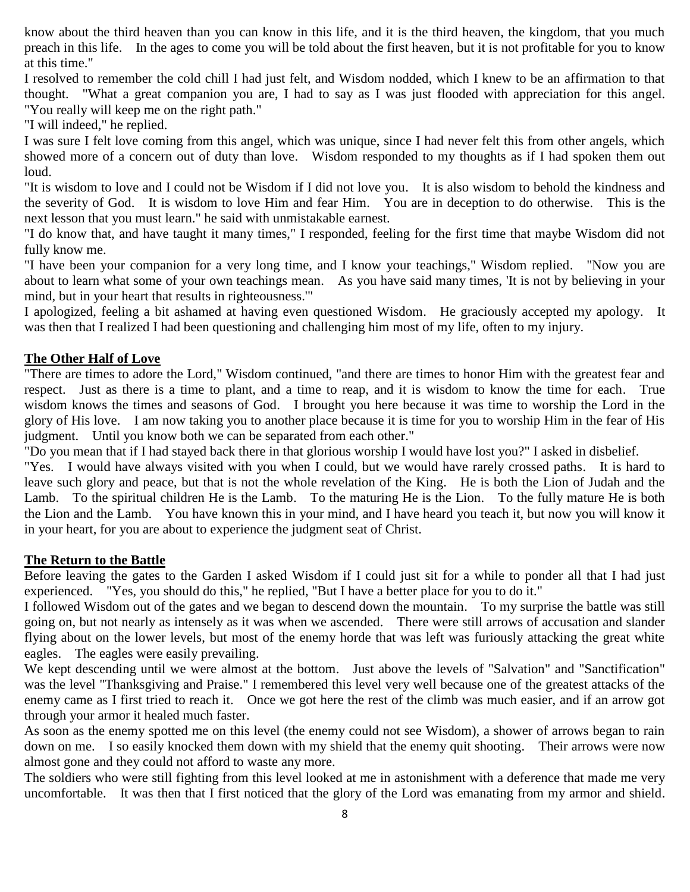know about the third heaven than you can know in this life, and it is the third heaven, the kingdom, that you much preach in this life. In the ages to come you will be told about the first heaven, but it is not profitable for you to know at this time."

I resolved to remember the cold chill I had just felt, and Wisdom nodded, which I knew to be an affirmation to that thought. "What a great companion you are, I had to say as I was just flooded with appreciation for this angel. "You really will keep me on the right path."

"I will indeed," he replied.

I was sure I felt love coming from this angel, which was unique, since I had never felt this from other angels, which showed more of a concern out of duty than love. Wisdom responded to my thoughts as if I had spoken them out loud.

"It is wisdom to love and I could not be Wisdom if I did not love you. It is also wisdom to behold the kindness and the severity of God. It is wisdom to love Him and fear Him. You are in deception to do otherwise. This is the next lesson that you must learn." he said with unmistakable earnest.

"I do know that, and have taught it many times," I responded, feeling for the first time that maybe Wisdom did not fully know me.

"I have been your companion for a very long time, and I know your teachings," Wisdom replied. "Now you are about to learn what some of your own teachings mean. As you have said many times, 'It is not by believing in your mind, but in your heart that results in righteousness.'"

I apologized, feeling a bit ashamed at having even questioned Wisdom. He graciously accepted my apology. It was then that I realized I had been questioning and challenging him most of my life, often to my injury.

## The Other Half of Love

"There are times to adore the Lord," Wisdom continued, "and there are times to honor Him with the greatest fear and respect. Just as there is a time to plant, and a time to reap, and it is wisdom to know the time for each. True wisdom knows the times and seasons of God. I brought you here because it was time to worship the Lord in the glory of His love. I am now taking you to another place because it is time for you to worship Him in the fear of His judgment. Until you know both we can be separated from each other."

"Do you mean that if I had stayed back there in that glorious worship I would have lost you?" I asked in disbelief.

"Yes. I would have always visited with you when I could, but we would have rarely crossed paths. It is hard to leave such glory and peace, but that is not the whole revelation of the King. He is both the Lion of Judah and the Lamb. To the spiritual children He is the Lamb. To the maturing He is the Lion. To the fully mature He is both the Lion and the Lamb. You have known this in your mind, and I have heard you teach it, but now you will know it in your heart, for you are about to experience the judgment seat of Christ.

## The Return to the Battle

Before leaving the gates to the Garden I asked Wisdom if I could just sit for a while to ponder all that I had just experienced. "Yes, you should do this," he replied, "But I have a better place for you to do it."

I followed Wisdom out of the gates and we began to descend down the mountain. To my surprise the battle was still going on, but not nearly as intensely as it was when we ascended. There were still arrows of accusation and slander flying about on the lower levels, but most of the enemy horde that was left was furiously attacking the great white eagles. The eagles were easily prevailing.

We kept descending until we were almost at the bottom. Just above the levels of "Salvation" and "Sanctification" was the level "Thanksgiving and Praise." I remembered this level very well because one of the greatest attacks of the enemy came as I first tried to reach it. Once we got here the rest of the climb was much easier, and if an arrow got through your armor it healed much faster.

As soon as the enemy spotted me on this level (the enemy could not see Wisdom), a shower of arrows began to rain down on me. I so easily knocked them down with my shield that the enemy quit shooting. Their arrows were now almost gone and they could not afford to waste any more.

The soldiers who were still fighting from this level looked at me in astonishment with a deference that made me very uncomfortable. It was then that I first noticed that the glory of the Lord was emanating from my armor and shield.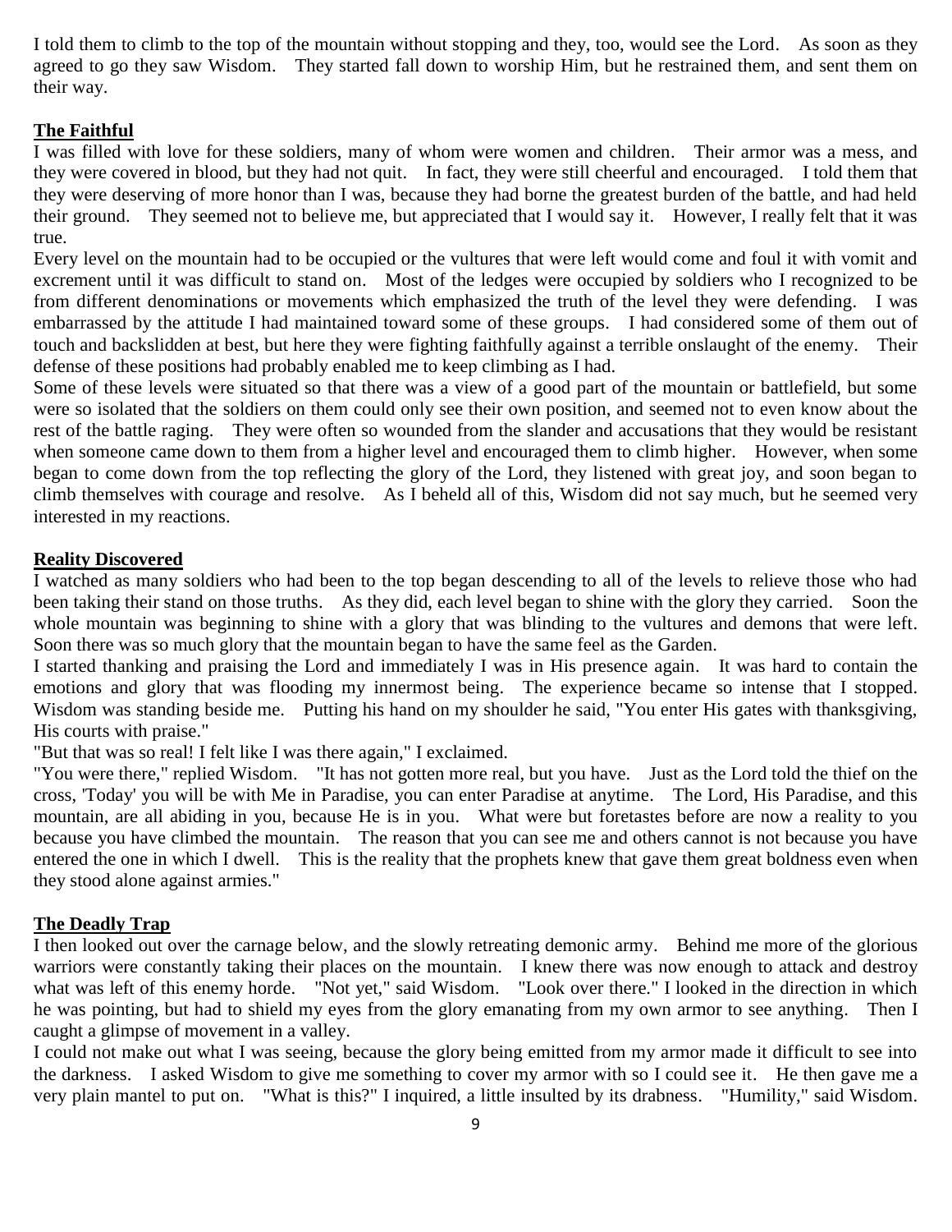I told them to climb to the top of the mountain without stopping and they, too, would see the Lord. As soon as they agreed to go they saw Wisdom. They started fall down to worship Him, but he restrained them, and sent them on their way.

## The Faithful

I was filled with love for these soldiers, many of whom were women and children. Their armor was a mess, and they were covered in blood, but they had not quit. In fact, they were still cheerful and encouraged. I told them that they were deserving of more honor than I was, because they had borne the greatest burden of the battle, and had held their ground. They seemed not to believe me, but appreciated that I would say it. However, I really felt that it was true.

Every level on the mountain had to be occupied or the vultures that were left would come and foul it with vomit and excrement until it was difficult to stand on. Most of the ledges were occupied by soldiers who I recognized to be from different denominations or movements which emphasized the truth of the level they were defending. I was embarrassed by the attitude I had maintained toward some of these groups. I had considered some of them out of touch and backslidden at best, but here they were fighting faithfully against a terrible onslaught of the enemy. Their defense of these positions had probably enabled me to keep climbing as I had.

Some of these levels were situated so that there was a view of a good part of the mountain or battlefield, but some were so isolated that the soldiers on them could only see their own position, and seemed not to even know about the rest of the battle raging. They were often so wounded from the slander and accusations that they would be resistant when someone came down to them from a higher level and encouraged them to climb higher. However, when some began to come down from the top reflecting the glory of the Lord, they listened with great joy, and soon began to climb themselves with courage and resolve. As I beheld all of this, Wisdom did not say much, but he seemed very interested in my reactions.

## Reality Discovered

I watched as many soldiers who had been to the top began descending to all of the levels to relieve those who had been taking their stand on those truths. As they did, each level began to shine with the glory they carried. Soon the whole mountain was beginning to shine with a glory that was blinding to the vultures and demons that were left. Soon there was so much glory that the mountain began to have the same feel as the Garden.

I started thanking and praising the Lord and immediately I was in His presence again. It was hard to contain the emotions and glory that was flooding my innermost being. The experience became so intense that I stopped. Wisdom was standing beside me. Putting his hand on my shoulder he said, "You enter His gates with thanksgiving, His courts with praise."

"But that was so real! I felt like I was there again," I exclaimed.

"You were there," replied Wisdom. "It has not gotten more real, but you have. Just as the Lord told the thief on the cross, 'Today' you will be with Me in Paradise, you can enter Paradise at anytime. The Lord, His Paradise, and this mountain, are all abiding in you, because He is in you. What were but foretastes before are now a reality to you because you have climbed the mountain. The reason that you can see me and others cannot is not because you have entered the one in which I dwell. This is the reality that the prophets knew that gave them great boldness even when they stood alone against armies."

## The Deadly Trap

I then looked out over the carnage below, and the slowly retreating demonic army. Behind me more of the glorious warriors were constantly taking their places on the mountain. I knew there was now enough to attack and destroy what was left of this enemy horde. "Not yet," said Wisdom. "Look over there." I looked in the direction in which he was pointing, but had to shield my eyes from the glory emanating from my own armor to see anything. Then I caught a glimpse of movement in a valley.

I could not make out what I was seeing, because the glory being emitted from my armor made it difficult to see into the darkness. I asked Wisdom to give me something to cover my armor with so I could see it. He then gave me a very plain mantel to put on. "What is this?" I inquired, a little insulted by its drabness. "Humility," said Wisdom.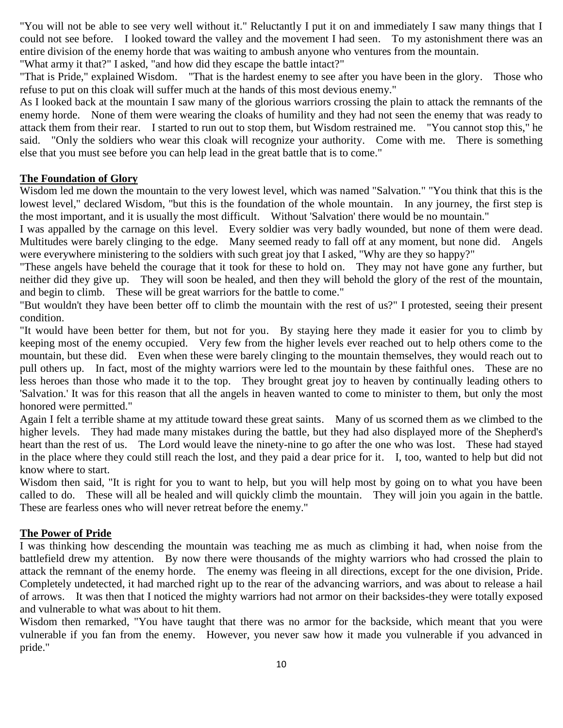"You will not be able to see very well without it." Reluctantly I put it on and immediately I saw many things that I could not see before. I looked toward the valley and the movement I had seen. To my astonishment there was an entire division of the enemy horde that was waiting to ambush anyone who ventures from the mountain.

"What army it that?" I asked, "and how did they escape the battle intact?"

"That is Pride," explained Wisdom. "That is the hardest enemy to see after you have been in the glory. Those who refuse to put on this cloak will suffer much at the hands of this most devious enemy."

As I looked back at the mountain I saw many of the glorious warriors crossing the plain to attack the remnants of the enemy horde. None of them were wearing the cloaks of humility and they had not seen the enemy that was ready to attack them from their rear. I started to run out to stop them, but Wisdom restrained me. "You cannot stop this," he said. "Only the soldiers who wear this cloak will recognize your authority. Come with me. There is something else that you must see before you can help lead in the great battle that is to come."

## The Foundation of Glory

Wisdom led me down the mountain to the very lowest level, which was named "Salvation." "You think that this is the lowest level," declared Wisdom, "but this is the foundation of the whole mountain. In any journey, the first step is the most important, and it is usually the most difficult. Without 'Salvation' there would be no mountain."

I was appalled by the carnage on this level. Every soldier was very badly wounded, but none of them were dead. Multitudes were barely clinging to the edge. Many seemed ready to fall off at any moment, but none did. Angels were everywhere ministering to the soldiers with such great joy that I asked, "Why are they so happy?"

"These angels have beheld the courage that it took for these to hold on. They may not have gone any further, but neither did they give up. They will soon be healed, and then they will behold the glory of the rest of the mountain, and begin to climb. These will be great warriors for the battle to come."

"But wouldn't they have been better off to climb the mountain with the rest of us?" I protested, seeing their present condition.

"It would have been better for them, but not for you. By staying here they made it easier for you to climb by keeping most of the enemy occupied. Very few from the higher levels ever reached out to help others come to the mountain, but these did. Even when these were barely clinging to the mountain themselves, they would reach out to pull others up. In fact, most of the mighty warriors were led to the mountain by these faithful ones. These are no less heroes than those who made it to the top. They brought great joy to heaven by continually leading others to 'Salvation.' It was for this reason that all the angels in heaven wanted to come to minister to them, but only the most honored were permitted."

Again I felt a terrible shame at my attitude toward these great saints. Many of us scorned them as we climbed to the higher levels. They had made many mistakes during the battle, but they had also displayed more of the Shepherd's heart than the rest of us. The Lord would leave the ninety-nine to go after the one who was lost. These had stayed in the place where they could still reach the lost, and they paid a dear price for it. I, too, wanted to help but did not know where to start.

Wisdom then said, "It is right for you to want to help, but you will help most by going on to what you have been called to do. These will all be healed and will quickly climb the mountain. They will join you again in the battle. These are fearless ones who will never retreat before the enemy."

## The Power of Pride

I was thinking how descending the mountain was teaching me as much as climbing it had, when noise from the battlefield drew my attention. By now there were thousands of the mighty warriors who had crossed the plain to attack the remnant of the enemy horde. The enemy was fleeing in all directions, except for the one division, Pride. Completely undetected, it had marched right up to the rear of the advancing warriors, and was about to release a hail of arrows. It was then that I noticed the mighty warriors had not armor on their backsides-they were totally exposed and vulnerable to what was about to hit them.

Wisdom then remarked, "You have taught that there was no armor for the backside, which meant that you were vulnerable if you fan from the enemy. However, you never saw how it made you vulnerable if you advanced in pride."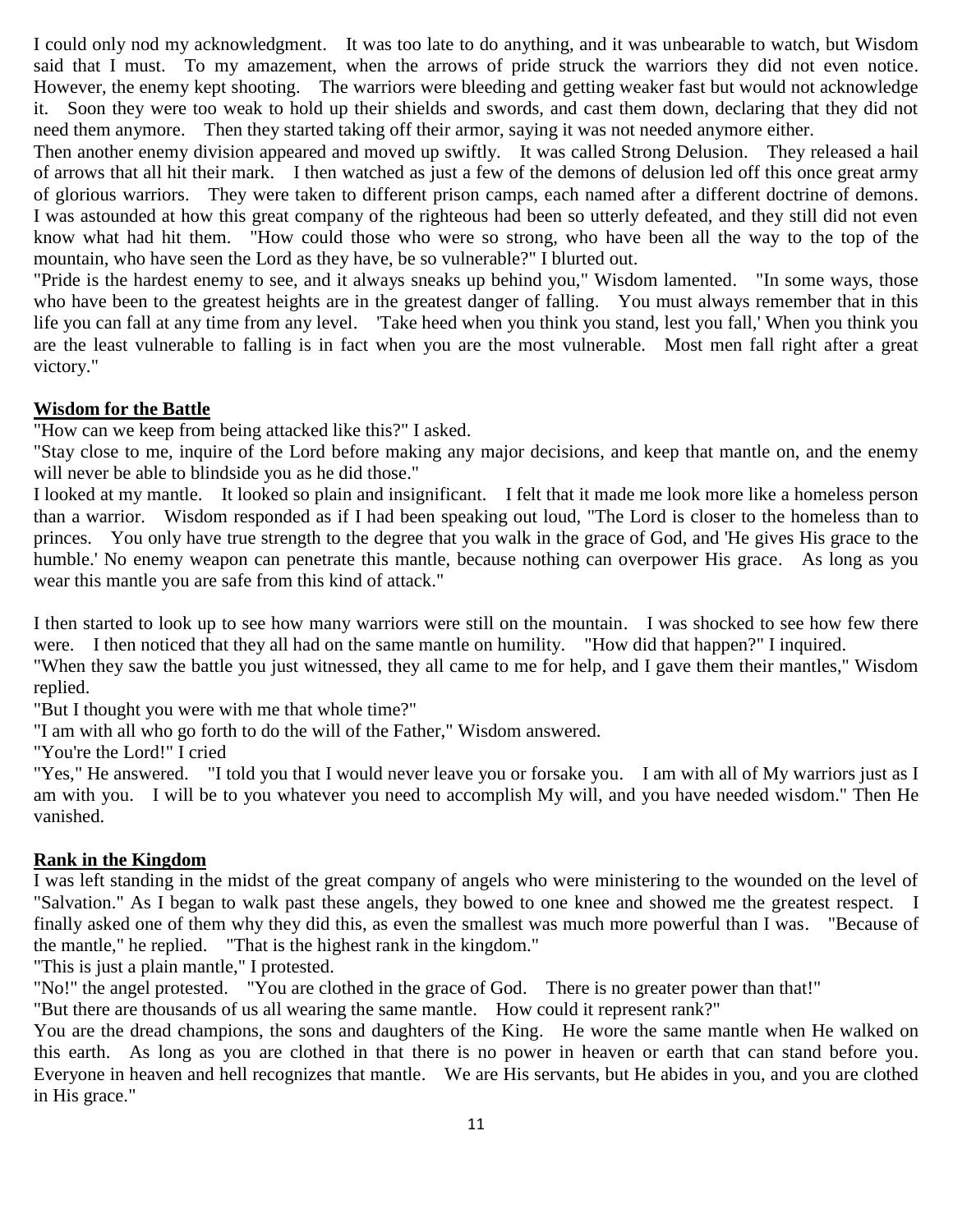I could only nod my acknowledgment. It was too late to do anything, and it was unbearable to watch, but Wisdom said that I must. To my amazement, when the arrows of pride struck the warriors they did not even notice. However, the enemy kept shooting. The warriors were bleeding and getting weaker fast but would not acknowledge it. Soon they were too weak to hold up their shields and swords, and cast them down, declaring that they did not need them anymore. Then they started taking off their armor, saying it was not needed anymore either.

Then another enemy division appeared and moved up swiftly. It was called Strong Delusion. They released a hail of arrows that all hit their mark. I then watched as just a few of the demons of delusion led off this once great army of glorious warriors. They were taken to different prison camps, each named after a different doctrine of demons. I was astounded at how this great company of the righteous had been so utterly defeated, and they still did not even know what had hit them. "How could those who were so strong, who have been all the way to the top of the mountain, who have seen the Lord as they have, be so vulnerable?" I blurted out.

"Pride is the hardest enemy to see, and it always sneaks up behind you," Wisdom lamented. "In some ways, those who have been to the greatest heights are in the greatest danger of falling. You must always remember that in this life you can fall at any time from any level. 'Take heed when you think you stand, lest you fall,' When you think you are the least vulnerable to falling is in fact when you are the most vulnerable. Most men fall right after a great victory."

## Wisdom for the Battle

"How can we keep from being attacked like this?" I asked.

"Stay close to me, inquire of the Lord before making any major decisions, and keep that mantle on, and the enemy will never be able to blindside you as he did those."

I looked at my mantle. It looked so plain and insignificant. I felt that it made me look more like a homeless person than a warrior. Wisdom responded as if I had been speaking out loud, "The Lord is closer to the homeless than to princes. You only have true strength to the degree that you walk in the grace of God, and 'He gives His grace to the humble.' No enemy weapon can penetrate this mantle, because nothing can overpower His grace. As long as you wear this mantle you are safe from this kind of attack."

I then started to look up to see how many warriors were still on the mountain. I was shocked to see how few there were. I then noticed that they all had on the same mantle on humility. "How did that happen?" I inquired.

"When they saw the battle you just witnessed, they all came to me for help, and I gave them their mantles," Wisdom replied.

"But I thought you were with me that whole time?"

"I am with all who go forth to do the will of the Father," Wisdom answered.

"You're the Lord!" I cried

"Yes," He answered. "I told you that I would never leave you or forsake you. I am with all of My warriors just as I am with you. I will be to you whatever you need to accomplish My will, and you have needed wisdom." Then He vanished.

## Rank in the Kingdom

I was left standing in the midst of the great company of angels who were ministering to the wounded on the level of "Salvation." As I began to walk past these angels, they bowed to one knee and showed me the greatest respect. I finally asked one of them why they did this, as even the smallest was much more powerful than I was. "Because of the mantle," he replied. "That is the highest rank in the kingdom."

"This is just a plain mantle," I protested.

"No!" the angel protested. "You are clothed in the grace of God. There is no greater power than that!"

"But there are thousands of us all wearing the same mantle. How could it represent rank?"

You are the dread champions, the sons and daughters of the King. He wore the same mantle when He walked on this earth. As long as you are clothed in that there is no power in heaven or earth that can stand before you. Everyone in heaven and hell recognizes that mantle. We are His servants, but He abides in you, and you are clothed in His grace."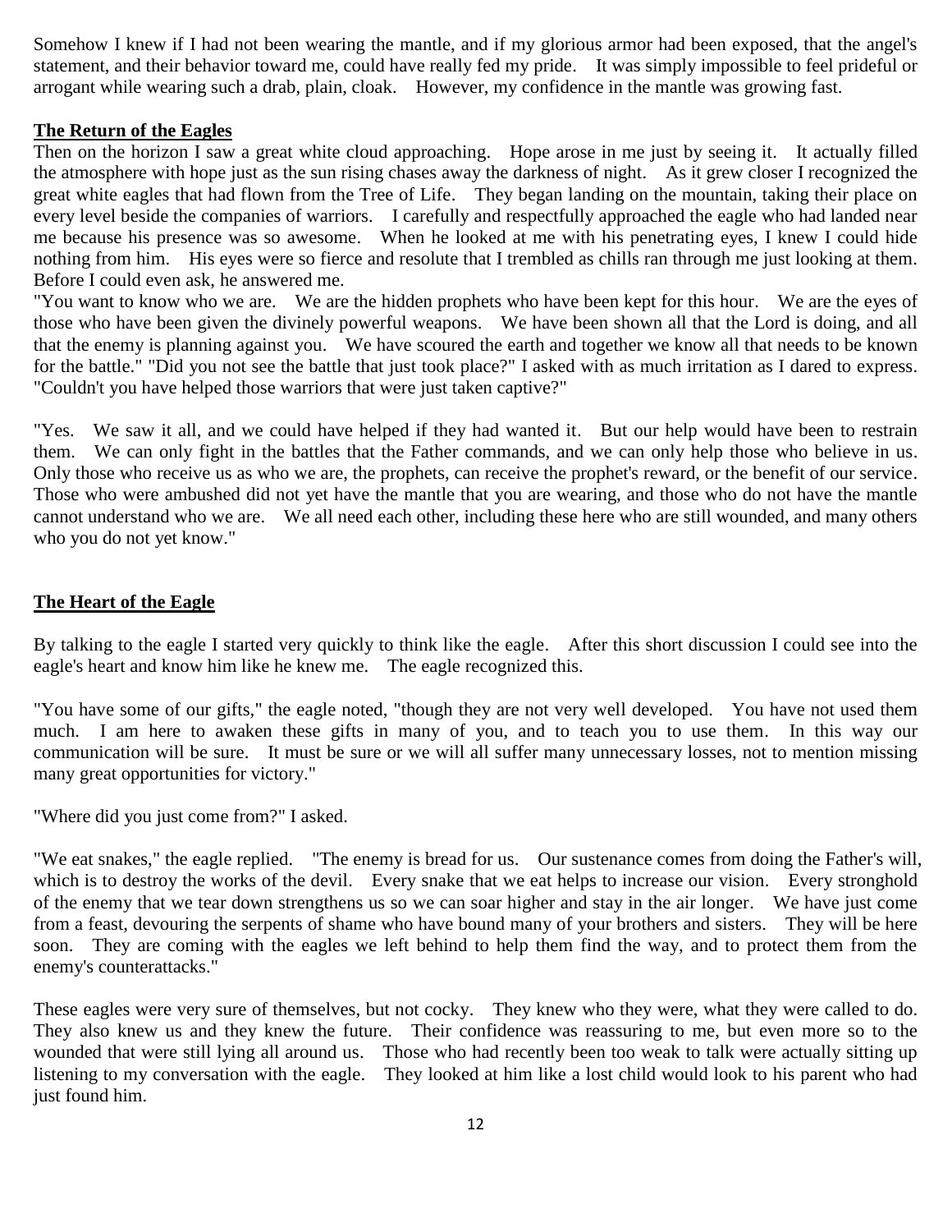Somehow I knew if I had not been wearing the mantle, and if my glorious armor had been exposed, that the angel's statement, and their behavior toward me, could have really fed my pride. It was simply impossible to feel prideful or arrogant while wearing such a drab, plain, cloak. However, my confidence in the mantle was growing fast.

## The Return of the Eagles

Then on the horizon I saw a great white cloud approaching. Hope arose in me just by seeing it. It actually filled the atmosphere with hope just as the sun rising chases away the darkness of night. As it grew closer I recognized the great white eagles that had flown from the Tree of Life. They began landing on the mountain, taking their place on every level beside the companies of warriors. I carefully and respectfully approached the eagle who had landed near me because his presence was so awesome. When he looked at me with his penetrating eyes, I knew I could hide nothing from him. His eyes were so fierce and resolute that I trembled as chills ran through me just looking at them. Before I could even ask, he answered me.

"You want to know who we are. We are the hidden prophets who have been kept for this hour. We are the eyes of those who have been given the divinely powerful weapons. We have been shown all that the Lord is doing, and all that the enemy is planning against you. We have scoured the earth and together we know all that needs to be known for the battle." "Did you not see the battle that just took place?" I asked with as much irritation as I dared to express. "Couldn't you have helped those warriors that were just taken captive?"

"Yes. We saw it all, and we could have helped if they had wanted it. But our help would have been to restrain them. We can only fight in the battles that the Father commands, and we can only help those who believe in us. Only those who receive us as who we are, the prophets, can receive the prophet's reward, or the benefit of our service. Those who were ambushed did not yet have the mantle that you are wearing, and those who do not have the mantle cannot understand who we are. We all need each other, including these here who are still wounded, and many others who you do not yet know."

## The Heart of the Eagle

By talking to the eagle I started very quickly to think like the eagle. After this short discussion I could see into the eagle's heart and know him like he knew me. The eagle recognized this.

"You have some of our gifts," the eagle noted, "though they are not very well developed. You have not used them much. I am here to awaken these gifts in many of you, and to teach you to use them. In this way our communication will be sure. It must be sure or we will all suffer many unnecessary losses, not to mention missing many great opportunities for victory."

"Where did you just come from?" I asked.

"We eat snakes," the eagle replied. "The enemy is bread for us. Our sustenance comes from doing the Father's will, which is to destroy the works of the devil. Every snake that we eat helps to increase our vision. Every stronghold of the enemy that we tear down strengthens us so we can soar higher and stay in the air longer. We have just come from a feast, devouring the serpents of shame who have bound many of your brothers and sisters. They will be here soon. They are coming with the eagles we left behind to help them find the way, and to protect them from the enemy's counterattacks."

These eagles were very sure of themselves, but not cocky. They knew who they were, what they were called to do. They also knew us and they knew the future. Their confidence was reassuring to me, but even more so to the wounded that were still lying all around us. Those who had recently been too weak to talk were actually sitting up listening to my conversation with the eagle. They looked at him like a lost child would look to his parent who had just found him.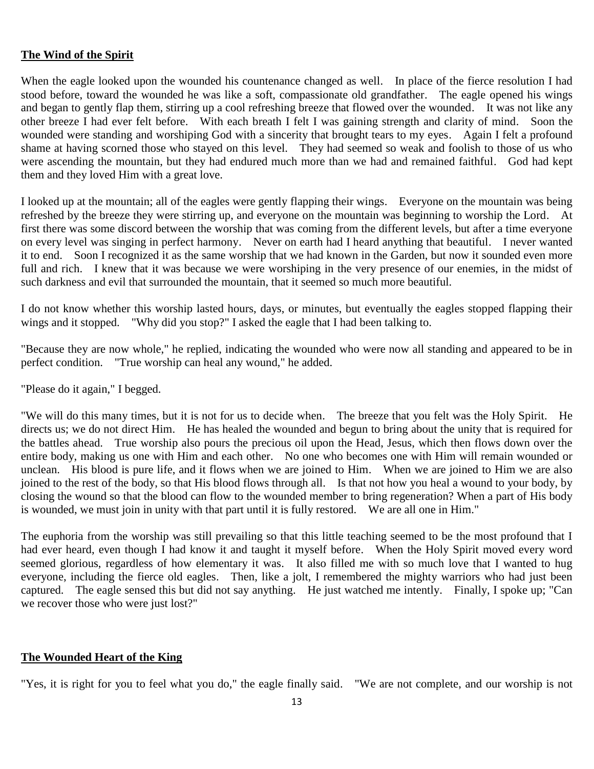**The Wind of the Spirit**

When the eagle looked upon the wounded his countenance changed as well. In place of the fierce resolution I had stood before, toward the wounded he was like a soft, compassionate old grandfather. The eagle opened his wings and began to gently flap them, stirring up a cool refreshing breeze that flowed over the wounded. It was not like any other breeze I had ever felt before. With each breath I felt I was gaining strength and clarity of mind. Soon the wounded were standing and worshiping God with a sincerity that brought tears to my eyes. Again I felt a profound shame at having scorned those who stayed on this level. They had seemed so weak and foolish to those of us who were ascending the mountain, but they had endured much more than we had and remained faithful. God had kept them and they loved Him with a great love.

I looked up at the mountain; all of the eagles were gently flapping their wings. Everyone on the mountain was being refreshed by the breeze they were stirring up, and everyone on the mountain was beginning to worship the Lord. At first there was some discord between the worship that was coming from the different levels, but after a time everyone on every level was singing in perfect harmony. Never on earth had I heard anything that beautiful. I never wanted it to end. Soon I recognized it as the same worship that we had known in the Garden, but now it sounded even more full and rich. I knew that it was because we were worshiping in the very presence of our enemies, in the midst of such darkness and evil that surrounded the mountain, that it seemed so much more beautiful.

I do not know whether this worship lasted hours, days, or minutes, but eventually the eagles stopped flapping their wings and it stopped. "Why did you stop?" I asked the eagle that I had been talking to.

"Because they are now whole," he replied, indicating the wounded who were now all standing and appeared to be in perfect condition. "True worship can heal any wound," he added.

"Please do it again," I begged.

"We will do this many times, but it is not for us to decide when. The breeze that you felt was the Holy Spirit. He directs us; we do not direct Him. He has healed the wounded and begun to bring about the unity that is required for the battles ahead. True worship also pours the precious oil upon the Head, Jesus, which then flows down over the entire body, making us one with Him and each other. No one who becomes one with Him will remain wounded or unclean. His blood is pure life, and it flows when we are joined to Him. When we are joined to Him we are also joined to the rest of the body, so that His blood flows through all. Is that not how you heal a wound to your body, by closing the wound so that the blood can flow to the wounded member to bring regeneration? When a part of His body is wounded, we must join in unity with that part until it is fully restored. We are all one in Him."

The euphoria from the worship was still prevailing so that this little teaching seemed to be the most profound that I had ever heard, even though I had know it and taught it myself before. When the Holy Spirit moved every word seemed glorious, regardless of how elementary it was. It also filled me with so much love that I wanted to hug everyone, including the fierce old eagles. Then, like a jolt, I remembered the mighty warriors who had just been captured. The eagle sensed this but did not say anything. He just watched me intently. Finally, I spoke up; "Can we recover those who were just lost?"

**The Wounded Heart of the King**

"Yes, it is right for you to feel what you do," the eagle finally said. "We are not complete, and our worship is not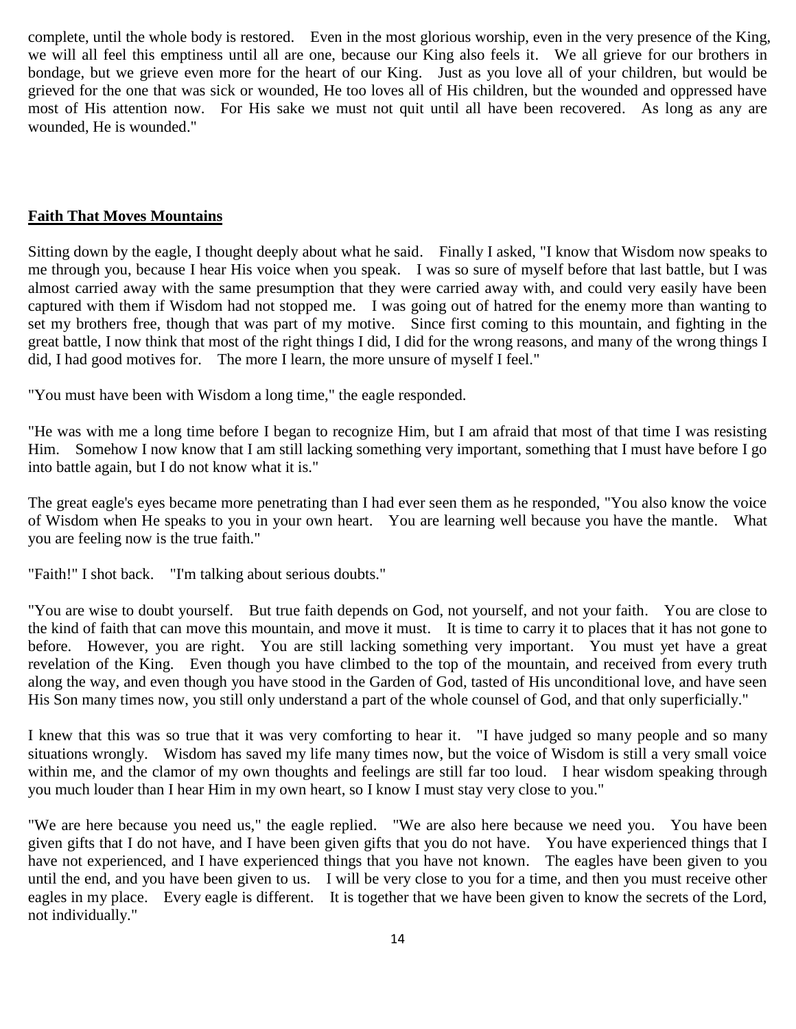complete, until the whole body is restored. Even in the most glorious worship, even in the very presence of the King, we will all feel this emptiness until all are one, because our King also feels it. We all grieve for our brothers in bondage, but we grieve even more for the heart of our King. Just as you love all of your children, but would be grieved for the one that was sick or wounded, He too loves all of His children, but the wounded and oppressed have most of His attention now. For His sake we must not quit until all have been recovered. As long as any are wounded, He is wounded."

## Faith That Moves Mountains

Sitting down by the eagle, I thought deeply about what he said. Finally I asked, "I know that Wisdom now speaks to me through you, because I hear His voice when you speak. I was so sure of myself before that last battle, but I was almost carried away with the same presumption that they were carried away with, and could very easily have been captured with them if Wisdom had not stopped me. I was going out of hatred for the enemy more than wanting to set my brothers free, though that was part of my motive. Since first coming to this mountain, and fighting in the great battle, I now think that most of the right things I did, I did for the wrong reasons, and many of the wrong things I did, I had good motives for. The more I learn, the more unsure of myself I feel."

"You must have been with Wisdom a long time," the eagle responded.

"He was with me a long time before I began to recognize Him, but I am afraid that most of that time I was resisting Him. Somehow I now know that I am still lacking something very important, something that I must have before I go into battle again, but I do not know what it is."

The great eagle's eyes became more penetrating than I had ever seen them as he responded, "You also know the voice of Wisdom when He speaks to you in your own heart. You are learning well because you have the mantle. What you are feeling now is the true faith."

"Faith!" I shot back. "I'm talking about serious doubts."

"You are wise to doubt yourself. But true faith depends on God, not yourself, and not your faith. You are close to the kind of faith that can move this mountain, and move it must. It is time to carry it to places that it has not gone to before. However, you are right. You are still lacking something very important. You must yet have a great revelation of the King. Even though you have climbed to the top of the mountain, and received from every truth along the way, and even though you have stood in the Garden of God, tasted of His unconditional love, and have seen His Son many times now, you still only understand a part of the whole counsel of God, and that only superficially."

I knew that this was so true that it was very comforting to hear it. "I have judged so many people and so many situations wrongly. Wisdom has saved my life many times now, but the voice of Wisdom is still a very small voice within me, and the clamor of my own thoughts and feelings are still far too loud. I hear wisdom speaking through you much louder than I hear Him in my own heart, so I know I must stay very close to you."

"We are here because you need us," the eagle replied. "We are also here because we need you. You have been given gifts that I do not have, and I have been given gifts that you do not have. You have experienced things that I have not experienced, and I have experienced things that you have not known. The eagles have been given to you until the end, and you have been given to us. I will be very close to you for a time, and then you must receive other eagles in my place. Every eagle is different. It is together that we have been given to know the secrets of the Lord, not individually."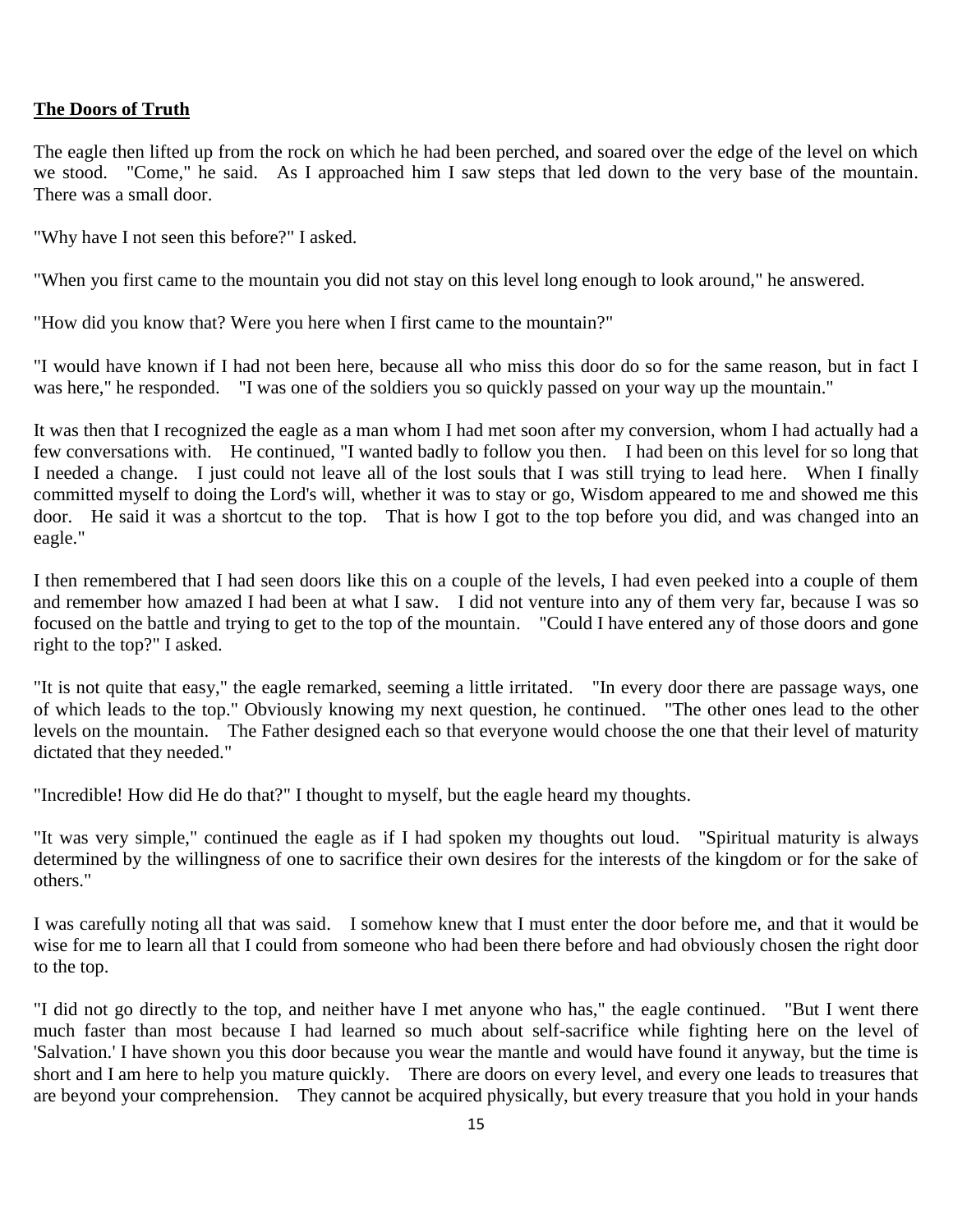**The Doors of Truth**

The eagle then lifted up from the rock on which he had been perched, and soared over the edge of the level on which we stood. "Come," he said. As I approached him I saw steps that led down to the very base of the mountain. There was a small door.

"Why have I not seen this before?" I asked.

"When you first came to the mountain you did not stay on this level long enough to look around," he answered.

"How did you know that? Were you here when I first came to the mountain?"

"I would have known if I had not been here, because all who miss this door do so for the same reason, but in fact I was here," he responded. "I was one of the soldiers you so quickly passed on your way up the mountain."

It was then that I recognized the eagle as a man whom I had met soon after my conversion, whom I had actually had a few conversations with. He continued, "I wanted badly to follow you then. I had been on this level for so long that I needed a change. I just could not leave all of the lost souls that I was still trying to lead here. When I finally committed myself to doing the Lord's will, whether it was to stay or go, Wisdom appeared to me and showed me this door. He said it was a shortcut to the top. That is how I got to the top before you did, and was changed into an eagle."

I then remembered that I had seen doors like this on a couple of the levels, I had even peeked into a couple of them and remember how amazed I had been at what I saw. I did not venture into any of them very far, because I was so focused on the battle and trying to get to the top of the mountain. "Could I have entered any of those doors and gone right to the top?" I asked.

"It is not quite that easy," the eagle remarked, seeming a little irritated. "In every door there are passage ways, one of which leads to the top." Obviously knowing my next question, he continued. "The other ones lead to the other levels on the mountain. The Father designed each so that everyone would choose the one that their level of maturity dictated that they needed."

"Incredible! How did He do that?" I thought to myself, but the eagle heard my thoughts.

"It was very simple," continued the eagle as if I had spoken my thoughts out loud. "Spiritual maturity is always determined by the willingness of one to sacrifice their own desires for the interests of the kingdom or for the sake of others."

I was carefully noting all that was said. I somehow knew that I must enter the door before me, and that it would be wise for me to learn all that I could from someone who had been there before and had obviously chosen the right door to the top.

"I did not go directly to the top, and neither have I met anyone who has," the eagle continued. "But I went there much faster than most because I had learned so much about self-sacrifice while fighting here on the level of 'Salvation.' I have shown you this door because you wear the mantle and would have found it anyway, but the time is short and I am here to help you mature quickly. There are doors on every level, and every one leads to treasures that are beyond your comprehension. They cannot be acquired physically, but every treasure that you hold in your hands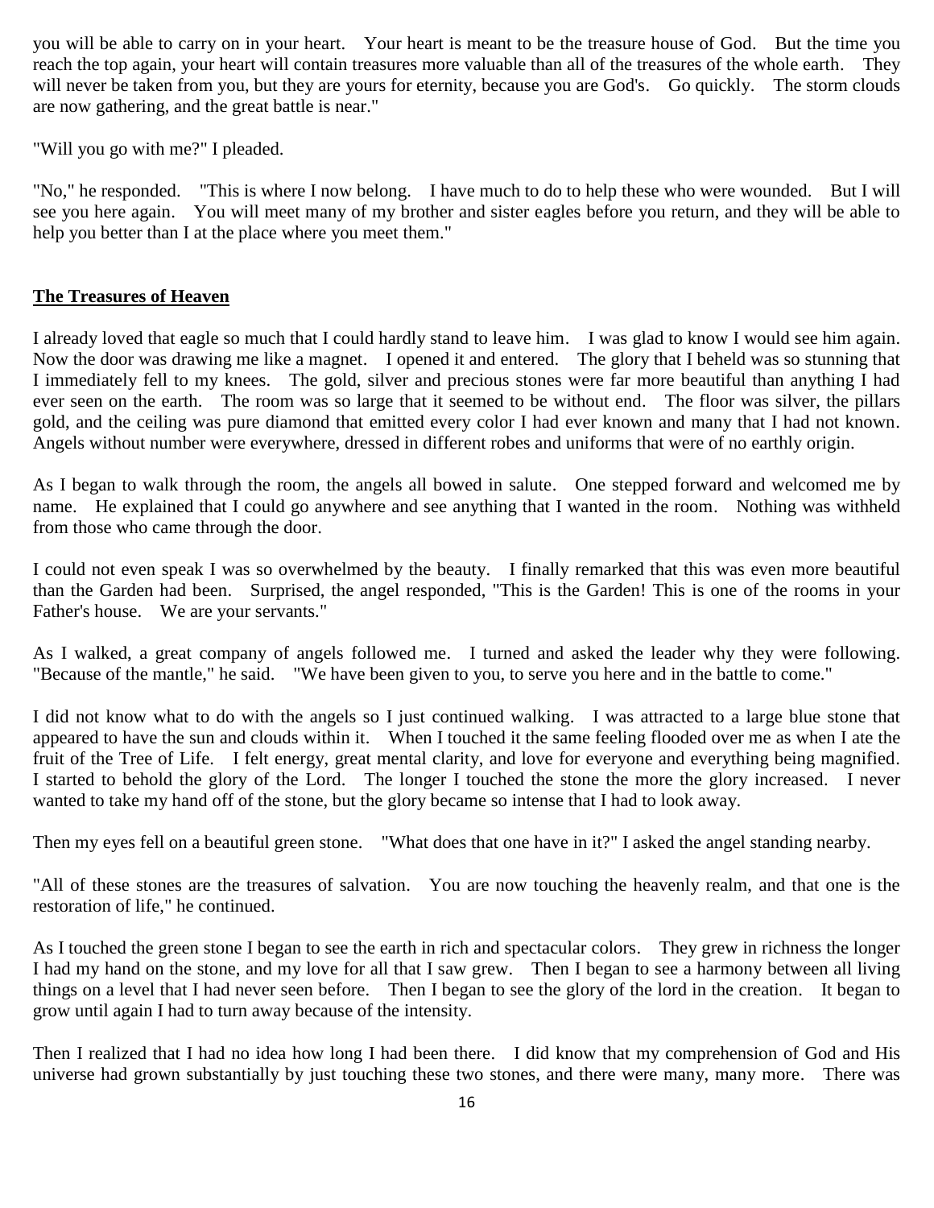you will be able to carry on in your heart. Your heart is meant to be the treasure house of God. But the time you reach the top again, your heart will contain treasures more valuable than all of the treasures of the whole earth. They will never be taken from you, but they are yours for eternity, because you are God's. Go quickly. The storm clouds are now gathering, and the great battle is near."

"Will you go with me?" I pleaded.

"No," he responded. "This is where I now belong. I have much to do to help these who were wounded. But I will see you here again. You will meet many of my brother and sister eagles before you return, and they will be able to help you better than I at the place where you meet them."

## The Treasures of Heaven

I already loved that eagle so much that I could hardly stand to leave him. I was glad to know I would see him again. Now the door was drawing me like a magnet. I opened it and entered. The glory that I beheld was so stunning that I immediately fell to my knees. The gold, silver and precious stones were far more beautiful than anything I had ever seen on the earth. The room was so large that it seemed to be without end. The floor was silver, the pillars gold, and the ceiling was pure diamond that emitted every color I had ever known and many that I had not known. Angels without number were everywhere, dressed in different robes and uniforms that were of no earthly origin.

As I began to walk through the room, the angels all bowed in salute. One stepped forward and welcomed me by name. He explained that I could go anywhere and see anything that I wanted in the room. Nothing was withheld from those who came through the door.

I could not even speak I was so overwhelmed by the beauty. I finally remarked that this was even more beautiful than the Garden had been. Surprised, the angel responded, "This is the Garden! This is one of the rooms in your Father's house. We are your servants."

As I walked, a great company of angels followed me. I turned and asked the leader why they were following. "Because of the mantle," he said. "We have been given to you, to serve you here and in the battle to come."

I did not know what to do with the angels so I just continued walking. I was attracted to a large blue stone that appeared to have the sun and clouds within it. When I touched it the same feeling flooded over me as when I ate the fruit of the Tree of Life. I felt energy, great mental clarity, and love for everyone and everything being magnified. I started to behold the glory of the Lord. The longer I touched the stone the more the glory increased. I never wanted to take my hand off of the stone, but the glory became so intense that I had to look away.

Then my eyes fell on a beautiful green stone. "What does that one have in it?" I asked the angel standing nearby.

"All of these stones are the treasures of salvation. You are now touching the heavenly realm, and that one is the restoration of life," he continued.

As I touched the green stone I began to see the earth in rich and spectacular colors. They grew in richness the longer I had my hand on the stone, and my love for all that I saw grew. Then I began to see a harmony between all living things on a level that I had never seen before. Then I began to see the glory of the lord in the creation. It began to grow until again I had to turn away because of the intensity.

Then I realized that I had no idea how long I had been there. I did know that my comprehension of God and His universe had grown substantially by just touching these two stones, and there were many, many more. There was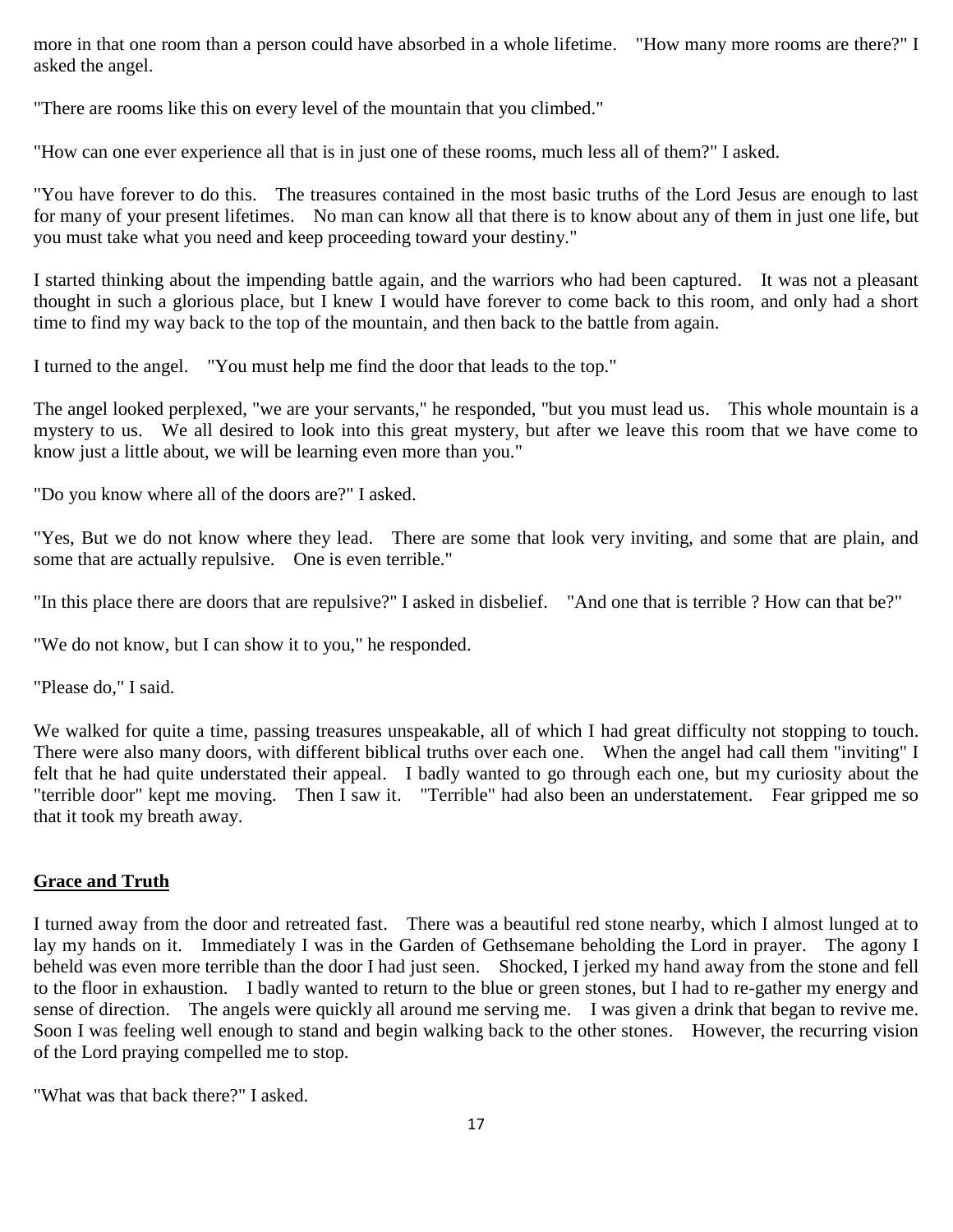more in that one room than a person could have absorbed in a whole lifetime. "How many more rooms are there?" I asked the angel.

"There are rooms like this on every level of the mountain that you climbed."

"How can one ever experience all that is in just one of these rooms, much less all of them?" I asked.

"You have forever to do this. The treasures contained in the most basic truths of the Lord Jesus are enough to last for many of your present lifetimes. No man can know all that there is to know about any of them in just one life, but you must take what you need and keep proceeding toward your destiny."

I started thinking about the impending battle again, and the warriors who had been captured. It was not a pleasant thought in such a glorious place, but I knew I would have forever to come back to this room, and only had a short time to find my way back to the top of the mountain, and then back to the battle from again.

I turned to the angel. "You must help me find the door that leads to the top."

The angel looked perplexed, "we are your servants," he responded, "but you must lead us. This whole mountain is a mystery to us. We all desired to look into this great mystery, but after we leave this room that we have come to know just a little about, we will be learning even more than you."

"Do you know where all of the doors are?" I asked.

"Yes, But we do not know where they lead. There are some that look very inviting, and some that are plain, and some that are actually repulsive. One is even terrible."

"In this place there are doors that are repulsive?" I asked in disbelief. "And one that is terrible ? How can that be?"

"We do not know, but I can show it to you," he responded.

"Please do," I said.

We walked for quite a time, passing treasures unspeakable, all of which I had great difficulty not stopping to touch. There were also many doors, with different biblical truths over each one. When the angel had call them "inviting" I felt that he had quite understated their appeal. I badly wanted to go through each one, but my curiosity about the "terrible door" kept me moving. Then I saw it. "Terrible" had also been an understatement. Fear gripped me so that it took my breath away.

## Grace and Truth

I turned away from the door and retreated fast. There was a beautiful red stone nearby, which I almost lunged at to lay my hands on it. Immediately I was in the Garden of Gethsemane beholding the Lord in prayer. The agony I beheld was even more terrible than the door I had just seen. Shocked, I jerked my hand away from the stone and fell to the floor in exhaustion. I badly wanted to return to the blue or green stones, but I had to re-gather my energy and sense of direction. The angels were quickly all around me serving me. I was given a drink that began to revive me. Soon I was feeling well enough to stand and begin walking back to the other stones. However, the recurring vision of the Lord praying compelled me to stop.

"What was that back there?" I asked.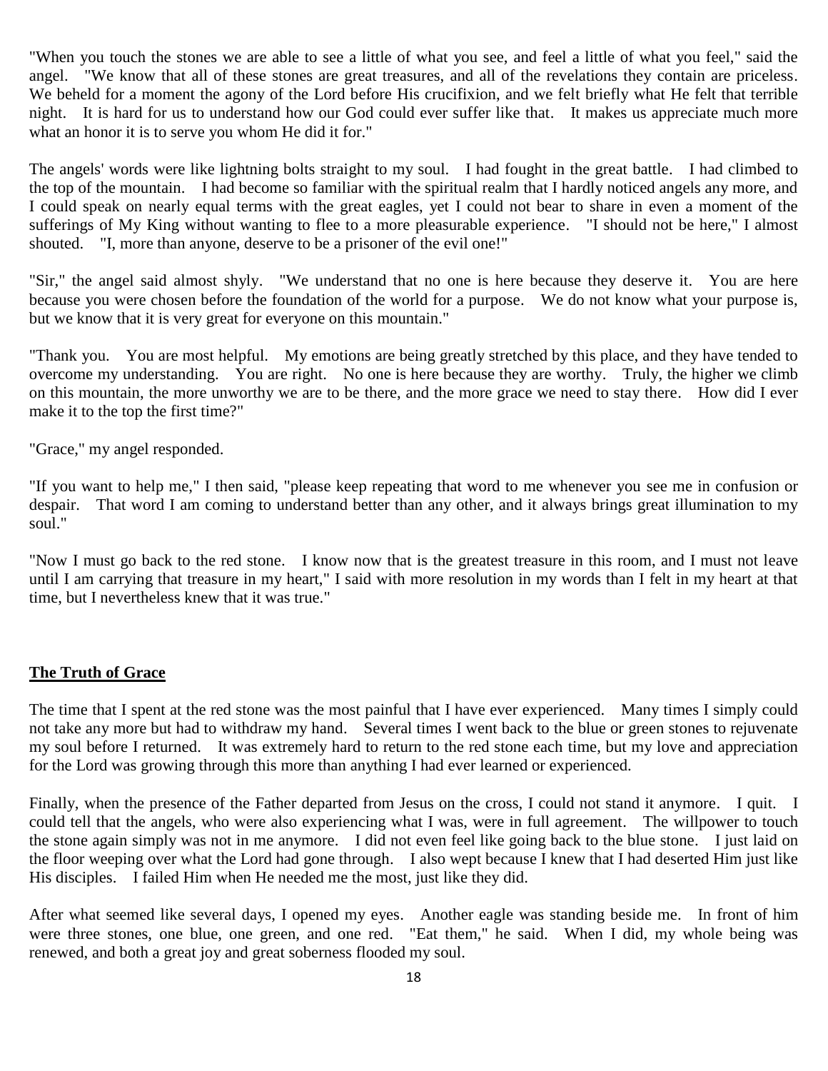"When you touch the stones we are able to see a little of what you see, and feel a little of what you feel," said the angel. "We know that all of these stones are great treasures, and all of the revelations they contain are priceless. We beheld for a moment the agony of the Lord before His crucifixion, and we felt briefly what He felt that terrible night. It is hard for us to understand how our God could ever suffer like that. It makes us appreciate much more what an honor it is to serve you whom He did it for."

The angels' words were like lightning bolts straight to my soul. I had fought in the great battle. I had climbed to the top of the mountain. I had become so familiar with the spiritual realm that I hardly noticed angels any more, and I could speak on nearly equal terms with the great eagles, yet I could not bear to share in even a moment of the sufferings of My King without wanting to flee to a more pleasurable experience. "I should not be here," I almost shouted. "I, more than anyone, deserve to be a prisoner of the evil one!"

"Sir," the angel said almost shyly. "We understand that no one is here because they deserve it. You are here because you were chosen before the foundation of the world for a purpose. We do not know what your purpose is, but we know that it is very great for everyone on this mountain."

"Thank you. You are most helpful. My emotions are being greatly stretched by this place, and they have tended to overcome my understanding. You are right. No one is here because they are worthy. Truly, the higher we climb on this mountain, the more unworthy we are to be there, and the more grace we need to stay there. How did I ever make it to the top the first time?"

"Grace," my angel responded.

"If you want to help me," I then said, "please keep repeating that word to me whenever you see me in confusion or despair. That word I am coming to understand better than any other, and it always brings great illumination to my soul."

"Now I must go back to the red stone. I know now that is the greatest treasure in this room, and I must not leave until I am carrying that treasure in my heart," I said with more resolution in my words than I felt in my heart at that time, but I nevertheless knew that it was true."

## **The Truth of Grace**

The time that I spent at the red stone was the most painful that I have ever experienced. Many times I simply could not take any more but had to withdraw my hand. Several times I went back to the blue or green stones to rejuvenate my soul before I returned. It was extremely hard to return to the red stone each time, but my love and appreciation for the Lord was growing through this more than anything I had ever learned or experienced.

Finally, when the presence of the Father departed from Jesus on the cross, I could not stand it anymore. I quit. I could tell that the angels, who were also experiencing what I was, were in full agreement. The willpower to touch the stone again simply was not in me anymore. I did not even feel like going back to the blue stone. I just laid on the floor weeping over what the Lord had gone through. I also wept because I knew that I had deserted Him just like His disciples. I failed Him when He needed me the most, just like they did.

After what seemed like several days, I opened my eyes. Another eagle was standing beside me. In front of him were three stones, one blue, one green, and one red. "Eat them," he said. When I did, my whole being was renewed, and both a great joy and great soberness flooded my soul.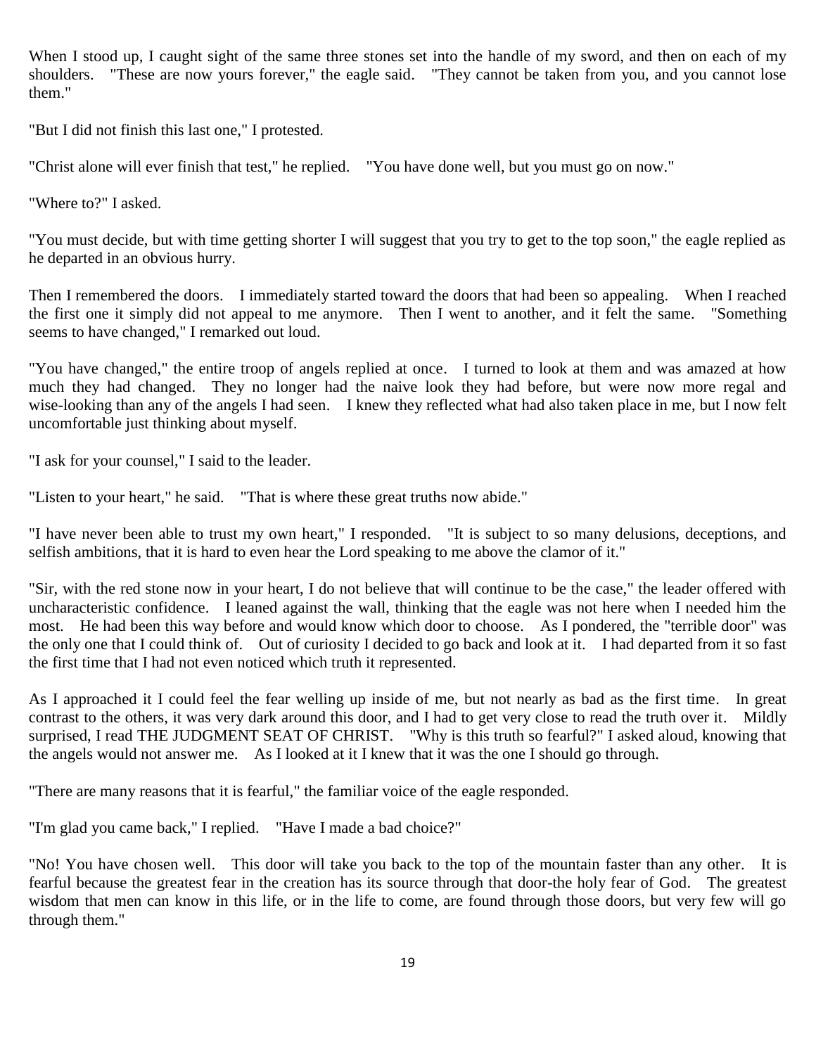When I stood up, I caught sight of the same three stones set into the handle of my sword, and then on each of my shoulders. "These are now yours forever," the eagle said. "They cannot be taken from you, and you cannot lose them."

"But I did not finish this last one," I protested.

"Christ alone will ever finish that test," he replied. "You have done well, but you must go on now."

"Where to?" I asked.

"You must decide, but with time getting shorter I will suggest that you try to get to the top soon," the eagle replied as he departed in an obvious hurry.

Then I remembered the doors. I immediately started toward the doors that had been so appealing. When I reached the first one it simply did not appeal to me anymore. Then I went to another, and it felt the same. "Something seems to have changed," I remarked out loud.

"You have changed," the entire troop of angels replied at once. I turned to look at them and was amazed at how much they had changed. They no longer had the naive look they had before, but were now more regal and wise-looking than any of the angels I had seen. I knew they reflected what had also taken place in me, but I now felt uncomfortable just thinking about myself.

"I ask for your counsel," I said to the leader.

"Listen to your heart," he said. "That is where these great truths now abide."

"I have never been able to trust my own heart," I responded. "It is subject to so many delusions, deceptions, and selfish ambitions, that it is hard to even hear the Lord speaking to me above the clamor of it."

"Sir, with the red stone now in your heart, I do not believe that will continue to be the case," the leader offered with uncharacteristic confidence. I leaned against the wall, thinking that the eagle was not here when I needed him the most. He had been this way before and would know which door to choose. As I pondered, the "terrible door" was the only one that I could think of. Out of curiosity I decided to go back and look at it. I had departed from it so fast the first time that I had not even noticed which truth it represented.

As I approached it I could feel the fear welling up inside of me, but not nearly as bad as the first time. In great contrast to the others, it was very dark around this door, and I had to get very close to read the truth over it. Mildly surprised, I read THE JUDGMENT SEAT OF CHRIST. "Why is this truth so fearful?" I asked aloud, knowing that the angels would not answer me. As I looked at it I knew that it was the one I should go through.

"There are many reasons that it is fearful," the familiar voice of the eagle responded.

"I'm glad you came back," I replied. "Have I made a bad choice?"

"No! You have chosen well. This door will take you back to the top of the mountain faster than any other. It is fearful because the greatest fear in the creation has its source through that door-the holy fear of God. The greatest wisdom that men can know in this life, or in the life to come, are found through those doors, but very few will go through them."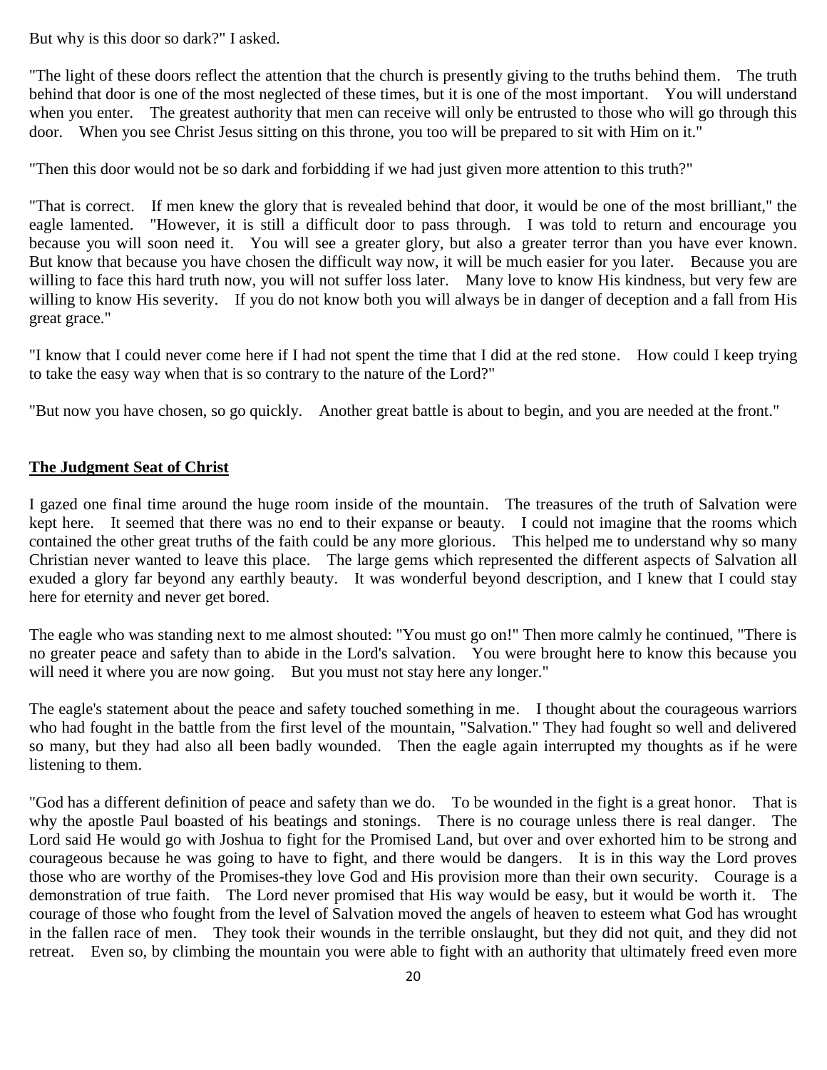But why is this door so dark?" I asked.

"The light of these doors reflect the attention that the church is presently giving to the truths behind them. The truth behind that door is one of the most neglected of these times, but it is one of the most important. You will understand when you enter. The greatest authority that men can receive will only be entrusted to those who will go through this door. When you see Christ Jesus sitting on this throne, you too will be prepared to sit with Him on it."

"Then this door would not be so dark and forbidding if we had just given more attention to this truth?"

"That is correct. If men knew the glory that is revealed behind that door, it would be one of the most brilliant," the eagle lamented. "However, it is still a difficult door to pass through. I was told to return and encourage you because you will soon need it. You will see a greater glory, but also a greater terror than you have ever known. But know that because you have chosen the difficult way now, it will be much easier for you later. Because you are willing to face this hard truth now, you will not suffer loss later. Many love to know His kindness, but very few are willing to know His severity. If you do not know both you will always be in danger of deception and a fall from His great grace."

"I know that I could never come here if I had not spent the time that I did at the red stone. How could I keep trying to take the easy way when that is so contrary to the nature of the Lord?"

"But now you have chosen, so go quickly. Another great battle is about to begin, and you are needed at the front."

## The Judgment Seat of Christ

I gazed one final time around the huge room inside of the mountain. The treasures of the truth of Salvation were kept here. It seemed that there was no end to their expanse or beauty. I could not imagine that the rooms which contained the other great truths of the faith could be any more glorious. This helped me to understand why so many Christian never wanted to leave this place. The large gems which represented the different aspects of Salvation all exuded a glory far beyond any earthly beauty. It was wonderful beyond description, and I knew that I could stay here for eternity and never get bored.

The eagle who was standing next to me almost shouted: "You must go on!" Then more calmly he continued, "There is no greater peace and safety than to abide in the Lord's salvation. You were brought here to know this because you will need it where you are now going. But you must not stay here any longer."

The eagle's statement about the peace and safety touched something in me. I thought about the courageous warriors who had fought in the battle from the first level of the mountain, "Salvation." They had fought so well and delivered so many, but they had also all been badly wounded. Then the eagle again interrupted my thoughts as if he were listening to them.

"God has a different definition of peace and safety than we do. To be wounded in the fight is a great honor. That is why the apostle Paul boasted of his beatings and stonings. There is no courage unless there is real danger. The Lord said He would go with Joshua to fight for the Promised Land, but over and over exhorted him to be strong and courageous because he was going to have to fight, and there would be dangers. It is in this way the Lord proves those who are worthy of the Promises-they love God and His provision more than their own security. Courage is a demonstration of true faith. The Lord never promised that His way would be easy, but it would be worth it. The courage of those who fought from the level of Salvation moved the angels of heaven to esteem what God has wrought in the fallen race of men. They took their wounds in the terrible onslaught, but they did not quit, and they did not retreat. Even so, by climbing the mountain you were able to fight with an authority that ultimately freed even more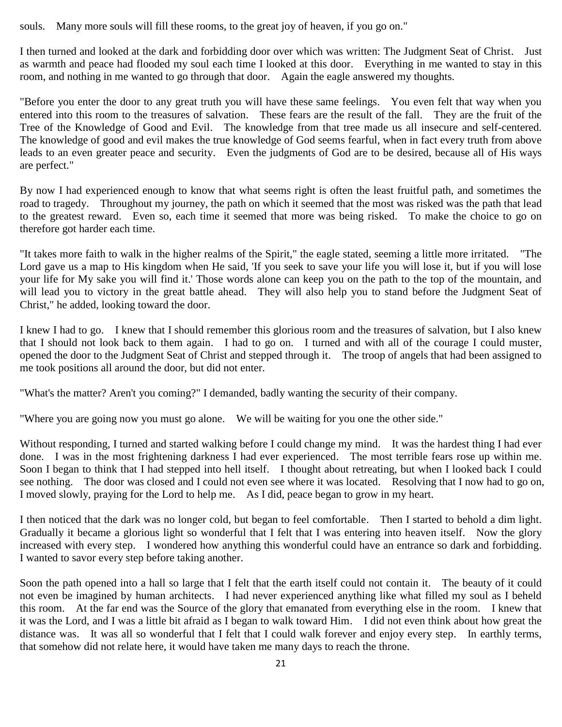souls. Many more souls will fill these rooms, to the great joy of heaven, if you go on."

I then turned and looked at the dark and forbidding door over which was written: The Judgment Seat of Christ. Just as warmth and peace had flooded my soul each time I looked at this door. Everything in me wanted to stay in this room, and nothing in me wanted to go through that door. Again the eagle answered my thoughts.

"Before you enter the door to any great truth you will have these same feelings. You even felt that way when you entered into this room to the treasures of salvation. These fears are the result of the fall. They are the fruit of the Tree of the Knowledge of Good and Evil. The knowledge from that tree made us all insecure and self-centered. The knowledge of good and evil makes the true knowledge of God seems fearful, when in fact every truth from above leads to an even greater peace and security. Even the judgments of God are to be desired, because all of His ways are perfect."

By now I had experienced enough to know that what seems right is often the least fruitful path, and sometimes the road to tragedy. Throughout my journey, the path on which it seemed that the most was risked was the path that lead to the greatest reward. Even so, each time it seemed that more was being risked. To make the choice to go on therefore got harder each time.

"It takes more faith to walk in the higher realms of the Spirit," the eagle stated, seeming a little more irritated. "The Lord gave us a map to His kingdom when He said, 'If you seek to save your life you will lose it, but if you will lose your life for My sake you will find it.' Those words alone can keep you on the path to the top of the mountain, and will lead you to victory in the great battle ahead. They will also help you to stand before the Judgment Seat of Christ," he added, looking toward the door.

I knew I had to go. I knew that I should remember this glorious room and the treasures of salvation, but I also knew that I should not look back to them again. I had to go on. I turned and with all of the courage I could muster, opened the door to the Judgment Seat of Christ and stepped through it. The troop of angels that had been assigned to me took positions all around the door, but did not enter.

"What's the matter? Aren't you coming?" I demanded, badly wanting the security of their company.

"Where you are going now you must go alone. We will be waiting for you one the other side."

Without responding, I turned and started walking before I could change my mind. It was the hardest thing I had ever done. I was in the most frightening darkness I had ever experienced. The most terrible fears rose up within me. Soon I began to think that I had stepped into hell itself. I thought about retreating, but when I looked back I could see nothing. The door was closed and I could not even see where it was located. Resolving that I now had to go on, I moved slowly, praying for the Lord to help me. As I did, peace began to grow in my heart.

I then noticed that the dark was no longer cold, but began to feel comfortable. Then I started to behold a dim light. Gradually it became a glorious light so wonderful that I felt that I was entering into heaven itself. Now the glory increased with every step. I wondered how anything this wonderful could have an entrance so dark and forbidding. I wanted to savor every step before taking another.

Soon the path opened into a hall so large that I felt that the earth itself could not contain it. The beauty of it could not even be imagined by human architects. I had never experienced anything like what filled my soul as I beheld this room. At the far end was the Source of the glory that emanated from everything else in the room. I knew that it was the Lord, and I was a little bit afraid as I began to walk toward Him. I did not even think about how great the distance was. It was all so wonderful that I felt that I could walk forever and enjoy every step. In earthly terms, that somehow did not relate here, it would have taken me many days to reach the throne.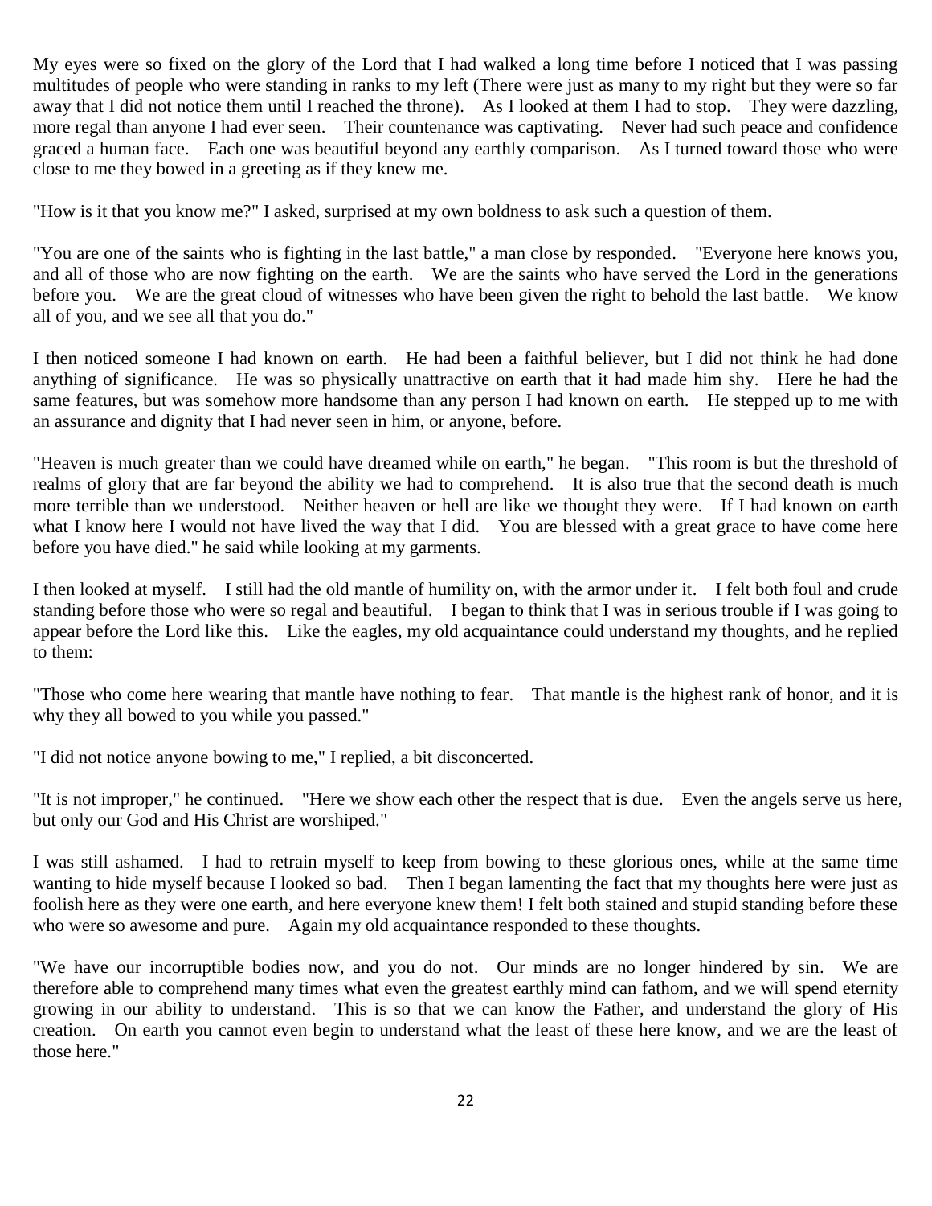My eyes were so fixed on the glory of the Lord that I had walked a long time before I noticed that I was passing multitudes of people who were standing in ranks to my left (There were just as many to my right but they were so far away that I did not notice them until I reached the throne). As I looked at them I had to stop. They were dazzling, more regal than anyone I had ever seen. Their countenance was captivating. Never had such peace and confidence graced a human face. Each one was beautiful beyond any earthly comparison. As I turned toward those who were close to me they bowed in a greeting as if they knew me.

"How is it that you know me?" I asked, surprised at my own boldness to ask such a question of them.

"You are one of the saints who is fighting in the last battle," a man close by responded. "Everyone here knows you, and all of those who are now fighting on the earth. We are the saints who have served the Lord in the generations before you. We are the great cloud of witnesses who have been given the right to behold the last battle. We know all of you, and we see all that you do."

I then noticed someone I had known on earth. He had been a faithful believer, but I did not think he had done anything of significance. He was so physically unattractive on earth that it had made him shy. Here he had the same features, but was somehow more handsome than any person I had known on earth. He stepped up to me with an assurance and dignity that I had never seen in him, or anyone, before.

"Heaven is much greater than we could have dreamed while on earth," he began. "This room is but the threshold of realms of glory that are far beyond the ability we had to comprehend. It is also true that the second death is much more terrible than we understood. Neither heaven or hell are like we thought they were. If I had known on earth what I know here I would not have lived the way that I did. You are blessed with a great grace to have come here before you have died." he said while looking at my garments.

I then looked at myself. I still had the old mantle of humility on, with the armor under it. I felt both foul and crude standing before those who were so regal and beautiful. I began to think that I was in serious trouble if I was going to appear before the Lord like this. Like the eagles, my old acquaintance could understand my thoughts, and he replied to them:

"Those who come here wearing that mantle have nothing to fear. That mantle is the highest rank of honor, and it is why they all bowed to you while you passed."

"I did not notice anyone bowing to me," I replied, a bit disconcerted.

"It is not improper," he continued. "Here we show each other the respect that is due. Even the angels serve us here, but only our God and His Christ are worshiped."

I was still ashamed. I had to retrain myself to keep from bowing to these glorious ones, while at the same time wanting to hide myself because I looked so bad. Then I began lamenting the fact that my thoughts here were just as foolish here as they were one earth, and here everyone knew them! I felt both stained and stupid standing before these who were so awesome and pure. Again my old acquaintance responded to these thoughts.

"We have our incorruptible bodies now, and you do not. Our minds are no longer hindered by sin. We are therefore able to comprehend many times what even the greatest earthly mind can fathom, and we will spend eternity growing in our ability to understand. This is so that we can know the Father, and understand the glory of His creation. On earth you cannot even begin to understand what the least of these here know, and we are the least of those here."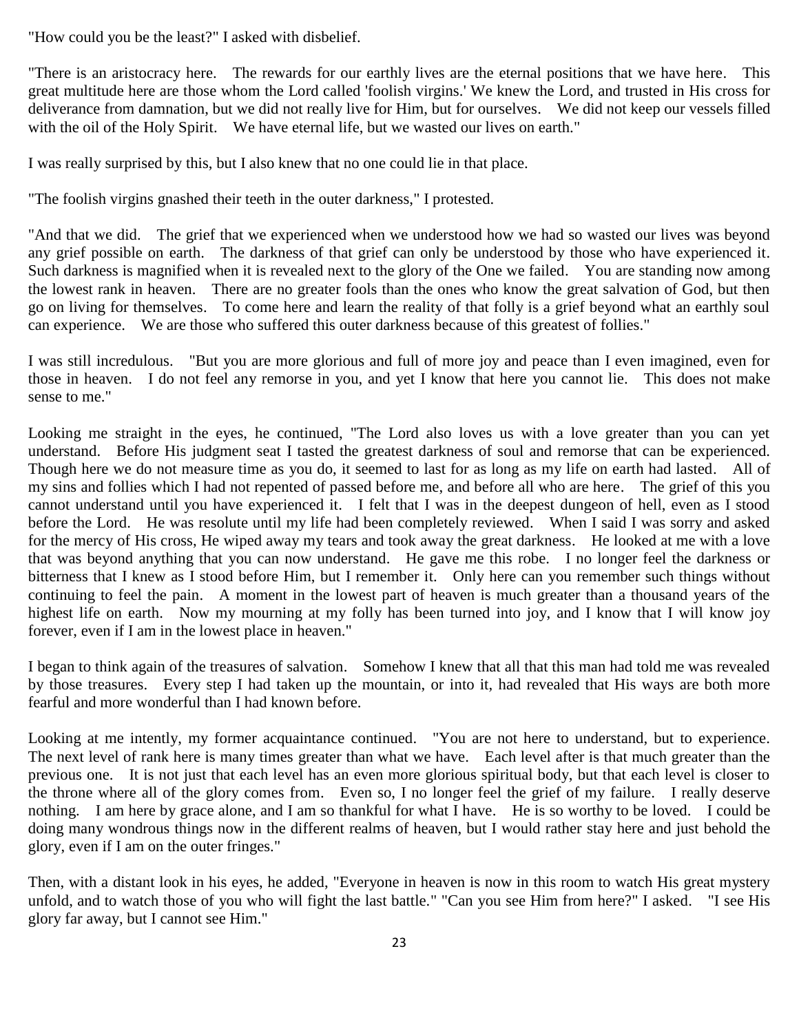"How could you be the least?" I asked with disbelief.

"There is an aristocracy here. The rewards for our earthly lives are the eternal positions that we have here. This great multitude here are those whom the Lord called 'foolish virgins.' We knew the Lord, and trusted in His cross for deliverance from damnation, but we did not really live for Him, but for ourselves. We did not keep our vessels filled with the oil of the Holy Spirit. We have eternal life, but we wasted our lives on earth."

I was really surprised by this, but I also knew that no one could lie in that place.

"The foolish virgins gnashed their teeth in the outer darkness," I protested.

"And that we did. The grief that we experienced when we understood how we had so wasted our lives was beyond any grief possible on earth. The darkness of that grief can only be understood by those who have experienced it. Such darkness is magnified when it is revealed next to the glory of the One we failed. You are standing now among the lowest rank in heaven. There are no greater fools than the ones who know the great salvation of God, but then go on living for themselves. To come here and learn the reality of that folly is a grief beyond what an earthly soul can experience. We are those who suffered this outer darkness because of this greatest of follies."

I was still incredulous. "But you are more glorious and full of more joy and peace than I even imagined, even for those in heaven. I do not feel any remorse in you, and yet I know that here you cannot lie. This does not make sense to me."

Looking me straight in the eyes, he continued, "The Lord also loves us with a love greater than you can yet understand. Before His judgment seat I tasted the greatest darkness of soul and remorse that can be experienced. Though here we do not measure time as you do, it seemed to last for as long as my life on earth had lasted. All of my sins and follies which I had not repented of passed before me, and before all who are here. The grief of this you cannot understand until you have experienced it. I felt that I was in the deepest dungeon of hell, even as I stood before the Lord. He was resolute until my life had been completely reviewed. When I said I was sorry and asked for the mercy of His cross, He wiped away my tears and took away the great darkness. He looked at me with a love that was beyond anything that you can now understand. He gave me this robe. I no longer feel the darkness or bitterness that I knew as I stood before Him, but I remember it. Only here can you remember such things without continuing to feel the pain. A moment in the lowest part of heaven is much greater than a thousand years of the highest life on earth. Now my mourning at my folly has been turned into joy, and I know that I will know joy forever, even if I am in the lowest place in heaven."

I began to think again of the treasures of salvation. Somehow I knew that all that this man had told me was revealed by those treasures. Every step I had taken up the mountain, or into it, had revealed that His ways are both more fearful and more wonderful than I had known before.

Looking at me intently, my former acquaintance continued. "You are not here to understand, but to experience. The next level of rank here is many times greater than what we have. Each level after is that much greater than the previous one. It is not just that each level has an even more glorious spiritual body, but that each level is closer to the throne where all of the glory comes from. Even so, I no longer feel the grief of my failure. I really deserve nothing. I am here by grace alone, and I am so thankful for what I have. He is so worthy to be loved. I could be doing many wondrous things now in the different realms of heaven, but I would rather stay here and just behold the glory, even if I am on the outer fringes."

Then, with a distant look in his eyes, he added, "Everyone in heaven is now in this room to watch His great mystery unfold, and to watch those of you who will fight the last battle." "Can you see Him from here?" I asked. "I see His glory far away, but I cannot see Him."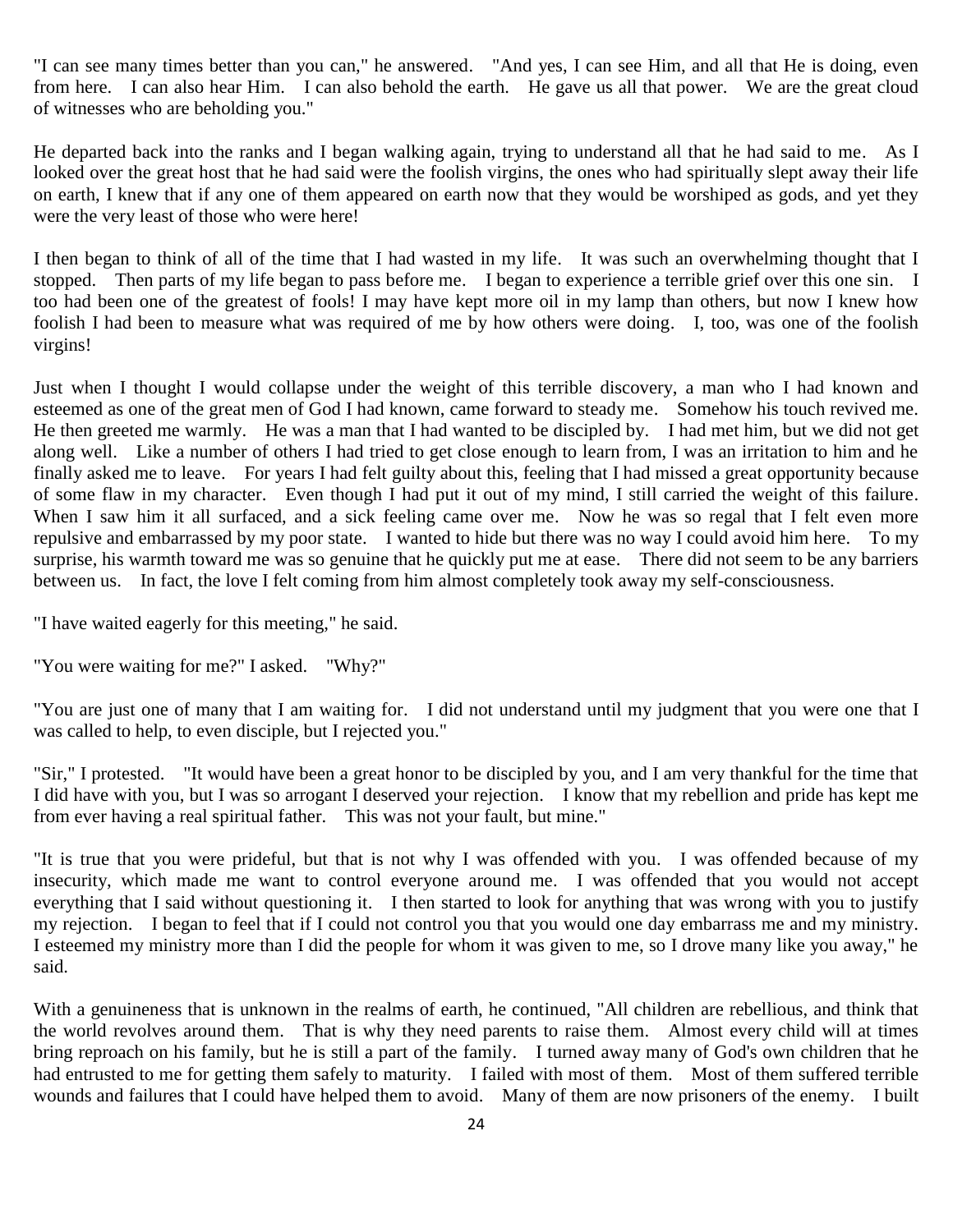"I can see many times better than you can," he answered. "And yes, I can see Him, and all that He is doing, even from here. I can also hear Him. I can also behold the earth. He gave us all that power. We are the great cloud of witnesses who are beholding you."

He departed back into the ranks and I began walking again, trying to understand all that he had said to me. As I looked over the great host that he had said were the foolish virgins, the ones who had spiritually slept away their life on earth, I knew that if any one of them appeared on earth now that they would be worshiped as gods, and yet they were the very least of those who were here!

I then began to think of all of the time that I had wasted in my life. It was such an overwhelming thought that I stopped. Then parts of my life began to pass before me. I began to experience a terrible grief over this one sin. I too had been one of the greatest of fools! I may have kept more oil in my lamp than others, but now I knew how foolish I had been to measure what was required of me by how others were doing. I, too, was one of the foolish virgins!

Just when I thought I would collapse under the weight of this terrible discovery, a man who I had known and esteemed as one of the great men of God I had known, came forward to steady me. Somehow his touch revived me. He then greeted me warmly. He was a man that I had wanted to be discipled by. I had met him, but we did not get along well. Like a number of others I had tried to get close enough to learn from, I was an irritation to him and he finally asked me to leave. For years I had felt guilty about this, feeling that I had missed a great opportunity because of some flaw in my character. Even though I had put it out of my mind, I still carried the weight of this failure. When I saw him it all surfaced, and a sick feeling came over me. Now he was so regal that I felt even more repulsive and embarrassed by my poor state. I wanted to hide but there was no way I could avoid him here. To my surprise, his warmth toward me was so genuine that he quickly put me at ease. There did not seem to be any barriers between us. In fact, the love I felt coming from him almost completely took away my self-consciousness.

"I have waited eagerly for this meeting," he said.

"You were waiting for me?" I asked. "Why?"

"You are just one of many that I am waiting for. I did not understand until my judgment that you were one that I was called to help, to even disciple, but I rejected you."

"Sir," I protested. "It would have been a great honor to be discipled by you, and I am very thankful for the time that I did have with you, but I was so arrogant I deserved your rejection. I know that my rebellion and pride has kept me from ever having a real spiritual father. This was not your fault, but mine."

"It is true that you were prideful, but that is not why I was offended with you. I was offended because of my insecurity, which made me want to control everyone around me. I was offended that you would not accept everything that I said without questioning it. I then started to look for anything that was wrong with you to justify my rejection. I began to feel that if I could not control you that you would one day embarrass me and my ministry. I esteemed my ministry more than I did the people for whom it was given to me, so I drove many like you away," he said.

With a genuineness that is unknown in the realms of earth, he continued, "All children are rebellious, and think that the world revolves around them. That is why they need parents to raise them. Almost every child will at times bring reproach on his family, but he is still a part of the family. I turned away many of God's own children that he had entrusted to me for getting them safely to maturity. I failed with most of them. Most of them suffered terrible wounds and failures that I could have helped them to avoid. Many of them are now prisoners of the enemy. I built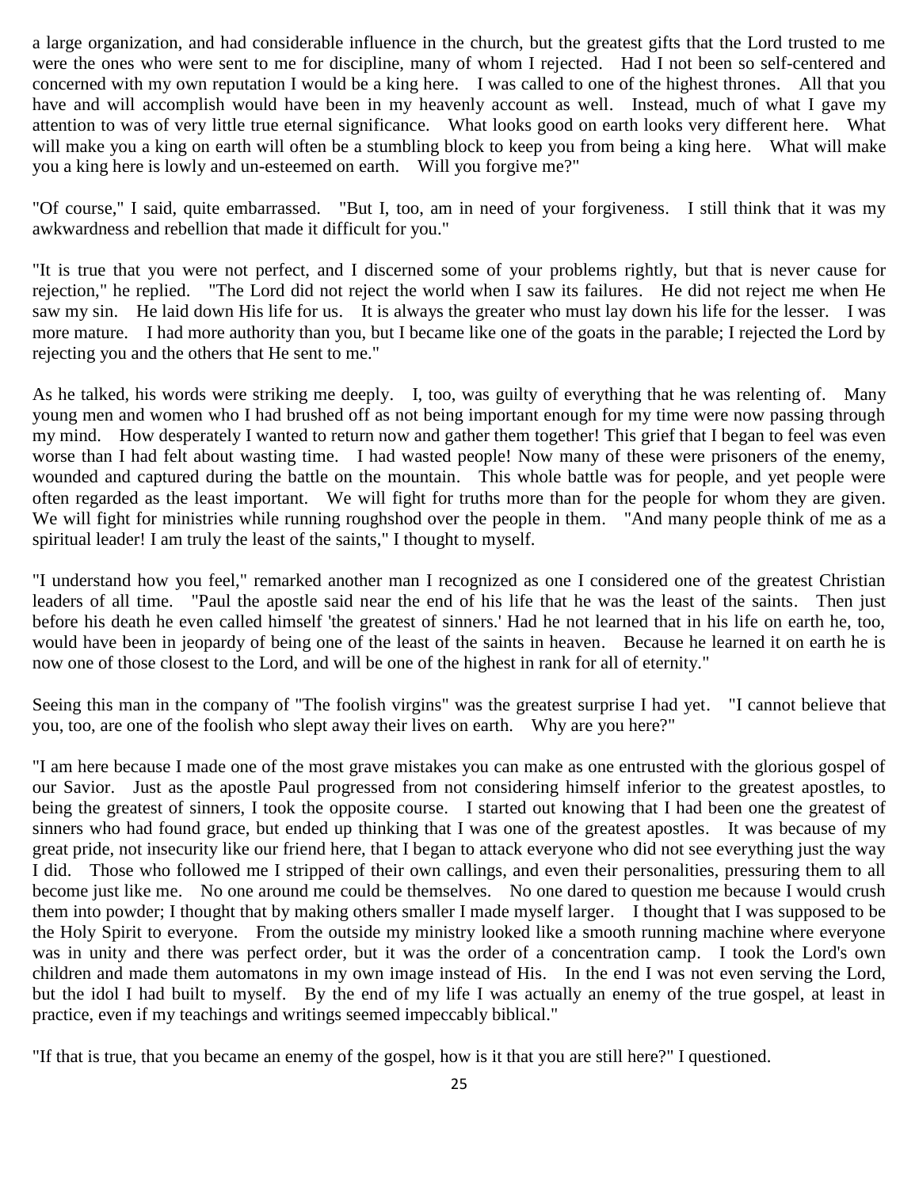a large organization, and had considerable influence in the church, but the greatest gifts that the Lord trusted to me were the ones who were sent to me for discipline, many of whom I rejected. Had I not been so self-centered and concerned with my own reputation I would be a king here. I was called to one of the highest thrones. All that you have and will accomplish would have been in my heavenly account as well. Instead, much of what I gave my attention to was of very little true eternal significance. What looks good on earth looks very different here. What will make you a king on earth will often be a stumbling block to keep you from being a king here. What will make you a king here is lowly and un-esteemed on earth. Will you forgive me?"

"Of course," I said, quite embarrassed. "But I, too, am in need of your forgiveness. I still think that it was my awkwardness and rebellion that made it difficult for you."

"It is true that you were not perfect, and I discerned some of your problems rightly, but that is never cause for rejection," he replied. "The Lord did not reject the world when I saw its failures. He did not reject me when He saw my sin. He laid down His life for us. It is always the greater who must lay down his life for the lesser. I was more mature. I had more authority than you, but I became like one of the goats in the parable; I rejected the Lord by rejecting you and the others that He sent to me."

As he talked, his words were striking me deeply. I, too, was guilty of everything that he was relenting of. Many young men and women who I had brushed off as not being important enough for my time were now passing through my mind. How desperately I wanted to return now and gather them together! This grief that I began to feel was even worse than I had felt about wasting time. I had wasted people! Now many of these were prisoners of the enemy, wounded and captured during the battle on the mountain. This whole battle was for people, and yet people were often regarded as the least important. We will fight for truths more than for the people for whom they are given. We will fight for ministries while running roughshod over the people in them. "And many people think of me as a spiritual leader! I am truly the least of the saints," I thought to myself.

"I understand how you feel," remarked another man I recognized as one I considered one of the greatest Christian leaders of all time. "Paul the apostle said near the end of his life that he was the least of the saints. Then just before his death he even called himself 'the greatest of sinners.' Had he not learned that in his life on earth he, too, would have been in jeopardy of being one of the least of the saints in heaven. Because he learned it on earth he is now one of those closest to the Lord, and will be one of the highest in rank for all of eternity."

Seeing this man in the company of "The foolish virgins" was the greatest surprise I had yet. "I cannot believe that you, too, are one of the foolish who slept away their lives on earth. Why are you here?"

"I am here because I made one of the most grave mistakes you can make as one entrusted with the glorious gospel of our Savior. Just as the apostle Paul progressed from not considering himself inferior to the greatest apostles, to being the greatest of sinners, I took the opposite course. I started out knowing that I had been one the greatest of sinners who had found grace, but ended up thinking that I was one of the greatest apostles. It was because of my great pride, not insecurity like our friend here, that I began to attack everyone who did not see everything just the way I did. Those who followed me I stripped of their own callings, and even their personalities, pressuring them to all become just like me. No one around me could be themselves. No one dared to question me because I would crush them into powder; I thought that by making others smaller I made myself larger. I thought that I was supposed to be the Holy Spirit to everyone. From the outside my ministry looked like a smooth running machine where everyone was in unity and there was perfect order, but it was the order of a concentration camp. I took the Lord's own children and made them automatons in my own image instead of His. In the end I was not even serving the Lord, but the idol I had built to myself. By the end of my life I was actually an enemy of the true gospel, at least in practice, even if my teachings and writings seemed impeccably biblical."

"If that is true, that you became an enemy of the gospel, how is it that you are still here?" I questioned.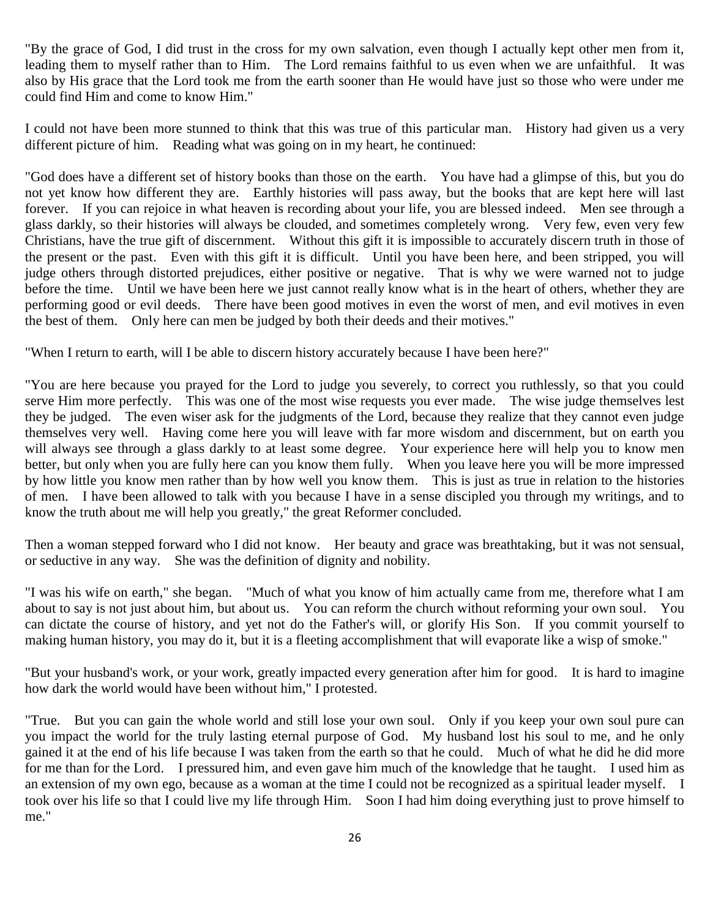"By the grace of God, I did trust in the cross for my own salvation, even though I actually kept other men from it, leading them to myself rather than to Him. The Lord remains faithful to us even when we are unfaithful. It was also by His grace that the Lord took me from the earth sooner than He would have just so those who were under me could find Him and come to know Him."

I could not have been more stunned to think that this was true of this particular man. History had given us a very different picture of him. Reading what was going on in my heart, he continued:

"God does have a different set of history books than those on the earth. You have had a glimpse of this, but you do not yet know how different they are. Earthly histories will pass away, but the books that are kept here will last forever. If you can rejoice in what heaven is recording about your life, you are blessed indeed. Men see through a glass darkly, so their histories will always be clouded, and sometimes completely wrong. Very few, even very few Christians, have the true gift of discernment. Without this gift it is impossible to accurately discern truth in those of the present or the past. Even with this gift it is difficult. Until you have been here, and been stripped, you will judge others through distorted prejudices, either positive or negative. That is why we were warned not to judge before the time. Until we have been here we just cannot really know what is in the heart of others, whether they are performing good or evil deeds. There have been good motives in even the worst of men, and evil motives in even the best of them. Only here can men be judged by both their deeds and their motives."

"When I return to earth, will I be able to discern history accurately because I have been here?"

"You are here because you prayed for the Lord to judge you severely, to correct you ruthlessly, so that you could serve Him more perfectly. This was one of the most wise requests you ever made. The wise judge themselves lest they be judged. The even wiser ask for the judgments of the Lord, because they realize that they cannot even judge themselves very well. Having come here you will leave with far more wisdom and discernment, but on earth you will always see through a glass darkly to at least some degree. Your experience here will help you to know men better, but only when you are fully here can you know them fully. When you leave here you will be more impressed by how little you know men rather than by how well you know them. This is just as true in relation to the histories of men. I have been allowed to talk with you because I have in a sense discipled you through my writings, and to know the truth about me will help you greatly," the great Reformer concluded.

Then a woman stepped forward who I did not know. Her beauty and grace was breathtaking, but it was not sensual, or seductive in any way. She was the definition of dignity and nobility.

"I was his wife on earth," she began. "Much of what you know of him actually came from me, therefore what I am about to say is not just about him, but about us. You can reform the church without reforming your own soul. You can dictate the course of history, and yet not do the Father's will, or glorify His Son. If you commit yourself to making human history, you may do it, but it is a fleeting accomplishment that will evaporate like a wisp of smoke."

"But your husband's work, or your work, greatly impacted every generation after him for good. It is hard to imagine how dark the world would have been without him," I protested.

"True. But you can gain the whole world and still lose your own soul. Only if you keep your own soul pure can you impact the world for the truly lasting eternal purpose of God. My husband lost his soul to me, and he only gained it at the end of his life because I was taken from the earth so that he could. Much of what he did he did more for me than for the Lord. I pressured him, and even gave him much of the knowledge that he taught. I used him as an extension of my own ego, because as a woman at the time I could not be recognized as a spiritual leader myself. I took over his life so that I could live my life through Him. Soon I had him doing everything just to prove himself to me."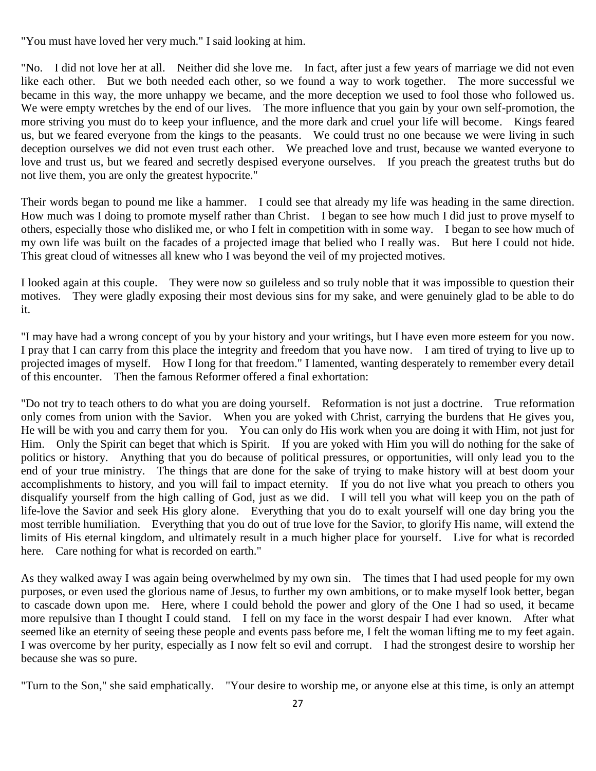"You must have loved her very much." I said looking at him.

"No. I did not love her at all. Neither did she love me. In fact, after just a few years of marriage we did not even like each other. But we both needed each other, so we found a way to work together. The more successful we became in this way, the more unhappy we became, and the more deception we used to fool those who followed us. We were empty wretches by the end of our lives. The more influence that you gain by your own self-promotion, the more striving you must do to keep your influence, and the more dark and cruel your life will become. Kings feared us, but we feared everyone from the kings to the peasants. We could trust no one because we were living in such deception ourselves we did not even trust each other. We preached love and trust, because we wanted everyone to love and trust us, but we feared and secretly despised everyone ourselves. If you preach the greatest truths but do not live them, you are only the greatest hypocrite."

Their words began to pound me like a hammer. I could see that already my life was heading in the same direction. How much was I doing to promote myself rather than Christ. I began to see how much I did just to prove myself to others, especially those who disliked me, or who I felt in competition with in some way. I began to see how much of my own life was built on the facades of a projected image that belied who I really was. But here I could not hide. This great cloud of witnesses all knew who I was beyond the veil of my projected motives.

I looked again at this couple. They were now so guileless and so truly noble that it was impossible to question their motives. They were gladly exposing their most devious sins for my sake, and were genuinely glad to be able to do it.

"I may have had a wrong concept of you by your history and your writings, but I have even more esteem for you now. I pray that I can carry from this place the integrity and freedom that you have now. I am tired of trying to live up to projected images of myself. How I long for that freedom." I lamented, wanting desperately to remember every detail of this encounter. Then the famous Reformer offered a final exhortation:

"Do not try to teach others to do what you are doing yourself. Reformation is not just a doctrine. True reformation only comes from union with the Savior. When you are yoked with Christ, carrying the burdens that He gives you, He will be with you and carry them for you. You can only do His work when you are doing it with Him, not just for Him. Only the Spirit can beget that which is Spirit. If you are yoked with Him you will do nothing for the sake of politics or history. Anything that you do because of political pressures, or opportunities, will only lead you to the end of your true ministry. The things that are done for the sake of trying to make history will at best doom your accomplishments to history, and you will fail to impact eternity. If you do not live what you preach to others you disqualify yourself from the high calling of God, just as we did. I will tell you what will keep you on the path of life-love the Savior and seek His glory alone. Everything that you do to exalt yourself will one day bring you the most terrible humiliation. Everything that you do out of true love for the Savior, to glorify His name, will extend the limits of His eternal kingdom, and ultimately result in a much higher place for yourself. Live for what is recorded here. Care nothing for what is recorded on earth."

As they walked away I was again being overwhelmed by my own sin. The times that I had used people for my own purposes, or even used the glorious name of Jesus, to further my own ambitions, or to make myself look better, began to cascade down upon me. Here, where I could behold the power and glory of the One I had so used, it became more repulsive than I thought I could stand. I fell on my face in the worst despair I had ever known. After what seemed like an eternity of seeing these people and events pass before me, I felt the woman lifting me to my feet again. I was overcome by her purity, especially as I now felt so evil and corrupt. I had the strongest desire to worship her because she was so pure.

"Turn to the Son," she said emphatically. "Your desire to worship me, or anyone else at this time, is only an attempt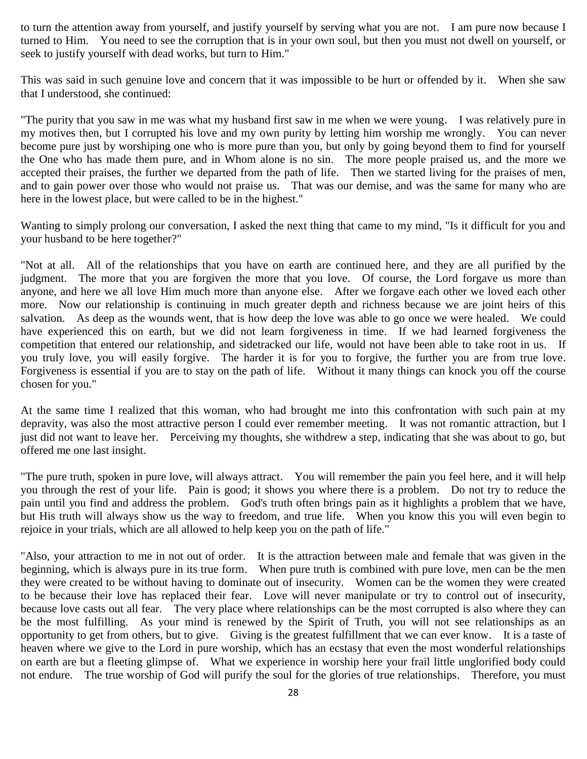to turn the attention away from yourself, and justify yourself by serving what you are not. I am pure now because I turned to Him. You need to see the corruption that is in your own soul, but then you must not dwell on yourself, or seek to justify yourself with dead works, but turn to Him."

This was said in such genuine love and concern that it was impossible to be hurt or offended by it. When she saw that I understood, she continued:

"The purity that you saw in me was what my husband first saw in me when we were young. I was relatively pure in my motives then, but I corrupted his love and my own purity by letting him worship me wrongly. You can never become pure just by worshiping one who is more pure than you, but only by going beyond them to find for yourself the One who has made them pure, and in Whom alone is no sin. The more people praised us, and the more we accepted their praises, the further we departed from the path of life. Then we started living for the praises of men, and to gain power over those who would not praise us. That was our demise, and was the same for many who are here in the lowest place, but were called to be in the highest."

Wanting to simply prolong our conversation, I asked the next thing that came to my mind, "Is it difficult for you and your husband to be here together?"

"Not at all. All of the relationships that you have on earth are continued here, and they are all purified by the judgment. The more that you are forgiven the more that you love. Of course, the Lord forgave us more than anyone, and here we all love Him much more than anyone else. After we forgave each other we loved each other more. Now our relationship is continuing in much greater depth and richness because we are joint heirs of this salvation. As deep as the wounds went, that is how deep the love was able to go once we were healed. We could have experienced this on earth, but we did not learn forgiveness in time. If we had learned forgiveness the competition that entered our relationship, and sidetracked our life, would not have been able to take root in us. If you truly love, you will easily forgive. The harder it is for you to forgive, the further you are from true love. Forgiveness is essential if you are to stay on the path of life. Without it many things can knock you off the course chosen for you."

At the same time I realized that this woman, who had brought me into this confrontation with such pain at my depravity, was also the most attractive person I could ever remember meeting. It was not romantic attraction, but I just did not want to leave her. Perceiving my thoughts, she withdrew a step, indicating that she was about to go, but offered me one last insight.

"The pure truth, spoken in pure love, will always attract. You will remember the pain you feel here, and it will help you through the rest of your life. Pain is good; it shows you where there is a problem. Do not try to reduce the pain until you find and address the problem. God's truth often brings pain as it highlights a problem that we have, but His truth will always show us the way to freedom, and true life. When you know this you will even begin to rejoice in your trials, which are all allowed to help keep you on the path of life."

"Also, your attraction to me in not out of order. It is the attraction between male and female that was given in the beginning, which is always pure in its true form. When pure truth is combined with pure love, men can be the men they were created to be without having to dominate out of insecurity. Women can be the women they were created to be because their love has replaced their fear. Love will never manipulate or try to control out of insecurity, because love casts out all fear. The very place where relationships can be the most corrupted is also where they can be the most fulfilling. As your mind is renewed by the Spirit of Truth, you will not see relationships as an opportunity to get from others, but to give. Giving is the greatest fulfillment that we can ever know. It is a taste of heaven where we give to the Lord in pure worship, which has an ecstasy that even the most wonderful relationships on earth are but a fleeting glimpse of. What we experience in worship here your frail little unglorified body could not endure. The true worship of God will purify the soul for the glories of true relationships. Therefore, you must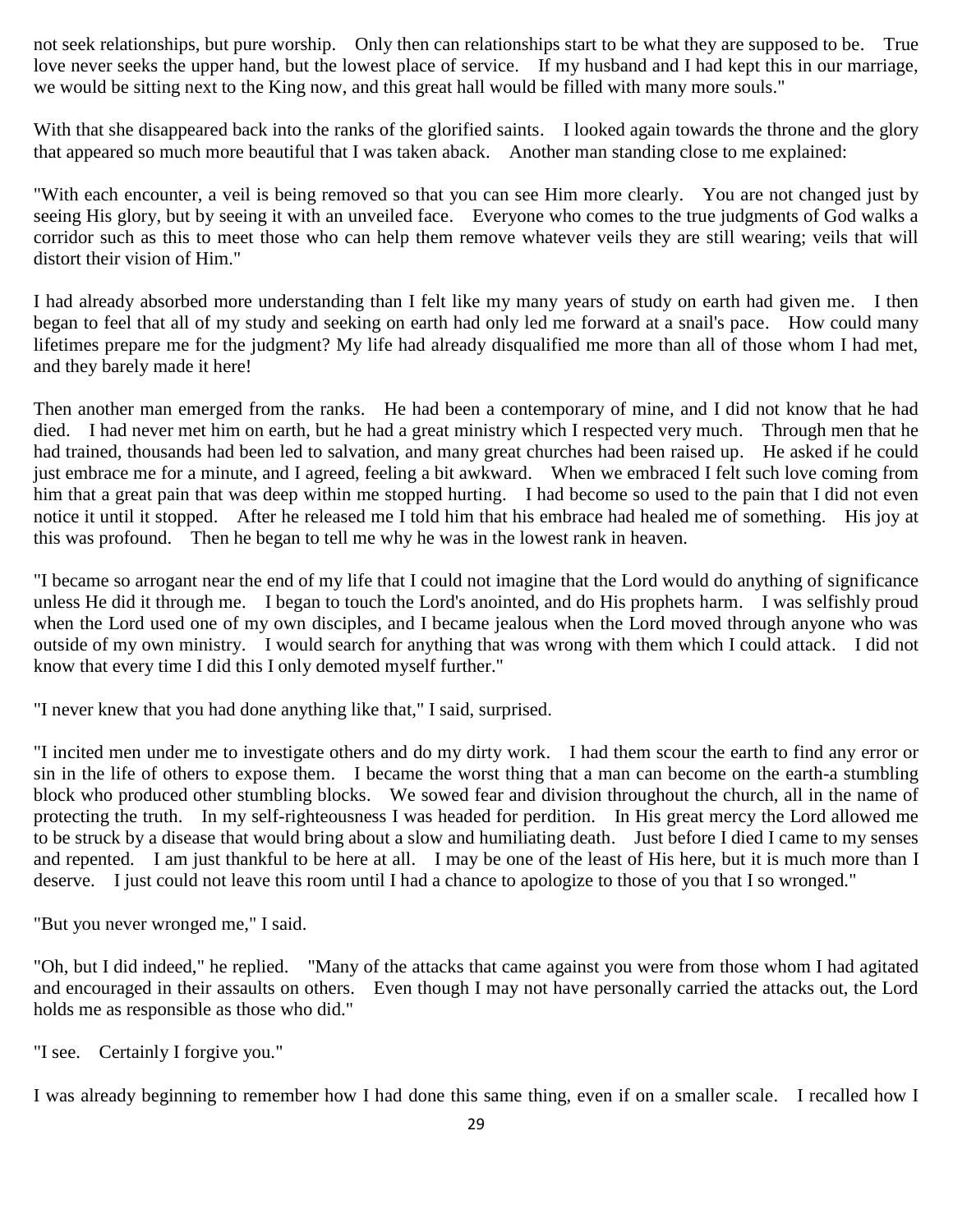not seek relationships, but pure worship. Only then can relationships start to be what they are supposed to be. True love never seeks the upper hand, but the lowest place of service. If my husband and I had kept this in our marriage, we would be sitting next to the King now, and this great hall would be filled with many more souls."

With that she disappeared back into the ranks of the glorified saints. I looked again towards the throne and the glory that appeared so much more beautiful that I was taken aback. Another man standing close to me explained:

"With each encounter, a veil is being removed so that you can see Him more clearly. You are not changed just by seeing His glory, but by seeing it with an unveiled face. Everyone who comes to the true judgments of God walks a corridor such as this to meet those who can help them remove whatever veils they are still wearing; veils that will distort their vision of Him."

I had already absorbed more understanding than I felt like my many years of study on earth had given me. I then began to feel that all of my study and seeking on earth had only led me forward at a snail's pace. How could many lifetimes prepare me for the judgment? My life had already disqualified me more than all of those whom I had met, and they barely made it here!

Then another man emerged from the ranks. He had been a contemporary of mine, and I did not know that he had died. I had never met him on earth, but he had a great ministry which I respected very much. Through men that he had trained, thousands had been led to salvation, and many great churches had been raised up. He asked if he could just embrace me for a minute, and I agreed, feeling a bit awkward. When we embraced I felt such love coming from him that a great pain that was deep within me stopped hurting. I had become so used to the pain that I did not even notice it until it stopped. After he released me I told him that his embrace had healed me of something. His joy at this was profound. Then he began to tell me why he was in the lowest rank in heaven.

"I became so arrogant near the end of my life that I could not imagine that the Lord would do anything of significance unless He did it through me. I began to touch the Lord's anointed, and do His prophets harm. I was selfishly proud when the Lord used one of my own disciples, and I became jealous when the Lord moved through anyone who was outside of my own ministry. I would search for anything that was wrong with them which I could attack. I did not know that every time I did this I only demoted myself further."

"I never knew that you had done anything like that," I said, surprised.

"I incited men under me to investigate others and do my dirty work. I had them scour the earth to find any error or sin in the life of others to expose them. I became the worst thing that a man can become on the earth-a stumbling block who produced other stumbling blocks. We sowed fear and division throughout the church, all in the name of protecting the truth. In my self-righteousness I was headed for perdition. In His great mercy the Lord allowed me to be struck by a disease that would bring about a slow and humiliating death. Just before I died I came to my senses and repented. I am just thankful to be here at all. I may be one of the least of His here, but it is much more than I deserve. I just could not leave this room until I had a chance to apologize to those of you that I so wronged."

"But you never wronged me," I said.

"Oh, but I did indeed," he replied. "Many of the attacks that came against you were from those whom I had agitated and encouraged in their assaults on others. Even though I may not have personally carried the attacks out, the Lord holds me as responsible as those who did."

"I see. Certainly I forgive you."

I was already beginning to remember how I had done this same thing, even if on a smaller scale. I recalled how I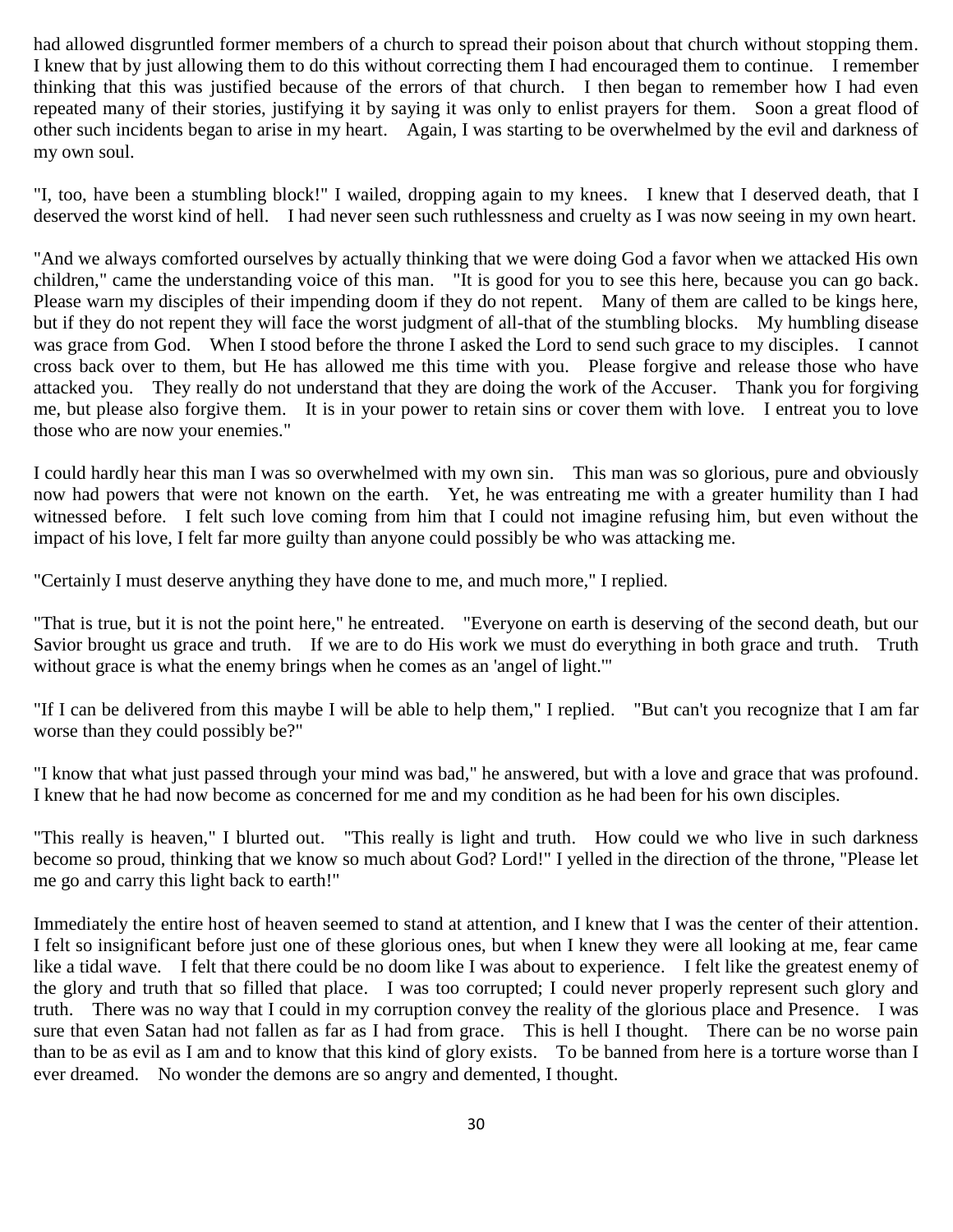had allowed disgruntled former members of a church to spread their poison about that church without stopping them. I knew that by just allowing them to do this without correcting them I had encouraged them to continue. I remember thinking that this was justified because of the errors of that church. I then began to remember how I had even repeated many of their stories, justifying it by saying it was only to enlist prayers for them. Soon a great flood of other such incidents began to arise in my heart. Again, I was starting to be overwhelmed by the evil and darkness of my own soul.

"I, too, have been a stumbling block!" I wailed, dropping again to my knees. I knew that I deserved death, that I deserved the worst kind of hell. I had never seen such ruthlessness and cruelty as I was now seeing in my own heart.

"And we always comforted ourselves by actually thinking that we were doing God a favor when we attacked His own children," came the understanding voice of this man. "It is good for you to see this here, because you can go back. Please warn my disciples of their impending doom if they do not repent. Many of them are called to be kings here, but if they do not repent they will face the worst judgment of all-that of the stumbling blocks. My humbling disease was grace from God. When I stood before the throne I asked the Lord to send such grace to my disciples. I cannot cross back over to them, but He has allowed me this time with you. Please forgive and release those who have attacked you. They really do not understand that they are doing the work of the Accuser. Thank you for forgiving me, but please also forgive them. It is in your power to retain sins or cover them with love. I entreat you to love those who are now your enemies."

I could hardly hear this man I was so overwhelmed with my own sin. This man was so glorious, pure and obviously now had powers that were not known on the earth. Yet, he was entreating me with a greater humility than I had witnessed before. I felt such love coming from him that I could not imagine refusing him, but even without the impact of his love, I felt far more guilty than anyone could possibly be who was attacking me.

"Certainly I must deserve anything they have done to me, and much more," I replied.

"That is true, but it is not the point here," he entreated. "Everyone on earth is deserving of the second death, but our Savior brought us grace and truth. If we are to do His work we must do everything in both grace and truth. Truth without grace is what the enemy brings when he comes as an 'angel of light.'"

"If I can be delivered from this maybe I will be able to help them," I replied. "But can't you recognize that I am far worse than they could possibly be?"

"I know that what just passed through your mind was bad," he answered, but with a love and grace that was profound. I knew that he had now become as concerned for me and my condition as he had been for his own disciples.

"This really is heaven," I blurted out. "This really is light and truth. How could we who live in such darkness become so proud, thinking that we know so much about God? Lord!" I yelled in the direction of the throne, "Please let me go and carry this light back to earth!"

Immediately the entire host of heaven seemed to stand at attention, and I knew that I was the center of their attention. I felt so insignificant before just one of these glorious ones, but when I knew they were all looking at me, fear came like a tidal wave. I felt that there could be no doom like I was about to experience. I felt like the greatest enemy of the glory and truth that so filled that place. I was too corrupted; I could never properly represent such glory and truth. There was no way that I could in my corruption convey the reality of the glorious place and Presence. I was sure that even Satan had not fallen as far as I had from grace. This is hell I thought. There can be no worse pain than to be as evil as I am and to know that this kind of glory exists. To be banned from here is a torture worse than I ever dreamed. No wonder the demons are so angry and demented, I thought.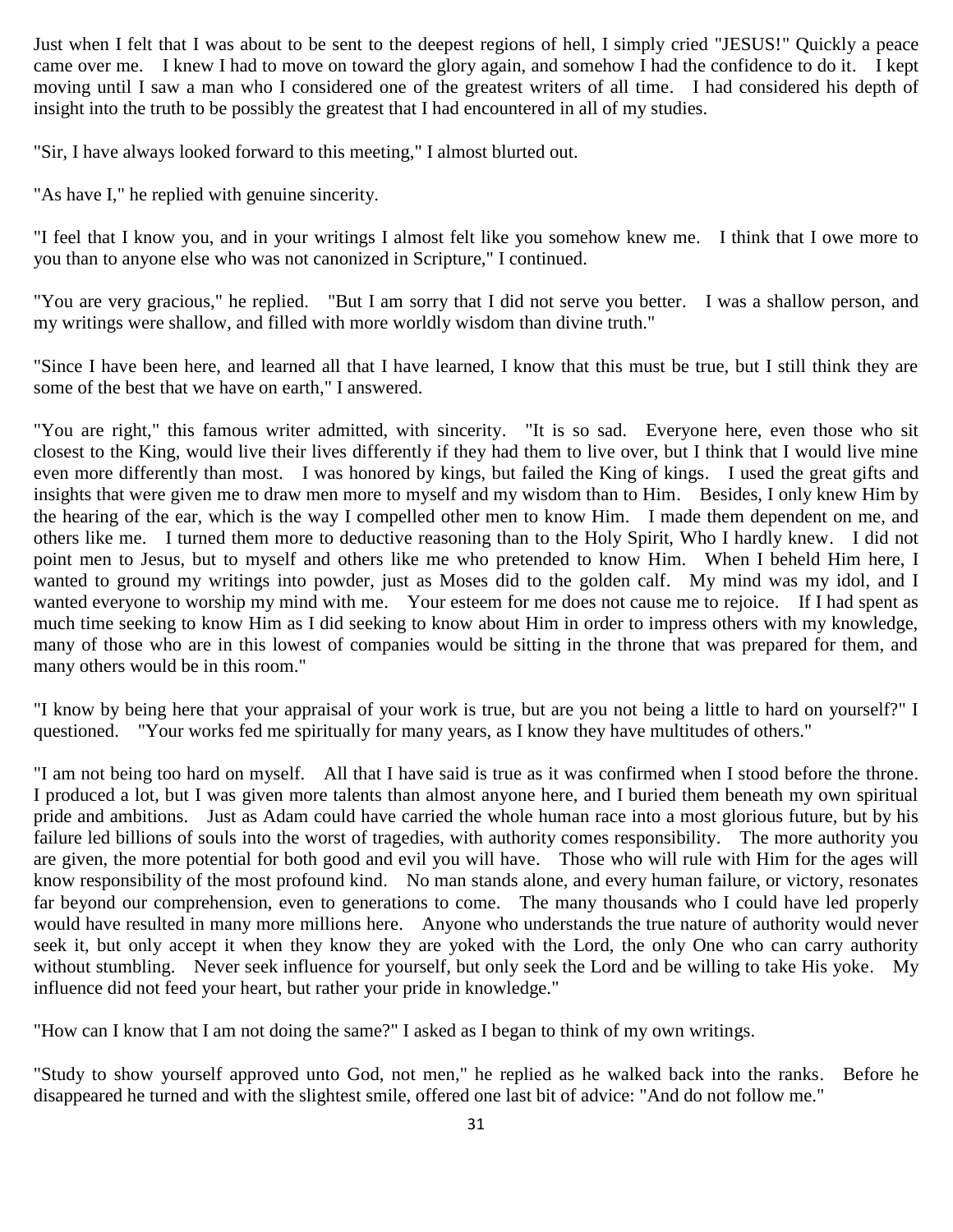Just when I felt that I was about to be sent to the deepest regions of hell, I simply cried "JESUS!" Quickly a peace came over me. I knew I had to move on toward the glory again, and somehow I had the confidence to do it. I kept moving until I saw a man who I considered one of the greatest writers of all time. I had considered his depth of insight into the truth to be possibly the greatest that I had encountered in all of my studies.

"Sir, I have always looked forward to this meeting," I almost blurted out.

"As have I," he replied with genuine sincerity.

"I feel that I know you, and in your writings I almost felt like you somehow knew me. I think that I owe more to you than to anyone else who was not canonized in Scripture," I continued.

"You are very gracious," he replied. "But I am sorry that I did not serve you better. I was a shallow person, and my writings were shallow, and filled with more worldly wisdom than divine truth."

"Since I have been here, and learned all that I have learned, I know that this must be true, but I still think they are some of the best that we have on earth," I answered.

"You are right," this famous writer admitted, with sincerity. "It is so sad. Everyone here, even those who sit closest to the King, would live their lives differently if they had them to live over, but I think that I would live mine even more differently than most. I was honored by kings, but failed the King of kings. I used the great gifts and insights that were given me to draw men more to myself and my wisdom than to Him. Besides, I only knew Him by the hearing of the ear, which is the way I compelled other men to know Him. I made them dependent on me, and others like me. I turned them more to deductive reasoning than to the Holy Spirit, Who I hardly knew. I did not point men to Jesus, but to myself and others like me who pretended to know Him. When I beheld Him here, I wanted to ground my writings into powder, just as Moses did to the golden calf. My mind was my idol, and I wanted everyone to worship my mind with me. Your esteem for me does not cause me to rejoice. If I had spent as much time seeking to know Him as I did seeking to know about Him in order to impress others with my knowledge, many of those who are in this lowest of companies would be sitting in the throne that was prepared for them, and many others would be in this room."

"I know by being here that your appraisal of your work is true, but are you not being a little to hard on yourself?" I questioned. "Your works fed me spiritually for many years, as I know they have multitudes of others."

"I am not being too hard on myself. All that I have said is true as it was confirmed when I stood before the throne. I produced a lot, but I was given more talents than almost anyone here, and I buried them beneath my own spiritual pride and ambitions. Just as Adam could have carried the whole human race into a most glorious future, but by his failure led billions of souls into the worst of tragedies, with authority comes responsibility. The more authority you are given, the more potential for both good and evil you will have. Those who will rule with Him for the ages will know responsibility of the most profound kind. No man stands alone, and every human failure, or victory, resonates far beyond our comprehension, even to generations to come. The many thousands who I could have led properly would have resulted in many more millions here. Anyone who understands the true nature of authority would never seek it, but only accept it when they know they are yoked with the Lord, the only One who can carry authority without stumbling. Never seek influence for yourself, but only seek the Lord and be willing to take His yoke. My influence did not feed your heart, but rather your pride in knowledge."

"How can I know that I am not doing the same?" I asked as I began to think of my own writings.

"Study to show yourself approved unto God, not men," he replied as he walked back into the ranks. Before he disappeared he turned and with the slightest smile, offered one last bit of advice: "And do not follow me."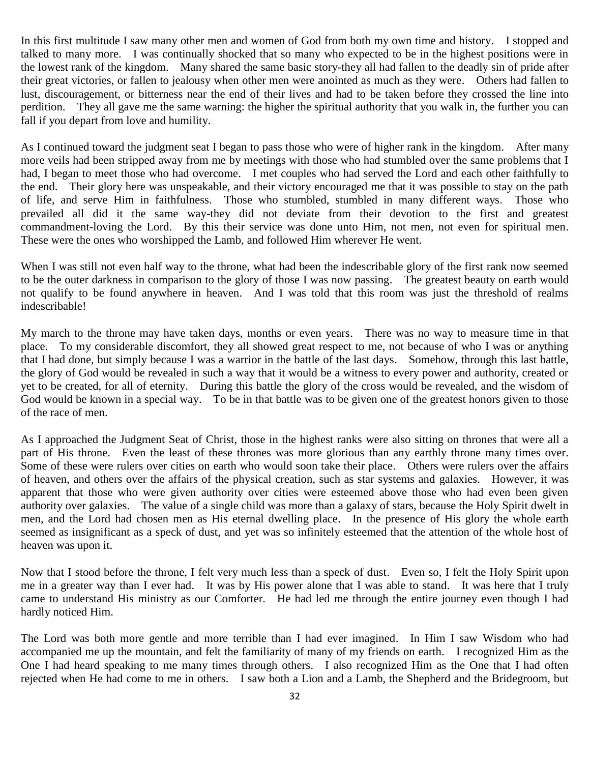In this first multitude I saw many other men and women of God from both my own time and history. I stopped and talked to many more. I was continually shocked that so many who expected to be in the highest positions were in the lowest rank of the kingdom. Many shared the same basic story-they all had fallen to the deadly sin of pride after their great victories, or fallen to jealousy when other men were anointed as much as they were. Others had fallen to lust, discouragement, or bitterness near the end of their lives and had to be taken before they crossed the line into perdition. They all gave me the same warning: the higher the spiritual authority that you walk in, the further you can fall if you depart from love and humility.

As I continued toward the judgment seat I began to pass those who were of higher rank in the kingdom. After many more veils had been stripped away from me by meetings with those who had stumbled over the same problems that I had, I began to meet those who had overcome. I met couples who had served the Lord and each other faithfully to the end. Their glory here was unspeakable, and their victory encouraged me that it was possible to stay on the path of life, and serve Him in faithfulness. Those who stumbled, stumbled in many different ways. Those who prevailed all did it the same way-they did not deviate from their devotion to the first and greatest commandment-loving the Lord. By this their service was done unto Him, not men, not even for spiritual men. These were the ones who worshipped the Lamb, and followed Him wherever He went.

When I was still not even half way to the throne, what had been the indescribable glory of the first rank now seemed to be the outer darkness in comparison to the glory of those I was now passing. The greatest beauty on earth would not qualify to be found anywhere in heaven. And I was told that this room was just the threshold of realms indescribable!

My march to the throne may have taken days, months or even years. There was no way to measure time in that place. To my considerable discomfort, they all showed great respect to me, not because of who I was or anything that I had done, but simply because I was a warrior in the battle of the last days. Somehow, through this last battle, the glory of God would be revealed in such a way that it would be a witness to every power and authority, created or yet to be created, for all of eternity. During this battle the glory of the cross would be revealed, and the wisdom of God would be known in a special way. To be in that battle was to be given one of the greatest honors given to those of the race of men.

As I approached the Judgment Seat of Christ, those in the highest ranks were also sitting on thrones that were all a part of His throne. Even the least of these thrones was more glorious than any earthly throne many times over. Some of these were rulers over cities on earth who would soon take their place. Others were rulers over the affairs of heaven, and others over the affairs of the physical creation, such as star systems and galaxies. However, it was apparent that those who were given authority over cities were esteemed above those who had even been given authority over galaxies. The value of a single child was more than a galaxy of stars, because the Holy Spirit dwelt in men, and the Lord had chosen men as His eternal dwelling place. In the presence of His glory the whole earth seemed as insignificant as a speck of dust, and yet was so infinitely esteemed that the attention of the whole host of heaven was upon it.

Now that I stood before the throne, I felt very much less than a speck of dust. Even so, I felt the Holy Spirit upon me in a greater way than I ever had. It was by His power alone that I was able to stand. It was here that I truly came to understand His ministry as our Comforter. He had led me through the entire journey even though I had hardly noticed Him.

The Lord was both more gentle and more terrible than I had ever imagined. In Him I saw Wisdom who had accompanied me up the mountain, and felt the familiarity of many of my friends on earth. I recognized Him as the One I had heard speaking to me many times through others. I also recognized Him as the One that I had often rejected when He had come to me in others. I saw both a Lion and a Lamb, the Shepherd and the Bridegroom, but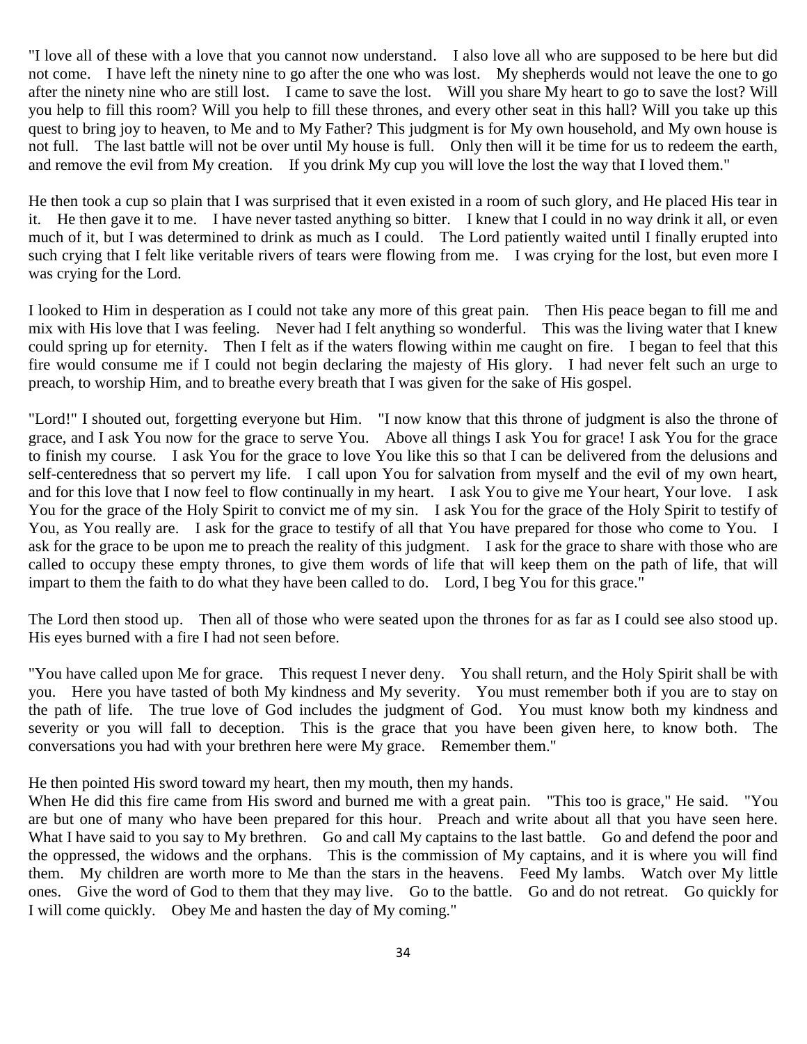"I love all of these with a love that you cannot now understand. I also love all who are supposed to be here but did not come. I have left the ninety nine to go after the one who was lost. My shepherds would not leave the one to go after the ninety nine who are still lost. I came to save the lost. Will you share My heart to go to save the lost? Will you help to fill this room? Will you help to fill these thrones, and every other seat in this hall? Will you take up this quest to bring joy to heaven, to Me and to My Father? This judgment is for My own household, and My own house is not full. The last battle will not be over until My house is full. Only then will it be time for us to redeem the earth, and remove the evil from My creation. If you drink My cup you will love the lost the way that I loved them."

He then took a cup so plain that I was surprised that it even existed in a room of such glory, and He placed His tear in it. He then gave it to me. I have never tasted anything so bitter. I knew that I could in no way drink it all, or even much of it, but I was determined to drink as much as I could. The Lord patiently waited until I finally erupted into such crying that I felt like veritable rivers of tears were flowing from me. I was crying for the lost, but even more I was crying for the Lord.

I looked to Him in desperation as I could not take any more of this great pain. Then His peace began to fill me and mix with His love that I was feeling. Never had I felt anything so wonderful. This was the living water that I knew could spring up for eternity. Then I felt as if the waters flowing within me caught on fire. I began to feel that this fire would consume me if I could not begin declaring the majesty of His glory. I had never felt such an urge to preach, to worship Him, and to breathe every breath that I was given for the sake of His gospel.

"Lord!" I shouted out, forgetting everyone but Him. "I now know that this throne of judgment is also the throne of grace, and I ask You now for the grace to serve You. Above all things I ask You for grace! I ask You for the grace to finish my course. I ask You for the grace to love You like this so that I can be delivered from the delusions and self-centeredness that so pervert my life. I call upon You for salvation from myself and the evil of my own heart, and for this love that I now feel to flow continually in my heart. I ask You to give me Your heart, Your love. I ask You for the grace of the Holy Spirit to convict me of my sin. I ask You for the grace of the Holy Spirit to testify of You, as You really are. I ask for the grace to testify of all that You have prepared for those who come to You. I ask for the grace to be upon me to preach the reality of this judgment. I ask for the grace to share with those who are called to occupy these empty thrones, to give them words of life that will keep them on the path of life, that will impart to them the faith to do what they have been called to do. Lord, I beg You for this grace."

The Lord then stood up. Then all of those who were seated upon the thrones for as far as I could see also stood up. His eyes burned with a fire I had not seen before.

"You have called upon Me for grace. This request I never deny. You shall return, and the Holy Spirit shall be with you. Here you have tasted of both My kindness and My severity. You must remember both if you are to stay on the path of life. The true love of God includes the judgment of God. You must know both my kindness and severity or you will fall to deception. This is the grace that you have been given here, to know both. The conversations you had with your brethren here were My grace. Remember them."

He then pointed His sword toward my heart, then my mouth, then my hands.
When He did this fire came from His sword and burned me with a great pain. "This too is grace," He said. "You are but one of many who have been prepared for this hour. Preach and write about all that you have seen here. What I have said to you say to My brethren. Go and call My captains to the last battle. Go and defend the poor and the oppressed, the widows and the orphans. This is the commission of My captains, and it is where you will find them. My children are worth more to Me than the stars in the heavens. Feed My lambs. Watch over My little ones. Give the word of God to them that they may live. Go to the battle. Go and do not retreat. Go quickly for I will come quickly. Obey Me and hasten the day of My coming."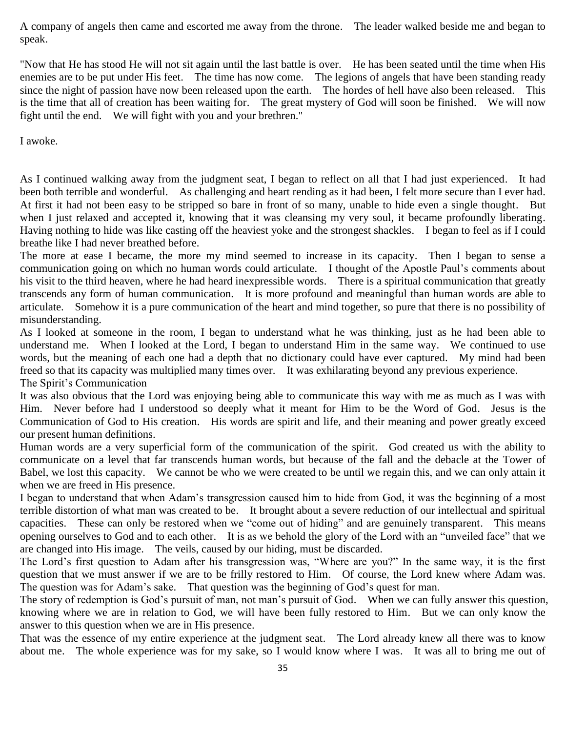A company of angels then came and escorted me away from the throne. The leader walked beside me and began to speak.

"Now that He has stood He will not sit again until the last battle is over. He has been seated until the time when His enemies are to be put under His feet. The time has now come. The legions of angels that have been standing ready since the night of passion have now been released upon the earth. The hordes of hell have also been released. This is the time that all of creation has been waiting for. The great mystery of God will soon be finished. We will now fight until the end. We will fight with you and your brethren."

I awoke.

As I continued walking away from the judgment seat, I began to reflect on all that I had just experienced. It had been both terrible and wonderful. As challenging and heart rending as it had been, I felt more secure than I ever had. At first it had not been easy to be stripped so bare in front of so many, unable to hide even a single thought. But when I just relaxed and accepted it, knowing that it was cleansing my very soul, it became profoundly liberating. Having nothing to hide was like casting off the heaviest yoke and the strongest shackles. I began to feel as if I could breathe like I had never breathed before.

The more at ease I became, the more my mind seemed to increase in its capacity. Then I began to sense a communication going on which no human words could articulate. I thought of the Apostle Paul's comments about his visit to the third heaven, where he had heard inexpressible words. There is a spiritual communication that greatly transcends any form of human communication. It is more profound and meaningful than human words are able to articulate. Somehow it is a pure communication of the heart and mind together, so pure that there is no possibility of misunderstanding.

As I looked at someone in the room, I began to understand what he was thinking, just as he had been able to understand me. When I looked at the Lord, I began to understand Him in the same way. We continued to use words, but the meaning of each one had a depth that no dictionary could have ever captured. My mind had been freed so that its capacity was multiplied many times over. It was exhilarating beyond any previous experience.

## The Spirit's Communication

It was also obvious that the Lord was enjoying being able to communicate this way with me as much as I was with Him. Never before had I understood so deeply what it meant for Him to be the Word of God. Jesus is the Communication of God to His creation. His words are spirit and life, and their meaning and power greatly exceed our present human definitions.

Human words are a very superficial form of the communication of the spirit. God created us with the ability to communicate on a level that far transcends human words, but because of the fall and the debacle at the Tower of Babel, we lost this capacity. We cannot be who we were created to be until we regain this, and we can only attain it when we are freed in His presence.

I began to understand that when Adam's transgression caused him to hide from God, it was the beginning of a most terrible distortion of what man was created to be. It brought about a severe reduction of our intellectual and spiritual capacities. These can only be restored when we "come out of hiding" and are genuinely transparent. This means opening ourselves to God and to each other. It is as we behold the glory of the Lord with an "unveiled face" that we are changed into His image. The veils, caused by our hiding, must be discarded.

The Lord's first question to Adam after his transgression was, "Where are you?" In the same way, it is the first question that we must answer if we are to be frilly restored to Him. Of course, the Lord knew where Adam was. The question was for Adam's sake. That question was the beginning of God's quest for man.

The story of redemption is God's pursuit of man, not man's pursuit of God. When we can fully answer this question, knowing where we are in relation to God, we will have been fully restored to Him. But we can only know the answer to this question when we are in His presence.

That was the essence of my entire experience at the judgment seat. The Lord already knew all there was to know about me. The whole experience was for my sake, so I would know where I was. It was all to bring me out of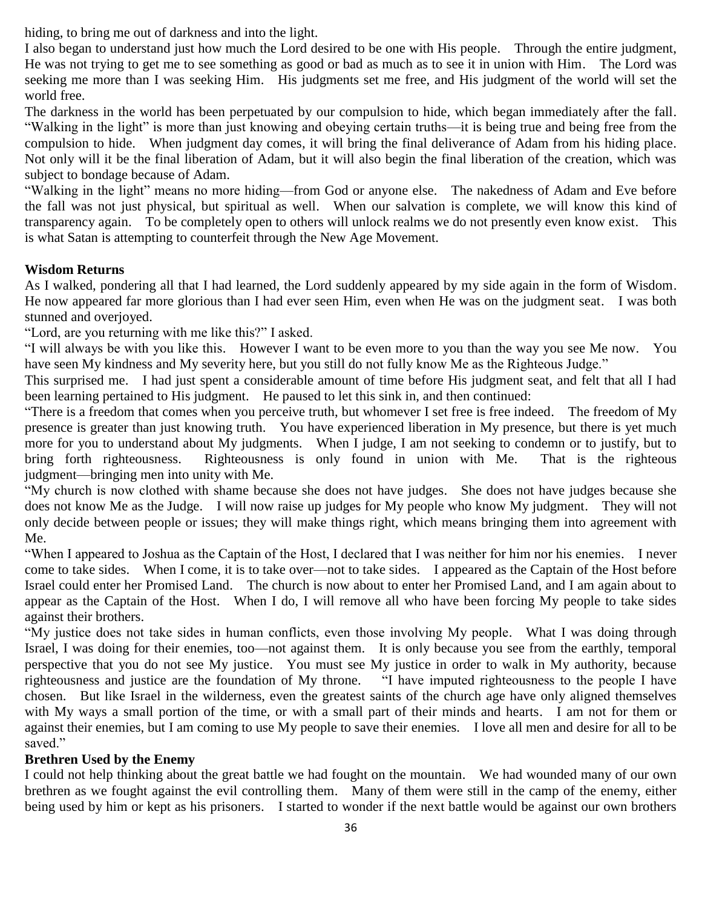hiding, to bring me out of darkness and into the light.

I also began to understand just how much the Lord desired to be one with His people. Through the entire judgment, He was not trying to get me to see something as good or bad as much as to see it in union with Him. The Lord was seeking me more than I was seeking Him. His judgments set me free, and His judgment of the world will set the world free.

The darkness in the world has been perpetuated by our compulsion to hide, which began immediately after the fall. "Walking in the light" is more than just knowing and obeying certain truths—it is being true and being free from the compulsion to hide. When judgment day comes, it will bring the final deliverance of Adam from his hiding place. Not only will it be the final liberation of Adam, but it will also begin the final liberation of the creation, which was subject to bondage because of Adam.

"Walking in the light" means no more hiding—from God or anyone else. The nakedness of Adam and Eve before the fall was not just physical, but spiritual as well. When our salvation is complete, we will know this kind of transparency again. To be completely open to others will unlock realms we do not presently even know exist. This is what Satan is attempting to counterfeit through the New Age Movement.

**Wisdom Returns**

As I walked, pondering all that I had learned, the Lord suddenly appeared by my side again in the form of Wisdom. He now appeared far more glorious than I had ever seen Him, even when He was on the judgment seat. I was both stunned and overjoyed.

"Lord, are you returning with me like this?" I asked.

"I will always be with you like this. However I want to be even more to you than the way you see Me now. You have seen My kindness and My severity here, but you still do not fully know Me as the Righteous Judge."

This surprised me. I had just spent a considerable amount of time before His judgment seat, and felt that all I had been learning pertained to His judgment. He paused to let this sink in, and then continued:

"There is a freedom that comes when you perceive truth, but whomever I set free is free indeed. The freedom of My presence is greater than just knowing truth. You have experienced liberation in My presence, but there is yet much more for you to understand about My judgments. When I judge, I am not seeking to condemn or to justify, but to bring forth righteousness. Righteousness is only found in union with Me. That is the righteous judgment—bringing men into unity with Me.

"My church is now clothed with shame because she does not have judges. She does not have judges because she does not know Me as the Judge. I will now raise up judges for My people who know My judgment. They will not only decide between people or issues; they will make things right, which means bringing them into agreement with Me.

"When I appeared to Joshua as the Captain of the Host, I declared that I was neither for him nor his enemies. I never come to take sides. When I come, it is to take over—not to take sides. I appeared as the Captain of the Host before Israel could enter her Promised Land. The church is now about to enter her Promised Land, and I am again about to appear as the Captain of the Host. When I do, I will remove all who have been forcing My people to take sides against their brothers.

"My justice does not take sides in human conflicts, even those involving My people. What I was doing through Israel, I was doing for their enemies, too—not against them. It is only because you see from the earthly, temporal perspective that you do not see My justice. You must see My justice in order to walk in My authority, because righteousness and justice are the foundation of My throne. "I have imputed righteousness to the people I have chosen. But like Israel in the wilderness, even the greatest saints of the church age have only aligned themselves with My ways a small portion of the time, or with a small part of their minds and hearts. I am not for them or against their enemies, but I am coming to use My people to save their enemies. I love all men and desire for all to be saved."

**Brethren Used by the Enemy**

I could not help thinking about the great battle we had fought on the mountain. We had wounded many of our own brethren as we fought against the evil controlling them. Many of them were still in the camp of the enemy, either being used by him or kept as his prisoners. I started to wonder if the next battle would be against our own brothers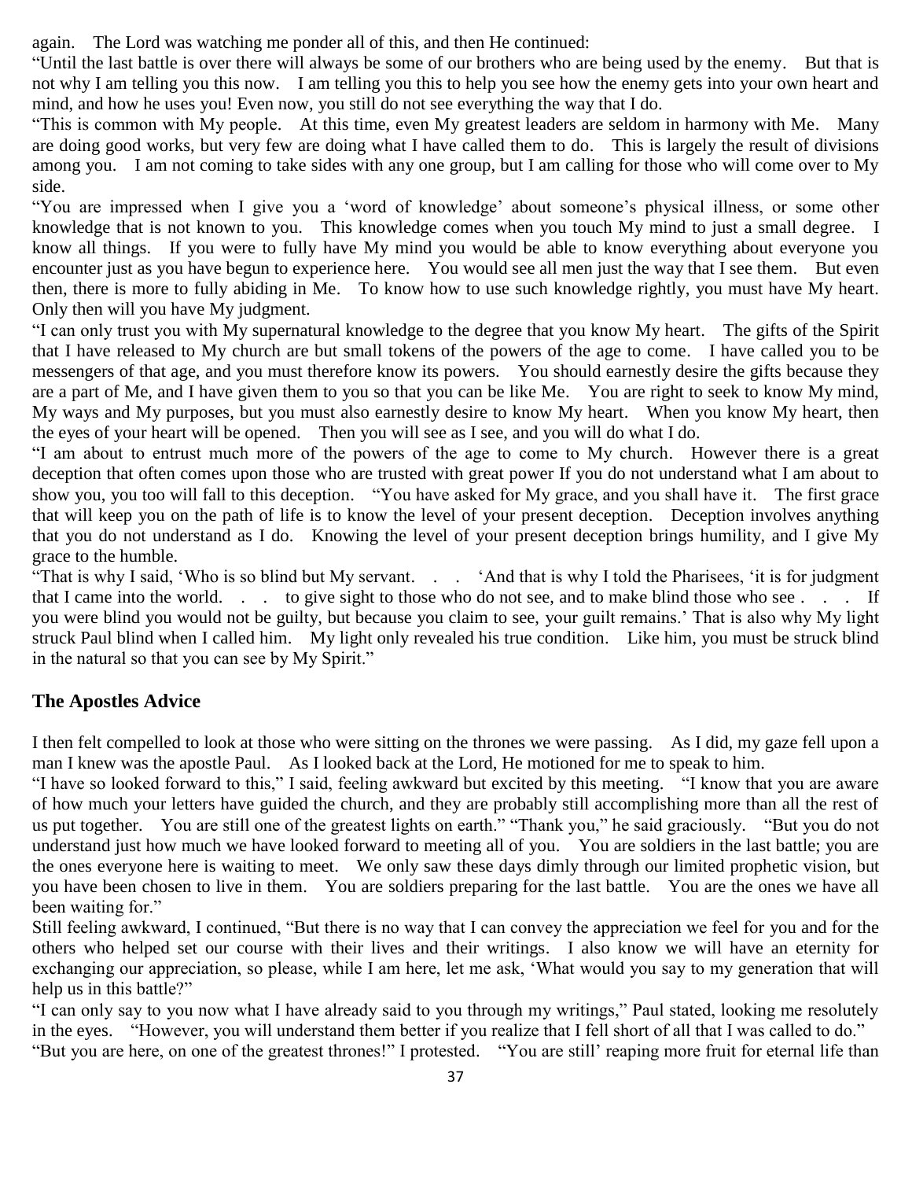again. The Lord was watching me ponder all of this, and then He continued:

"Until the last battle is over there will always be some of our brothers who are being used by the enemy. But that is not why I am telling you this now. I am telling you this to help you see how the enemy gets into your own heart and mind, and how he uses you! Even now, you still do not see everything the way that I do.

"This is common with My people. At this time, even My greatest leaders are seldom in harmony with Me. Many are doing good works, but very few are doing what I have called them to do. This is largely the result of divisions among you. I am not coming to take sides with any one group, but I am calling for those who will come over to My side.

"You are impressed when I give you a 'word of knowledge' about someone's physical illness, or some other knowledge that is not known to you. This knowledge comes when you touch My mind to just a small degree. I know all things. If you were to fully have My mind you would be able to know everything about everyone you encounter just as you have begun to experience here. You would see all men just the way that I see them. But even then, there is more to fully abiding in Me. To know how to use such knowledge rightly, you must have My heart. Only then will you have My judgment.

"I can only trust you with My supernatural knowledge to the degree that you know My heart. The gifts of the Spirit that I have released to My church are but small tokens of the powers of the age to come. I have called you to be messengers of that age, and you must therefore know its powers. You should earnestly desire the gifts because they are a part of Me, and I have given them to you so that you can be like Me. You are right to seek to know My mind, My ways and My purposes, but you must also earnestly desire to know My heart. When you know My heart, then the eyes of your heart will be opened. Then you will see as I see, and you will do what I do.

"I am about to entrust much more of the powers of the age to come to My church. However there is a great deception that often comes upon those who are trusted with great power If you do not understand what I am about to show you, you too will fall to this deception. "You have asked for My grace, and you shall have it. The first grace that will keep you on the path of life is to know the level of your present deception. Deception involves anything that you do not understand as I do. Knowing the level of your present deception brings humility, and I give My grace to the humble.

"That is why I said, 'Who is so blind but My servant. . . 'And that is why I told the Pharisees, 'it is for judgment that I came into the world. . . to give sight to those who do not see, and to make blind those who see . . . If you were blind you would not be guilty, but because you claim to see, your guilt remains.' That is also why My light struck Paul blind when I called him. My light only revealed his true condition. Like him, you must be struck blind in the natural so that you can see by My Spirit."

## The Apostles Advice

I then felt compelled to look at those who were sitting on the thrones we were passing. As I did, my gaze fell upon a man I knew was the apostle Paul. As I looked back at the Lord, He motioned for me to speak to him.

"I have so looked forward to this," I said, feeling awkward but excited by this meeting. "I know that you are aware of how much your letters have guided the church, and they are probably still accomplishing more than all the rest of us put together. You are still one of the greatest lights on earth." "Thank you," he said graciously. "But you do not understand just how much we have looked forward to meeting all of you. You are soldiers in the last battle; you are the ones everyone here is waiting to meet. We only saw these days dimly through our limited prophetic vision, but you have been chosen to live in them. You are soldiers preparing for the last battle. You are the ones we have all been waiting for."

Still feeling awkward, I continued, "But there is no way that I can convey the appreciation we feel for you and for the others who helped set our course with their lives and their writings. I also know we will have an eternity for exchanging our appreciation, so please, while I am here, let me ask, 'What would you say to my generation that will help us in this battle?"

"I can only say to you now what I have already said to you through my writings," Paul stated, looking me resolutely in the eyes. "However, you will understand them better if you realize that I fell short of all that I was called to do."

"But you are here, on one of the greatest thrones!" I protested. "You are still' reaping more fruit for eternal life than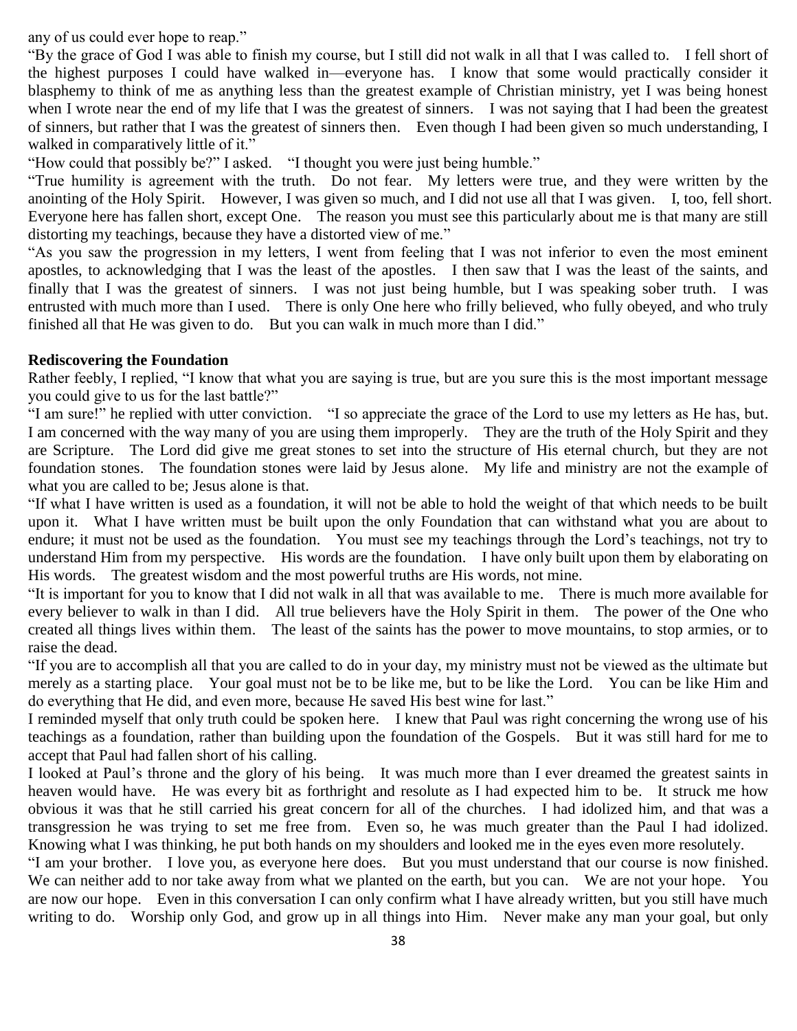any of us could ever hope to reap."

"By the grace of God I was able to finish my course, but I still did not walk in all that I was called to. I fell short of the highest purposes I could have walked in—everyone has. I know that some would practically consider it blasphemy to think of me as anything less than the greatest example of Christian ministry, yet I was being honest when I wrote near the end of my life that I was the greatest of sinners. I was not saying that I had been the greatest of sinners, but rather that I was the greatest of sinners then. Even though I had been given so much understanding, I walked in comparatively little of it."

"How could that possibly be?" I asked. "I thought you were just being humble."

"True humility is agreement with the truth. Do not fear. My letters were true, and they were written by the anointing of the Holy Spirit. However, I was given so much, and I did not use all that I was given. I, too, fell short. Everyone here has fallen short, except One. The reason you must see this particularly about me is that many are still distorting my teachings, because they have a distorted view of me."

"As you saw the progression in my letters, I went from feeling that I was not inferior to even the most eminent apostles, to acknowledging that I was the least of the apostles. I then saw that I was the least of the saints, and finally that I was the greatest of sinners. I was not just being humble, but I was speaking sober truth. I was entrusted with much more than I used. There is only One here who frilly believed, who fully obeyed, and who truly finished all that He was given to do. But you can walk in much more than I did."

**Rediscovering the Foundation**

Rather feebly, I replied, "I know that what you are saying is true, but are you sure this is the most important message you could give to us for the last battle?"

"I am sure!" he replied with utter conviction. "I so appreciate the grace of the Lord to use my letters as He has, but. I am concerned with the way many of you are using them improperly. They are the truth of the Holy Spirit and they are Scripture. The Lord did give me great stones to set into the structure of His eternal church, but they are not foundation stones. The foundation stones were laid by Jesus alone. My life and ministry are not the example of what you are called to be; Jesus alone is that.

"If what I have written is used as a foundation, it will not be able to hold the weight of that which needs to be built upon it. What I have written must be built upon the only Foundation that can withstand what you are about to endure; it must not be used as the foundation. You must see my teachings through the Lord's teachings, not try to understand Him from my perspective. His words are the foundation. I have only built upon them by elaborating on His words. The greatest wisdom and the most powerful truths are His words, not mine.

"It is important for you to know that I did not walk in all that was available to me. There is much more available for every believer to walk in than I did. All true believers have the Holy Spirit in them. The power of the One who created all things lives within them. The least of the saints has the power to move mountains, to stop armies, or to raise the dead.

"If you are to accomplish all that you are called to do in your day, my ministry must not be viewed as the ultimate but merely as a starting place. Your goal must not be to be like me, but to be like the Lord. You can be like Him and do everything that He did, and even more, because He saved His best wine for last."

I reminded myself that only truth could be spoken here. I knew that Paul was right concerning the wrong use of his teachings as a foundation, rather than building upon the foundation of the Gospels. But it was still hard for me to accept that Paul had fallen short of his calling.

I looked at Paul's throne and the glory of his being. It was much more than I ever dreamed the greatest saints in heaven would have. He was every bit as forthright and resolute as I had expected him to be. It struck me how obvious it was that he still carried his great concern for all of the churches. I had idolized him, and that was a transgression he was trying to set me free from. Even so, he was much greater than the Paul I had idolized. Knowing what I was thinking, he put both hands on my shoulders and looked me in the eyes even more resolutely.

"I am your brother. I love you, as everyone here does. But you must understand that our course is now finished. We can neither add to nor take away from what we planted on the earth, but you can. We are not your hope. You are now our hope. Even in this conversation I can only confirm what I have already written, but you still have much writing to do. Worship only God, and grow up in all things into Him. Never make any man your goal, but only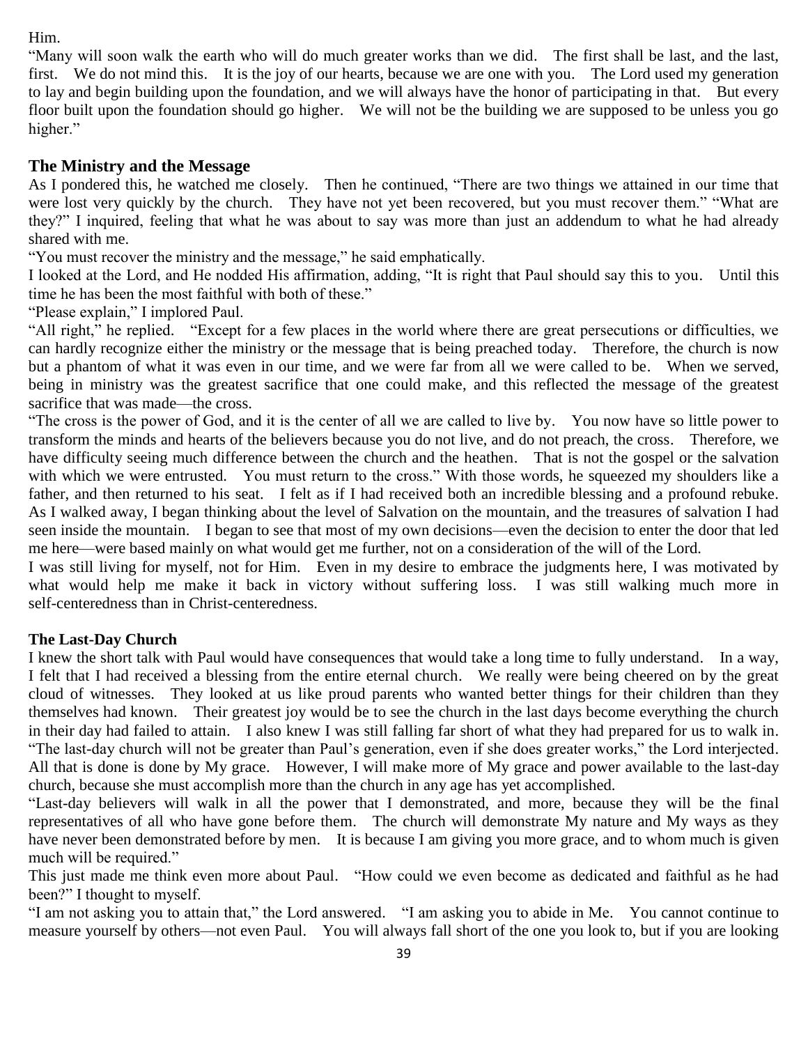Him.

"Many will soon walk the earth who will do much greater works than we did. The first shall be last, and the last, first. We do not mind this. It is the joy of our hearts, because we are one with you. The Lord used my generation to lay and begin building upon the foundation, and we will always have the honor of participating in that. But every floor built upon the foundation should go higher. We will not be the building we are supposed to be unless you go higher."

## The Ministry and the Message

As I pondered this, he watched me closely. Then he continued, "There are two things we attained in our time that were lost very quickly by the church. They have not yet been recovered, but you must recover them." "What are they?" I inquired, feeling that what he was about to say was more than just an addendum to what he had already shared with me.

"You must recover the ministry and the message," he said emphatically.

I looked at the Lord, and He nodded His affirmation, adding, "It is right that Paul should say this to you. Until this time he has been the most faithful with both of these."

"Please explain," I implored Paul.

"All right," he replied. "Except for a few places in the world where there are great persecutions or difficulties, we can hardly recognize either the ministry or the message that is being preached today. Therefore, the church is now but a phantom of what it was even in our time, and we were far from all we were called to be. When we served, being in ministry was the greatest sacrifice that one could make, and this reflected the message of the greatest sacrifice that was made—the cross.

"The cross is the power of God, and it is the center of all we are called to live by. You now have so little power to transform the minds and hearts of the believers because you do not live, and do not preach, the cross. Therefore, we have difficulty seeing much difference between the church and the heathen. That is not the gospel or the salvation with which we were entrusted. You must return to the cross." With those words, he squeezed my shoulders like a father, and then returned to his seat. I felt as if I had received both an incredible blessing and a profound rebuke. As I walked away, I began thinking about the level of Salvation on the mountain, and the treasures of salvation I had seen inside the mountain. I began to see that most of my own decisions—even the decision to enter the door that led me here—were based mainly on what would get me further, not on a consideration of the will of the Lord.

I was still living for myself, not for Him. Even in my desire to embrace the judgments here, I was motivated by what would help me make it back in victory without suffering loss. I was still walking much more in self-centeredness than in Christ-centeredness.

### The Last-Day Church

I knew the short talk with Paul would have consequences that would take a long time to fully understand. In a way, I felt that I had received a blessing from the entire eternal church. We really were being cheered on by the great cloud of witnesses. They looked at us like proud parents who wanted better things for their children than they themselves had known. Their greatest joy would be to see the church in the last days become everything the church in their day had failed to attain. I also knew I was still falling far short of what they had prepared for us to walk in.

"The last-day church will not be greater than Paul's generation, even if she does greater works," the Lord interjected. All that is done is done by My grace. However, I will make more of My grace and power available to the last-day church, because she must accomplish more than the church in any age has yet accomplished.

"Last-day believers will walk in all the power that I demonstrated, and more, because they will be the final representatives of all who have gone before them. The church will demonstrate My nature and My ways as they have never been demonstrated before by men. It is because I am giving you more grace, and to whom much is given much will be required."

This just made me think even more about Paul. "How could we even become as dedicated and faithful as he had been?" I thought to myself.

"I am not asking you to attain that," the Lord answered. "I am asking you to abide in Me. You cannot continue to measure yourself by others—not even Paul. You will always fall short of the one you look to, but if you are looking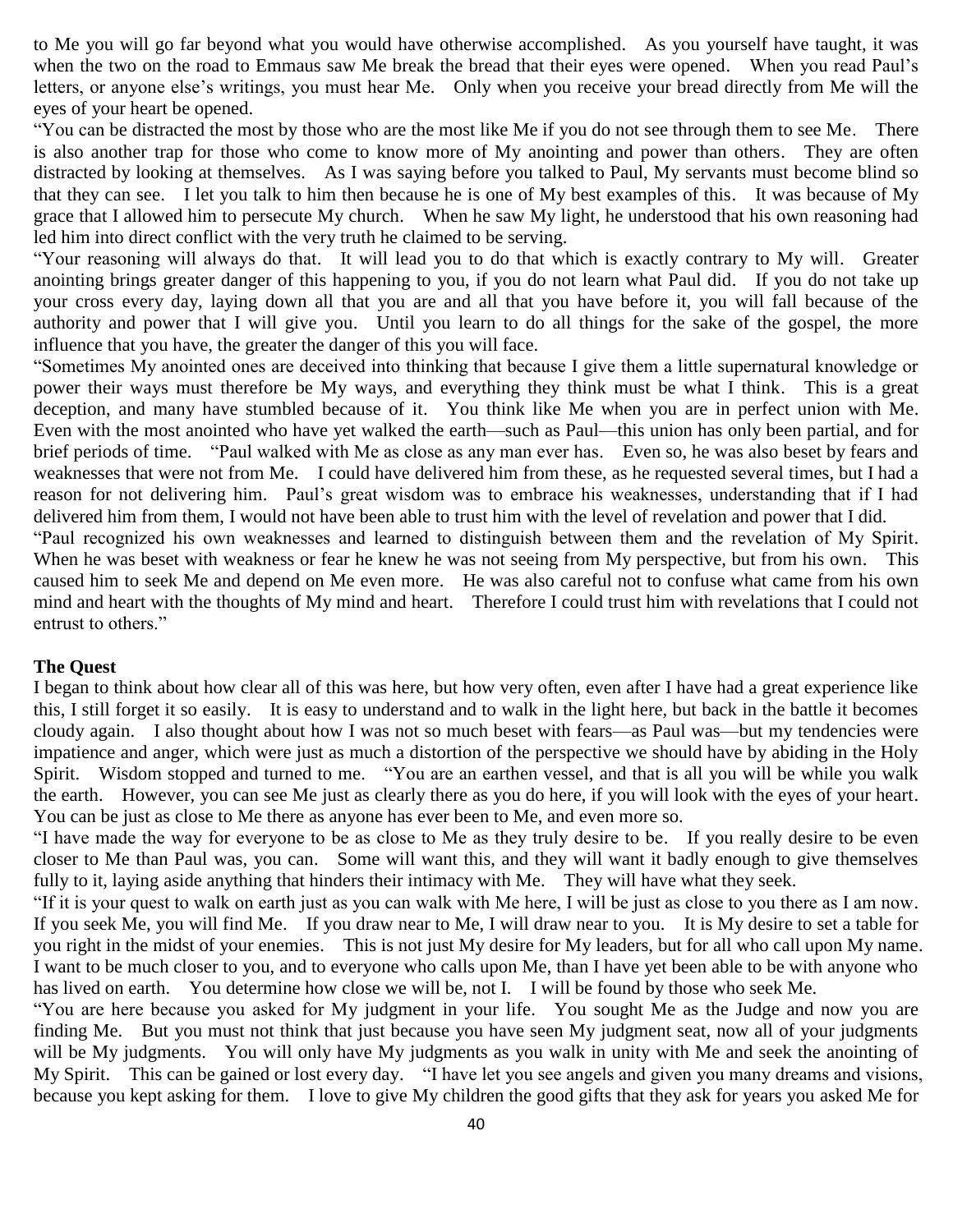to Me you will go far beyond what you would have otherwise accomplished. As you yourself have taught, it was when the two on the road to Emmaus saw Me break the bread that their eyes were opened. When you read Paul's letters, or anyone else's writings, you must hear Me. Only when you receive your bread directly from Me will the eyes of your heart be opened.

"You can be distracted the most by those who are the most like Me if you do not see through them to see Me. There is also another trap for those who come to know more of My anointing and power than others. They are often distracted by looking at themselves. As I was saying before you talked to Paul, My servants must become blind so that they can see. I let you talk to him then because he is one of My best examples of this. It was because of My grace that I allowed him to persecute My church. When he saw My light, he understood that his own reasoning had led him into direct conflict with the very truth he claimed to be serving.

"Your reasoning will always do that. It will lead you to do that which is exactly contrary to My will. Greater anointing brings greater danger of this happening to you, if you do not learn what Paul did. If you do not take up your cross every day, laying down all that you are and all that you have before it, you will fall because of the authority and power that I will give you. Until you learn to do all things for the sake of the gospel, the more influence that you have, the greater the danger of this you will face.

"Sometimes My anointed ones are deceived into thinking that because I give them a little supernatural knowledge or power their ways must therefore be My ways, and everything they think must be what I think. This is a great deception, and many have stumbled because of it. You think like Me when you are in perfect union with Me. Even with the most anointed who have yet walked the earth—such as Paul—this union has only been partial, and for brief periods of time. "Paul walked with Me as close as any man ever has. Even so, he was also beset by fears and weaknesses that were not from Me. I could have delivered him from these, as he requested several times, but I had a reason for not delivering him. Paul's great wisdom was to embrace his weaknesses, understanding that if I had delivered him from them, I would not have been able to trust him with the level of revelation and power that I did.

"Paul recognized his own weaknesses and learned to distinguish between them and the revelation of My Spirit. When he was beset with weakness or fear he knew he was not seeing from My perspective, but from his own. This caused him to seek Me and depend on Me even more. He was also careful not to confuse what came from his own mind and heart with the thoughts of My mind and heart. Therefore I could trust him with revelations that I could not entrust to others."

**The Quest**

I began to think about how clear all of this was here, but how very often, even after I have had a great experience like this, I still forget it so easily. It is easy to understand and to walk in the light here, but back in the battle it becomes cloudy again. I also thought about how I was not so much beset with fears—as Paul was—but my tendencies were impatience and anger, which were just as much a distortion of the perspective we should have by abiding in the Holy Spirit. Wisdom stopped and turned to me. "You are an earthen vessel, and that is all you will be while you walk the earth. However, you can see Me just as clearly there as you do here, if you will look with the eyes of your heart. You can be just as close to Me there as anyone has ever been to Me, and even more so.

"I have made the way for everyone to be as close to Me as they truly desire to be. If you really desire to be even closer to Me than Paul was, you can. Some will want this, and they will want it badly enough to give themselves fully to it, laying aside anything that hinders their intimacy with Me. They will have what they seek.

"If it is your quest to walk on earth just as you can walk with Me here, I will be just as close to you there as I am now. If you seek Me, you will find Me. If you draw near to Me, I will draw near to you. It is My desire to set a table for you right in the midst of your enemies. This is not just My desire for My leaders, but for all who call upon My name. I want to be much closer to you, and to everyone who calls upon Me, than I have yet been able to be with anyone who has lived on earth. You determine how close we will be, not I. I will be found by those who seek Me.

"You are here because you asked for My judgment in your life. You sought Me as the Judge and now you are finding Me. But you must not think that just because you have seen My judgment seat, now all of your judgments will be My judgments. You will only have My judgments as you walk in unity with Me and seek the anointing of My Spirit. This can be gained or lost every day. "I have let you see angels and given you many dreams and visions, because you kept asking for them. I love to give My children the good gifts that they ask for years you asked Me for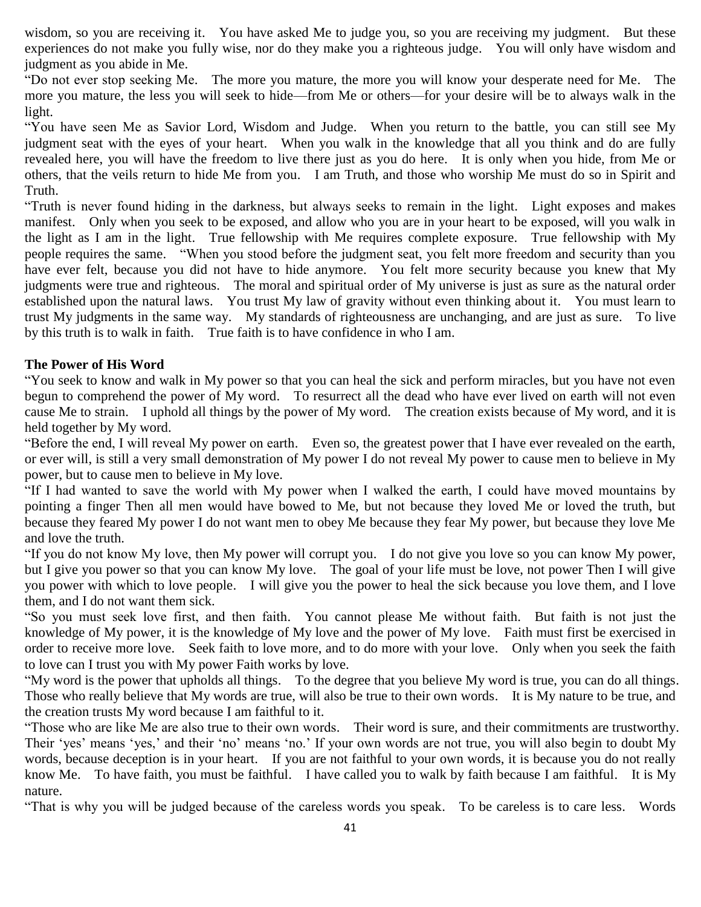wisdom, so you are receiving it. You have asked Me to judge you, so you are receiving my judgment. But these experiences do not make you fully wise, nor do they make you a righteous judge. You will only have wisdom and judgment as you abide in Me.

"Do not ever stop seeking Me. The more you mature, the more you will know your desperate need for Me. The more you mature, the less you will seek to hide—from Me or others—for your desire will be to always walk in the light.

"You have seen Me as Savior Lord, Wisdom and Judge. When you return to the battle, you can still see My judgment seat with the eyes of your heart. When you walk in the knowledge that all you think and do are fully revealed here, you will have the freedom to live there just as you do here. It is only when you hide, from Me or others, that the veils return to hide Me from you. I am Truth, and those who worship Me must do so in Spirit and Truth.

"Truth is never found hiding in the darkness, but always seeks to remain in the light. Light exposes and makes manifest. Only when you seek to be exposed, and allow who you are in your heart to be exposed, will you walk in the light as I am in the light. True fellowship with Me requires complete exposure. True fellowship with My people requires the same. "When you stood before the judgment seat, you felt more freedom and security than you have ever felt, because you did not have to hide anymore. You felt more security because you knew that My judgments were true and righteous. The moral and spiritual order of My universe is just as sure as the natural order established upon the natural laws. You trust My law of gravity without even thinking about it. You must learn to trust My judgments in the same way. My standards of righteousness are unchanging, and are just as sure. To live by this truth is to walk in faith. True faith is to have confidence in who I am.

**The Power of His Word**

"You seek to know and walk in My power so that you can heal the sick and perform miracles, but you have not even begun to comprehend the power of My word. To resurrect all the dead who have ever lived on earth will not even cause Me to strain. I uphold all things by the power of My word. The creation exists because of My word, and it is held together by My word.

"Before the end, I will reveal My power on earth. Even so, the greatest power that I have ever revealed on the earth, or ever will, is still a very small demonstration of My power I do not reveal My power to cause men to believe in My power, but to cause men to believe in My love.

"If I had wanted to save the world with My power when I walked the earth, I could have moved mountains by pointing a finger Then all men would have bowed to Me, but not because they loved Me or loved the truth, but because they feared My power I do not want men to obey Me because they fear My power, but because they love Me and love the truth.

"If you do not know My love, then My power will corrupt you. I do not give you love so you can know My power, but I give you power so that you can know My love. The goal of your life must be love, not power Then I will give you power with which to love people. I will give you the power to heal the sick because you love them, and I love them, and I do not want them sick.

"So you must seek love first, and then faith. You cannot please Me without faith. But faith is not just the knowledge of My power, it is the knowledge of My love and the power of My love. Faith must first be exercised in order to receive more love. Seek faith to love more, and to do more with your love. Only when you seek the faith to love can I trust you with My power Faith works by love.

"My word is the power that upholds all things. To the degree that you believe My word is true, you can do all things. Those who really believe that My words are true, will also be true to their own words. It is My nature to be true, and the creation trusts My word because I am faithful to it.

"Those who are like Me are also true to their own words. Their word is sure, and their commitments are trustworthy. Their 'yes' means 'yes,' and their 'no' means 'no.' If your own words are not true, you will also begin to doubt My words, because deception is in your heart. If you are not faithful to your own words, it is because you do not really know Me. To have faith, you must be faithful. I have called you to walk by faith because I am faithful. It is My nature.

"That is why you will be judged because of the careless words you speak. To be careless is to care less. Words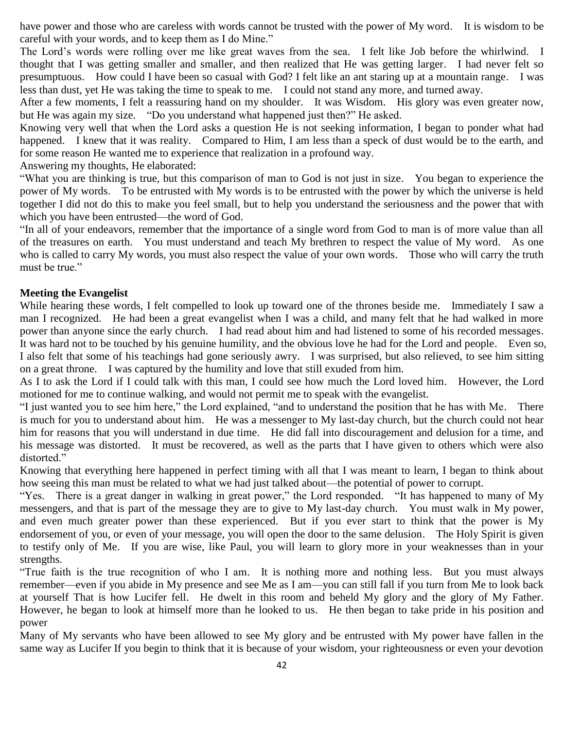have power and those who are careless with words cannot be trusted with the power of My word. It is wisdom to be careful with your words, and to keep them as I do Mine."

The Lord's words were rolling over me like great waves from the sea. I felt like Job before the whirlwind. I thought that I was getting smaller and smaller, and then realized that He was getting larger. I had never felt so presumptuous. How could I have been so casual with God? I felt like an ant staring up at a mountain range. I was less than dust, yet He was taking the time to speak to me. I could not stand any more, and turned away.

After a few moments, I felt a reassuring hand on my shoulder. It was Wisdom. His glory was even greater now, but He was again my size. "Do you understand what happened just then?" He asked.

Knowing very well that when the Lord asks a question He is not seeking information, I began to ponder what had happened. I knew that it was reality. Compared to Him, I am less than a speck of dust would be to the earth, and for some reason He wanted me to experience that realization in a profound way.

Answering my thoughts, He elaborated:

"What you are thinking is true, but this comparison of man to God is not just in size. You began to experience the power of My words. To be entrusted with My words is to be entrusted with the power by which the universe is held together I did not do this to make you feel small, but to help you understand the seriousness and the power that with which you have been entrusted—the word of God.

"In all of your endeavors, remember that the importance of a single word from God to man is of more value than all of the treasures on earth. You must understand and teach My brethren to respect the value of My word. As one who is called to carry My words, you must also respect the value of your own words. Those who will carry the truth must be true."

**Meeting the Evangelist**

While hearing these words, I felt compelled to look up toward one of the thrones beside me. Immediately I saw a man I recognized. He had been a great evangelist when I was a child, and many felt that he had walked in more power than anyone since the early church. I had read about him and had listened to some of his recorded messages. It was hard not to be touched by his genuine humility, and the obvious love he had for the Lord and people. Even so, I also felt that some of his teachings had gone seriously awry. I was surprised, but also relieved, to see him sitting on a great throne. I was captured by the humility and love that still exuded from him.

As I to ask the Lord if I could talk with this man, I could see how much the Lord loved him. However, the Lord motioned for me to continue walking, and would not permit me to speak with the evangelist.

"I just wanted you to see him here," the Lord explained, "and to understand the position that he has with Me. There is much for you to understand about him. He was a messenger to My last-day church, but the church could not hear him for reasons that you will understand in due time. He did fall into discouragement and delusion for a time, and his message was distorted. It must be recovered, as well as the parts that I have given to others which were also distorted."

Knowing that everything here happened in perfect timing with all that I was meant to learn, I began to think about how seeing this man must be related to what we had just talked about—the potential of power to corrupt.

"Yes. There is a great danger in walking in great power," the Lord responded. "It has happened to many of My messengers, and that is part of the message they are to give to My last-day church. You must walk in My power, and even much greater power than these experienced. But if you ever start to think that the power is My endorsement of you, or even of your message, you will open the door to the same delusion. The Holy Spirit is given to testify only of Me. If you are wise, like Paul, you will learn to glory more in your weaknesses than in your strengths.

"True faith is the true recognition of who I am. It is nothing more and nothing less. But you must always remember—even if you abide in My presence and see Me as I am—you can still fall if you turn from Me to look back at yourself That is how Lucifer fell. He dwelt in this room and beheld My glory and the glory of My Father. However, he began to look at himself more than he looked to us. He then began to take pride in his position and power

Many of My servants who have been allowed to see My glory and be entrusted with My power have fallen in the same way as Lucifer If you begin to think that it is because of your wisdom, your righteousness or even your devotion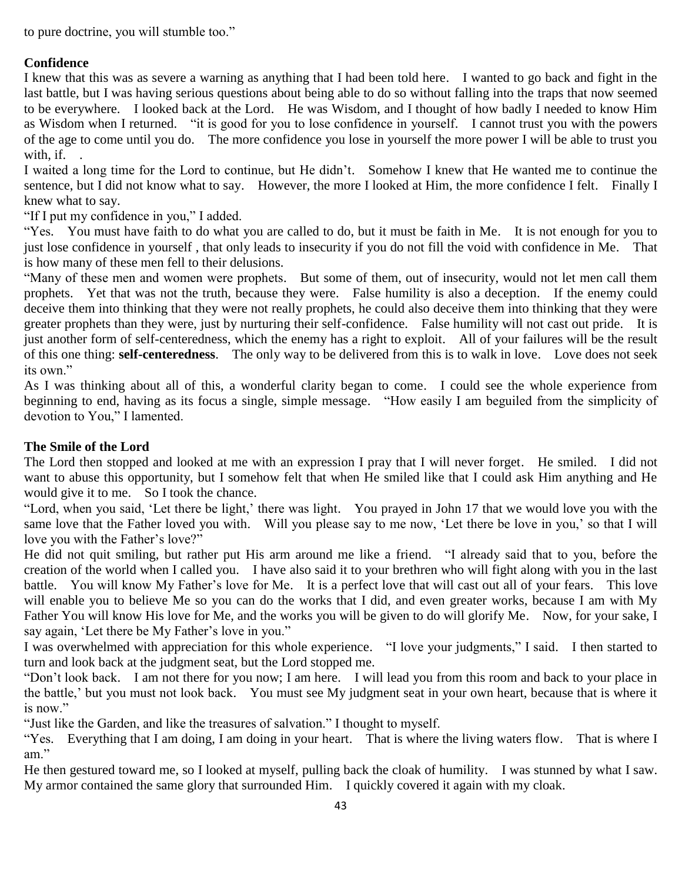to pure doctrine, you will stumble too."

**Confidence**

I knew that this was as severe a warning as anything that I had been told here. I wanted to go back and fight in the last battle, but I was having serious questions about being able to do so without falling into the traps that now seemed to be everywhere. I looked back at the Lord. He was Wisdom, and I thought of how badly I needed to know Him as Wisdom when I returned. "it is good for you to lose confidence in yourself. I cannot trust you with the powers of the age to come until you do. The more confidence you lose in yourself the more power I will be able to trust you with, if. .

I waited a long time for the Lord to continue, but He didn't. Somehow I knew that He wanted me to continue the sentence, but I did not know what to say. However, the more I looked at Him, the more confidence I felt. Finally I knew what to say.

"If I put my confidence in you," I added.

"Yes. You must have faith to do what you are called to do, but it must be faith in Me. It is not enough for you to just lose confidence in yourself , that only leads to insecurity if you do not fill the void with confidence in Me. That is how many of these men fell to their delusions.

"Many of these men and women were prophets. But some of them, out of insecurity, would not let men call them prophets. Yet that was not the truth, because they were. False humility is also a deception. If the enemy could deceive them into thinking that they were not really prophets, he could also deceive them into thinking that they were greater prophets than they were, just by nurturing their self-confidence. False humility will not cast out pride. It is just another form of self-centeredness, which the enemy has a right to exploit. All of your failures will be the result of this one thing: **self-centeredness**. The only way to be delivered from this is to walk in love. Love does not seek its own."

As I was thinking about all of this, a wonderful clarity began to come. I could see the whole experience from beginning to end, having as its focus a single, simple message. "How easily I am beguiled from the simplicity of devotion to You," I lamented.

**The Smile of the Lord**

The Lord then stopped and looked at me with an expression I pray that I will never forget. He smiled. I did not want to abuse this opportunity, but I somehow felt that when He smiled like that I could ask Him anything and He would give it to me. So I took the chance.

"Lord, when you said, 'Let there be light,' there was light. You prayed in John 17 that we would love you with the same love that the Father loved you with. Will you please say to me now, 'Let there be love in you,' so that I will love you with the Father's love?"

He did not quit smiling, but rather put His arm around me like a friend. "I already said that to you, before the creation of the world when I called you. I have also said it to your brethren who will fight along with you in the last battle. You will know My Father's love for Me. It is a perfect love that will cast out all of your fears. This love will enable you to believe Me so you can do the works that I did, and even greater works, because I am with My Father You will know His love for Me, and the works you will be given to do will glorify Me. Now, for your sake, I say again, 'Let there be My Father's love in you."

I was overwhelmed with appreciation for this whole experience. "I love your judgments," I said. I then started to turn and look back at the judgment seat, but the Lord stopped me.

"Don't look back. I am not there for you now; I am here. I will lead you from this room and back to your place in the battle,' but you must not look back. You must see My judgment seat in your own heart, because that is where it is now."

"Just like the Garden, and like the treasures of salvation." I thought to myself.

"Yes. Everything that I am doing, I am doing in your heart. That is where the living waters flow. That is where I am."

He then gestured toward me, so I looked at myself, pulling back the cloak of humility. I was stunned by what I saw. My armor contained the same glory that surrounded Him. I quickly covered it again with my cloak.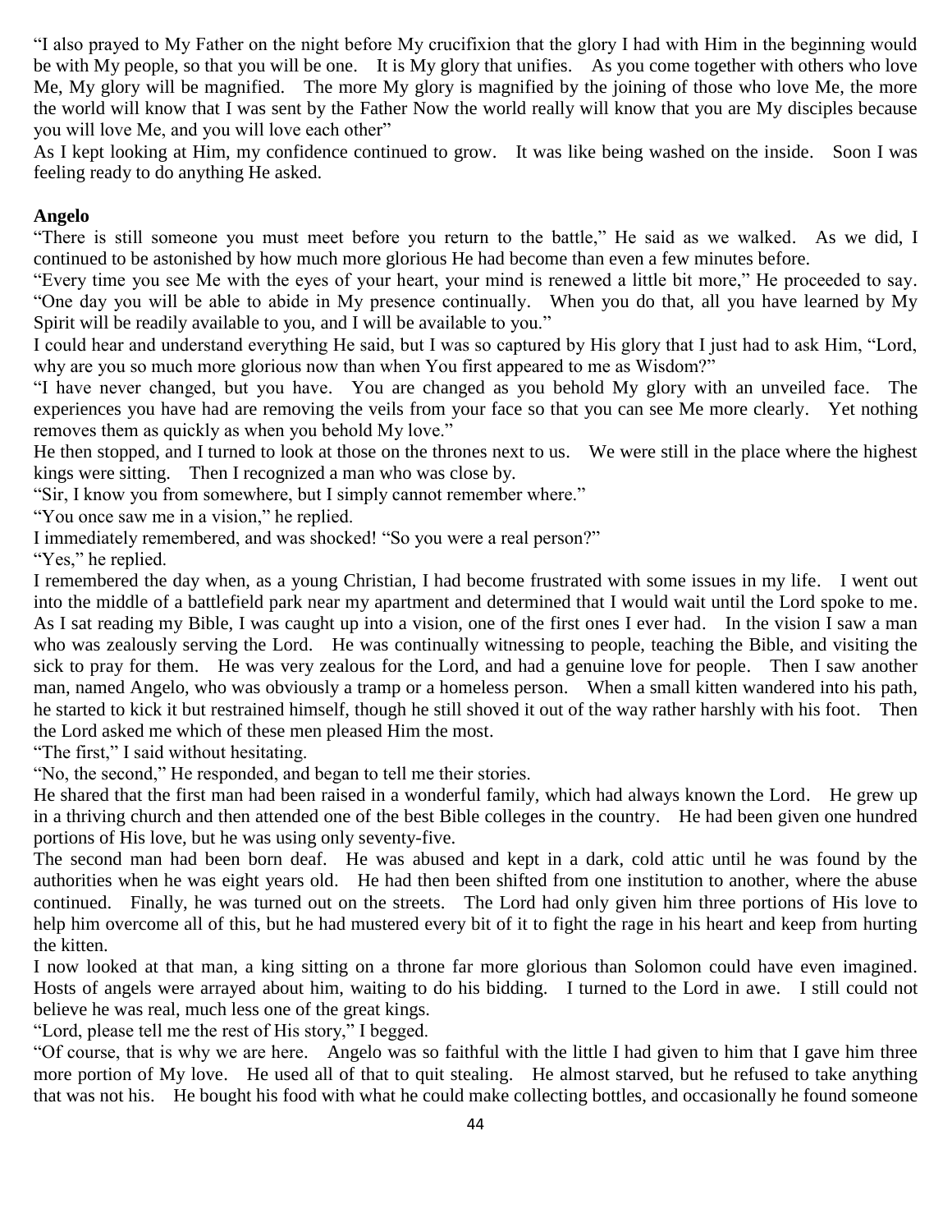"I also prayed to My Father on the night before My crucifixion that the glory I had with Him in the beginning would be with My people, so that you will be one. It is My glory that unifies. As you come together with others who love Me, My glory will be magnified. The more My glory is magnified by the joining of those who love Me, the more the world will know that I was sent by the Father Now the world really will know that you are My disciples because you will love Me, and you will love each other"

As I kept looking at Him, my confidence continued to grow. It was like being washed on the inside. Soon I was feeling ready to do anything He asked.

**Angelo**

"There is still someone you must meet before you return to the battle," He said as we walked. As we did, I continued to be astonished by how much more glorious He had become than even a few minutes before.

"Every time you see Me with the eyes of your heart, your mind is renewed a little bit more," He proceeded to say. "One day you will be able to abide in My presence continually. When you do that, all you have learned by My Spirit will be readily available to you, and I will be available to you."

I could hear and understand everything He said, but I was so captured by His glory that I just had to ask Him, "Lord, why are you so much more glorious now than when You first appeared to me as Wisdom?"

"I have never changed, but you have. You are changed as you behold My glory with an unveiled face. The experiences you have had are removing the veils from your face so that you can see Me more clearly. Yet nothing removes them as quickly as when you behold My love."

He then stopped, and I turned to look at those on the thrones next to us. We were still in the place where the highest kings were sitting. Then I recognized a man who was close by.

"Sir, I know you from somewhere, but I simply cannot remember where."

"You once saw me in a vision," he replied.

I immediately remembered, and was shocked! "So you were a real person?"

"Yes," he replied.

I remembered the day when, as a young Christian, I had become frustrated with some issues in my life. I went out into the middle of a battlefield park near my apartment and determined that I would wait until the Lord spoke to me. As I sat reading my Bible, I was caught up into a vision, one of the first ones I ever had. In the vision I saw a man who was zealously serving the Lord. He was continually witnessing to people, teaching the Bible, and visiting the sick to pray for them. He was very zealous for the Lord, and had a genuine love for people. Then I saw another man, named Angelo, who was obviously a tramp or a homeless person. When a small kitten wandered into his path, he started to kick it but restrained himself, though he still shoved it out of the way rather harshly with his foot. Then the Lord asked me which of these men pleased Him the most.

"The first," I said without hesitating.

"No, the second," He responded, and began to tell me their stories.

He shared that the first man had been raised in a wonderful family, which had always known the Lord. He grew up in a thriving church and then attended one of the best Bible colleges in the country. He had been given one hundred portions of His love, but he was using only seventy-five.

The second man had been born deaf. He was abused and kept in a dark, cold attic until he was found by the authorities when he was eight years old. He had then been shifted from one institution to another, where the abuse continued. Finally, he was turned out on the streets. The Lord had only given him three portions of His love to help him overcome all of this, but he had mustered every bit of it to fight the rage in his heart and keep from hurting the kitten.

I now looked at that man, a king sitting on a throne far more glorious than Solomon could have even imagined. Hosts of angels were arrayed about him, waiting to do his bidding. I turned to the Lord in awe. I still could not believe he was real, much less one of the great kings.

"Lord, please tell me the rest of His story," I begged.

"Of course, that is why we are here. Angelo was so faithful with the little I had given to him that I gave him three more portion of My love. He used all of that to quit stealing. He almost starved, but he refused to take anything that was not his. He bought his food with what he could make collecting bottles, and occasionally he found someone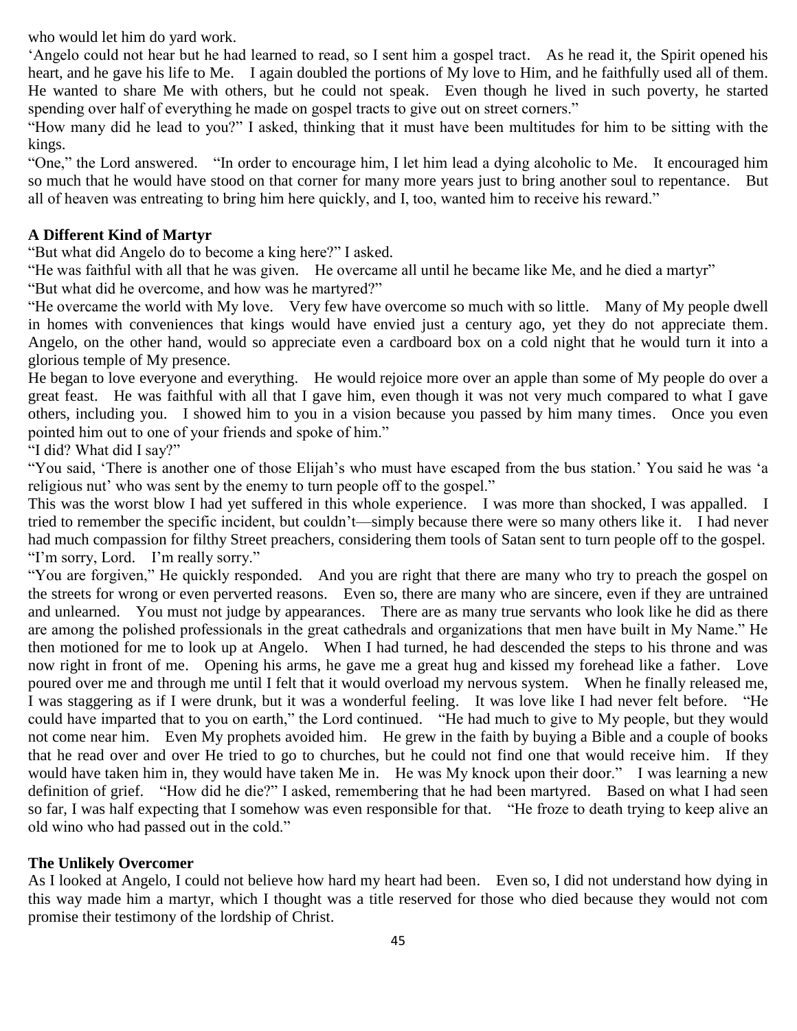who would let him do yard work.

'Angelo could not hear but he had learned to read, so I sent him a gospel tract. As he read it, the Spirit opened his heart, and he gave his life to Me. I again doubled the portions of My love to Him, and he faithfully used all of them. He wanted to share Me with others, but he could not speak. Even though he lived in such poverty, he started spending over half of everything he made on gospel tracts to give out on street corners."

"How many did he lead to you?" I asked, thinking that it must have been multitudes for him to be sitting with the kings.

"One," the Lord answered. "In order to encourage him, I let him lead a dying alcoholic to Me. It encouraged him so much that he would have stood on that corner for many more years just to bring another soul to repentance. But all of heaven was entreating to bring him here quickly, and I, too, wanted him to receive his reward."

**A Different Kind of Martyr**

"But what did Angelo do to become a king here?" I asked.

"He was faithful with all that he was given. He overcame all until he became like Me, and he died a martyr"

"But what did he overcome, and how was he martyred?"

"He overcame the world with My love. Very few have overcome so much with so little. Many of My people dwell in homes with conveniences that kings would have envied just a century ago, yet they do not appreciate them. Angelo, on the other hand, would so appreciate even a cardboard box on a cold night that he would turn it into a glorious temple of My presence.

He began to love everyone and everything. He would rejoice more over an apple than some of My people do over a great feast. He was faithful with all that I gave him, even though it was not very much compared to what I gave others, including you. I showed him to you in a vision because you passed by him many times. Once you even pointed him out to one of your friends and spoke of him."

"I did? What did I say?"

"You said, 'There is another one of those Elijah's who must have escaped from the bus station.' You said he was 'a religious nut' who was sent by the enemy to turn people off to the gospel."

This was the worst blow I had yet suffered in this whole experience. I was more than shocked, I was appalled. I tried to remember the specific incident, but couldn't—simply because there were so many others like it. I had never had much compassion for filthy Street preachers, considering them tools of Satan sent to turn people off to the gospel.

"I'm sorry, Lord. I'm really sorry."

"You are forgiven," He quickly responded. And you are right that there are many who try to preach the gospel on the streets for wrong or even perverted reasons. Even so, there are many who are sincere, even if they are untrained and unlearned. You must not judge by appearances. There are as many true servants who look like he did as there are among the polished professionals in the great cathedrals and organizations that men have built in My Name." He then motioned for me to look up at Angelo. When I had turned, he had descended the steps to his throne and was now right in front of me. Opening his arms, he gave me a great hug and kissed my forehead like a father. Love poured over me and through me until I felt that it would overload my nervous system. When he finally released me, I was staggering as if I were drunk, but it was a wonderful feeling. It was love like I had never felt before. "He could have imparted that to you on earth," the Lord continued. "He had much to give to My people, but they would not come near him. Even My prophets avoided him. He grew in the faith by buying a Bible and a couple of books that he read over and over He tried to go to churches, but he could not find one that would receive him. If they would have taken him in, they would have taken Me in. He was My knock upon their door." I was learning a new definition of grief. "How did he die?" I asked, remembering that he had been martyred. Based on what I had seen so far, I was half expecting that I somehow was even responsible for that. "He froze to death trying to keep alive an old wino who had passed out in the cold."

**The Unlikely Overcomer**

As I looked at Angelo, I could not believe how hard my heart had been. Even so, I did not understand how dying in this way made him a martyr, which I thought was a title reserved for those who died because they would not com promise their testimony of the lordship of Christ.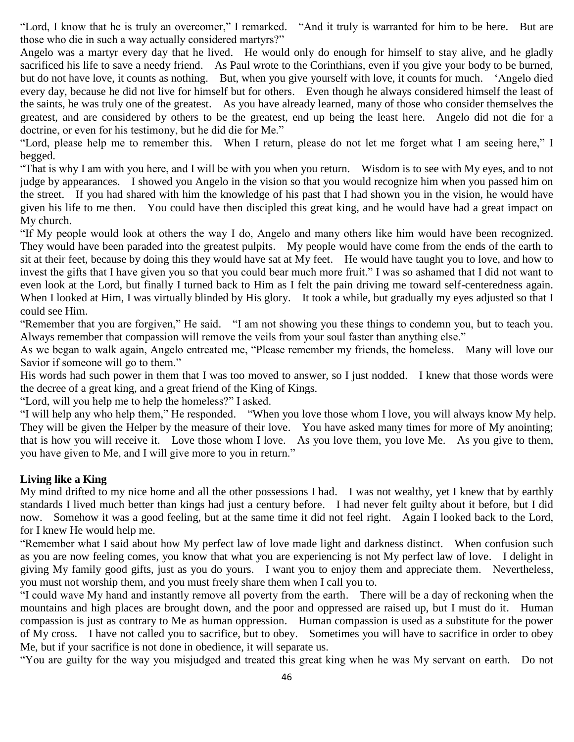"Lord, I know that he is truly an overcomer," I remarked. "And it truly is warranted for him to be here. But are those who die in such a way actually considered martyrs?"

Angelo was a martyr every day that he lived. He would only do enough for himself to stay alive, and he gladly sacrificed his life to save a needy friend. As Paul wrote to the Corinthians, even if you give your body to be burned, but do not have love, it counts as nothing. But, when you give yourself with love, it counts for much. 'Angelo died every day, because he did not live for himself but for others. Even though he always considered himself the least of the saints, he was truly one of the greatest. As you have already learned, many of those who consider themselves the greatest, and are considered by others to be the greatest, end up being the least here. Angelo did not die for a doctrine, or even for his testimony, but he did die for Me."

"Lord, please help me to remember this. When I return, please do not let me forget what I am seeing here," I begged.

"That is why I am with you here, and I will be with you when you return. Wisdom is to see with My eyes, and to not judge by appearances. I showed you Angelo in the vision so that you would recognize him when you passed him on the street. If you had shared with him the knowledge of his past that I had shown you in the vision, he would have given his life to me then. You could have then discipled this great king, and he would have had a great impact on My church.

"If My people would look at others the way I do, Angelo and many others like him would have been recognized. They would have been paraded into the greatest pulpits. My people would have come from the ends of the earth to sit at their feet, because by doing this they would have sat at My feet. He would have taught you to love, and how to invest the gifts that I have given you so that you could bear much more fruit." I was so ashamed that I did not want to even look at the Lord, but finally I turned back to Him as I felt the pain driving me toward self-centeredness again. When I looked at Him, I was virtually blinded by His glory. It took a while, but gradually my eyes adjusted so that I could see Him.

"Remember that you are forgiven," He said. "I am not showing you these things to condemn you, but to teach you. Always remember that compassion will remove the veils from your soul faster than anything else."

As we began to walk again, Angelo entreated me, "Please remember my friends, the homeless. Many will love our Savior if someone will go to them."

His words had such power in them that I was too moved to answer, so I just nodded. I knew that those words were the decree of a great king, and a great friend of the King of Kings.

"Lord, will you help me to help the homeless?" I asked.

"I will help any who help them," He responded. "When you love those whom I love, you will always know My help. They will be given the Helper by the measure of their love. You have asked many times for more of My anointing; that is how you will receive it. Love those whom I love. As you love them, you love Me. As you give to them, you have given to Me, and I will give more to you in return."

**Living like a King**

My mind drifted to my nice home and all the other possessions I had. I was not wealthy, yet I knew that by earthly standards I lived much better than kings had just a century before. I had never felt guilty about it before, but I did now. Somehow it was a good feeling, but at the same time it did not feel right. Again I looked back to the Lord, for I knew He would help me.

"Remember what I said about how My perfect law of love made light and darkness distinct. When confusion such as you are now feeling comes, you know that what you are experiencing is not My perfect law of love. I delight in giving My family good gifts, just as you do yours. I want you to enjoy them and appreciate them. Nevertheless, you must not worship them, and you must freely share them when I call you to.

"I could wave My hand and instantly remove all poverty from the earth. There will be a day of reckoning when the mountains and high places are brought down, and the poor and oppressed are raised up, but I must do it. Human compassion is just as contrary to Me as human oppression. Human compassion is used as a substitute for the power of My cross. I have not called you to sacrifice, but to obey. Sometimes you will have to sacrifice in order to obey Me, but if your sacrifice is not done in obedience, it will separate us.

"You are guilty for the way you misjudged and treated this great king when he was My servant on earth. Do not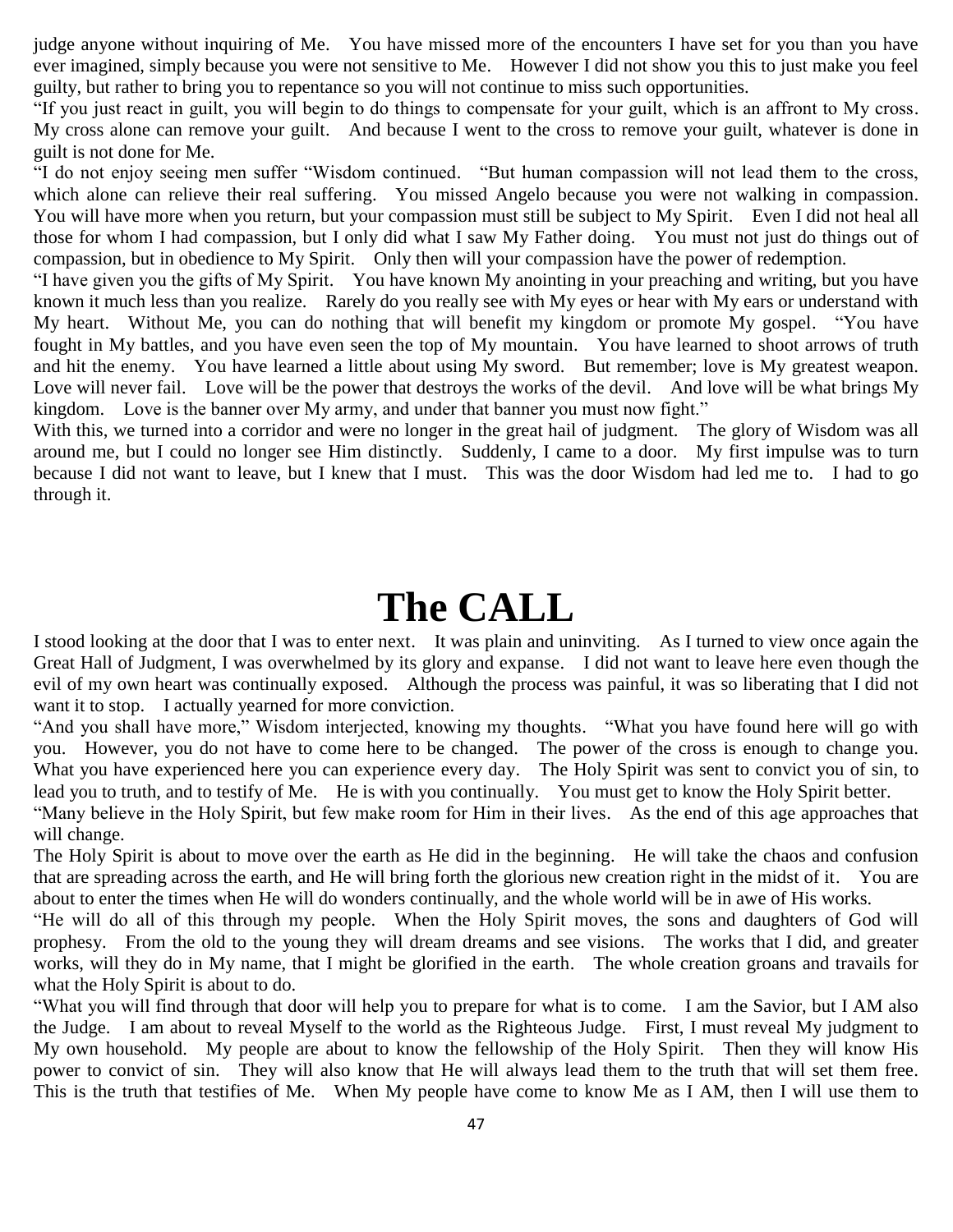judge anyone without inquiring of Me. You have missed more of the encounters I have set for you than you have ever imagined, simply because you were not sensitive to Me. However I did not show you this to just make you feel guilty, but rather to bring you to repentance so you will not continue to miss such opportunities.

"If you just react in guilt, you will begin to do things to compensate for your guilt, which is an affront to My cross. My cross alone can remove your guilt. And because I went to the cross to remove your guilt, whatever is done in guilt is not done for Me.

"I do not enjoy seeing men suffer "Wisdom continued. "But human compassion will not lead them to the cross, which alone can relieve their real suffering. You missed Angelo because you were not walking in compassion. You will have more when you return, but your compassion must still be subject to My Spirit. Even I did not heal all those for whom I had compassion, but I only did what I saw My Father doing. You must not just do things out of compassion, but in obedience to My Spirit. Only then will your compassion have the power of redemption.

"I have given you the gifts of My Spirit. You have known My anointing in your preaching and writing, but you have known it much less than you realize. Rarely do you really see with My eyes or hear with My ears or understand with My heart. Without Me, you can do nothing that will benefit my kingdom or promote My gospel. "You have fought in My battles, and you have even seen the top of My mountain. You have learned to shoot arrows of truth and hit the enemy. You have learned a little about using My sword. But remember; love is My greatest weapon. Love will never fail. Love will be the power that destroys the works of the devil. And love will be what brings My kingdom. Love is the banner over My army, and under that banner you must now fight."

With this, we turned into a corridor and were no longer in the great hail of judgment. The glory of Wisdom was all around me, but I could no longer see Him distinctly. Suddenly, I came to a door. My first impulse was to turn because I did not want to leave, but I knew that I must. This was the door Wisdom had led me to. I had to go through it.

# The CALL

I stood looking at the door that I was to enter next. It was plain and uninviting. As I turned to view once again the Great Hall of Judgment, I was overwhelmed by its glory and expanse. I did not want to leave here even though the evil of my own heart was continually exposed. Although the process was painful, it was so liberating that I did not want it to stop. I actually yearned for more conviction.

"And you shall have more," Wisdom interjected, knowing my thoughts. "What you have found here will go with you. However, you do not have to come here to be changed. The power of the cross is enough to change you. What you have experienced here you can experience every day. The Holy Spirit was sent to convict you of sin, to lead you to truth, and to testify of Me. He is with you continually. You must get to know the Holy Spirit better.

"Many believe in the Holy Spirit, but few make room for Him in their lives. As the end of this age approaches that will change.

The Holy Spirit is about to move over the earth as He did in the beginning. He will take the chaos and confusion that are spreading across the earth, and He will bring forth the glorious new creation right in the midst of it. You are about to enter the times when He will do wonders continually, and the whole world will be in awe of His works.

"He will do all of this through my people. When the Holy Spirit moves, the sons and daughters of God will prophesy. From the old to the young they will dream dreams and see visions. The works that I did, and greater works, will they do in My name, that I might be glorified in the earth. The whole creation groans and travails for what the Holy Spirit is about to do.

"What you will find through that door will help you to prepare for what is to come. I am the Savior, but I AM also the Judge. I am about to reveal Myself to the world as the Righteous Judge. First, I must reveal My judgment to My own household. My people are about to know the fellowship of the Holy Spirit. Then they will know His power to convict of sin. They will also know that He will always lead them to the truth that will set them free. This is the truth that testifies of Me. When My people have come to know Me as I AM, then I will use them to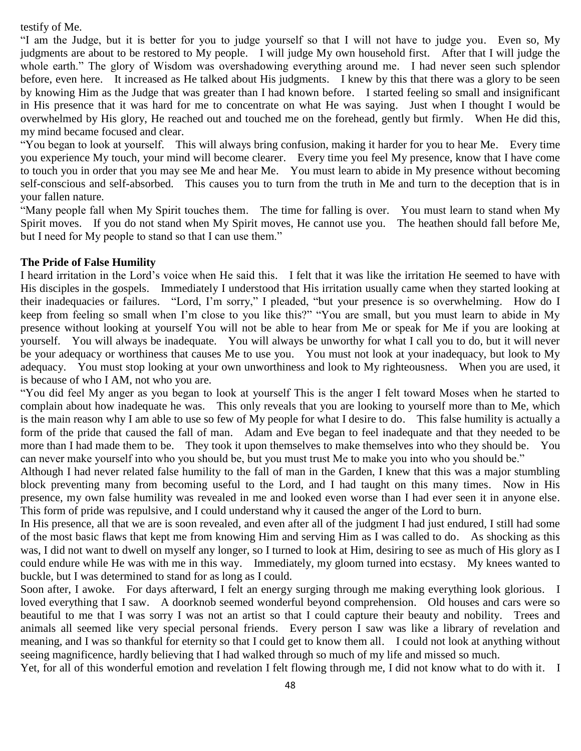testify of Me.

"I am the Judge, but it is better for you to judge yourself so that I will not have to judge you. Even so, My judgments are about to be restored to My people. I will judge My own household first. After that I will judge the whole earth." The glory of Wisdom was overshadowing everything around me. I had never seen such splendor before, even here. It increased as He talked about His judgments. I knew by this that there was a glory to be seen by knowing Him as the Judge that was greater than I had known before. I started feeling so small and insignificant in His presence that it was hard for me to concentrate on what He was saying. Just when I thought I would be overwhelmed by His glory, He reached out and touched me on the forehead, gently but firmly. When He did this, my mind became focused and clear.

"You began to look at yourself. This will always bring confusion, making it harder for you to hear Me. Every time you experience My touch, your mind will become clearer. Every time you feel My presence, know that I have come to touch you in order that you may see Me and hear Me. You must learn to abide in My presence without becoming self-conscious and self-absorbed. This causes you to turn from the truth in Me and turn to the deception that is in your fallen nature.

"Many people fall when My Spirit touches them. The time for falling is over. You must learn to stand when My Spirit moves. If you do not stand when My Spirit moves, He cannot use you. The heathen should fall before Me, but I need for My people to stand so that I can use them."

**The Pride of False Humility**

I heard irritation in the Lord's voice when He said this. I felt that it was like the irritation He seemed to have with His disciples in the gospels. Immediately I understood that His irritation usually came when they started looking at their inadequacies or failures. "Lord, I'm sorry," I pleaded, "but your presence is so overwhelming. How do I keep from feeling so small when I'm close to you like this?" "You are small, but you must learn to abide in My presence without looking at yourself You will not be able to hear from Me or speak for Me if you are looking at yourself. You will always be inadequate. You will always be unworthy for what I call you to do, but it will never be your adequacy or worthiness that causes Me to use you. You must not look at your inadequacy, but look to My adequacy. You must stop looking at your own unworthiness and look to My righteousness. When you are used, it is because of who I AM, not who you are.

"You did feel My anger as you began to look at yourself This is the anger I felt toward Moses when he started to complain about how inadequate he was. This only reveals that you are looking to yourself more than to Me, which is the main reason why I am able to use so few of My people for what I desire to do. This false humility is actually a form of the pride that caused the fall of man. Adam and Eve began to feel inadequate and that they needed to be more than I had made them to be. They took it upon themselves to make themselves into who they should be. You can never make yourself into who you should be, but you must trust Me to make you into who you should be."

Although I had never related false humility to the fall of man in the Garden, I knew that this was a major stumbling block preventing many from becoming useful to the Lord, and I had taught on this many times. Now in His presence, my own false humility was revealed in me and looked even worse than I had ever seen it in anyone else. This form of pride was repulsive, and I could understand why it caused the anger of the Lord to burn.

In His presence, all that we are is soon revealed, and even after all of the judgment I had just endured, I still had some of the most basic flaws that kept me from knowing Him and serving Him as I was called to do. As shocking as this was, I did not want to dwell on myself any longer, so I turned to look at Him, desiring to see as much of His glory as I could endure while He was with me in this way. Immediately, my gloom turned into ecstasy. My knees wanted to buckle, but I was determined to stand for as long as I could.

Soon after, I awoke. For days afterward, I felt an energy surging through me making everything look glorious. I loved everything that I saw. A doorknob seemed wonderful beyond comprehension. Old houses and cars were so beautiful to me that I was sorry I was not an artist so that I could capture their beauty and nobility. Trees and animals all seemed like very special personal friends. Every person I saw was like a library of revelation and meaning, and I was so thankful for eternity so that I could get to know them all. I could not look at anything without seeing magnificence, hardly believing that I had walked through so much of my life and missed so much.

Yet, for all of this wonderful emotion and revelation I felt flowing through me, I did not know what to do with it. I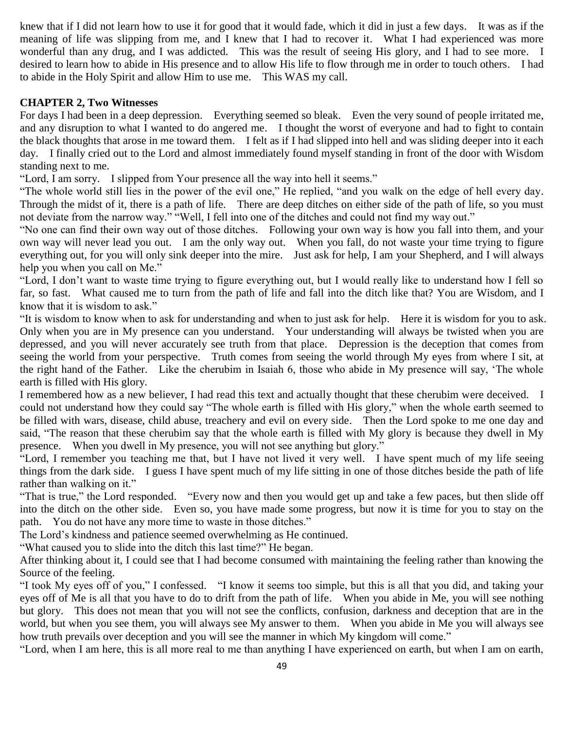knew that if I did not learn how to use it for good that it would fade, which it did in just a few days. It was as if the meaning of life was slipping from me, and I knew that I had to recover it. What I had experienced was more wonderful than any drug, and I was addicted. This was the result of seeing His glory, and I had to see more. I desired to learn how to abide in His presence and to allow His life to flow through me in order to touch others. I had to abide in the Holy Spirit and allow Him to use me. This WAS my call.

**CHAPTER 2, Two Witnesses**

For days I had been in a deep depression. Everything seemed so bleak. Even the very sound of people irritated me, and any disruption to what I wanted to do angered me. I thought the worst of everyone and had to fight to contain the black thoughts that arose in me toward them. I felt as if I had slipped into hell and was sliding deeper into it each day. I finally cried out to the Lord and almost immediately found myself standing in front of the door with Wisdom standing next to me.

"Lord, I am sorry. I slipped from Your presence all the way into hell it seems."

"The whole world still lies in the power of the evil one," He replied, "and you walk on the edge of hell every day. Through the midst of it, there is a path of life. There are deep ditches on either side of the path of life, so you must not deviate from the narrow way." "Well, I fell into one of the ditches and could not find my way out."

"No one can find their own way out of those ditches. Following your own way is how you fall into them, and your own way will never lead you out. I am the only way out. When you fall, do not waste your time trying to figure everything out, for you will only sink deeper into the mire. Just ask for help, I am your Shepherd, and I will always help you when you call on Me."

"Lord, I don't want to waste time trying to figure everything out, but I would really like to understand how I fell so far, so fast. What caused me to turn from the path of life and fall into the ditch like that? You are Wisdom, and I know that it is wisdom to ask."

"It is wisdom to know when to ask for understanding and when to just ask for help. Here it is wisdom for you to ask. Only when you are in My presence can you understand. Your understanding will always be twisted when you are depressed, and you will never accurately see truth from that place. Depression is the deception that comes from seeing the world from your perspective. Truth comes from seeing the world through My eyes from where I sit, at the right hand of the Father. Like the cherubim in Isaiah 6, those who abide in My presence will say, 'The whole earth is filled with His glory.

I remembered how as a new believer, I had read this text and actually thought that these cherubim were deceived. I could not understand how they could say "The whole earth is filled with His glory," when the whole earth seemed to be filled with wars, disease, child abuse, treachery and evil on every side. Then the Lord spoke to me one day and said, "The reason that these cherubim say that the whole earth is filled with My glory is because they dwell in My presence. When you dwell in My presence, you will not see anything but glory."

"Lord, I remember you teaching me that, but I have not lived it very well. I have spent much of my life seeing things from the dark side. I guess I have spent much of my life sitting in one of those ditches beside the path of life rather than walking on it."

"That is true," the Lord responded. "Every now and then you would get up and take a few paces, but then slide off into the ditch on the other side. Even so, you have made some progress, but now it is time for you to stay on the path. You do not have any more time to waste in those ditches."

The Lord's kindness and patience seemed overwhelming as He continued.

"What caused you to slide into the ditch this last time?" He began.

After thinking about it, I could see that I had become consumed with maintaining the feeling rather than knowing the Source of the feeling.

"I took My eyes off of you," I confessed. "I know it seems too simple, but this is all that you did, and taking your eyes off of Me is all that you have to do to drift from the path of life. When you abide in Me, you will see nothing but glory. This does not mean that you will not see the conflicts, confusion, darkness and deception that are in the world, but when you see them, you will always see My answer to them. When you abide in Me you will always see how truth prevails over deception and you will see the manner in which My kingdom will come."

"Lord, when I am here, this is all more real to me than anything I have experienced on earth, but when I am on earth,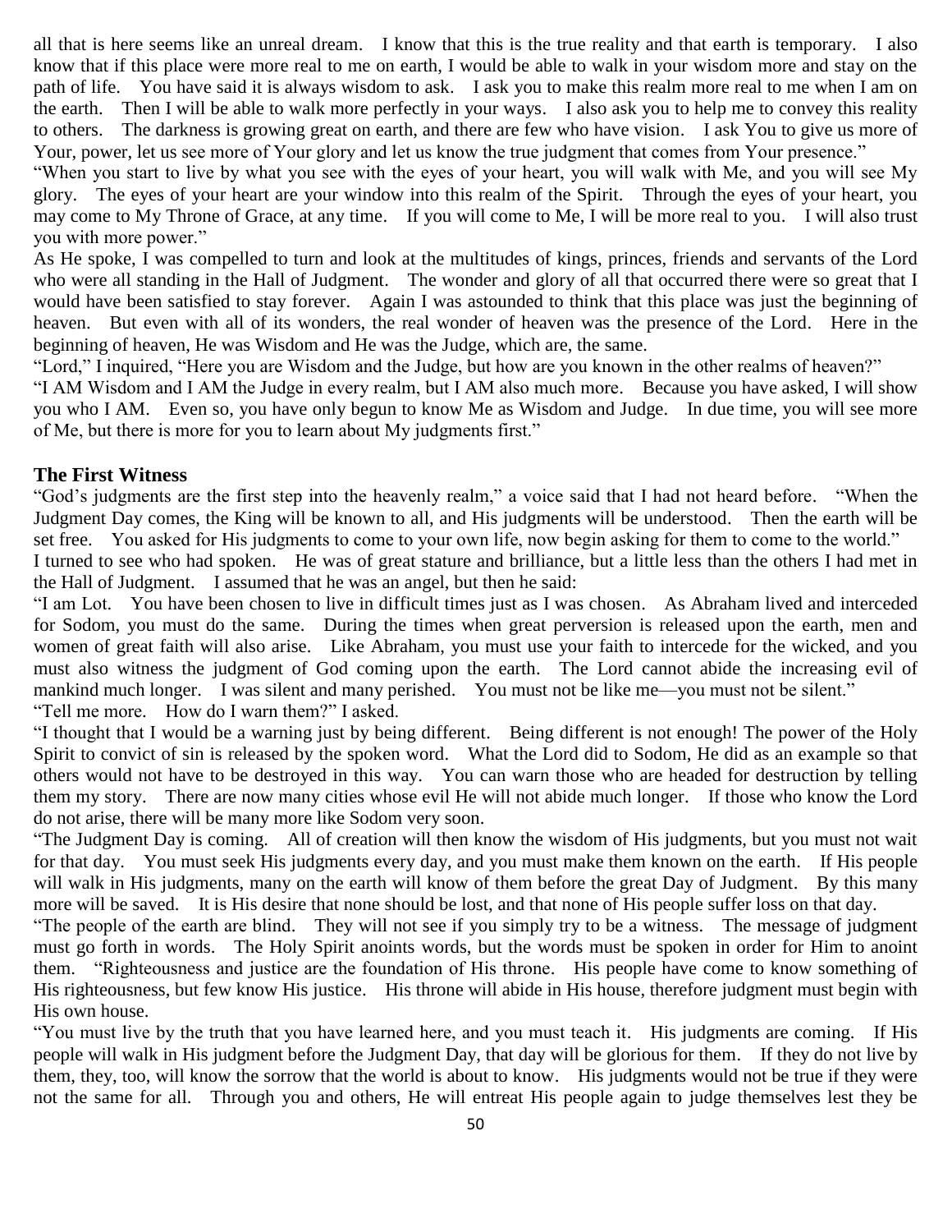all that is here seems like an unreal dream. I know that this is the true reality and that earth is temporary. I also know that if this place were more real to me on earth, I would be able to walk in your wisdom more and stay on the path of life. You have said it is always wisdom to ask. I ask you to make this realm more real to me when I am on the earth. Then I will be able to walk more perfectly in your ways. I also ask you to help me to convey this reality to others. The darkness is growing great on earth, and there are few who have vision. I ask You to give us more of Your, power, let us see more of Your glory and let us know the true judgment that comes from Your presence."

"When you start to live by what you see with the eyes of your heart, you will walk with Me, and you will see My glory. The eyes of your heart are your window into this realm of the Spirit. Through the eyes of your heart, you may come to My Throne of Grace, at any time. If you will come to Me, I will be more real to you. I will also trust you with more power."

As He spoke, I was compelled to turn and look at the multitudes of kings, princes, friends and servants of the Lord who were all standing in the Hall of Judgment. The wonder and glory of all that occurred there were so great that I would have been satisfied to stay forever. Again I was astounded to think that this place was just the beginning of heaven. But even with all of its wonders, the real wonder of heaven was the presence of the Lord. Here in the beginning of heaven, He was Wisdom and He was the Judge, which are, the same.

"Lord," I inquired, "Here you are Wisdom and the Judge, but how are you known in the other realms of heaven?"

"I AM Wisdom and I AM the Judge in every realm, but I AM also much more. Because you have asked, I will show you who I AM. Even so, you have only begun to know Me as Wisdom and Judge. In due time, you will see more of Me, but there is more for you to learn about My judgments first."

## The First Witness

"God's judgments are the first step into the heavenly realm," a voice said that I had not heard before. "When the Judgment Day comes, the King will be known to all, and His judgments will be understood. Then the earth will be set free. You asked for His judgments to come to your own life, now begin asking for them to come to the world."

I turned to see who had spoken. He was of great stature and brilliance, but a little less than the others I had met in the Hall of Judgment. I assumed that he was an angel, but then he said:

"I am Lot. You have been chosen to live in difficult times just as I was chosen. As Abraham lived and interceded for Sodom, you must do the same. During the times when great perversion is released upon the earth, men and women of great faith will also arise. Like Abraham, you must use your faith to intercede for the wicked, and you must also witness the judgment of God coming upon the earth. The Lord cannot abide the increasing evil of mankind much longer. I was silent and many perished. You must not be like me—you must not be silent."

"Tell me more. How do I warn them?" I asked.

"I thought that I would be a warning just by being different. Being different is not enough! The power of the Holy Spirit to convict of sin is released by the spoken word. What the Lord did to Sodom, He did as an example so that others would not have to be destroyed in this way. You can warn those who are headed for destruction by telling them my story. There are now many cities whose evil He will not abide much longer. If those who know the Lord do not arise, there will be many more like Sodom very soon.

"The Judgment Day is coming. All of creation will then know the wisdom of His judgments, but you must not wait for that day. You must seek His judgments every day, and you must make them known on the earth. If His people will walk in His judgments, many on the earth will know of them before the great Day of Judgment. By this many more will be saved. It is His desire that none should be lost, and that none of His people suffer loss on that day.

"The people of the earth are blind. They will not see if you simply try to be a witness. The message of judgment must go forth in words. The Holy Spirit anoints words, but the words must be spoken in order for Him to anoint them. "Righteousness and justice are the foundation of His throne. His people have come to know something of His righteousness, but few know His justice. His throne will abide in His house, therefore judgment must begin with His own house.

"You must live by the truth that you have learned here, and you must teach it. His judgments are coming. If His people will walk in His judgment before the Judgment Day, that day will be glorious for them. If they do not live by them, they, too, will know the sorrow that the world is about to know. His judgments would not be true if they were not the same for all. Through you and others, He will entreat His people again to judge themselves lest they be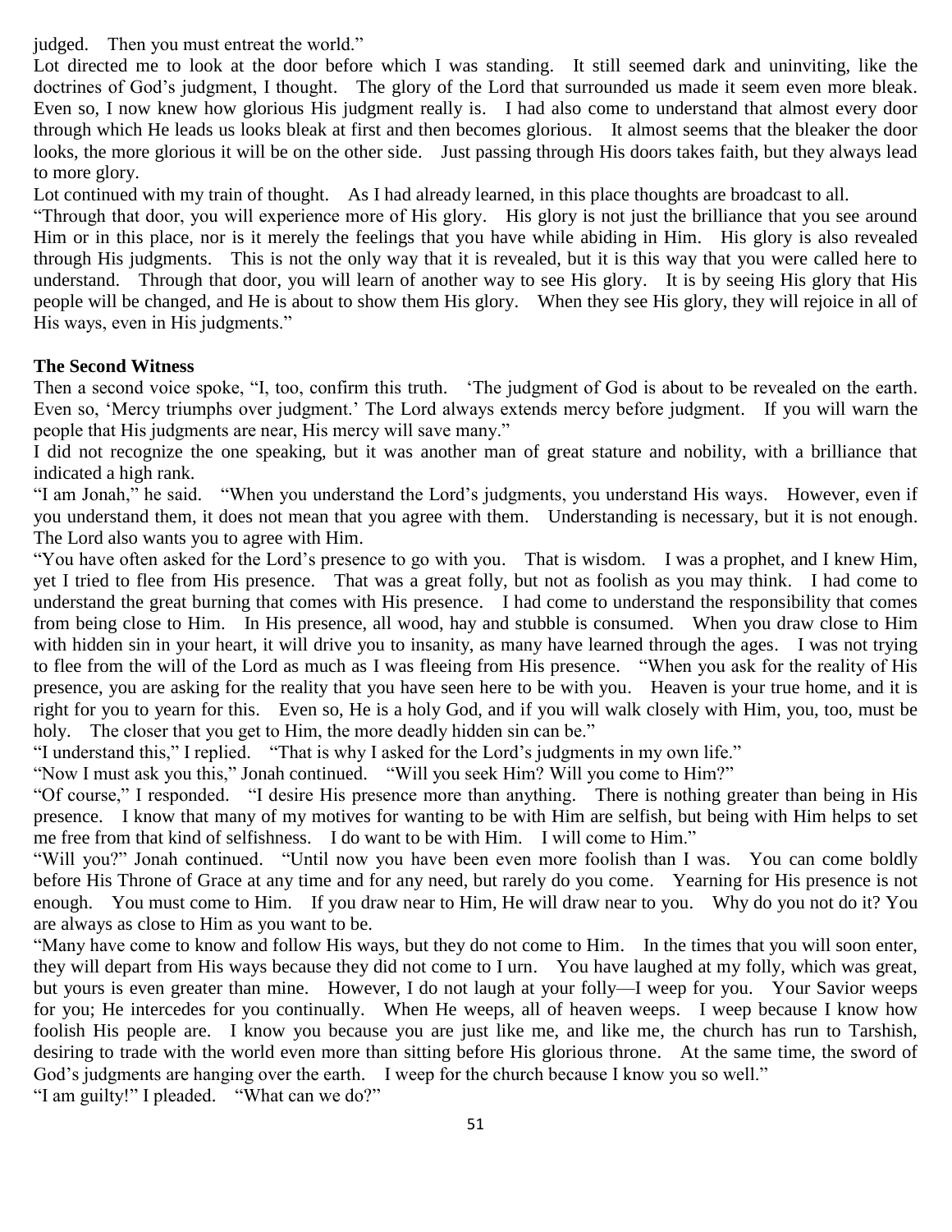judged. Then you must entreat the world."

Lot directed me to look at the door before which I was standing. It still seemed dark and uninviting, like the doctrines of God's judgment, I thought. The glory of the Lord that surrounded us made it seem even more bleak. Even so, I now knew how glorious His judgment really is. I had also come to understand that almost every door through which He leads us looks bleak at first and then becomes glorious. It almost seems that the bleaker the door looks, the more glorious it will be on the other side. Just passing through His doors takes faith, but they always lead to more glory.

Lot continued with my train of thought. As I had already learned, in this place thoughts are broadcast to all.

"Through that door, you will experience more of His glory. His glory is not just the brilliance that you see around Him or in this place, nor is it merely the feelings that you have while abiding in Him. His glory is also revealed through His judgments. This is not the only way that it is revealed, but it is this way that you were called here to understand. Through that door, you will learn of another way to see His glory. It is by seeing His glory that His people will be changed, and He is about to show them His glory. When they see His glory, they will rejoice in all of His ways, even in His judgments."

**The Second Witness**

Then a second voice spoke, "I, too, confirm this truth. 'The judgment of God is about to be revealed on the earth. Even so, 'Mercy triumphs over judgment.' The Lord always extends mercy before judgment. If you will warn the people that His judgments are near, His mercy will save many."

I did not recognize the one speaking, but it was another man of great stature and nobility, with a brilliance that indicated a high rank.

"I am Jonah," he said. "When you understand the Lord's judgments, you understand His ways. However, even if you understand them, it does not mean that you agree with them. Understanding is necessary, but it is not enough. The Lord also wants you to agree with Him.

"You have often asked for the Lord's presence to go with you. That is wisdom. I was a prophet, and I knew Him, yet I tried to flee from His presence. That was a great folly, but not as foolish as you may think. I had come to understand the great burning that comes with His presence. I had come to understand the responsibility that comes from being close to Him. In His presence, all wood, hay and stubble is consumed. When you draw close to Him with hidden sin in your heart, it will drive you to insanity, as many have learned through the ages. I was not trying to flee from the will of the Lord as much as I was fleeing from His presence. "When you ask for the reality of His presence, you are asking for the reality that you have seen here to be with you. Heaven is your true home, and it is right for you to yearn for this. Even so, He is a holy God, and if you will walk closely with Him, you, too, must be holy. The closer that you get to Him, the more deadly hidden sin can be."

"I understand this," I replied. "That is why I asked for the Lord's judgments in my own life."

"Now I must ask you this," Jonah continued. "Will you seek Him? Will you come to Him?"

"Of course," I responded. "I desire His presence more than anything. There is nothing greater than being in His presence. I know that many of my motives for wanting to be with Him are selfish, but being with Him helps to set me free from that kind of selfishness. I do want to be with Him. I will come to Him."

"Will you?" Jonah continued. "Until now you have been even more foolish than I was. You can come boldly before His Throne of Grace at any time and for any need, but rarely do you come. Yearning for His presence is not enough. You must come to Him. If you draw near to Him, He will draw near to you. Why do you not do it? You are always as close to Him as you want to be.

"Many have come to know and follow His ways, but they do not come to Him. In the times that you will soon enter, they will depart from His ways because they did not come to I urn. You have laughed at my folly, which was great, but yours is even greater than mine. However, I do not laugh at your folly—I weep for you. Your Savior weeps for you; He intercedes for you continually. When He weeps, all of heaven weeps. I weep because I know how foolish His people are. I know you because you are just like me, and like me, the church has run to Tarshish, desiring to trade with the world even more than sitting before His glorious throne. At the same time, the sword of God's judgments are hanging over the earth. I weep for the church because I know you so well."

"I am guilty!" I pleaded. "What can we do?"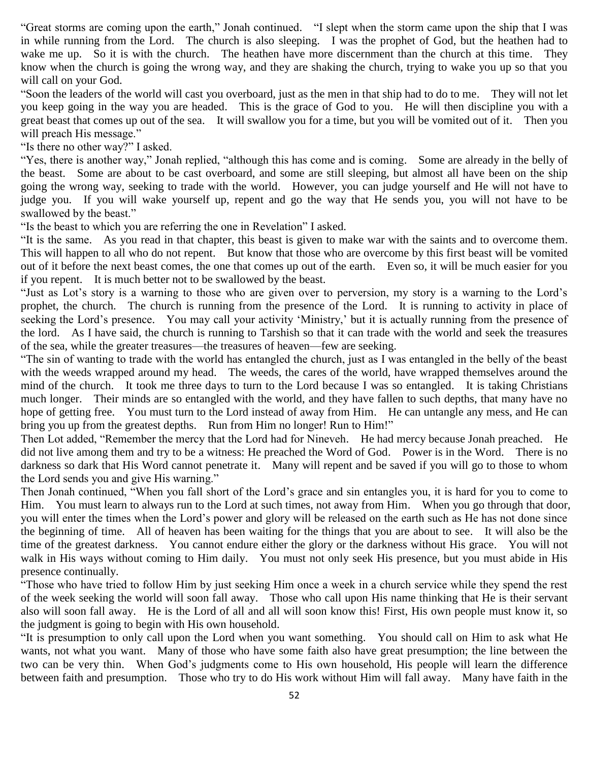"Great storms are coming upon the earth," Jonah continued. "I slept when the storm came upon the ship that I was in while running from the Lord. The church is also sleeping. I was the prophet of God, but the heathen had to wake me up. So it is with the church. The heathen have more discernment than the church at this time. They know when the church is going the wrong way, and they are shaking the church, trying to wake you up so that you will call on your God.

"Soon the leaders of the world will cast you overboard, just as the men in that ship had to do to me. They will not let you keep going in the way you are headed. This is the grace of God to you. He will then discipline you with a great beast that comes up out of the sea. It will swallow you for a time, but you will be vomited out of it. Then you will preach His message."

"Is there no other way?" I asked.

"Yes, there is another way," Jonah replied, "although this has come and is coming. Some are already in the belly of the beast. Some are about to be cast overboard, and some are still sleeping, but almost all have been on the ship going the wrong way, seeking to trade with the world. However, you can judge yourself and He will not have to judge you. If you will wake yourself up, repent and go the way that He sends you, you will not have to be swallowed by the beast."

"Is the beast to which you are referring the one in Revelation" I asked.

"It is the same. As you read in that chapter, this beast is given to make war with the saints and to overcome them. This will happen to all who do not repent. But know that those who are overcome by this first beast will be vomited out of it before the next beast comes, the one that comes up out of the earth. Even so, it will be much easier for you if you repent. It is much better not to be swallowed by the beast.

"Just as Lot's story is a warning to those who are given over to perversion, my story is a warning to the Lord's prophet, the church. The church is running from the presence of the Lord. It is running to activity in place of seeking the Lord's presence. You may call your activity 'Ministry,' but it is actually running from the presence of the lord. As I have said, the church is running to Tarshish so that it can trade with the world and seek the treasures of the sea, while the greater treasures—the treasures of heaven—few are seeking.

"The sin of wanting to trade with the world has entangled the church, just as I was entangled in the belly of the beast with the weeds wrapped around my head. The weeds, the cares of the world, have wrapped themselves around the mind of the church. It took me three days to turn to the Lord because I was so entangled. It is taking Christians much longer. Their minds are so entangled with the world, and they have fallen to such depths, that many have no hope of getting free. You must turn to the Lord instead of away from Him. He can untangle any mess, and He can bring you up from the greatest depths. Run from Him no longer! Run to Him!"

Then Lot added, "Remember the mercy that the Lord had for Nineveh. He had mercy because Jonah preached. He did not live among them and try to be a witness: He preached the Word of God. Power is in the Word. There is no darkness so dark that His Word cannot penetrate it. Many will repent and be saved if you will go to those to whom the Lord sends you and give His warning."

Then Jonah continued, "When you fall short of the Lord's grace and sin entangles you, it is hard for you to come to Him. You must learn to always run to the Lord at such times, not away from Him. When you go through that door, you will enter the times when the Lord's power and glory will be released on the earth such as He has not done since the beginning of time. All of heaven has been waiting for the things that you are about to see. It will also be the time of the greatest darkness. You cannot endure either the glory or the darkness without His grace. You will not walk in His ways without coming to Him daily. You must not only seek His presence, but you must abide in His presence continually.

"Those who have tried to follow Him by just seeking Him once a week in a church service while they spend the rest of the week seeking the world will soon fall away. Those who call upon His name thinking that He is their servant also will soon fall away. He is the Lord of all and all will soon know this! First, His own people must know it, so the judgment is going to begin with His own household.

"It is presumption to only call upon the Lord when you want something. You should call on Him to ask what He wants, not what you want. Many of those who have some faith also have great presumption; the line between the two can be very thin. When God's judgments come to His own household, His people will learn the difference between faith and presumption. Those who try to do His work without Him will fall away. Many have faith in the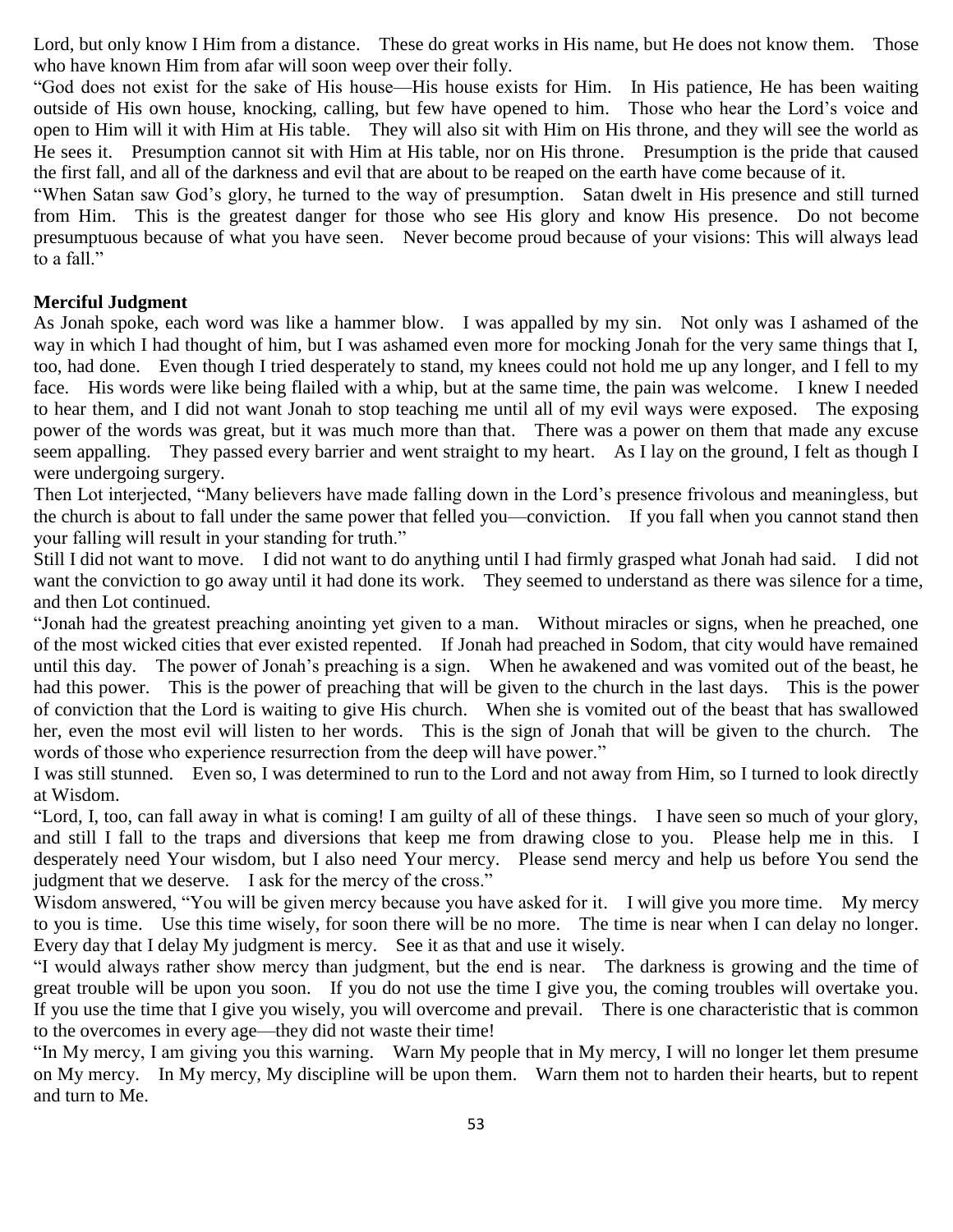Lord, but only know I Him from a distance. These do great works in His name, but He does not know them. Those who have known Him from afar will soon weep over their folly.

"God does not exist for the sake of His house—His house exists for Him. In His patience, He has been waiting outside of His own house, knocking, calling, but few have opened to him. Those who hear the Lord's voice and open to Him will it with Him at His table. They will also sit with Him on His throne, and they will see the world as He sees it. Presumption cannot sit with Him at His table, nor on His throne. Presumption is the pride that caused the first fall, and all of the darkness and evil that are about to be reaped on the earth have come because of it.

"When Satan saw God's glory, he turned to the way of presumption. Satan dwelt in His presence and still turned from Him. This is the greatest danger for those who see His glory and know His presence. Do not become presumptuous because of what you have seen. Never become proud because of your visions: This will always lead to a fall."

**Merciful Judgment**

As Jonah spoke, each word was like a hammer blow. I was appalled by my sin. Not only was I ashamed of the way in which I had thought of him, but I was ashamed even more for mocking Jonah for the very same things that I, too, had done. Even though I tried desperately to stand, my knees could not hold me up any longer, and I fell to my face. His words were like being flailed with a whip, but at the same time, the pain was welcome. I knew I needed to hear them, and I did not want Jonah to stop teaching me until all of my evil ways were exposed. The exposing power of the words was great, but it was much more than that. There was a power on them that made any excuse seem appalling. They passed every barrier and went straight to my heart. As I lay on the ground, I felt as though I were undergoing surgery.

Then Lot interjected, "Many believers have made falling down in the Lord's presence frivolous and meaningless, but the church is about to fall under the same power that felled you—conviction. If you fall when you cannot stand then your falling will result in your standing for truth."

Still I did not want to move. I did not want to do anything until I had firmly grasped what Jonah had said. I did not want the conviction to go away until it had done its work. They seemed to understand as there was silence for a time, and then Lot continued.

"Jonah had the greatest preaching anointing yet given to a man. Without miracles or signs, when he preached, one of the most wicked cities that ever existed repented. If Jonah had preached in Sodom, that city would have remained until this day. The power of Jonah's preaching is a sign. When he awakened and was vomited out of the beast, he had this power. This is the power of preaching that will be given to the church in the last days. This is the power of conviction that the Lord is waiting to give His church. When she is vomited out of the beast that has swallowed her, even the most evil will listen to her words. This is the sign of Jonah that will be given to the church. The words of those who experience resurrection from the deep will have power."

I was still stunned. Even so, I was determined to run to the Lord and not away from Him, so I turned to look directly at Wisdom.

"Lord, I, too, can fall away in what is coming! I am guilty of all of these things. I have seen so much of your glory, and still I fall to the traps and diversions that keep me from drawing close to you. Please help me in this. I desperately need Your wisdom, but I also need Your mercy. Please send mercy and help us before You send the judgment that we deserve. I ask for the mercy of the cross."

Wisdom answered, "You will be given mercy because you have asked for it. I will give you more time. My mercy to you is time. Use this time wisely, for soon there will be no more. The time is near when I can delay no longer. Every day that I delay My judgment is mercy. See it as that and use it wisely.

"I would always rather show mercy than judgment, but the end is near. The darkness is growing and the time of great trouble will be upon you soon. If you do not use the time I give you, the coming troubles will overtake you. If you use the time that I give you wisely, you will overcome and prevail. There is one characteristic that is common to the overcomes in every age—they did not waste their time!

"In My mercy, I am giving you this warning. Warn My people that in My mercy, I will no longer let them presume on My mercy. In My mercy, My discipline will be upon them. Warn them not to harden their hearts, but to repent and turn to Me.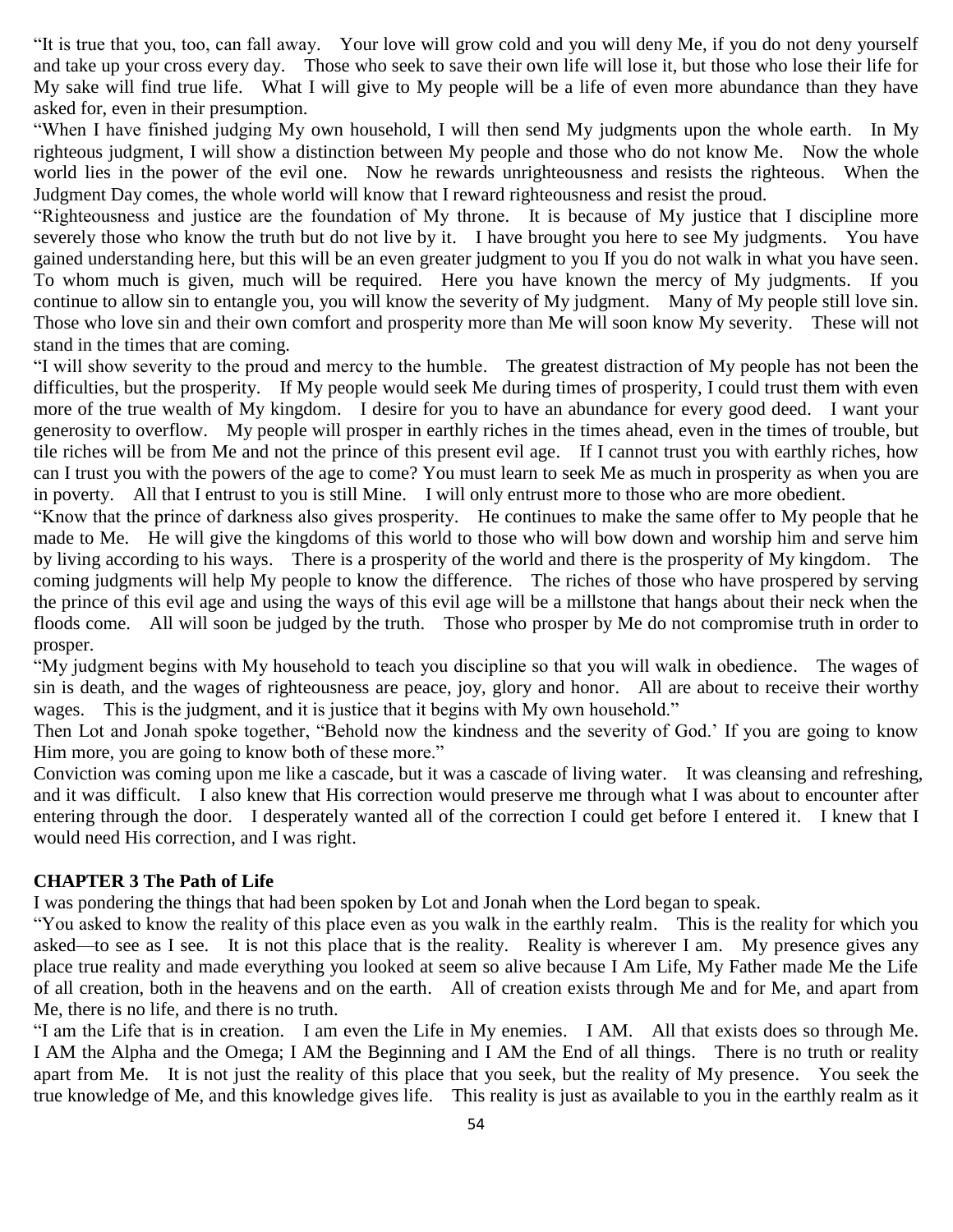"It is true that you, too, can fall away. Your love will grow cold and you will deny Me, if you do not deny yourself and take up your cross every day. Those who seek to save their own life will lose it, but those who lose their life for My sake will find true life. What I will give to My people will be a life of even more abundance than they have asked for, even in their presumption.

"When I have finished judging My own household, I will then send My judgments upon the whole earth. In My righteous judgment, I will show a distinction between My people and those who do not know Me. Now the whole world lies in the power of the evil one. Now he rewards unrighteousness and resists the righteous. When the Judgment Day comes, the whole world will know that I reward righteousness and resist the proud.

"Righteousness and justice are the foundation of My throne. It is because of My justice that I discipline more severely those who know the truth but do not live by it. I have brought you here to see My judgments. You have gained understanding here, but this will be an even greater judgment to you If you do not walk in what you have seen. To whom much is given, much will be required. Here you have known the mercy of My judgments. If you continue to allow sin to entangle you, you will know the severity of My judgment. Many of My people still love sin. Those who love sin and their own comfort and prosperity more than Me will soon know My severity. These will not stand in the times that are coming.

"I will show severity to the proud and mercy to the humble. The greatest distraction of My people has not been the difficulties, but the prosperity. If My people would seek Me during times of prosperity, I could trust them with even more of the true wealth of My kingdom. I desire for you to have an abundance for every good deed. I want your generosity to overflow. My people will prosper in earthly riches in the times ahead, even in the times of trouble, but tile riches will be from Me and not the prince of this present evil age. If I cannot trust you with earthly riches, how can I trust you with the powers of the age to come? You must learn to seek Me as much in prosperity as when you are in poverty. All that I entrust to you is still Mine. I will only entrust more to those who are more obedient.

"Know that the prince of darkness also gives prosperity. He continues to make the same offer to My people that he made to Me. He will give the kingdoms of this world to those who will bow down and worship him and serve him by living according to his ways. There is a prosperity of the world and there is the prosperity of My kingdom. The coming judgments will help My people to know the difference. The riches of those who have prospered by serving the prince of this evil age and using the ways of this evil age will be a millstone that hangs about their neck when the floods come. All will soon be judged by the truth. Those who prosper by Me do not compromise truth in order to prosper.

"My judgment begins with My household to teach you discipline so that you will walk in obedience. The wages of sin is death, and the wages of righteousness are peace, joy, glory and honor. All are about to receive their worthy wages. This is the judgment, and it is justice that it begins with My own household."

Then Lot and Jonah spoke together, "Behold now the kindness and the severity of God.' If you are going to know Him more, you are going to know both of these more."

Conviction was coming upon me like a cascade, but it was a cascade of living water. It was cleansing and refreshing, and it was difficult. I also knew that His correction would preserve me through what I was about to encounter after entering through the door. I desperately wanted all of the correction I could get before I entered it. I knew that I would need His correction, and I was right.

## CHAPTER 3 The Path of Life

I was pondering the things that had been spoken by Lot and Jonah when the Lord began to speak.

"You asked to know the reality of this place even as you walk in the earthly realm. This is the reality for which you asked—to see as I see. It is not this place that is the reality. Reality is wherever I am. My presence gives any place true reality and made everything you looked at seem so alive because I Am Life, My Father made Me the Life of all creation, both in the heavens and on the earth. All of creation exists through Me and for Me, and apart from Me, there is no life, and there is no truth.

"I am the Life that is in creation. I am even the Life in My enemies. I AM. All that exists does so through Me. I AM the Alpha and the Omega; I AM the Beginning and I AM the End of all things. There is no truth or reality apart from Me. It is not just the reality of this place that you seek, but the reality of My presence. You seek the true knowledge of Me, and this knowledge gives life. This reality is just as available to you in the earthly realm as it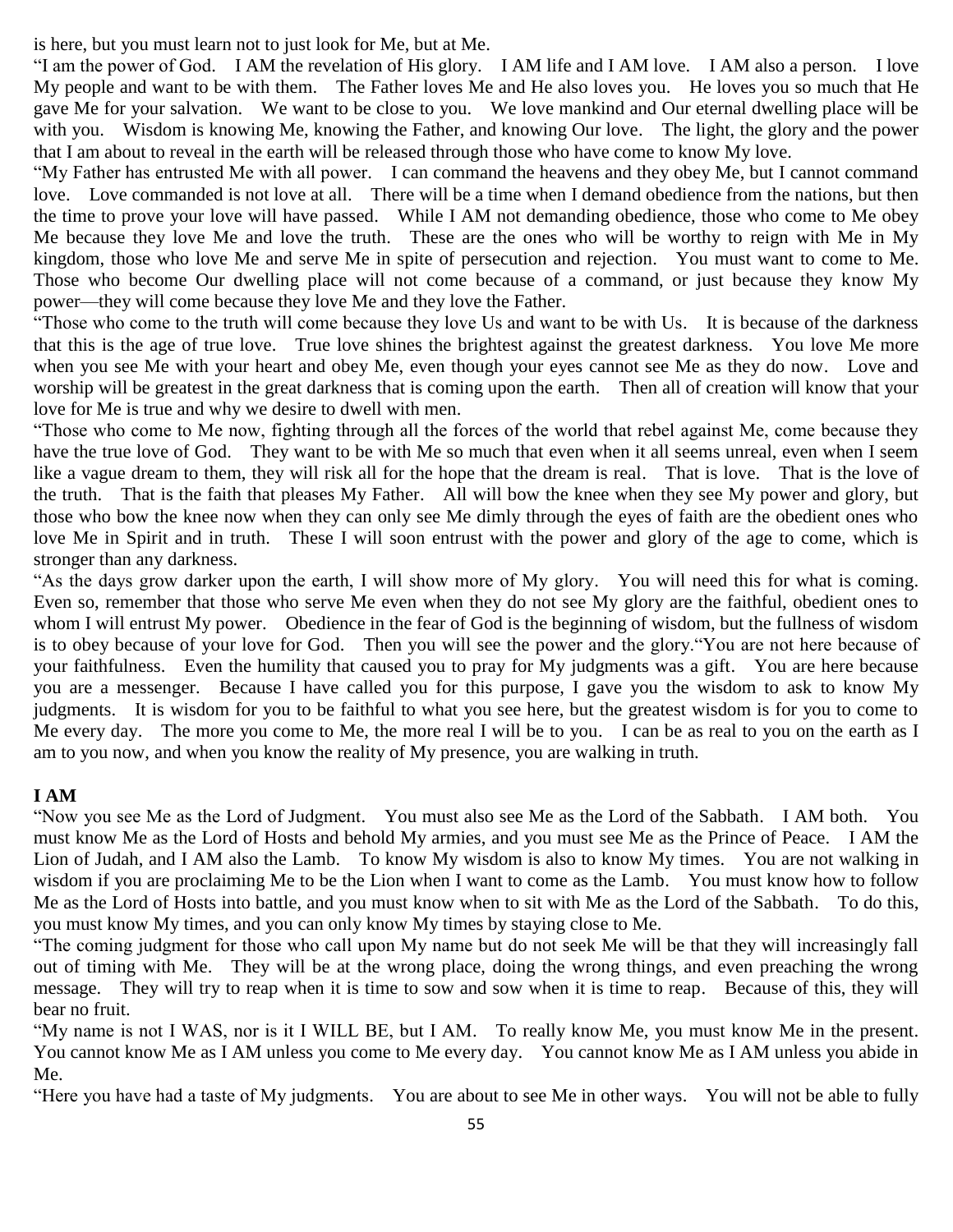is here, but you must learn not to just look for Me, but at Me.

"I am the power of God. I AM the revelation of His glory. I AM life and I AM love. I AM also a person. I love My people and want to be with them. The Father loves Me and He also loves you. He loves you so much that He gave Me for your salvation. We want to be close to you. We love mankind and Our eternal dwelling place will be with you. Wisdom is knowing Me, knowing the Father, and knowing Our love. The light, the glory and the power that I am about to reveal in the earth will be released through those who have come to know My love.

"My Father has entrusted Me with all power. I can command the heavens and they obey Me, but I cannot command love. Love commanded is not love at all. There will be a time when I demand obedience from the nations, but then the time to prove your love will have passed. While I AM not demanding obedience, those who come to Me obey Me because they love Me and love the truth. These are the ones who will be worthy to reign with Me in My kingdom, those who love Me and serve Me in spite of persecution and rejection. You must want to come to Me. Those who become Our dwelling place will not come because of a command, or just because they know My power—they will come because they love Me and they love the Father.

"Those who come to the truth will come because they love Us and want to be with Us. It is because of the darkness that this is the age of true love. True love shines the brightest against the greatest darkness. You love Me more when you see Me with your heart and obey Me, even though your eyes cannot see Me as they do now. Love and worship will be greatest in the great darkness that is coming upon the earth. Then all of creation will know that your love for Me is true and why we desire to dwell with men.

"Those who come to Me now, fighting through all the forces of the world that rebel against Me, come because they have the true love of God. They want to be with Me so much that even when it all seems unreal, even when I seem like a vague dream to them, they will risk all for the hope that the dream is real. That is love. That is the love of the truth. That is the faith that pleases My Father. All will bow the knee when they see My power and glory, but those who bow the knee now when they can only see Me dimly through the eyes of faith are the obedient ones who love Me in Spirit and in truth. These I will soon entrust with the power and glory of the age to come, which is stronger than any darkness.

"As the days grow darker upon the earth, I will show more of My glory. You will need this for what is coming. Even so, remember that those who serve Me even when they do not see My glory are the faithful, obedient ones to whom I will entrust My power. Obedience in the fear of God is the beginning of wisdom, but the fullness of wisdom is to obey because of your love for God. Then you will see the power and the glory."You are not here because of your faithfulness. Even the humility that caused you to pray for My judgments was a gift. You are here because you are a messenger. Because I have called you for this purpose, I gave you the wisdom to ask to know My judgments. It is wisdom for you to be faithful to what you see here, but the greatest wisdom is for you to come to Me every day. The more you come to Me, the more real I will be to you. I can be as real to you on the earth as I am to you now, and when you know the reality of My presence, you are walking in truth.

**I AM**

"Now you see Me as the Lord of Judgment. You must also see Me as the Lord of the Sabbath. I AM both. You must know Me as the Lord of Hosts and behold My armies, and you must see Me as the Prince of Peace. I AM the Lion of Judah, and I AM also the Lamb. To know My wisdom is also to know My times. You are not walking in wisdom if you are proclaiming Me to be the Lion when I want to come as the Lamb. You must know how to follow Me as the Lord of Hosts into battle, and you must know when to sit with Me as the Lord of the Sabbath. To do this, you must know My times, and you can only know My times by staying close to Me.

"The coming judgment for those who call upon My name but do not seek Me will be that they will increasingly fall out of timing with Me. They will be at the wrong place, doing the wrong things, and even preaching the wrong message. They will try to reap when it is time to sow and sow when it is time to reap. Because of this, they will bear no fruit.

"My name is not I WAS, nor is it I WILL BE, but I AM. To really know Me, you must know Me in the present. You cannot know Me as I AM unless you come to Me every day. You cannot know Me as I AM unless you abide in Me.

"Here you have had a taste of My judgments. You are about to see Me in other ways. You will not be able to fully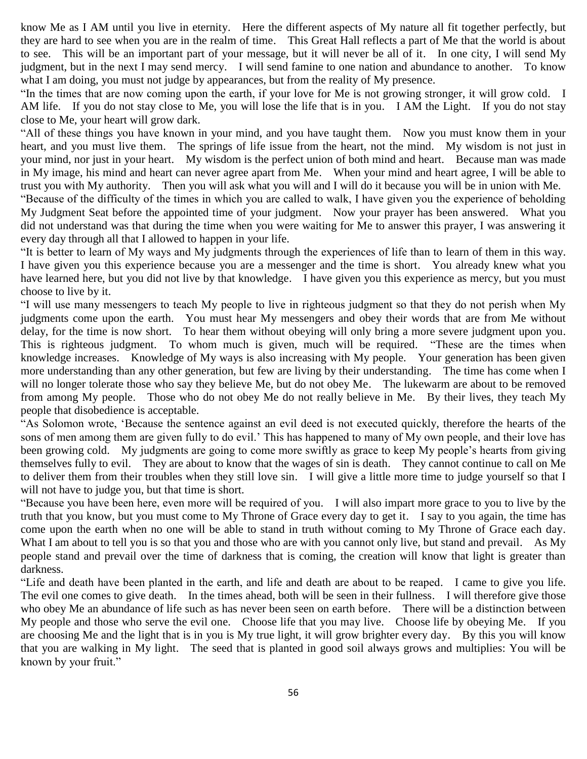know Me as I AM until you live in eternity. Here the different aspects of My nature all fit together perfectly, but they are hard to see when you are in the realm of time. This Great Hall reflects a part of Me that the world is about to see. This will be an important part of your message, but it will never be all of it. In one city, I will send My judgment, but in the next I may send mercy. I will send famine to one nation and abundance to another. To know what I am doing, you must not judge by appearances, but from the reality of My presence.

"In the times that are now coming upon the earth, if your love for Me is not growing stronger, it will grow cold. I AM life. If you do not stay close to Me, you will lose the life that is in you. I AM the Light. If you do not stay close to Me, your heart will grow dark.

"All of these things you have known in your mind, and you have taught them. Now you must know them in your heart, and you must live them. The springs of life issue from the heart, not the mind. My wisdom is not just in your mind, nor just in your heart. My wisdom is the perfect union of both mind and heart. Because man was made in My image, his mind and heart can never agree apart from Me. When your mind and heart agree, I will be able to trust you with My authority. Then you will ask what you will and I will do it because you will be in union with Me.

"Because of the difficulty of the times in which you are called to walk, I have given you the experience of beholding My Judgment Seat before the appointed time of your judgment. Now your prayer has been answered. What you did not understand was that during the time when you were waiting for Me to answer this prayer, I was answering it every day through all that I allowed to happen in your life.

"It is better to learn of My ways and My judgments through the experiences of life than to learn of them in this way. I have given you this experience because you are a messenger and the time is short. You already knew what you have learned here, but you did not live by that knowledge. I have given you this experience as mercy, but you must choose to live by it.

"I will use many messengers to teach My people to live in righteous judgment so that they do not perish when My judgments come upon the earth. You must hear My messengers and obey their words that are from Me without delay, for the time is now short. To hear them without obeying will only bring a more severe judgment upon you. This is righteous judgment. To whom much is given, much will be required. "These are the times when knowledge increases. Knowledge of My ways is also increasing with My people. Your generation has been given more understanding than any other generation, but few are living by their understanding. The time has come when I will no longer tolerate those who say they believe Me, but do not obey Me. The lukewarm are about to be removed from among My people. Those who do not obey Me do not really believe in Me. By their lives, they teach My people that disobedience is acceptable.

"As Solomon wrote, 'Because the sentence against an evil deed is not executed quickly, therefore the hearts of the sons of men among them are given fully to do evil.' This has happened to many of My own people, and their love has been growing cold. My judgments are going to come more swiftly as grace to keep My people's hearts from giving themselves fully to evil. They are about to know that the wages of sin is death. They cannot continue to call on Me to deliver them from their troubles when they still love sin. I will give a little more time to judge yourself so that I will not have to judge you, but that time is short.

"Because you have been here, even more will be required of you. I will also impart more grace to you to live by the truth that you know, but you must come to My Throne of Grace every day to get it. I say to you again, the time has come upon the earth when no one will be able to stand in truth without coming to My Throne of Grace each day. What I am about to tell you is so that you and those who are with you cannot only live, but stand and prevail. As My people stand and prevail over the time of darkness that is coming, the creation will know that light is greater than darkness.

"Life and death have been planted in the earth, and life and death are about to be reaped. I came to give you life. The evil one comes to give death. In the times ahead, both will be seen in their fullness. I will therefore give those who obey Me an abundance of life such as has never been seen on earth before. There will be a distinction between My people and those who serve the evil one. Choose life that you may live. Choose life by obeying Me. If you are choosing Me and the light that is in you is My true light, it will grow brighter every day. By this you will know that you are walking in My light. The seed that is planted in good soil always grows and multiplies: You will be known by your fruit."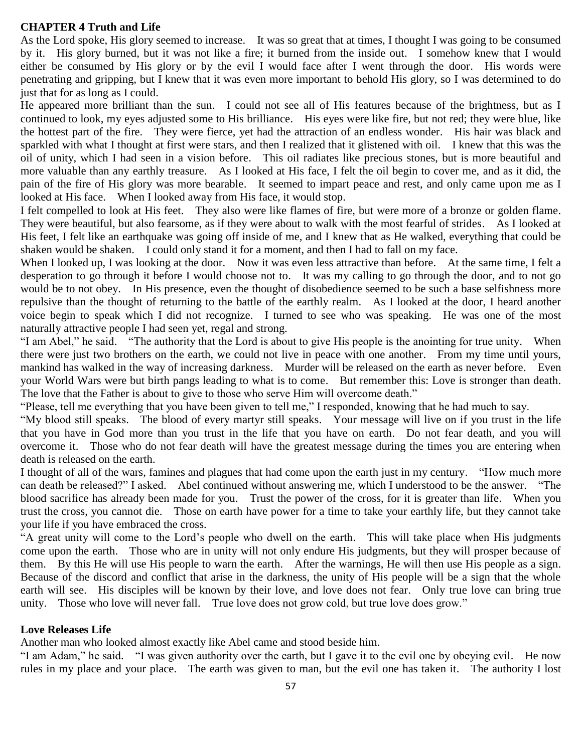## CHAPTER 4 Truth and Life

As the Lord spoke, His glory seemed to increase. It was so great that at times, I thought I was going to be consumed by it. His glory burned, but it was not like a fire; it burned from the inside out. I somehow knew that I would either be consumed by His glory or by the evil I would face after I went through the door. His words were penetrating and gripping, but I knew that it was even more important to behold His glory, so I was determined to do just that for as long as I could.

He appeared more brilliant than the sun. I could not see all of His features because of the brightness, but as I continued to look, my eyes adjusted some to His brilliance. His eyes were like fire, but not red; they were blue, like the hottest part of the fire. They were fierce, yet had the attraction of an endless wonder. His hair was black and sparkled with what I thought at first were stars, and then I realized that it glistened with oil. I knew that this was the oil of unity, which I had seen in a vision before. This oil radiates like precious stones, but is more beautiful and more valuable than any earthly treasure. As I looked at His face, I felt the oil begin to cover me, and as it did, the pain of the fire of His glory was more bearable. It seemed to impart peace and rest, and only came upon me as I looked at His face. When I looked away from His face, it would stop.

I felt compelled to look at His feet. They also were like flames of fire, but were more of a bronze or golden flame. They were beautiful, but also fearsome, as if they were about to walk with the most fearful of strides. As I looked at His feet, I felt like an earthquake was going off inside of me, and I knew that as He walked, everything that could be shaken would be shaken. I could only stand it for a moment, and then I had to fall on my face.

When I looked up, I was looking at the door. Now it was even less attractive than before. At the same time, I felt a desperation to go through it before I would choose not to. It was my calling to go through the door, and to not go would be to not obey. In His presence, even the thought of disobedience seemed to be such a base selfishness more repulsive than the thought of returning to the battle of the earthly realm. As I looked at the door, I heard another voice begin to speak which I did not recognize. I turned to see who was speaking. He was one of the most naturally attractive people I had seen yet, regal and strong.

"I am Abel," he said. "The authority that the Lord is about to give His people is the anointing for true unity. When there were just two brothers on the earth, we could not live in peace with one another. From my time until yours, mankind has walked in the way of increasing darkness. Murder will be released on the earth as never before. Even your World Wars were but birth pangs leading to what is to come. But remember this: Love is stronger than death. The love that the Father is about to give to those who serve Him will overcome death."

"Please, tell me everything that you have been given to tell me," I responded, knowing that he had much to say.

"My blood still speaks. The blood of every martyr still speaks. Your message will live on if you trust in the life that you have in God more than you trust in the life that you have on earth. Do not fear death, and you will overcome it. Those who do not fear death will have the greatest message during the times you are entering when death is released on the earth.

I thought of all of the wars, famines and plagues that had come upon the earth just in my century. "How much more can death be released?" I asked. Abel continued without answering me, which I understood to be the answer. "The blood sacrifice has already been made for you. Trust the power of the cross, for it is greater than life. When you trust the cross, you cannot die. Those on earth have power for a time to take your earthly life, but they cannot take your life if you have embraced the cross.

"A great unity will come to the Lord's people who dwell on the earth. This will take place when His judgments come upon the earth. Those who are in unity will not only endure His judgments, but they will prosper because of them. By this He will use His people to warn the earth. After the warnings, He will then use His people as a sign. Because of the discord and conflict that arise in the darkness, the unity of His people will be a sign that the whole earth will see. His disciples will be known by their love, and love does not fear. Only true love can bring true unity. Those who love will never fall. True love does not grow cold, but true love does grow."

### Love Releases Life

Another man who looked almost exactly like Abel came and stood beside him.

"I am Adam," he said. "I was given authority over the earth, but I gave it to the evil one by obeying evil. He now rules in my place and your place. The earth was given to man, but the evil one has taken it. The authority I lost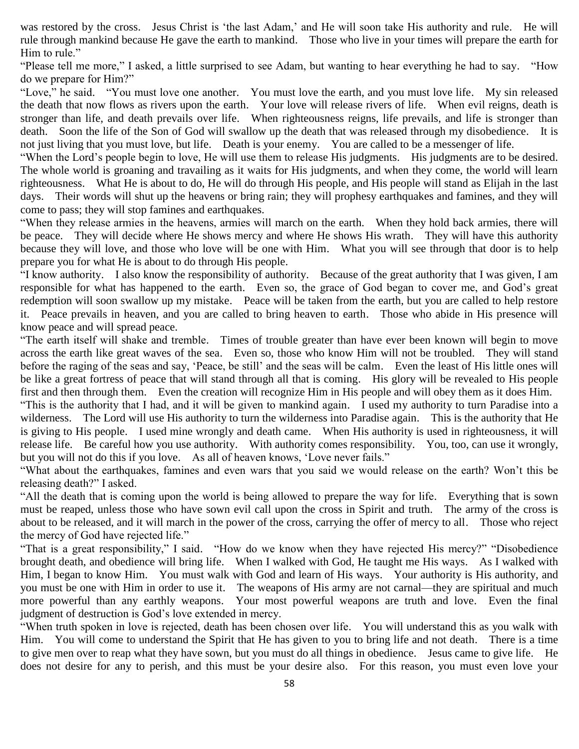was restored by the cross. Jesus Christ is 'the last Adam,' and He will soon take His authority and rule. He will rule through mankind because He gave the earth to mankind. Those who live in your times will prepare the earth for Him to rule."

"Please tell me more," I asked, a little surprised to see Adam, but wanting to hear everything he had to say. "How do we prepare for Him?"

"Love," he said. "You must love one another. You must love the earth, and you must love life. My sin released the death that now flows as rivers upon the earth. Your love will release rivers of life. When evil reigns, death is stronger than life, and death prevails over life. When righteousness reigns, life prevails, and life is stronger than death. Soon the life of the Son of God will swallow up the death that was released through my disobedience. It is not just living that you must love, but life. Death is your enemy. You are called to be a messenger of life.

"When the Lord's people begin to love, He will use them to release His judgments. His judgments are to be desired. The whole world is groaning and travailing as it waits for His judgments, and when they come, the world will learn righteousness. What He is about to do, He will do through His people, and His people will stand as Elijah in the last days. Their words will shut up the heavens or bring rain; they will prophesy earthquakes and famines, and they will come to pass; they will stop famines and earthquakes.

"When they release armies in the heavens, armies will march on the earth. When they hold back armies, there will be peace. They will decide where He shows mercy and where He shows His wrath. They will have this authority because they will love, and those who love will be one with Him. What you will see through that door is to help prepare you for what He is about to do through His people.

"I know authority. I also know the responsibility of authority. Because of the great authority that I was given, I am responsible for what has happened to the earth. Even so, the grace of God began to cover me, and God's great redemption will soon swallow up my mistake. Peace will be taken from the earth, but you are called to help restore it. Peace prevails in heaven, and you are called to bring heaven to earth. Those who abide in His presence will know peace and will spread peace.

"The earth itself will shake and tremble. Times of trouble greater than have ever been known will begin to move across the earth like great waves of the sea. Even so, those who know Him will not be troubled. They will stand before the raging of the seas and say, 'Peace, be still' and the seas will be calm. Even the least of His little ones will be like a great fortress of peace that will stand through all that is coming. His glory will be revealed to His people first and then through them. Even the creation will recognize Him in His people and will obey them as it does Him.

"This is the authority that I had, and it will be given to mankind again. I used my authority to turn Paradise into a wilderness. The Lord will use His authority to turn the wilderness into Paradise again. This is the authority that He is giving to His people. I used mine wrongly and death came. When His authority is used in righteousness, it will release life. Be careful how you use authority. With authority comes responsibility. You, too, can use it wrongly, but you will not do this if you love. As all of heaven knows, 'Love never fails."

"What about the earthquakes, famines and even wars that you said we would release on the earth? Won't this be releasing death?" I asked.

"All the death that is coming upon the world is being allowed to prepare the way for life. Everything that is sown must be reaped, unless those who have sown evil call upon the cross in Spirit and truth. The army of the cross is about to be released, and it will march in the power of the cross, carrying the offer of mercy to all. Those who reject the mercy of God have rejected life."

"That is a great responsibility," I said. "How do we know when they have rejected His mercy?" "Disobedience brought death, and obedience will bring life. When I walked with God, He taught me His ways. As I walked with Him, I began to know Him. You must walk with God and learn of His ways. Your authority is His authority, and you must be one with Him in order to use it. The weapons of His army are not carnal—they are spiritual and much more powerful than any earthly weapons. Your most powerful weapons are truth and love. Even the final judgment of destruction is God's love extended in mercy.

"When truth spoken in love is rejected, death has been chosen over life. You will understand this as you walk with Him. You will come to understand the Spirit that He has given to you to bring life and not death. There is a time to give men over to reap what they have sown, but you must do all things in obedience. Jesus came to give life. He does not desire for any to perish, and this must be your desire also. For this reason, you must even love your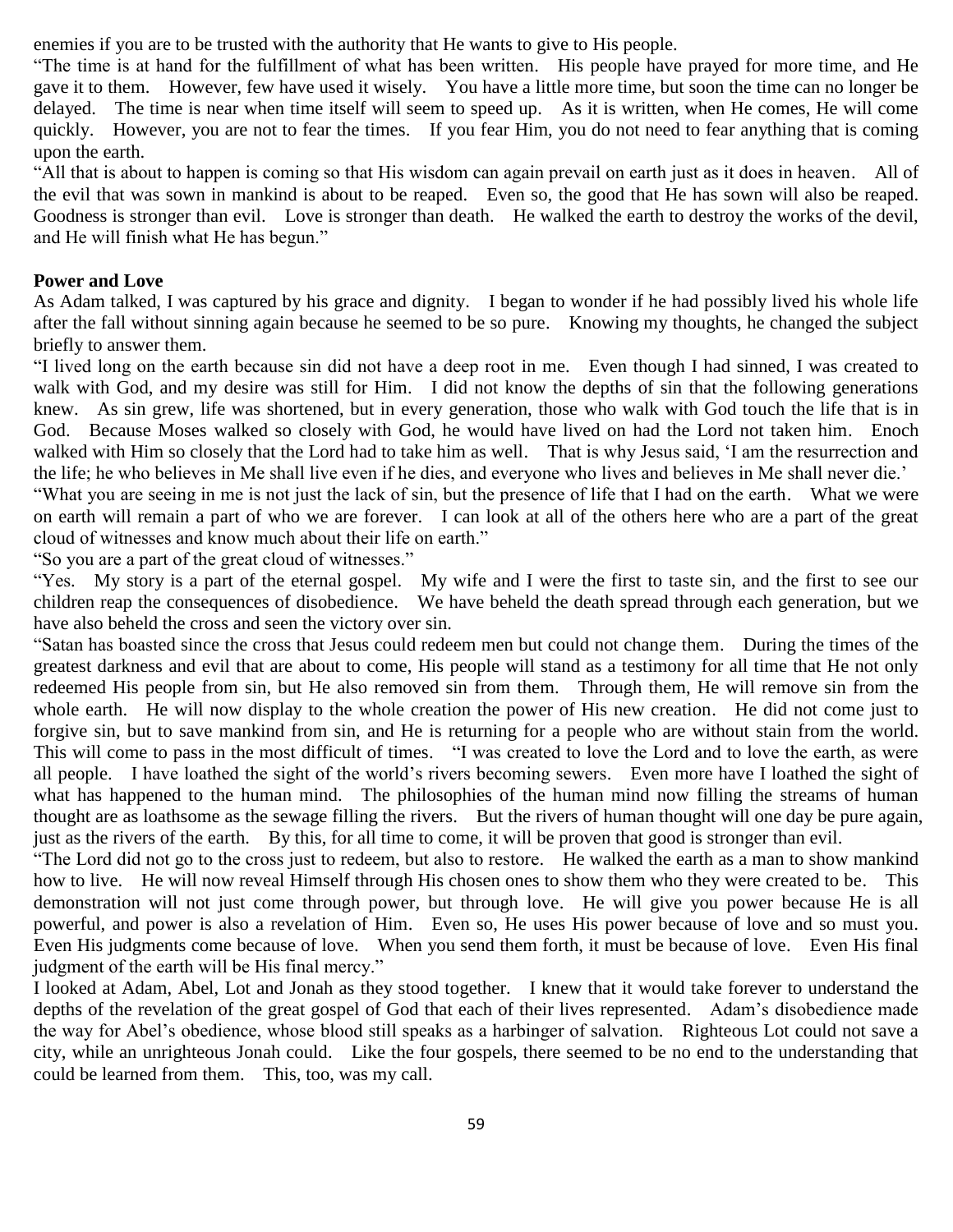enemies if you are to be trusted with the authority that He wants to give to His people.

"The time is at hand for the fulfillment of what has been written. His people have prayed for more time, and He gave it to them. However, few have used it wisely. You have a little more time, but soon the time can no longer be delayed. The time is near when time itself will seem to speed up. As it is written, when He comes, He will come quickly. However, you are not to fear the times. If you fear Him, you do not need to fear anything that is coming upon the earth.

"All that is about to happen is coming so that His wisdom can again prevail on earth just as it does in heaven. All of the evil that was sown in mankind is about to be reaped. Even so, the good that He has sown will also be reaped. Goodness is stronger than evil. Love is stronger than death. He walked the earth to destroy the works of the devil, and He will finish what He has begun."

**Power and Love**

As Adam talked, I was captured by his grace and dignity. I began to wonder if he had possibly lived his whole life after the fall without sinning again because he seemed to be so pure. Knowing my thoughts, he changed the subject briefly to answer them.

"I lived long on the earth because sin did not have a deep root in me. Even though I had sinned, I was created to walk with God, and my desire was still for Him. I did not know the depths of sin that the following generations knew. As sin grew, life was shortened, but in every generation, those who walk with God touch the life that is in God. Because Moses walked so closely with God, he would have lived on had the Lord not taken him. Enoch walked with Him so closely that the Lord had to take him as well. That is why Jesus said, 'I am the resurrection and the life; he who believes in Me shall live even if he dies, and everyone who lives and believes in Me shall never die.'

"What you are seeing in me is not just the lack of sin, but the presence of life that I had on the earth. What we were on earth will remain a part of who we are forever. I can look at all of the others here who are a part of the great cloud of witnesses and know much about their life on earth."

"So you are a part of the great cloud of witnesses."

"Yes. My story is a part of the eternal gospel. My wife and I were the first to taste sin, and the first to see our children reap the consequences of disobedience. We have beheld the death spread through each generation, but we have also beheld the cross and seen the victory over sin.

"Satan has boasted since the cross that Jesus could redeem men but could not change them. During the times of the greatest darkness and evil that are about to come, His people will stand as a testimony for all time that He not only redeemed His people from sin, but He also removed sin from them. Through them, He will remove sin from the whole earth. He will now display to the whole creation the power of His new creation. He did not come just to forgive sin, but to save mankind from sin, and He is returning for a people who are without stain from the world. This will come to pass in the most difficult of times. "I was created to love the Lord and to love the earth, as were all people. I have loathed the sight of the world's rivers becoming sewers. Even more have I loathed the sight of what has happened to the human mind. The philosophies of the human mind now filling the streams of human thought are as loathsome as the sewage filling the rivers. But the rivers of human thought will one day be pure again, just as the rivers of the earth. By this, for all time to come, it will be proven that good is stronger than evil.

"The Lord did not go to the cross just to redeem, but also to restore. He walked the earth as a man to show mankind how to live. He will now reveal Himself through His chosen ones to show them who they were created to be. This demonstration will not just come through power, but through love. He will give you power because He is all powerful, and power is also a revelation of Him. Even so, He uses His power because of love and so must you. Even His judgments come because of love. When you send them forth, it must be because of love. Even His final judgment of the earth will be His final mercy."

I looked at Adam, Abel, Lot and Jonah as they stood together. I knew that it would take forever to understand the depths of the revelation of the great gospel of God that each of their lives represented. Adam's disobedience made the way for Abel's obedience, whose blood still speaks as a harbinger of salvation. Righteous Lot could not save a city, while an unrighteous Jonah could. Like the four gospels, there seemed to be no end to the understanding that could be learned from them. This, too, was my call.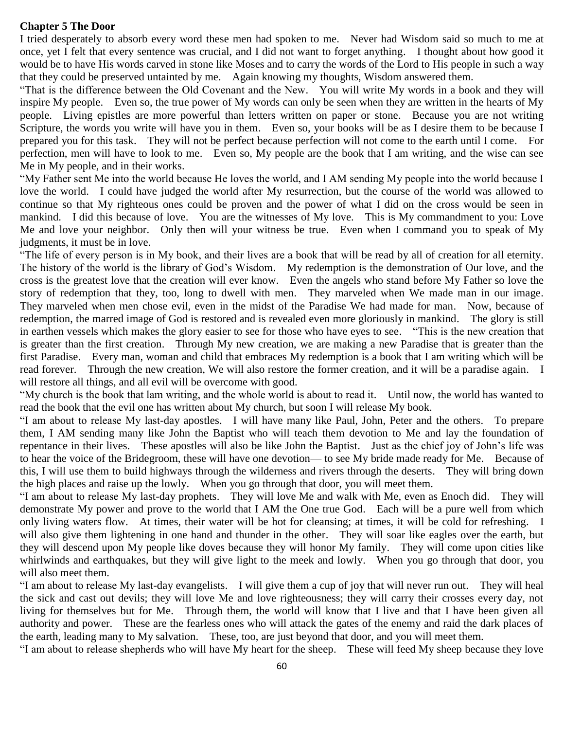**Chapter 5 The Door**

I tried desperately to absorb every word these men had spoken to me. Never had Wisdom said so much to me at once, yet I felt that every sentence was crucial, and I did not want to forget anything. I thought about how good it would be to have His words carved in stone like Moses and to carry the words of the Lord to His people in such a way that they could be preserved untainted by me. Again knowing my thoughts, Wisdom answered them.

"That is the difference between the Old Covenant and the New. You will write My words in a book and they will inspire My people. Even so, the true power of My words can only be seen when they are written in the hearts of My people. Living epistles are more powerful than letters written on paper or stone. Because you are not writing Scripture, the words you write will have you in them. Even so, your books will be as I desire them to be because I prepared you for this task. They will not be perfect because perfection will not come to the earth until I come. For perfection, men will have to look to me. Even so, My people are the book that I am writing, and the wise can see Me in My people, and in their works.

"My Father sent Me into the world because He loves the world, and I AM sending My people into the world because I love the world. I could have judged the world after My resurrection, but the course of the world was allowed to continue so that My righteous ones could be proven and the power of what I did on the cross would be seen in mankind. I did this because of love. You are the witnesses of My love. This is My commandment to you: Love Me and love your neighbor. Only then will your witness be true. Even when I command you to speak of My judgments, it must be in love.

"The life of every person is in My book, and their lives are a book that will be read by all of creation for all eternity. The history of the world is the library of God's Wisdom. My redemption is the demonstration of Our love, and the cross is the greatest love that the creation will ever know. Even the angels who stand before My Father so love the story of redemption that they, too, long to dwell with men. They marveled when We made man in our image. They marveled when men chose evil, even in the midst of the Paradise We had made for man. Now, because of redemption, the marred image of God is restored and is revealed even more gloriously in mankind. The glory is still in earthen vessels which makes the glory easier to see for those who have eyes to see. "This is the new creation that is greater than the first creation. Through My new creation, we are making a new Paradise that is greater than the first Paradise. Every man, woman and child that embraces My redemption is a book that I am writing which will be read forever. Through the new creation, We will also restore the former creation, and it will be a paradise again. I will restore all things, and all evil will be overcome with good.

"My church is the book that lam writing, and the whole world is about to read it. Until now, the world has wanted to read the book that the evil one has written about My church, but soon I will release My book.

"I am about to release My last-day apostles. I will have many like Paul, John, Peter and the others. To prepare them, I AM sending many like John the Baptist who will teach them devotion to Me and lay the foundation of repentance in their lives. These apostles will also be like John the Baptist. Just as the chief joy of John's life was to hear the voice of the Bridegroom, these will have one devotion— to see My bride made ready for Me. Because of this, I will use them to build highways through the wilderness and rivers through the deserts. They will bring down the high places and raise up the lowly. When you go through that door, you will meet them.

"I am about to release My last-day prophets. They will love Me and walk with Me, even as Enoch did. They will demonstrate My power and prove to the world that I AM the One true God. Each will be a pure well from which only living waters flow. At times, their water will be hot for cleansing; at times, it will be cold for refreshing. I will also give them lightening in one hand and thunder in the other. They will soar like eagles over the earth, but they will descend upon My people like doves because they will honor My family. They will come upon cities like whirlwinds and earthquakes, but they will give light to the meek and lowly. When you go through that door, you will also meet them.

"I am about to release My last-day evangelists. I will give them a cup of joy that will never run out. They will heal the sick and cast out devils; they will love Me and love righteousness; they will carry their crosses every day, not living for themselves but for Me. Through them, the world will know that I live and that I have been given all authority and power. These are the fearless ones who will attack the gates of the enemy and raid the dark places of the earth, leading many to My salvation. These, too, are just beyond that door, and you will meet them.

"I am about to release shepherds who will have My heart for the sheep. These will feed My sheep because they love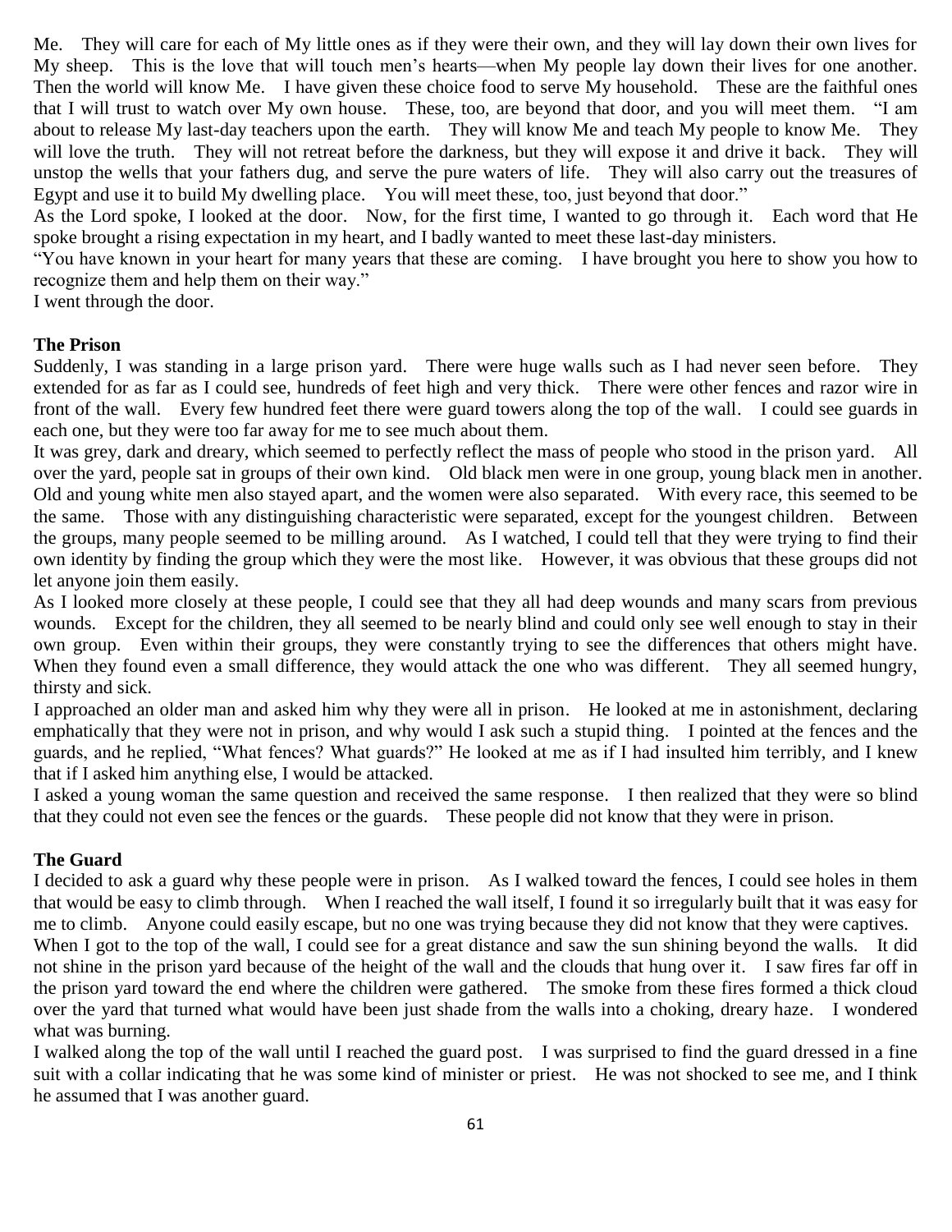Me. They will care for each of My little ones as if they were their own, and they will lay down their own lives for My sheep. This is the love that will touch men's hearts—when My people lay down their lives for one another. Then the world will know Me. I have given these choice food to serve My household. These are the faithful ones that I will trust to watch over My own house. These, too, are beyond that door, and you will meet them. "I am about to release My last-day teachers upon the earth. They will know Me and teach My people to know Me. They will love the truth. They will not retreat before the darkness, but they will expose it and drive it back. They will unstop the wells that your fathers dug, and serve the pure waters of life. They will also carry out the treasures of Egypt and use it to build My dwelling place. You will meet these, too, just beyond that door."

As the Lord spoke, I looked at the door. Now, for the first time, I wanted to go through it. Each word that He spoke brought a rising expectation in my heart, and I badly wanted to meet these last-day ministers.

"You have known in your heart for many years that these are coming. I have brought you here to show you how to recognize them and help them on their way."

I went through the door.

### The Prison

Suddenly, I was standing in a large prison yard. There were huge walls such as I had never seen before. They extended for as far as I could see, hundreds of feet high and very thick. There were other fences and razor wire in front of the wall. Every few hundred feet there were guard towers along the top of the wall. I could see guards in each one, but they were too far away for me to see much about them.

It was grey, dark and dreary, which seemed to perfectly reflect the mass of people who stood in the prison yard. All over the yard, people sat in groups of their own kind. Old black men were in one group, young black men in another. Old and young white men also stayed apart, and the women were also separated. With every race, this seemed to be the same. Those with any distinguishing characteristic were separated, except for the youngest children. Between the groups, many people seemed to be milling around. As I watched, I could tell that they were trying to find their own identity by finding the group which they were the most like. However, it was obvious that these groups did not let anyone join them easily.

As I looked more closely at these people, I could see that they all had deep wounds and many scars from previous wounds. Except for the children, they all seemed to be nearly blind and could only see well enough to stay in their own group. Even within their groups, they were constantly trying to see the differences that others might have. When they found even a small difference, they would attack the one who was different. They all seemed hungry, thirsty and sick.

I approached an older man and asked him why they were all in prison. He looked at me in astonishment, declaring emphatically that they were not in prison, and why would I ask such a stupid thing. I pointed at the fences and the guards, and he replied, "What fences? What guards?" He looked at me as if I had insulted him terribly, and I knew that if I asked him anything else, I would be attacked.

I asked a young woman the same question and received the same response. I then realized that they were so blind that they could not even see the fences or the guards. These people did not know that they were in prison.

### The Guard

I decided to ask a guard why these people were in prison. As I walked toward the fences, I could see holes in them that would be easy to climb through. When I reached the wall itself, I found it so irregularly built that it was easy for me to climb. Anyone could easily escape, but no one was trying because they did not know that they were captives.

When I got to the top of the wall, I could see for a great distance and saw the sun shining beyond the walls. It did not shine in the prison yard because of the height of the wall and the clouds that hung over it. I saw fires far off in the prison yard toward the end where the children were gathered. The smoke from these fires formed a thick cloud over the yard that turned what would have been just shade from the walls into a choking, dreary haze. I wondered what was burning.

I walked along the top of the wall until I reached the guard post. I was surprised to find the guard dressed in a fine suit with a collar indicating that he was some kind of minister or priest. He was not shocked to see me, and I think he assumed that I was another guard.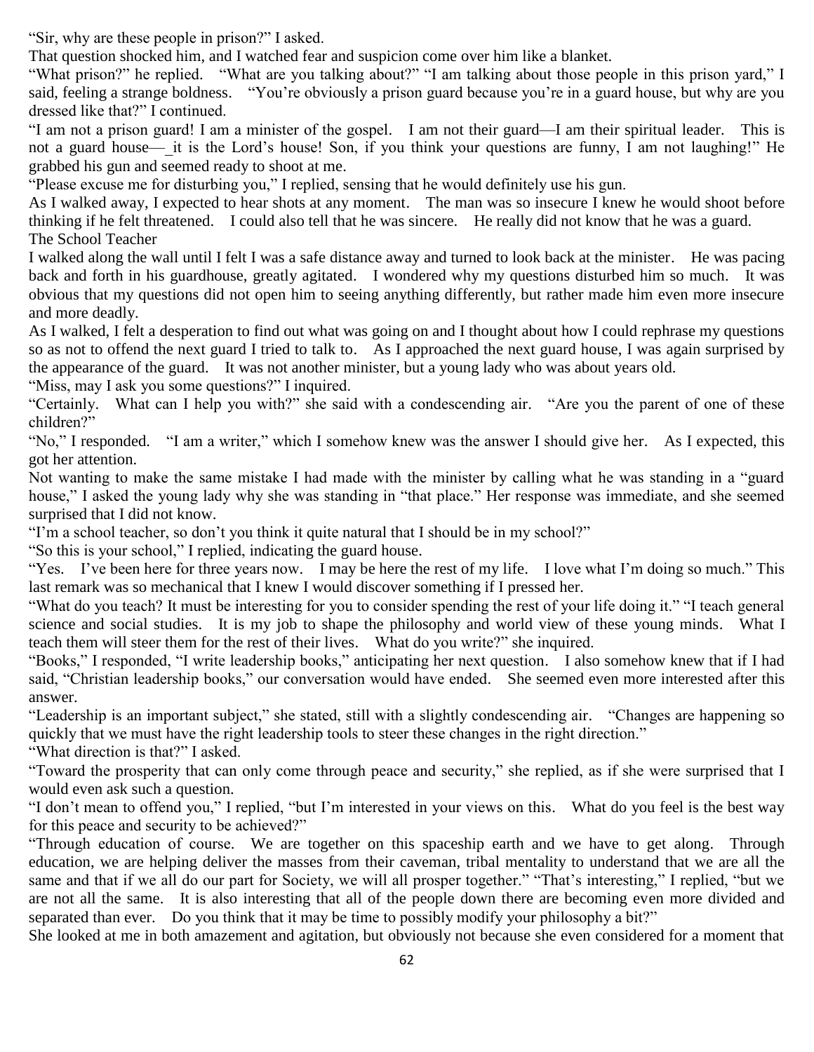"Sir, why are these people in prison?" I asked.

That question shocked him, and I watched fear and suspicion come over him like a blanket.

"What prison?" he replied. "What are you talking about?" "I am talking about those people in this prison yard," I said, feeling a strange boldness. "You're obviously a prison guard because you're in a guard house, but why are you dressed like that?" I continued.

"I am not a prison guard! I am a minister of the gospel. I am not their guard—I am their spiritual leader. This is not a guard house— it is the Lord's house! Son, if you think your questions are funny, I am not laughing!" He grabbed his gun and seemed ready to shoot at me.

"Please excuse me for disturbing you," I replied, sensing that he would definitely use his gun.

As I walked away, I expected to hear shots at any moment. The man was so insecure I knew he would shoot before thinking if he felt threatened. I could also tell that he was sincere. He really did not know that he was a guard.

## The School Teacher

I walked along the wall until I felt I was a safe distance away and turned to look back at the minister. He was pacing back and forth in his guardhouse, greatly agitated. I wondered why my questions disturbed him so much. It was obvious that my questions did not open him to seeing anything differently, but rather made him even more insecure and more deadly.

As I walked, I felt a desperation to find out what was going on and I thought about how I could rephrase my questions so as not to offend the next guard I tried to talk to. As I approached the next guard house, I was again surprised by the appearance of the guard. It was not another minister, but a young lady who was about years old.

"Miss, may I ask you some questions?" I inquired.

"Certainly. What can I help you with?" she said with a condescending air. "Are you the parent of one of these children?"

"No," I responded. "I am a writer," which I somehow knew was the answer I should give her. As I expected, this got her attention.

Not wanting to make the same mistake I had made with the minister by calling what he was standing in a "guard house," I asked the young lady why she was standing in "that place." Her response was immediate, and she seemed surprised that I did not know.

"I'm a school teacher, so don't you think it quite natural that I should be in my school?"

"So this is your school," I replied, indicating the guard house.

"Yes. I've been here for three years now. I may be here the rest of my life. I love what I'm doing so much." This last remark was so mechanical that I knew I would discover something if I pressed her.

"What do you teach? It must be interesting for you to consider spending the rest of your life doing it." "I teach general science and social studies. It is my job to shape the philosophy and world view of these young minds. What I teach them will steer them for the rest of their lives. What do you write?" she inquired.

"Books," I responded, "I write leadership books," anticipating her next question. I also somehow knew that if I had said, "Christian leadership books," our conversation would have ended. She seemed even more interested after this answer.

"Leadership is an important subject," she stated, still with a slightly condescending air. "Changes are happening so quickly that we must have the right leadership tools to steer these changes in the right direction."

"What direction is that?" I asked.

"Toward the prosperity that can only come through peace and security," she replied, as if she were surprised that I would even ask such a question.

"I don't mean to offend you," I replied, "but I'm interested in your views on this. What do you feel is the best way for this peace and security to be achieved?"

"Through education of course. We are together on this spaceship earth and we have to get along. Through education, we are helping deliver the masses from their caveman, tribal mentality to understand that we are all the same and that if we all do our part for Society, we will all prosper together." "That's interesting," I replied, "but we are not all the same. It is also interesting that all of the people down there are becoming even more divided and separated than ever. Do you think that it may be time to possibly modify your philosophy a bit?"

She looked at me in both amazement and agitation, but obviously not because she even considered for a moment that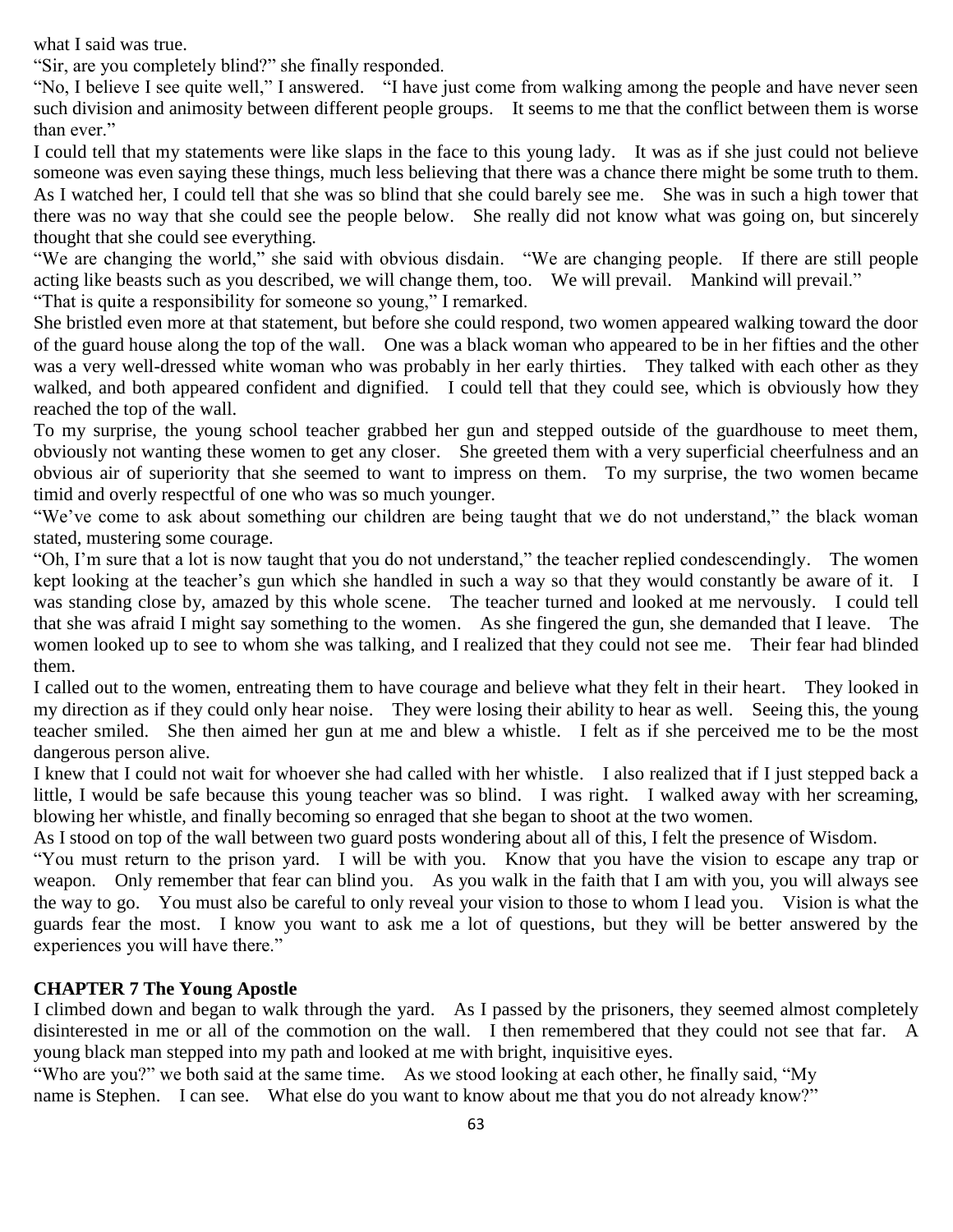what I said was true.

"Sir, are you completely blind?" she finally responded.

"No, I believe I see quite well," I answered. "I have just come from walking among the people and have never seen such division and animosity between different people groups. It seems to me that the conflict between them is worse than ever."

I could tell that my statements were like slaps in the face to this young lady. It was as if she just could not believe someone was even saying these things, much less believing that there was a chance there might be some truth to them. As I watched her, I could tell that she was so blind that she could barely see me. She was in such a high tower that there was no way that she could see the people below. She really did not know what was going on, but sincerely thought that she could see everything.

"We are changing the world," she said with obvious disdain. "We are changing people. If there are still people acting like beasts such as you described, we will change them, too. We will prevail. Mankind will prevail."

"That is quite a responsibility for someone so young," I remarked.

She bristled even more at that statement, but before she could respond, two women appeared walking toward the door of the guard house along the top of the wall. One was a black woman who appeared to be in her fifties and the other was a very well-dressed white woman who was probably in her early thirties. They talked with each other as they walked, and both appeared confident and dignified. I could tell that they could see, which is obviously how they reached the top of the wall.

To my surprise, the young school teacher grabbed her gun and stepped outside of the guardhouse to meet them, obviously not wanting these women to get any closer. She greeted them with a very superficial cheerfulness and an obvious air of superiority that she seemed to want to impress on them. To my surprise, the two women became timid and overly respectful of one who was so much younger.

"We've come to ask about something our children are being taught that we do not understand," the black woman stated, mustering some courage.

"Oh, I'm sure that a lot is now taught that you do not understand," the teacher replied condescendingly. The women kept looking at the teacher's gun which she handled in such a way so that they would constantly be aware of it. I was standing close by, amazed by this whole scene. The teacher turned and looked at me nervously. I could tell that she was afraid I might say something to the women. As she fingered the gun, she demanded that I leave. The women looked up to see to whom she was talking, and I realized that they could not see me. Their fear had blinded them.

I called out to the women, entreating them to have courage and believe what they felt in their heart. They looked in my direction as if they could only hear noise. They were losing their ability to hear as well. Seeing this, the young teacher smiled. She then aimed her gun at me and blew a whistle. I felt as if she perceived me to be the most dangerous person alive.

I knew that I could not wait for whoever she had called with her whistle. I also realized that if I just stepped back a little, I would be safe because this young teacher was so blind. I was right. I walked away with her screaming, blowing her whistle, and finally becoming so enraged that she began to shoot at the two women.

As I stood on top of the wall between two guard posts wondering about all of this, I felt the presence of Wisdom.

"You must return to the prison yard. I will be with you. Know that you have the vision to escape any trap or weapon. Only remember that fear can blind you. As you walk in the faith that I am with you, you will always see the way to go. You must also be careful to only reveal your vision to those to whom I lead you. Vision is what the guards fear the most. I know you want to ask me a lot of questions, but they will be better answered by the experiences you will have there."

## CHAPTER 7 The Young Apostle

I climbed down and began to walk through the yard. As I passed by the prisoners, they seemed almost completely disinterested in me or all of the commotion on the wall. I then remembered that they could not see that far. A young black man stepped into my path and looked at me with bright, inquisitive eyes.

"Who are you?" we both said at the same time. As we stood looking at each other, he finally said, "My name is Stephen. I can see. What else do you want to know about me that you do not already know?"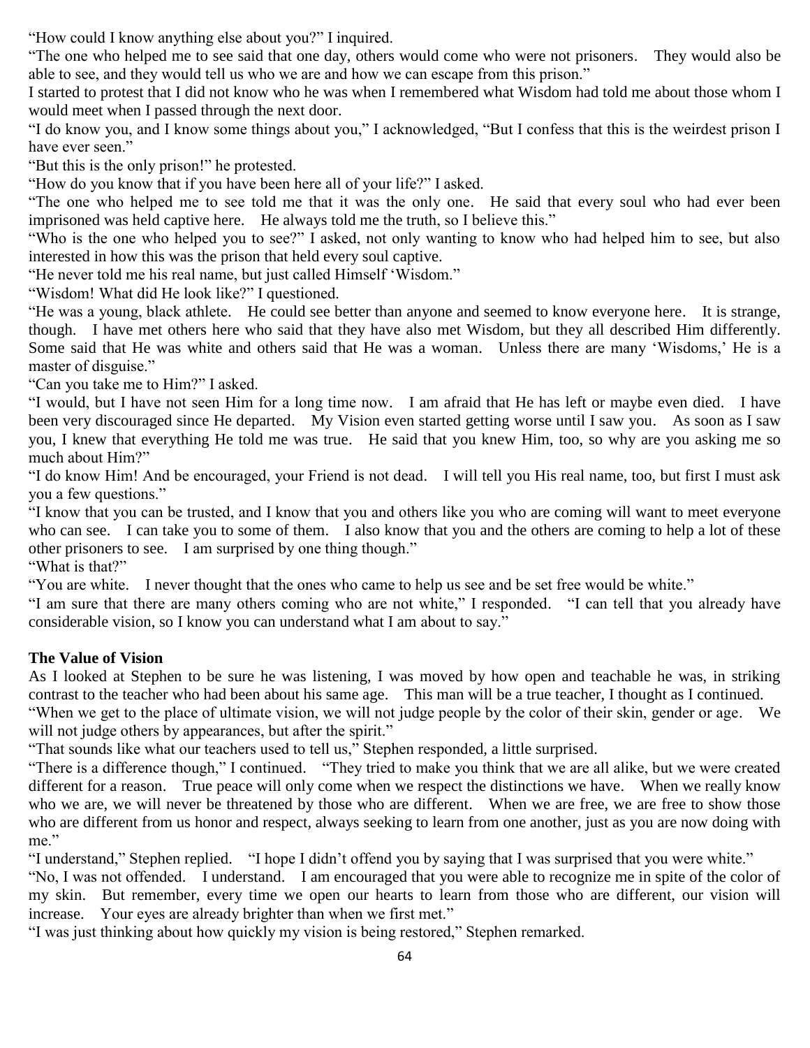"How could I know anything else about you?" I inquired.

"The one who helped me to see said that one day, others would come who were not prisoners. They would also be able to see, and they would tell us who we are and how we can escape from this prison."

I started to protest that I did not know who he was when I remembered what Wisdom had told me about those whom I would meet when I passed through the next door.

"I do know you, and I know some things about you," I acknowledged, "But I confess that this is the weirdest prison I have ever seen."

"But this is the only prison!" he protested.

"How do you know that if you have been here all of your life?" I asked.

"The one who helped me to see told me that it was the only one. He said that every soul who had ever been imprisoned was held captive here. He always told me the truth, so I believe this."

"Who is the one who helped you to see?" I asked, not only wanting to know who had helped him to see, but also interested in how this was the prison that held every soul captive.

"He never told me his real name, but just called Himself 'Wisdom."

"Wisdom! What did He look like?" I questioned.

"He was a young, black athlete. He could see better than anyone and seemed to know everyone here. It is strange, though. I have met others here who said that they have also met Wisdom, but they all described Him differently. Some said that He was white and others said that He was a woman. Unless there are many 'Wisdoms,' He is a master of disguise."

"Can you take me to Him?" I asked.

"I would, but I have not seen Him for a long time now. I am afraid that He has left or maybe even died. I have been very discouraged since He departed. My Vision even started getting worse until I saw you. As soon as I saw you, I knew that everything He told me was true. He said that you knew Him, too, so why are you asking me so much about Him?"

"I do know Him! And be encouraged, your Friend is not dead. I will tell you His real name, too, but first I must ask you a few questions."

"I know that you can be trusted, and I know that you and others like you who are coming will want to meet everyone who can see. I can take you to some of them. I also know that you and the others are coming to help a lot of these other prisoners to see. I am surprised by one thing though."

"What is that?"

"You are white. I never thought that the ones who came to help us see and be set free would be white."

"I am sure that there are many others coming who are not white," I responded. "I can tell that you already have considerable vision, so I know you can understand what I am about to say."

**The Value of Vision**

As I looked at Stephen to be sure he was listening, I was moved by how open and teachable he was, in striking contrast to the teacher who had been about his same age. This man will be a true teacher, I thought as I continued.

"When we get to the place of ultimate vision, we will not judge people by the color of their skin, gender or age. We will not judge others by appearances, but after the spirit."

"That sounds like what our teachers used to tell us," Stephen responded, a little surprised.

"There is a difference though," I continued. "They tried to make you think that we are all alike, but we were created different for a reason. True peace will only come when we respect the distinctions we have. When we really know who we are, we will never be threatened by those who are different. When we are free, we are free to show those who are different from us honor and respect, always seeking to learn from one another, just as you are now doing with me."

"I understand," Stephen replied. "I hope I didn't offend you by saying that I was surprised that you were white."

"No, I was not offended. I understand. I am encouraged that you were able to recognize me in spite of the color of my skin. But remember, every time we open our hearts to learn from those who are different, our vision will increase. Your eyes are already brighter than when we first met."

"I was just thinking about how quickly my vision is being restored," Stephen remarked.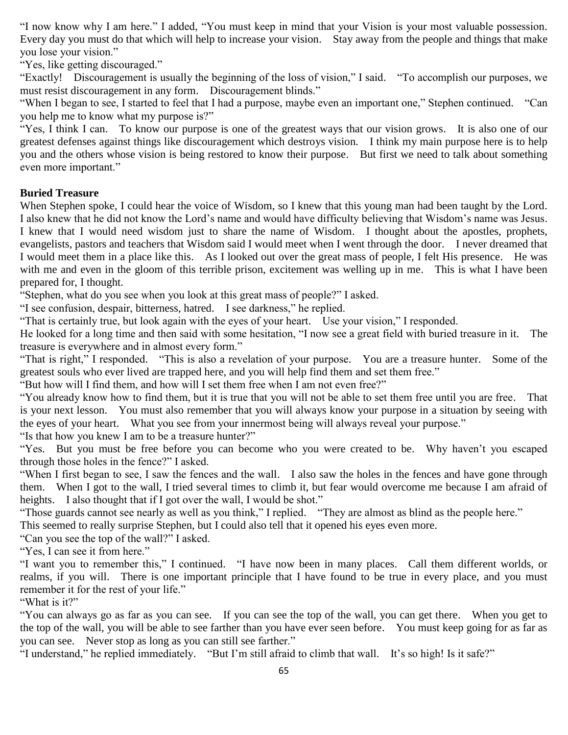"I now know why I am here." I added, "You must keep in mind that your Vision is your most valuable possession. Every day you must do that which will help to increase your vision. Stay away from the people and things that make you lose your vision."

"Yes, like getting discouraged."

"Exactly! Discouragement is usually the beginning of the loss of vision," I said. "To accomplish our purposes, we must resist discouragement in any form. Discouragement blinds."

"When I began to see, I started to feel that I had a purpose, maybe even an important one," Stephen continued. "Can you help me to know what my purpose is?"

"Yes, I think I can. To know our purpose is one of the greatest ways that our vision grows. It is also one of our greatest defenses against things like discouragement which destroys vision. I think my main purpose here is to help you and the others whose vision is being restored to know their purpose. But first we need to talk about something even more important."

**Buried Treasure**

When Stephen spoke, I could hear the voice of Wisdom, so I knew that this young man had been taught by the Lord. I also knew that he did not know the Lord's name and would have difficulty believing that Wisdom's name was Jesus. I knew that I would need wisdom just to share the name of Wisdom. I thought about the apostles, prophets, evangelists, pastors and teachers that Wisdom said I would meet when I went through the door. I never dreamed that I would meet them in a place like this. As I looked out over the great mass of people, I felt His presence. He was with me and even in the gloom of this terrible prison, excitement was welling up in me. This is what I have been prepared for, I thought.

"Stephen, what do you see when you look at this great mass of people?" I asked.

"I see confusion, despair, bitterness, hatred. I see darkness," he replied.

"That is certainly true, but look again with the eyes of your heart. Use your vision," I responded.

He looked for a long time and then said with some hesitation, "I now see a great field with buried treasure in it. The treasure is everywhere and in almost every form."

"That is right," I responded. "This is also a revelation of your purpose. You are a treasure hunter. Some of the greatest souls who ever lived are trapped here, and you will help find them and set them free."

"But how will I find them, and how will I set them free when I am not even free?"

"You already know how to find them, but it is true that you will not be able to set them free until you are free. That is your next lesson. You must also remember that you will always know your purpose in a situation by seeing with the eyes of your heart. What you see from your innermost being will always reveal your purpose."

"Is that how you knew I am to be a treasure hunter?"

"Yes. But you must be free before you can become who you were created to be. Why haven't you escaped through those holes in the fence?" I asked.

"When I first began to see, I saw the fences and the wall. I also saw the holes in the fences and have gone through them. When I got to the wall, I tried several times to climb it, but fear would overcome me because I am afraid of heights. I also thought that if I got over the wall, I would be shot."

"Those guards cannot see nearly as well as you think," I replied. "They are almost as blind as the people here."

This seemed to really surprise Stephen, but I could also tell that it opened his eyes even more.

"Can you see the top of the wall?" I asked.

"Yes, I can see it from here."

"I want you to remember this," I continued. "I have now been in many places. Call them different worlds, or realms, if you will. There is one important principle that I have found to be true in every place, and you must remember it for the rest of your life."

"What is it?"

"You can always go as far as you can see. If you can see the top of the wall, you can get there. When you get to the top of the wall, you will be able to see farther than you have ever seen before. You must keep going for as far as you can see. Never stop as long as you can still see farther."

"I understand," he replied immediately. "But I'm still afraid to climb that wall. It's so high! Is it safe?"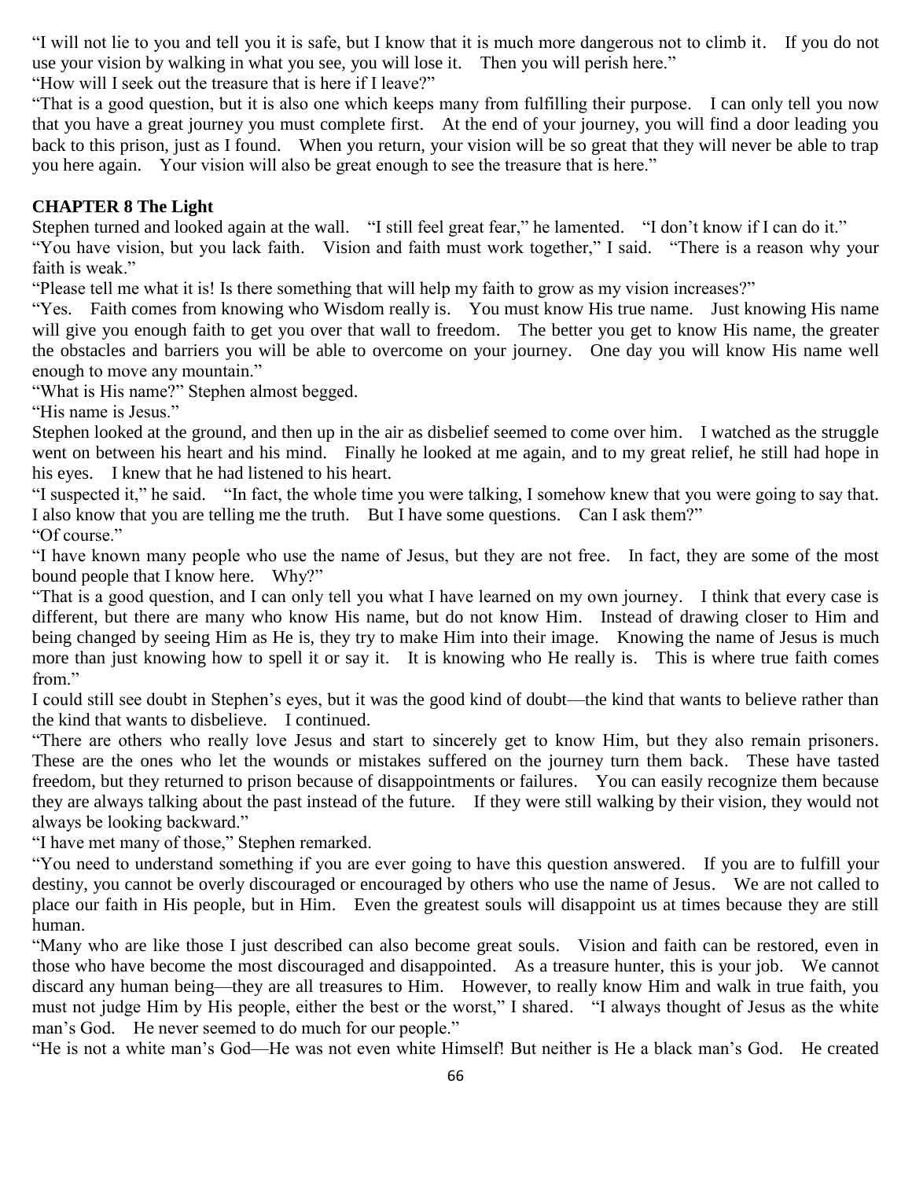"I will not lie to you and tell you it is safe, but I know that it is much more dangerous not to climb it. If you do not use your vision by walking in what you see, you will lose it. Then you will perish here."

"How will I seek out the treasure that is here if I leave?"

"That is a good question, but it is also one which keeps many from fulfilling their purpose. I can only tell you now that you have a great journey you must complete first. At the end of your journey, you will find a door leading you back to this prison, just as I found. When you return, your vision will be so great that they will never be able to trap you here again. Your vision will also be great enough to see the treasure that is here."

## CHAPTER 8 The Light

Stephen turned and looked again at the wall. "I still feel great fear," he lamented. "I don't know if I can do it."

"You have vision, but you lack faith. Vision and faith must work together," I said. "There is a reason why your faith is weak."

"Please tell me what it is! Is there something that will help my faith to grow as my vision increases?"

"Yes. Faith comes from knowing who Wisdom really is. You must know His true name. Just knowing His name will give you enough faith to get you over that wall to freedom. The better you get to know His name, the greater the obstacles and barriers you will be able to overcome on your journey. One day you will know His name well enough to move any mountain."

"What is His name?" Stephen almost begged.

"His name is Jesus."

Stephen looked at the ground, and then up in the air as disbelief seemed to come over him. I watched as the struggle went on between his heart and his mind. Finally he looked at me again, and to my great relief, he still had hope in his eyes. I knew that he had listened to his heart.

"I suspected it," he said. "In fact, the whole time you were talking, I somehow knew that you were going to say that. I also know that you are telling me the truth. But I have some questions. Can I ask them?"

"Of course."

"I have known many people who use the name of Jesus, but they are not free. In fact, they are some of the most bound people that I know here. Why?"

"That is a good question, and I can only tell you what I have learned on my own journey. I think that every case is different, but there are many who know His name, but do not know Him. Instead of drawing closer to Him and being changed by seeing Him as He is, they try to make Him into their image. Knowing the name of Jesus is much more than just knowing how to spell it or say it. It is knowing who He really is. This is where true faith comes from."

I could still see doubt in Stephen's eyes, but it was the good kind of doubt—the kind that wants to believe rather than the kind that wants to disbelieve. I continued.

"There are others who really love Jesus and start to sincerely get to know Him, but they also remain prisoners. These are the ones who let the wounds or mistakes suffered on the journey turn them back. These have tasted freedom, but they returned to prison because of disappointments or failures. You can easily recognize them because they are always talking about the past instead of the future. If they were still walking by their vision, they would not always be looking backward."

"I have met many of those," Stephen remarked.

"You need to understand something if you are ever going to have this question answered. If you are to fulfill your destiny, you cannot be overly discouraged or encouraged by others who use the name of Jesus. We are not called to place our faith in His people, but in Him. Even the greatest souls will disappoint us at times because they are still human.

"Many who are like those I just described can also become great souls. Vision and faith can be restored, even in those who have become the most discouraged and disappointed. As a treasure hunter, this is your job. We cannot discard any human being—they are all treasures to Him. However, to really know Him and walk in true faith, you must not judge Him by His people, either the best or the worst," I shared. "I always thought of Jesus as the white man's God. He never seemed to do much for our people."

"He is not a white man's God—He was not even white Himself! But neither is He a black man's God. He created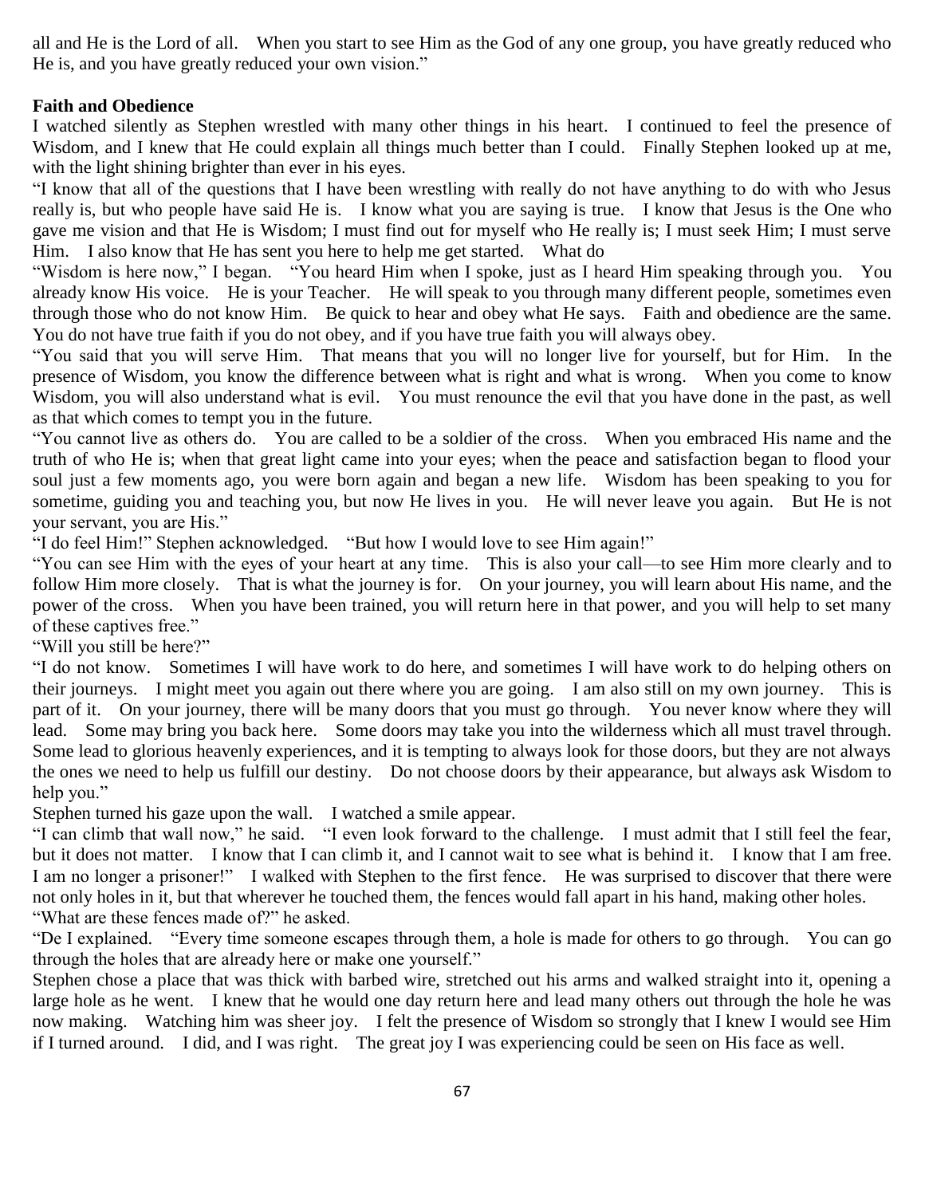all and He is the Lord of all. When you start to see Him as the God of any one group, you have greatly reduced who He is, and you have greatly reduced your own vision."

**Faith and Obedience**

I watched silently as Stephen wrestled with many other things in his heart. I continued to feel the presence of Wisdom, and I knew that He could explain all things much better than I could. Finally Stephen looked up at me, with the light shining brighter than ever in his eyes.

"I know that all of the questions that I have been wrestling with really do not have anything to do with who Jesus really is, but who people have said He is. I know what you are saying is true. I know that Jesus is the One who gave me vision and that He is Wisdom; I must find out for myself who He really is; I must seek Him; I must serve Him. I also know that He has sent you here to help me get started. What do

"Wisdom is here now," I began. "You heard Him when I spoke, just as I heard Him speaking through you. You already know His voice. He is your Teacher. He will speak to you through many different people, sometimes even through those who do not know Him. Be quick to hear and obey what He says. Faith and obedience are the same. You do not have true faith if you do not obey, and if you have true faith you will always obey.

"You said that you will serve Him. That means that you will no longer live for yourself, but for Him. In the presence of Wisdom, you know the difference between what is right and what is wrong. When you come to know Wisdom, you will also understand what is evil. You must renounce the evil that you have done in the past, as well as that which comes to tempt you in the future.

"You cannot live as others do. You are called to be a soldier of the cross. When you embraced His name and the truth of who He is; when that great light came into your eyes; when the peace and satisfaction began to flood your soul just a few moments ago, you were born again and began a new life. Wisdom has been speaking to you for sometime, guiding you and teaching you, but now He lives in you. He will never leave you again. But He is not your servant, you are His."

"I do feel Him!" Stephen acknowledged. "But how I would love to see Him again!"

"You can see Him with the eyes of your heart at any time. This is also your call—to see Him more clearly and to follow Him more closely. That is what the journey is for. On your journey, you will learn about His name, and the power of the cross. When you have been trained, you will return here in that power, and you will help to set many of these captives free."

"Will you still be here?"

"I do not know. Sometimes I will have work to do here, and sometimes I will have work to do helping others on their journeys. I might meet you again out there where you are going. I am also still on my own journey. This is part of it. On your journey, there will be many doors that you must go through. You never know where they will lead. Some may bring you back here. Some doors may take you into the wilderness which all must travel through. Some lead to glorious heavenly experiences, and it is tempting to always look for those doors, but they are not always the ones we need to help us fulfill our destiny. Do not choose doors by their appearance, but always ask Wisdom to help you."

Stephen turned his gaze upon the wall. I watched a smile appear.

"I can climb that wall now," he said. "I even look forward to the challenge. I must admit that I still feel the fear, but it does not matter. I know that I can climb it, and I cannot wait to see what is behind it. I know that I am free. I am no longer a prisoner!" I walked with Stephen to the first fence. He was surprised to discover that there were not only holes in it, but that wherever he touched them, the fences would fall apart in his hand, making other holes.

"What are these fences made of?" he asked.

"De I explained. "Every time someone escapes through them, a hole is made for others to go through. You can go through the holes that are already here or make one yourself."

Stephen chose a place that was thick with barbed wire, stretched out his arms and walked straight into it, opening a large hole as he went. I knew that he would one day return here and lead many others out through the hole he was now making. Watching him was sheer joy. I felt the presence of Wisdom so strongly that I knew I would see Him if I turned around. I did, and I was right. The great joy I was experiencing could be seen on His face as well.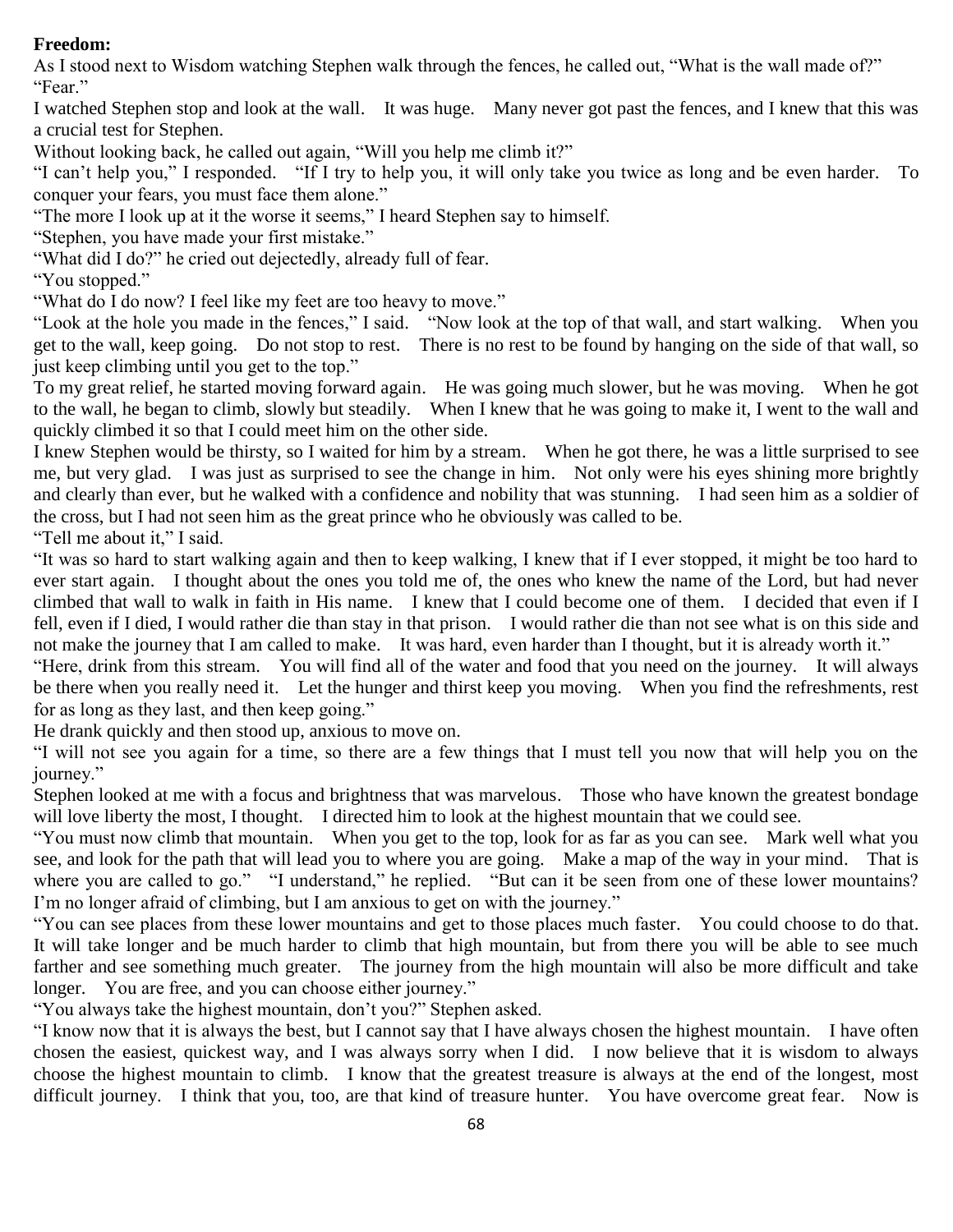**Freedom:**

As I stood next to Wisdom watching Stephen walk through the fences, he called out, "What is the wall made of?"

"Fear."

I watched Stephen stop and look at the wall. It was huge. Many never got past the fences, and I knew that this was a crucial test for Stephen.

Without looking back, he called out again, "Will you help me climb it?"

"I can't help you," I responded. "If I try to help you, it will only take you twice as long and be even harder. To conquer your fears, you must face them alone."

"The more I look up at it the worse it seems," I heard Stephen say to himself.

"Stephen, you have made your first mistake."

"What did I do?" he cried out dejectedly, already full of fear.

"You stopped."

"What do I do now? I feel like my feet are too heavy to move."

"Look at the hole you made in the fences," I said. "Now look at the top of that wall, and start walking. When you get to the wall, keep going. Do not stop to rest. There is no rest to be found by hanging on the side of that wall, so just keep climbing until you get to the top."

To my great relief, he started moving forward again. He was going much slower, but he was moving. When he got to the wall, he began to climb, slowly but steadily. When I knew that he was going to make it, I went to the wall and quickly climbed it so that I could meet him on the other side.

I knew Stephen would be thirsty, so I waited for him by a stream. When he got there, he was a little surprised to see me, but very glad. I was just as surprised to see the change in him. Not only were his eyes shining more brightly and clearly than ever, but he walked with a confidence and nobility that was stunning. I had seen him as a soldier of the cross, but I had not seen him as the great prince who he obviously was called to be.

"Tell me about it," I said.

"It was so hard to start walking again and then to keep walking, I knew that if I ever stopped, it might be too hard to ever start again. I thought about the ones you told me of, the ones who knew the name of the Lord, but had never climbed that wall to walk in faith in His name. I knew that I could become one of them. I decided that even if I fell, even if I died, I would rather die than stay in that prison. I would rather die than not see what is on this side and not make the journey that I am called to make. It was hard, even harder than I thought, but it is already worth it."

"Here, drink from this stream. You will find all of the water and food that you need on the journey. It will always be there when you really need it. Let the hunger and thirst keep you moving. When you find the refreshments, rest for as long as they last, and then keep going."

He drank quickly and then stood up, anxious to move on.

"I will not see you again for a time, so there are a few things that I must tell you now that will help you on the journey."

Stephen looked at me with a focus and brightness that was marvelous. Those who have known the greatest bondage will love liberty the most, I thought. I directed him to look at the highest mountain that we could see.

"You must now climb that mountain. When you get to the top, look for as far as you can see. Mark well what you see, and look for the path that will lead you to where you are going. Make a map of the way in your mind. That is where you are called to go." "I understand," he replied. "But can it be seen from one of these lower mountains? I'm no longer afraid of climbing, but I am anxious to get on with the journey."

"You can see places from these lower mountains and get to those places much faster. You could choose to do that. It will take longer and be much harder to climb that high mountain, but from there you will be able to see much farther and see something much greater. The journey from the high mountain will also be more difficult and take longer. You are free, and you can choose either journey."

"You always take the highest mountain, don't you?" Stephen asked.

"I know now that it is always the best, but I cannot say that I have always chosen the highest mountain. I have often chosen the easiest, quickest way, and I was always sorry when I did. I now believe that it is wisdom to always choose the highest mountain to climb. I know that the greatest treasure is always at the end of the longest, most difficult journey. I think that you, too, are that kind of treasure hunter. You have overcome great fear. Now is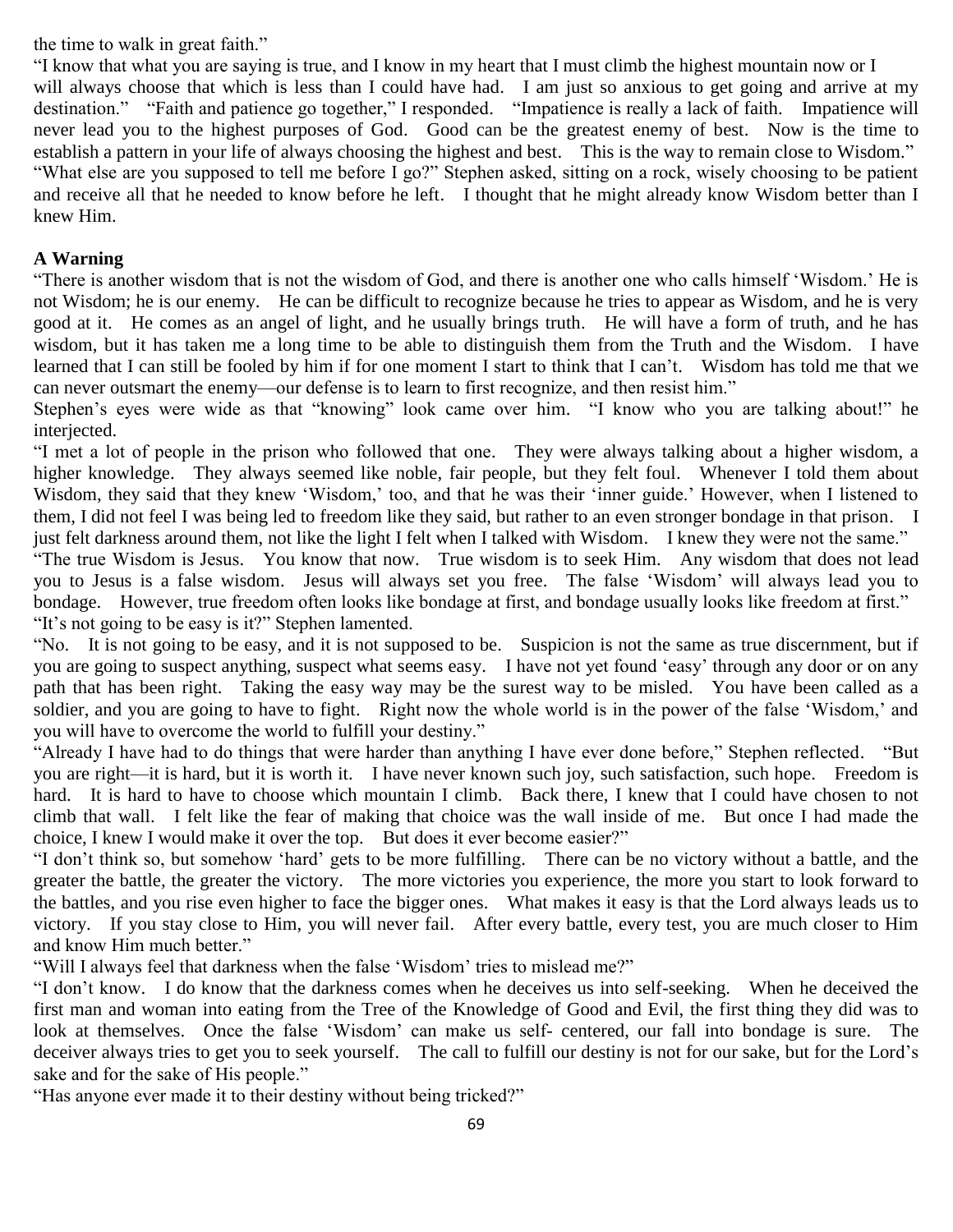the time to walk in great faith."

"I know that what you are saying is true, and I know in my heart that I must climb the highest mountain now or I will always choose that which is less than I could have had. I am just so anxious to get going and arrive at my destination." "Faith and patience go together," I responded. "Impatience is really a lack of faith. Impatience will never lead you to the highest purposes of God. Good can be the greatest enemy of best. Now is the time to establish a pattern in your life of always choosing the highest and best. This is the way to remain close to Wisdom."

"What else are you supposed to tell me before I go?" Stephen asked, sitting on a rock, wisely choosing to be patient and receive all that he needed to know before he left. I thought that he might already know Wisdom better than I knew Him.

**A Warning**

"There is another wisdom that is not the wisdom of God, and there is another one who calls himself 'Wisdom.' He is not Wisdom; he is our enemy. He can be difficult to recognize because he tries to appear as Wisdom, and he is very good at it. He comes as an angel of light, and he usually brings truth. He will have a form of truth, and he has wisdom, but it has taken me a long time to be able to distinguish them from the Truth and the Wisdom. I have learned that I can still be fooled by him if for one moment I start to think that I can't. Wisdom has told me that we can never outsmart the enemy—our defense is to learn to first recognize, and then resist him."

Stephen's eyes were wide as that "knowing" look came over him. "I know who you are talking about!" he interjected.

"I met a lot of people in the prison who followed that one. They were always talking about a higher wisdom, a higher knowledge. They always seemed like noble, fair people, but they felt foul. Whenever I told them about Wisdom, they said that they knew 'Wisdom,' too, and that he was their 'inner guide.' However, when I listened to them, I did not feel I was being led to freedom like they said, but rather to an even stronger bondage in that prison. I just felt darkness around them, not like the light I felt when I talked with Wisdom. I knew they were not the same."

"The true Wisdom is Jesus. You know that now. True wisdom is to seek Him. Any wisdom that does not lead you to Jesus is a false wisdom. Jesus will always set you free. The false 'Wisdom' will always lead you to bondage. However, true freedom often looks like bondage at first, and bondage usually looks like freedom at first."

"It's not going to be easy is it?" Stephen lamented.

"No. It is not going to be easy, and it is not supposed to be. Suspicion is not the same as true discernment, but if you are going to suspect anything, suspect what seems easy. I have not yet found 'easy' through any door or on any path that has been right. Taking the easy way may be the surest way to be misled. You have been called as a soldier, and you are going to have to fight. Right now the whole world is in the power of the false 'Wisdom,' and you will have to overcome the world to fulfill your destiny."

"Already I have had to do things that were harder than anything I have ever done before," Stephen reflected. "But you are right—it is hard, but it is worth it. I have never known such joy, such satisfaction, such hope. Freedom is hard. It is hard to have to choose which mountain I climb. Back there, I knew that I could have chosen to not climb that wall. I felt like the fear of making that choice was the wall inside of me. But once I had made the choice, I knew I would make it over the top. But does it ever become easier?"

"I don't think so, but somehow 'hard' gets to be more fulfilling. There can be no victory without a battle, and the greater the battle, the greater the victory. The more victories you experience, the more you start to look forward to the battles, and you rise even higher to face the bigger ones. What makes it easy is that the Lord always leads us to victory. If you stay close to Him, you will never fail. After every battle, every test, you are much closer to Him and know Him much better."

"Will I always feel that darkness when the false 'Wisdom' tries to mislead me?"

"I don't know. I do know that the darkness comes when he deceives us into self-seeking. When he deceived the first man and woman into eating from the Tree of the Knowledge of Good and Evil, the first thing they did was to look at themselves. Once the false 'Wisdom' can make us self- centered, our fall into bondage is sure. The deceiver always tries to get you to seek yourself. The call to fulfill our destiny is not for our sake, but for the Lord's sake and for the sake of His people."

"Has anyone ever made it to their destiny without being tricked?"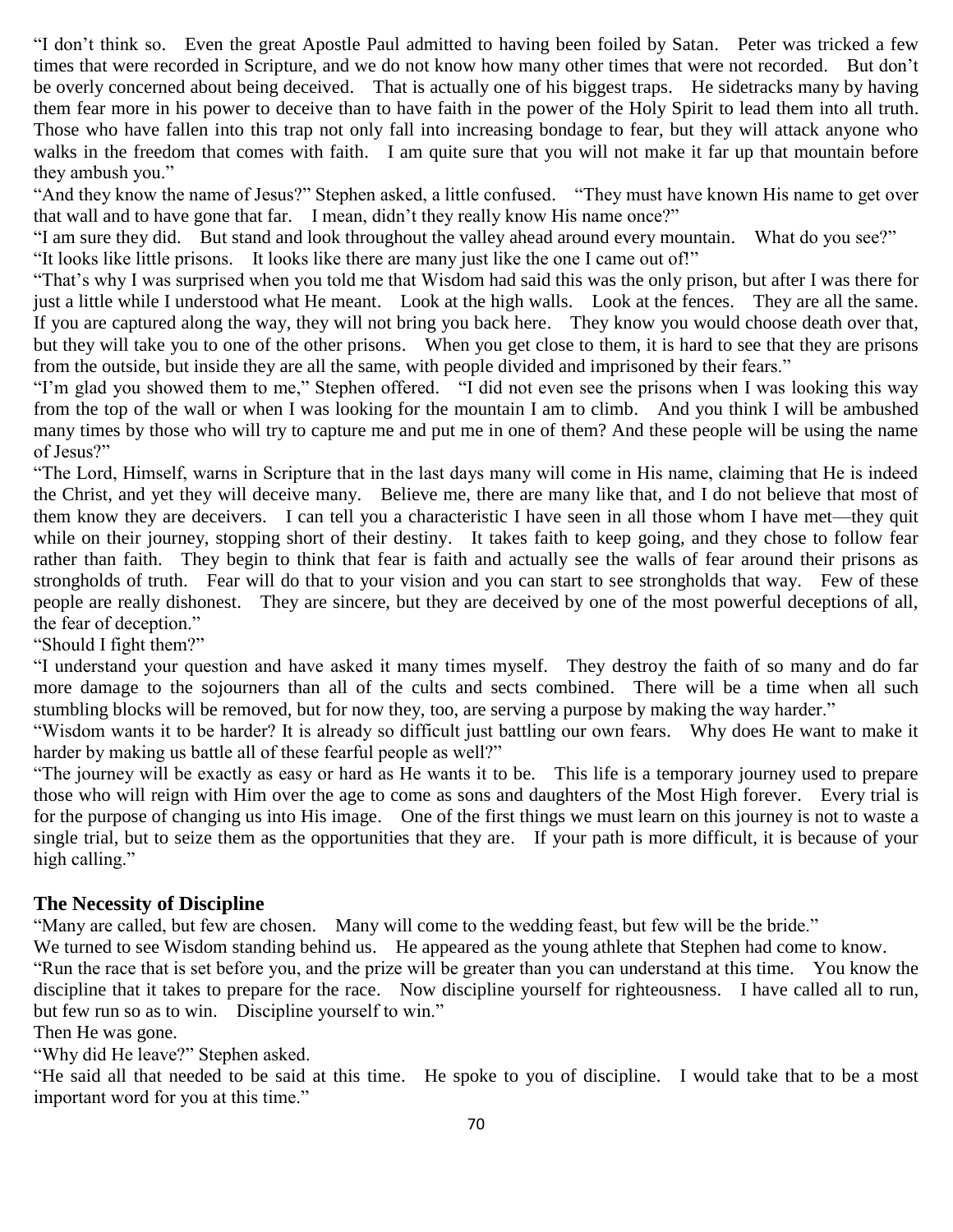"I don't think so. Even the great Apostle Paul admitted to having been foiled by Satan. Peter was tricked a few times that were recorded in Scripture, and we do not know how many other times that were not recorded. But don't be overly concerned about being deceived. That is actually one of his biggest traps. He sidetracks many by having them fear more in his power to deceive than to have faith in the power of the Holy Spirit to lead them into all truth. Those who have fallen into this trap not only fall into increasing bondage to fear, but they will attack anyone who walks in the freedom that comes with faith. I am quite sure that you will not make it far up that mountain before they ambush you."

"And they know the name of Jesus?" Stephen asked, a little confused. "They must have known His name to get over that wall and to have gone that far. I mean, didn't they really know His name once?"

"I am sure they did. But stand and look throughout the valley ahead around every mountain. What do you see?"

"It looks like little prisons. It looks like there are many just like the one I came out of!"

"That's why I was surprised when you told me that Wisdom had said this was the only prison, but after I was there for just a little while I understood what He meant. Look at the high walls. Look at the fences. They are all the same. If you are captured along the way, they will not bring you back here. They know you would choose death over that, but they will take you to one of the other prisons. When you get close to them, it is hard to see that they are prisons from the outside, but inside they are all the same, with people divided and imprisoned by their fears."

"I'm glad you showed them to me," Stephen offered. "I did not even see the prisons when I was looking this way from the top of the wall or when I was looking for the mountain I am to climb. And you think I will be ambushed many times by those who will try to capture me and put me in one of them? And these people will be using the name of Jesus?"

"The Lord, Himself, warns in Scripture that in the last days many will come in His name, claiming that He is indeed the Christ, and yet they will deceive many. Believe me, there are many like that, and I do not believe that most of them know they are deceivers. I can tell you a characteristic I have seen in all those whom I have met—they quit while on their journey, stopping short of their destiny. It takes faith to keep going, and they chose to follow fear rather than faith. They begin to think that fear is faith and actually see the walls of fear around their prisons as strongholds of truth. Fear will do that to your vision and you can start to see strongholds that way. Few of these people are really dishonest. They are sincere, but they are deceived by one of the most powerful deceptions of all, the fear of deception."

"Should I fight them?"

"I understand your question and have asked it many times myself. They destroy the faith of so many and do far more damage to the sojourners than all of the cults and sects combined. There will be a time when all such stumbling blocks will be removed, but for now they, too, are serving a purpose by making the way harder."

"Wisdom wants it to be harder? It is already so difficult just battling our own fears. Why does He want to make it harder by making us battle all of these fearful people as well?"

"The journey will be exactly as easy or hard as He wants it to be. This life is a temporary journey used to prepare those who will reign with Him over the age to come as sons and daughters of the Most High forever. Every trial is for the purpose of changing us into His image. One of the first things we must learn on this journey is not to waste a single trial, but to seize them as the opportunities that they are. If your path is more difficult, it is because of your high calling."

## The Necessity of Discipline

"Many are called, but few are chosen. Many will come to the wedding feast, but few will be the bride."

We turned to see Wisdom standing behind us. He appeared as the young athlete that Stephen had come to know.

"Run the race that is set before you, and the prize will be greater than you can understand at this time. You know the discipline that it takes to prepare for the race. Now discipline yourself for righteousness. I have called all to run, but few run so as to win. Discipline yourself to win."

Then He was gone.

"Why did He leave?" Stephen asked.

"He said all that needed to be said at this time. He spoke to you of discipline. I would take that to be a most important word for you at this time."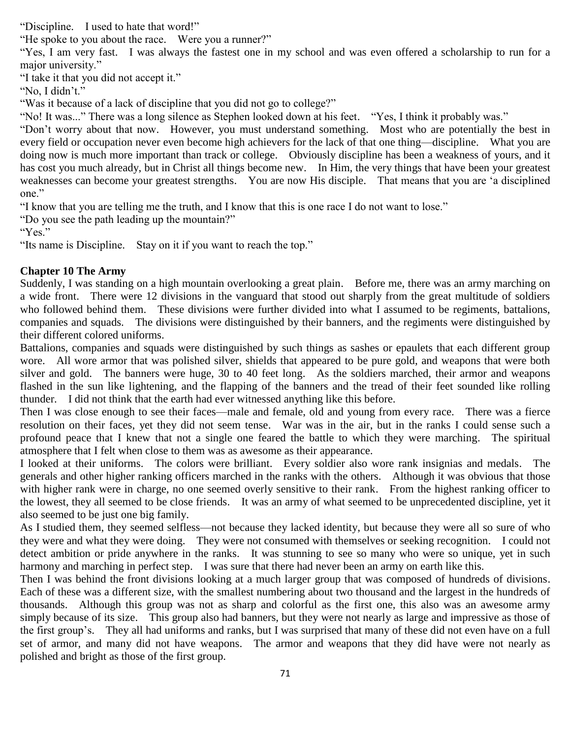"Discipline. I used to hate that word!"

"He spoke to you about the race. Were you a runner?"

"Yes, I am very fast. I was always the fastest one in my school and was even offered a scholarship to run for a major university."

"I take it that you did not accept it."

"No, I didn't."

"Was it because of a lack of discipline that you did not go to college?"

"No! It was..." There was a long silence as Stephen looked down at his feet. "Yes, I think it probably was."

"Don't worry about that now. However, you must understand something. Most who are potentially the best in every field or occupation never even become high achievers for the lack of that one thing—discipline. What you are doing now is much more important than track or college. Obviously discipline has been a weakness of yours, and it has cost you much already, but in Christ all things become new. In Him, the very things that have been your greatest weaknesses can become your greatest strengths. You are now His disciple. That means that you are 'a disciplined one."

"I know that you are telling me the truth, and I know that this is one race I do not want to lose."

"Do you see the path leading up the mountain?"

"Yes."

"Its name is Discipline. Stay on it if you want to reach the top."

## Chapter 10 The Army

Suddenly, I was standing on a high mountain overlooking a great plain. Before me, there was an army marching on a wide front. There were 12 divisions in the vanguard that stood out sharply from the great multitude of soldiers who followed behind them. These divisions were further divided into what I assumed to be regiments, battalions, companies and squads. The divisions were distinguished by their banners, and the regiments were distinguished by their different colored uniforms.

Battalions, companies and squads were distinguished by such things as sashes or epaulets that each different group wore. All wore armor that was polished silver, shields that appeared to be pure gold, and weapons that were both silver and gold. The banners were huge, 30 to 40 feet long. As the soldiers marched, their armor and weapons flashed in the sun like lightening, and the flapping of the banners and the tread of their feet sounded like rolling thunder. I did not think that the earth had ever witnessed anything like this before.

Then I was close enough to see their faces—male and female, old and young from every race. There was a fierce resolution on their faces, yet they did not seem tense. War was in the air, but in the ranks I could sense such a profound peace that I knew that not a single one feared the battle to which they were marching. The spiritual atmosphere that I felt when close to them was as awesome as their appearance.

I looked at their uniforms. The colors were brilliant. Every soldier also wore rank insignias and medals. The generals and other higher ranking officers marched in the ranks with the others. Although it was obvious that those with higher rank were in charge, no one seemed overly sensitive to their rank. From the highest ranking officer to the lowest, they all seemed to be close friends. It was an army of what seemed to be unprecedented discipline, yet it also seemed to be just one big family.

As I studied them, they seemed selfless—not because they lacked identity, but because they were all so sure of who they were and what they were doing. They were not consumed with themselves or seeking recognition. I could not detect ambition or pride anywhere in the ranks. It was stunning to see so many who were so unique, yet in such harmony and marching in perfect step. I was sure that there had never been an army on earth like this.

Then I was behind the front divisions looking at a much larger group that was composed of hundreds of divisions. Each of these was a different size, with the smallest numbering about two thousand and the largest in the hundreds of thousands. Although this group was not as sharp and colorful as the first one, this also was an awesome army simply because of its size. This group also had banners, but they were not nearly as large and impressive as those of the first group's. They all had uniforms and ranks, but I was surprised that many of these did not even have on a full set of armor, and many did not have weapons. The armor and weapons that they did have were not nearly as polished and bright as those of the first group.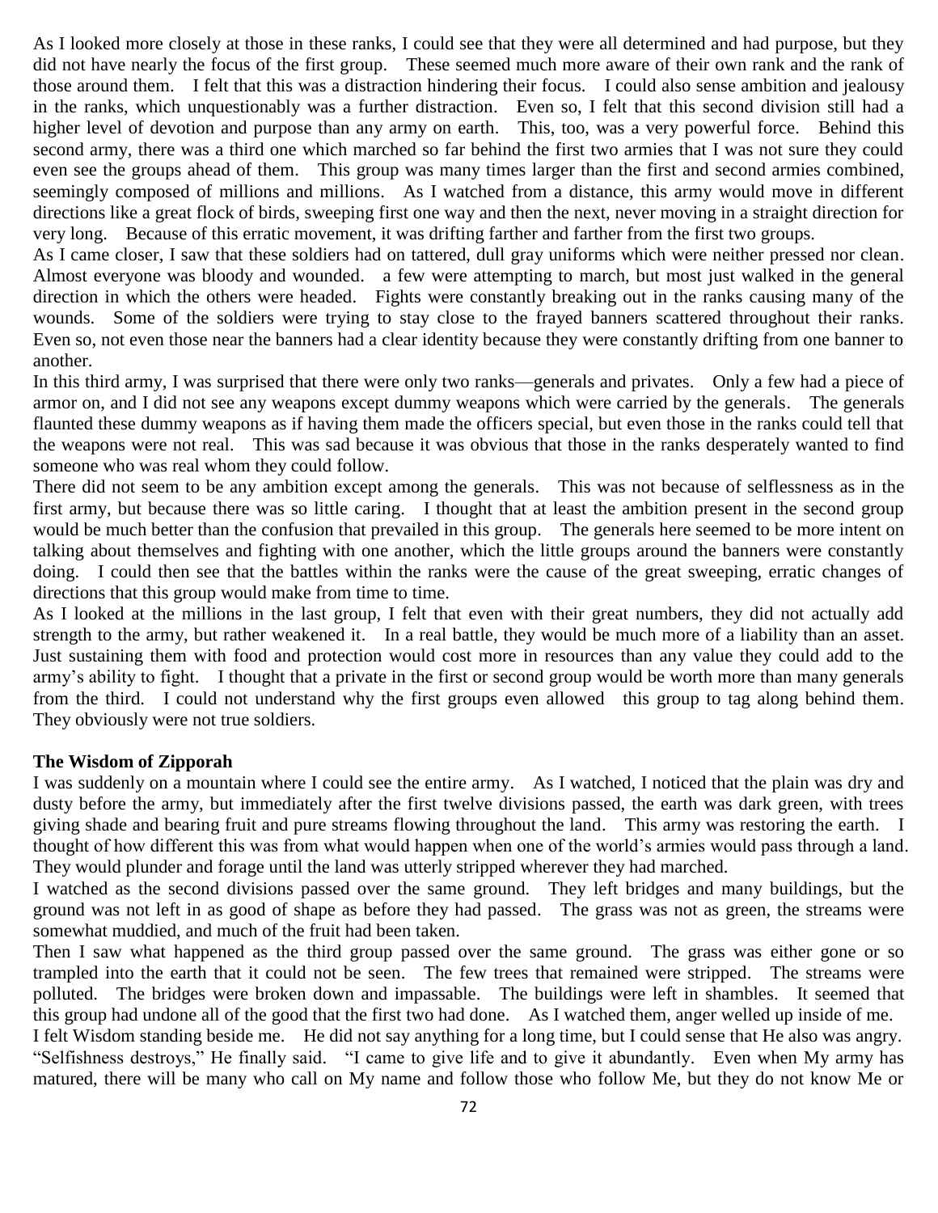As I looked more closely at those in these ranks, I could see that they were all determined and had purpose, but they did not have nearly the focus of the first group. These seemed much more aware of their own rank and the rank of those around them. I felt that this was a distraction hindering their focus. I could also sense ambition and jealousy in the ranks, which unquestionably was a further distraction. Even so, I felt that this second division still had a higher level of devotion and purpose than any army on earth. This, too, was a very powerful force. Behind this second army, there was a third one which marched so far behind the first two armies that I was not sure they could even see the groups ahead of them. This group was many times larger than the first and second armies combined, seemingly composed of millions and millions. As I watched from a distance, this army would move in different directions like a great flock of birds, sweeping first one way and then the next, never moving in a straight direction for very long. Because of this erratic movement, it was drifting farther and farther from the first two groups.

As I came closer, I saw that these soldiers had on tattered, dull gray uniforms which were neither pressed nor clean. Almost everyone was bloody and wounded. a few were attempting to march, but most just walked in the general direction in which the others were headed. Fights were constantly breaking out in the ranks causing many of the wounds. Some of the soldiers were trying to stay close to the frayed banners scattered throughout their ranks. Even so, not even those near the banners had a clear identity because they were constantly drifting from one banner to another.

In this third army, I was surprised that there were only two ranks—generals and privates. Only a few had a piece of armor on, and I did not see any weapons except dummy weapons which were carried by the generals. The generals flaunted these dummy weapons as if having them made the officers special, but even those in the ranks could tell that the weapons were not real. This was sad because it was obvious that those in the ranks desperately wanted to find someone who was real whom they could follow.

There did not seem to be any ambition except among the generals. This was not because of selflessness as in the first army, but because there was so little caring. I thought that at least the ambition present in the second group would be much better than the confusion that prevailed in this group. The generals here seemed to be more intent on talking about themselves and fighting with one another, which the little groups around the banners were constantly doing. I could then see that the battles within the ranks were the cause of the great sweeping, erratic changes of directions that this group would make from time to time.

As I looked at the millions in the last group, I felt that even with their great numbers, they did not actually add strength to the army, but rather weakened it. In a real battle, they would be much more of a liability than an asset. Just sustaining them with food and protection would cost more in resources than any value they could add to the army's ability to fight. I thought that a private in the first or second group would be worth more than many generals from the third. I could not understand why the first groups even allowed this group to tag along behind them. They obviously were not true soldiers.

**The Wisdom of Zipporah**

I was suddenly on a mountain where I could see the entire army. As I watched, I noticed that the plain was dry and dusty before the army, but immediately after the first twelve divisions passed, the earth was dark green, with trees giving shade and bearing fruit and pure streams flowing throughout the land. This army was restoring the earth. I thought of how different this was from what would happen when one of the world's armies would pass through a land. They would plunder and forage until the land was utterly stripped wherever they had marched.

I watched as the second divisions passed over the same ground. They left bridges and many buildings, but the ground was not left in as good of shape as before they had passed. The grass was not as green, the streams were somewhat muddied, and much of the fruit had been taken.

Then I saw what happened as the third group passed over the same ground. The grass was either gone or so trampled into the earth that it could not be seen. The few trees that remained were stripped. The streams were polluted. The bridges were broken down and impassable. The buildings were left in shambles. It seemed that this group had undone all of the good that the first two had done. As I watched them, anger welled up inside of me.

I felt Wisdom standing beside me. He did not say anything for a long time, but I could sense that He also was angry. "Selfishness destroys," He finally said. "I came to give life and to give it abundantly. Even when My army has matured, there will be many who call on My name and follow those who follow Me, but they do not know Me or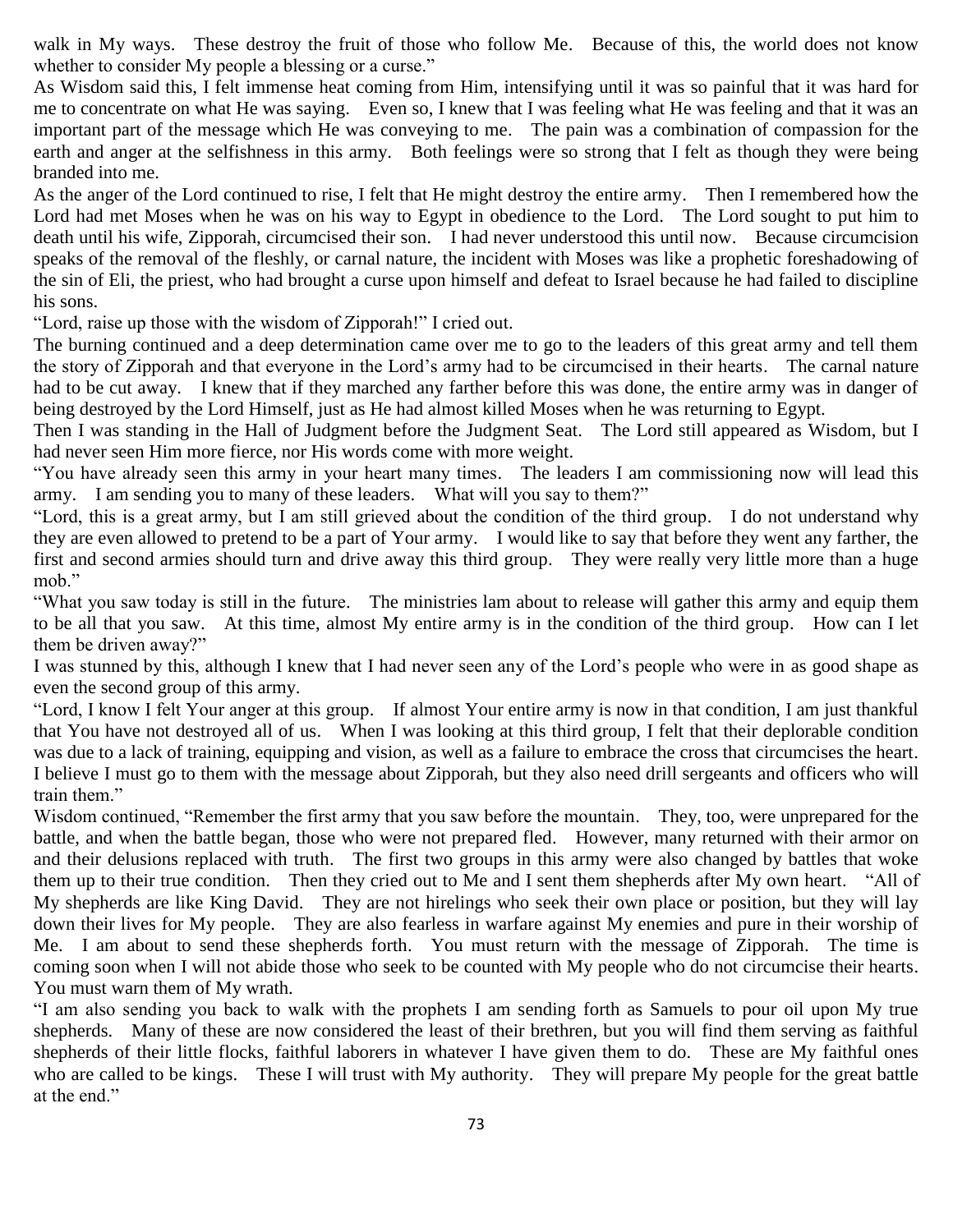walk in My ways. These destroy the fruit of those who follow Me. Because of this, the world does not know whether to consider My people a blessing or a curse."

As Wisdom said this, I felt immense heat coming from Him, intensifying until it was so painful that it was hard for me to concentrate on what He was saying. Even so, I knew that I was feeling what He was feeling and that it was an important part of the message which He was conveying to me. The pain was a combination of compassion for the earth and anger at the selfishness in this army. Both feelings were so strong that I felt as though they were being branded into me.

As the anger of the Lord continued to rise, I felt that He might destroy the entire army. Then I remembered how the Lord had met Moses when he was on his way to Egypt in obedience to the Lord. The Lord sought to put him to death until his wife, Zipporah, circumcised their son. I had never understood this until now. Because circumcision speaks of the removal of the fleshly, or carnal nature, the incident with Moses was like a prophetic foreshadowing of the sin of Eli, the priest, who had brought a curse upon himself and defeat to Israel because he had failed to discipline his sons.

"Lord, raise up those with the wisdom of Zipporah!" I cried out.

The burning continued and a deep determination came over me to go to the leaders of this great army and tell them the story of Zipporah and that everyone in the Lord's army had to be circumcised in their hearts. The carnal nature had to be cut away. I knew that if they marched any farther before this was done, the entire army was in danger of being destroyed by the Lord Himself, just as He had almost killed Moses when he was returning to Egypt.

Then I was standing in the Hall of Judgment before the Judgment Seat. The Lord still appeared as Wisdom, but I had never seen Him more fierce, nor His words come with more weight.

"You have already seen this army in your heart many times. The leaders I am commissioning now will lead this army. I am sending you to many of these leaders. What will you say to them?"

"Lord, this is a great army, but I am still grieved about the condition of the third group. I do not understand why they are even allowed to pretend to be a part of Your army. I would like to say that before they went any farther, the first and second armies should turn and drive away this third group. They were really very little more than a huge mob."

"What you saw today is still in the future. The ministries lam about to release will gather this army and equip them to be all that you saw. At this time, almost My entire army is in the condition of the third group. How can I let them be driven away?"

I was stunned by this, although I knew that I had never seen any of the Lord's people who were in as good shape as even the second group of this army.

"Lord, I know I felt Your anger at this group. If almost Your entire army is now in that condition, I am just thankful that You have not destroyed all of us. When I was looking at this third group, I felt that their deplorable condition was due to a lack of training, equipping and vision, as well as a failure to embrace the cross that circumcises the heart. I believe I must go to them with the message about Zipporah, but they also need drill sergeants and officers who will train them."

Wisdom continued, "Remember the first army that you saw before the mountain. They, too, were unprepared for the battle, and when the battle began, those who were not prepared fled. However, many returned with their armor on and their delusions replaced with truth. The first two groups in this army were also changed by battles that woke them up to their true condition. Then they cried out to Me and I sent them shepherds after My own heart. "All of My shepherds are like King David. They are not hirelings who seek their own place or position, but they will lay down their lives for My people. They are also fearless in warfare against My enemies and pure in their worship of Me. I am about to send these shepherds forth. You must return with the message of Zipporah. The time is coming soon when I will not abide those who seek to be counted with My people who do not circumcise their hearts. You must warn them of My wrath.

"I am also sending you back to walk with the prophets I am sending forth as Samuels to pour oil upon My true shepherds. Many of these are now considered the least of their brethren, but you will find them serving as faithful shepherds of their little flocks, faithful laborers in whatever I have given them to do. These are My faithful ones who are called to be kings. These I will trust with My authority. They will prepare My people for the great battle at the end."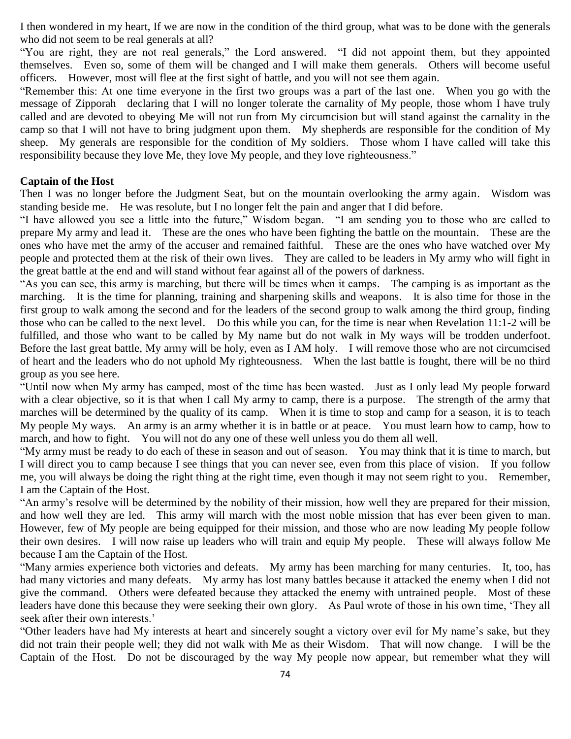I then wondered in my heart, If we are now in the condition of the third group, what was to be done with the generals who did not seem to be real generals at all?

"You are right, they are not real generals," the Lord answered. "I did not appoint them, but they appointed themselves. Even so, some of them will be changed and I will make them generals. Others will become useful officers. However, most will flee at the first sight of battle, and you will not see them again.

"Remember this: At one time everyone in the first two groups was a part of the last one. When you go with the message of Zipporah declaring that I will no longer tolerate the carnality of My people, those whom I have truly called and are devoted to obeying Me will not run from My circumcision but will stand against the carnality in the camp so that I will not have to bring judgment upon them. My shepherds are responsible for the condition of My sheep. My generals are responsible for the condition of My soldiers. Those whom I have called will take this responsibility because they love Me, they love My people, and they love righteousness."

**Captain of the Host**

Then I was no longer before the Judgment Seat, but on the mountain overlooking the army again. Wisdom was standing beside me. He was resolute, but I no longer felt the pain and anger that I did before.

"I have allowed you see a little into the future," Wisdom began. "I am sending you to those who are called to prepare My army and lead it. These are the ones who have been fighting the battle on the mountain. These are the ones who have met the army of the accuser and remained faithful. These are the ones who have watched over My people and protected them at the risk of their own lives. They are called to be leaders in My army who will fight in the great battle at the end and will stand without fear against all of the powers of darkness.

"As you can see, this army is marching, but there will be times when it camps. The camping is as important as the marching. It is the time for planning, training and sharpening skills and weapons. It is also time for those in the first group to walk among the second and for the leaders of the second group to walk among the third group, finding those who can be called to the next level. Do this while you can, for the time is near when Revelation 11:1-2 will be fulfilled, and those who want to be called by My name but do not walk in My ways will be trodden underfoot. Before the last great battle, My army will be holy, even as I AM holy. I will remove those who are not circumcised of heart and the leaders who do not uphold My righteousness. When the last battle is fought, there will be no third group as you see here.

"Until now when My army has camped, most of the time has been wasted. Just as I only lead My people forward with a clear objective, so it is that when I call My army to camp, there is a purpose. The strength of the army that marches will be determined by the quality of its camp. When it is time to stop and camp for a season, it is to teach My people My ways. An army is an army whether it is in battle or at peace. You must learn how to camp, how to march, and how to fight. You will not do any one of these well unless you do them all well.

"My army must be ready to do each of these in season and out of season. You may think that it is time to march, but I will direct you to camp because I see things that you can never see, even from this place of vision. If you follow me, you will always be doing the right thing at the right time, even though it may not seem right to you. Remember, I am the Captain of the Host.

"An army's resolve will be determined by the nobility of their mission, how well they are prepared for their mission, and how well they are led. This army will march with the most noble mission that has ever been given to man. However, few of My people are being equipped for their mission, and those who are now leading My people follow their own desires. I will now raise up leaders who will train and equip My people. These will always follow Me because I am the Captain of the Host.

"Many armies experience both victories and defeats. My army has been marching for many centuries. It, too, has had many victories and many defeats. My army has lost many battles because it attacked the enemy when I did not give the command. Others were defeated because they attacked the enemy with untrained people. Most of these leaders have done this because they were seeking their own glory. As Paul wrote of those in his own time, 'They all seek after their own interests.'

"Other leaders have had My interests at heart and sincerely sought a victory over evil for My name's sake, but they did not train their people well; they did not walk with Me as their Wisdom. That will now change. I will be the Captain of the Host. Do not be discouraged by the way My people now appear, but remember what they will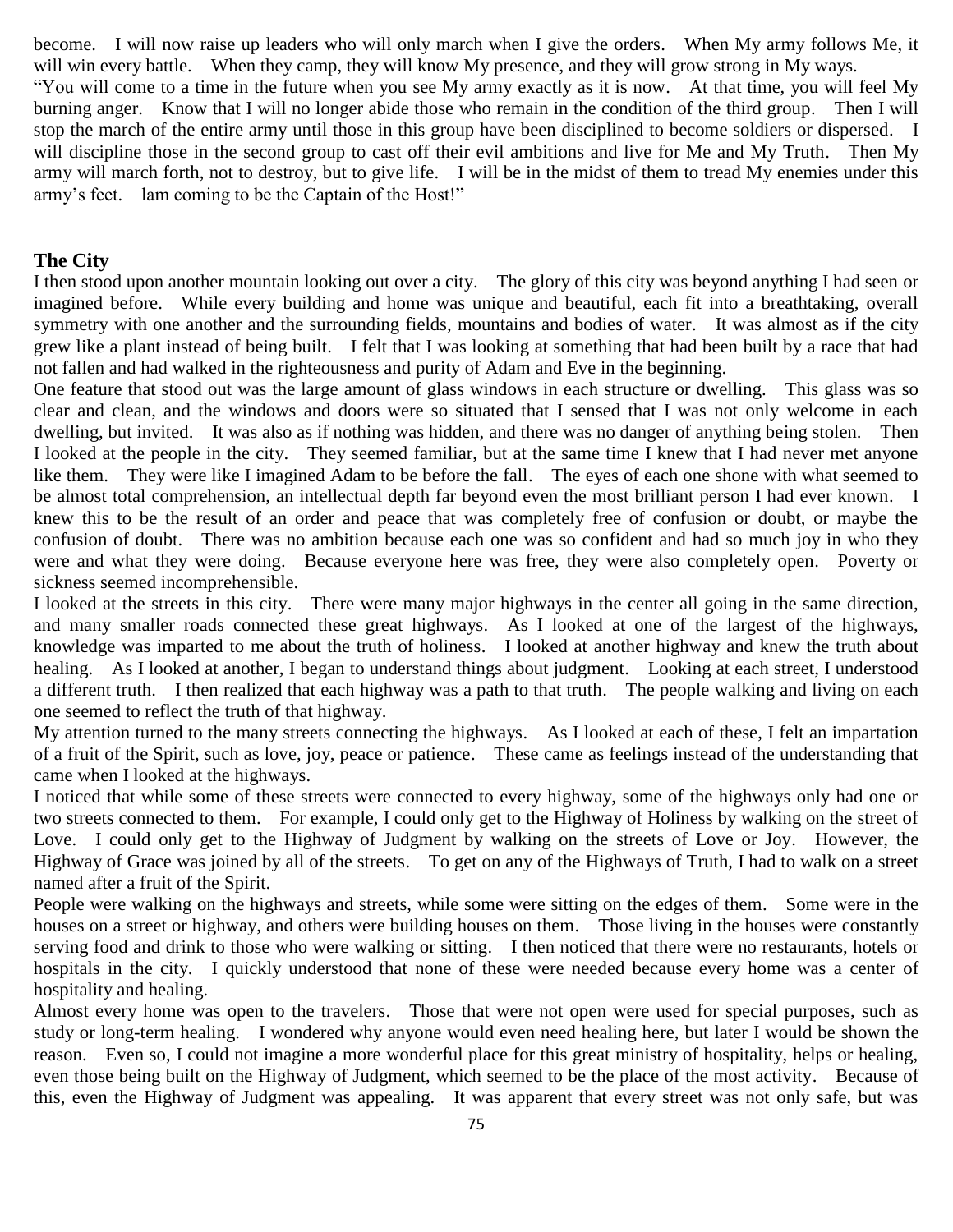become. I will now raise up leaders who will only march when I give the orders. When My army follows Me, it will win every battle. When they camp, they will know My presence, and they will grow strong in My ways.

"You will come to a time in the future when you see My army exactly as it is now. At that time, you will feel My burning anger. Know that I will no longer abide those who remain in the condition of the third group. Then I will stop the march of the entire army until those in this group have been disciplined to become soldiers or dispersed. I will discipline those in the second group to cast off their evil ambitions and live for Me and My Truth. Then My army will march forth, not to destroy, but to give life. I will be in the midst of them to tread My enemies under this army's feet. lam coming to be the Captain of the Host!"

## The City

I then stood upon another mountain looking out over a city. The glory of this city was beyond anything I had seen or imagined before. While every building and home was unique and beautiful, each fit into a breathtaking, overall symmetry with one another and the surrounding fields, mountains and bodies of water. It was almost as if the city grew like a plant instead of being built. I felt that I was looking at something that had been built by a race that had not fallen and had walked in the righteousness and purity of Adam and Eve in the beginning.

One feature that stood out was the large amount of glass windows in each structure or dwelling. This glass was so clear and clean, and the windows and doors were so situated that I sensed that I was not only welcome in each dwelling, but invited. It was also as if nothing was hidden, and there was no danger of anything being stolen. Then I looked at the people in the city. They seemed familiar, but at the same time I knew that I had never met anyone like them. They were like I imagined Adam to be before the fall. The eyes of each one shone with what seemed to be almost total comprehension, an intellectual depth far beyond even the most brilliant person I had ever known. I knew this to be the result of an order and peace that was completely free of confusion or doubt, or maybe the confusion of doubt. There was no ambition because each one was so confident and had so much joy in who they were and what they were doing. Because everyone here was free, they were also completely open. Poverty or sickness seemed incomprehensible.

I looked at the streets in this city. There were many major highways in the center all going in the same direction, and many smaller roads connected these great highways. As I looked at one of the largest of the highways, knowledge was imparted to me about the truth of holiness. I looked at another highway and knew the truth about healing. As I looked at another, I began to understand things about judgment. Looking at each street, I understood a different truth. I then realized that each highway was a path to that truth. The people walking and living on each one seemed to reflect the truth of that highway.

My attention turned to the many streets connecting the highways. As I looked at each of these, I felt an impartation of a fruit of the Spirit, such as love, joy, peace or patience. These came as feelings instead of the understanding that came when I looked at the highways.

I noticed that while some of these streets were connected to every highway, some of the highways only had one or two streets connected to them. For example, I could only get to the Highway of Holiness by walking on the street of Love. I could only get to the Highway of Judgment by walking on the streets of Love or Joy. However, the Highway of Grace was joined by all of the streets. To get on any of the Highways of Truth, I had to walk on a street named after a fruit of the Spirit.

People were walking on the highways and streets, while some were sitting on the edges of them. Some were in the houses on a street or highway, and others were building houses on them. Those living in the houses were constantly serving food and drink to those who were walking or sitting. I then noticed that there were no restaurants, hotels or hospitals in the city. I quickly understood that none of these were needed because every home was a center of hospitality and healing.

Almost every home was open to the travelers. Those that were not open were used for special purposes, such as study or long-term healing. I wondered why anyone would even need healing here, but later I would be shown the reason. Even so, I could not imagine a more wonderful place for this great ministry of hospitality, helps or healing, even those being built on the Highway of Judgment, which seemed to be the place of the most activity. Because of this, even the Highway of Judgment was appealing. It was apparent that every street was not only safe, but was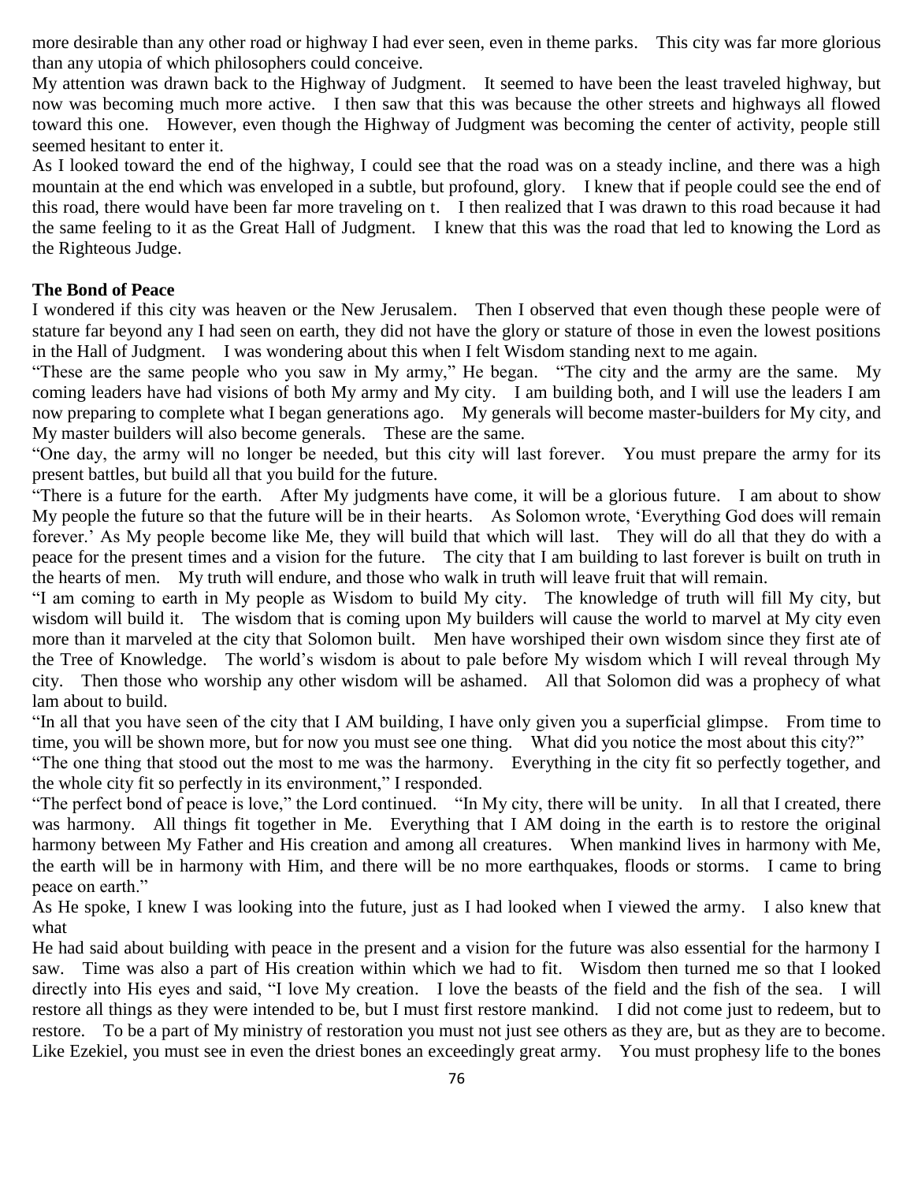more desirable than any other road or highway I had ever seen, even in theme parks. This city was far more glorious than any utopia of which philosophers could conceive.

My attention was drawn back to the Highway of Judgment. It seemed to have been the least traveled highway, but now was becoming much more active. I then saw that this was because the other streets and highways all flowed toward this one. However, even though the Highway of Judgment was becoming the center of activity, people still seemed hesitant to enter it.

As I looked toward the end of the highway, I could see that the road was on a steady incline, and there was a high mountain at the end which was enveloped in a subtle, but profound, glory. I knew that if people could see the end of this road, there would have been far more traveling on t. I then realized that I was drawn to this road because it had the same feeling to it as the Great Hall of Judgment. I knew that this was the road that led to knowing the Lord as the Righteous Judge.

**The Bond of Peace**

I wondered if this city was heaven or the New Jerusalem. Then I observed that even though these people were of stature far beyond any I had seen on earth, they did not have the glory or stature of those in even the lowest positions in the Hall of Judgment. I was wondering about this when I felt Wisdom standing next to me again.

"These are the same people who you saw in My army," He began. "The city and the army are the same. My coming leaders have had visions of both My army and My city. I am building both, and I will use the leaders I am now preparing to complete what I began generations ago. My generals will become master-builders for My city, and My master builders will also become generals. These are the same.

"One day, the army will no longer be needed, but this city will last forever. You must prepare the army for its present battles, but build all that you build for the future.

"There is a future for the earth. After My judgments have come, it will be a glorious future. I am about to show My people the future so that the future will be in their hearts. As Solomon wrote, 'Everything God does will remain forever.' As My people become like Me, they will build that which will last. They will do all that they do with a peace for the present times and a vision for the future. The city that I am building to last forever is built on truth in the hearts of men. My truth will endure, and those who walk in truth will leave fruit that will remain.

"I am coming to earth in My people as Wisdom to build My city. The knowledge of truth will fill My city, but wisdom will build it. The wisdom that is coming upon My builders will cause the world to marvel at My city even more than it marveled at the city that Solomon built. Men have worshiped their own wisdom since they first ate of the Tree of Knowledge. The world's wisdom is about to pale before My wisdom which I will reveal through My city. Then those who worship any other wisdom will be ashamed. All that Solomon did was a prophecy of what lam about to build.

"In all that you have seen of the city that I AM building, I have only given you a superficial glimpse. From time to time, you will be shown more, but for now you must see one thing. What did you notice the most about this city?"

"The one thing that stood out the most to me was the harmony. Everything in the city fit so perfectly together, and the whole city fit so perfectly in its environment," I responded.

"The perfect bond of peace is love," the Lord continued. "In My city, there will be unity. In all that I created, there was harmony. All things fit together in Me. Everything that I AM doing in the earth is to restore the original harmony between My Father and His creation and among all creatures. When mankind lives in harmony with Me, the earth will be in harmony with Him, and there will be no more earthquakes, floods or storms. I came to bring peace on earth."

As He spoke, I knew I was looking into the future, just as I had looked when I viewed the army. I also knew that what He had said about building with peace in the present and a vision for the future was also essential for the harmony I saw. Time was also a part of His creation within which we had to fit. Wisdom then turned me so that I looked directly into His eyes and said, "I love My creation. I love the beasts of the field and the fish of the sea. I will restore all things as they were intended to be, but I must first restore mankind. I did not come just to redeem, but to restore. To be a part of My ministry of restoration you must not just see others as they are, but as they are to become. Like Ezekiel, you must see in even the driest bones an exceedingly great army. You must prophesy life to the bones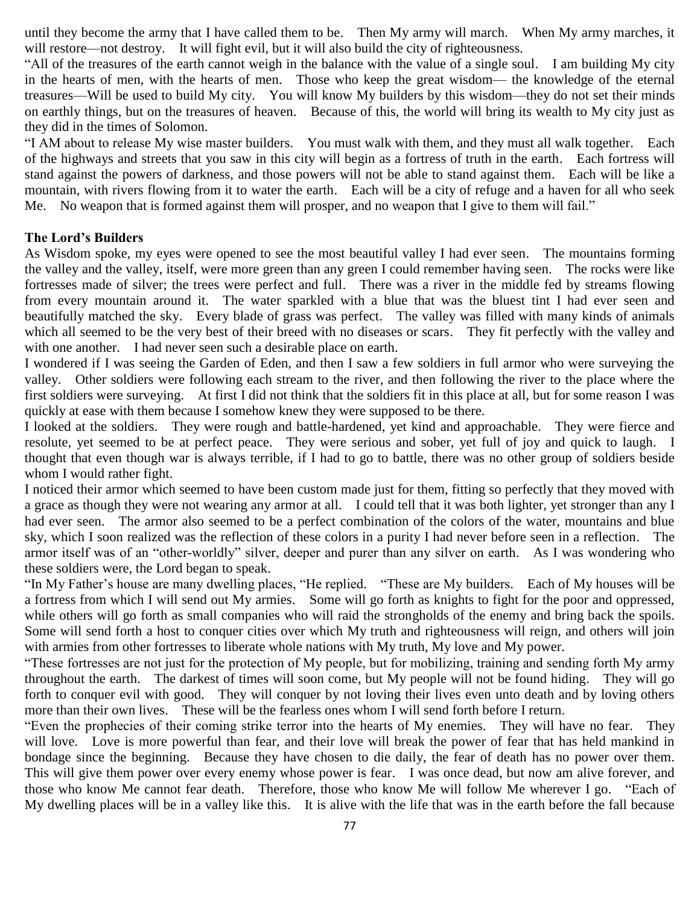until they become the army that I have called them to be. Then My army will march. When My army marches, it will restore—not destroy. It will fight evil, but it will also build the city of righteousness.

"All of the treasures of the earth cannot weigh in the balance with the value of a single soul. I am building My city in the hearts of men, with the hearts of men. Those who keep the great wisdom— the knowledge of the eternal treasures—Will be used to build My city. You will know My builders by this wisdom—they do not set their minds on earthly things, but on the treasures of heaven. Because of this, the world will bring its wealth to My city just as they did in the times of Solomon.

"I AM about to release My wise master builders. You must walk with them, and they must all walk together. Each of the highways and streets that you saw in this city will begin as a fortress of truth in the earth. Each fortress will stand against the powers of darkness, and those powers will not be able to stand against them. Each will be like a mountain, with rivers flowing from it to water the earth. Each will be a city of refuge and a haven for all who seek Me. No weapon that is formed against them will prosper, and no weapon that I give to them will fail."

**The Lord's Builders**

As Wisdom spoke, my eyes were opened to see the most beautiful valley I had ever seen. The mountains forming the valley and the valley, itself, were more green than any green I could remember having seen. The rocks were like fortresses made of silver; the trees were perfect and full. There was a river in the middle fed by streams flowing from every mountain around it. The water sparkled with a blue that was the bluest tint I had ever seen and beautifully matched the sky. Every blade of grass was perfect. The valley was filled with many kinds of animals which all seemed to be the very best of their breed with no diseases or scars. They fit perfectly with the valley and with one another. I had never seen such a desirable place on earth.

I wondered if I was seeing the Garden of Eden, and then I saw a few soldiers in full armor who were surveying the valley. Other soldiers were following each stream to the river, and then following the river to the place where the first soldiers were surveying. At first I did not think that the soldiers fit in this place at all, but for some reason I was quickly at ease with them because I somehow knew they were supposed to be there.

I looked at the soldiers. They were rough and battle-hardened, yet kind and approachable. They were fierce and resolute, yet seemed to be at perfect peace. They were serious and sober, yet full of joy and quick to laugh. I thought that even though war is always terrible, if I had to go to battle, there was no other group of soldiers beside whom I would rather fight.

I noticed their armor which seemed to have been custom made just for them, fitting so perfectly that they moved with a grace as though they were not wearing any armor at all. I could tell that it was both lighter, yet stronger than any I had ever seen. The armor also seemed to be a perfect combination of the colors of the water, mountains and blue sky, which I soon realized was the reflection of these colors in a purity I had never before seen in a reflection. The armor itself was of an "other-worldly" silver, deeper and purer than any silver on earth. As I was wondering who these soldiers were, the Lord began to speak.

"In My Father's house are many dwelling places, "He replied. "These are My builders. Each of My houses will be a fortress from which I will send out My armies. Some will go forth as knights to fight for the poor and oppressed, while others will go forth as small companies who will raid the strongholds of the enemy and bring back the spoils. Some will send forth a host to conquer cities over which My truth and righteousness will reign, and others will join with armies from other fortresses to liberate whole nations with My truth, My love and My power.

"These fortresses are not just for the protection of My people, but for mobilizing, training and sending forth My army throughout the earth. The darkest of times will soon come, but My people will not be found hiding. They will go forth to conquer evil with good. They will conquer by not loving their lives even unto death and by loving others more than their own lives. These will be the fearless ones whom I will send forth before I return.

"Even the prophecies of their coming strike terror into the hearts of My enemies. They will have no fear. They will love. Love is more powerful than fear, and their love will break the power of fear that has held mankind in bondage since the beginning. Because they have chosen to die daily, the fear of death has no power over them. This will give them power over every enemy whose power is fear. I was once dead, but now am alive forever, and those who know Me cannot fear death. Therefore, those who know Me will follow Me wherever I go. "Each of My dwelling places will be in a valley like this. It is alive with the life that was in the earth before the fall because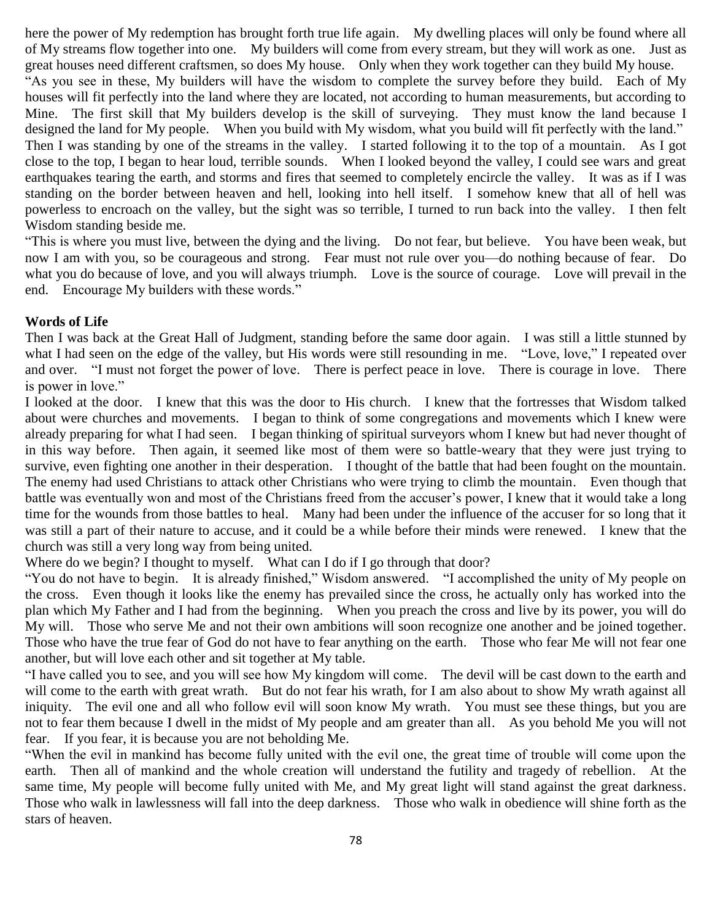here the power of My redemption has brought forth true life again. My dwelling places will only be found where all of My streams flow together into one. My builders will come from every stream, but they will work as one. Just as great houses need different craftsmen, so does My house. Only when they work together can they build My house.

"As you see in these, My builders will have the wisdom to complete the survey before they build. Each of My houses will fit perfectly into the land where they are located, not according to human measurements, but according to Mine. The first skill that My builders develop is the skill of surveying. They must know the land because I designed the land for My people. When you build with My wisdom, what you build will fit perfectly with the land."

Then I was standing by one of the streams in the valley. I started following it to the top of a mountain. As I got close to the top, I began to hear loud, terrible sounds. When I looked beyond the valley, I could see wars and great earthquakes tearing the earth, and storms and fires that seemed to completely encircle the valley. It was as if I was standing on the border between heaven and hell, looking into hell itself. I somehow knew that all of hell was powerless to encroach on the valley, but the sight was so terrible, I turned to run back into the valley. I then felt Wisdom standing beside me.

"This is where you must live, between the dying and the living. Do not fear, but believe. You have been weak, but now I am with you, so be courageous and strong. Fear must not rule over you—do nothing because of fear. Do what you do because of love, and you will always triumph. Love is the source of courage. Love will prevail in the end. Encourage My builders with these words."

**Words of Life**

Then I was back at the Great Hall of Judgment, standing before the same door again. I was still a little stunned by what I had seen on the edge of the valley, but His words were still resounding in me. "Love, love," I repeated over and over. "I must not forget the power of love. There is perfect peace in love. There is courage in love. There is power in love."

I looked at the door. I knew that this was the door to His church. I knew that the fortresses that Wisdom talked about were churches and movements. I began to think of some congregations and movements which I knew were already preparing for what I had seen. I began thinking of spiritual surveyors whom I knew but had never thought of in this way before. Then again, it seemed like most of them were so battle-weary that they were just trying to survive, even fighting one another in their desperation. I thought of the battle that had been fought on the mountain. The enemy had used Christians to attack other Christians who were trying to climb the mountain. Even though that battle was eventually won and most of the Christians freed from the accuser's power, I knew that it would take a long time for the wounds from those battles to heal. Many had been under the influence of the accuser for so long that it was still a part of their nature to accuse, and it could be a while before their minds were renewed. I knew that the church was still a very long way from being united.

Where do we begin? I thought to myself. What can I do if I go through that door?

"You do not have to begin. It is already finished," Wisdom answered. "I accomplished the unity of My people on the cross. Even though it looks like the enemy has prevailed since the cross, he actually only has worked into the plan which My Father and I had from the beginning. When you preach the cross and live by its power, you will do My will. Those who serve Me and not their own ambitions will soon recognize one another and be joined together. Those who have the true fear of God do not have to fear anything on the earth. Those who fear Me will not fear one another, but will love each other and sit together at My table.

"I have called you to see, and you will see how My kingdom will come. The devil will be cast down to the earth and will come to the earth with great wrath. But do not fear his wrath, for I am also about to show My wrath against all iniquity. The evil one and all who follow evil will soon know My wrath. You must see these things, but you are not to fear them because I dwell in the midst of My people and am greater than all. As you behold Me you will not fear. If you fear, it is because you are not beholding Me.

"When the evil in mankind has become fully united with the evil one, the great time of trouble will come upon the earth. Then all of mankind and the whole creation will understand the futility and tragedy of rebellion. At the same time, My people will become fully united with Me, and My great light will stand against the great darkness. Those who walk in lawlessness will fall into the deep darkness. Those who walk in obedience will shine forth as the stars of heaven.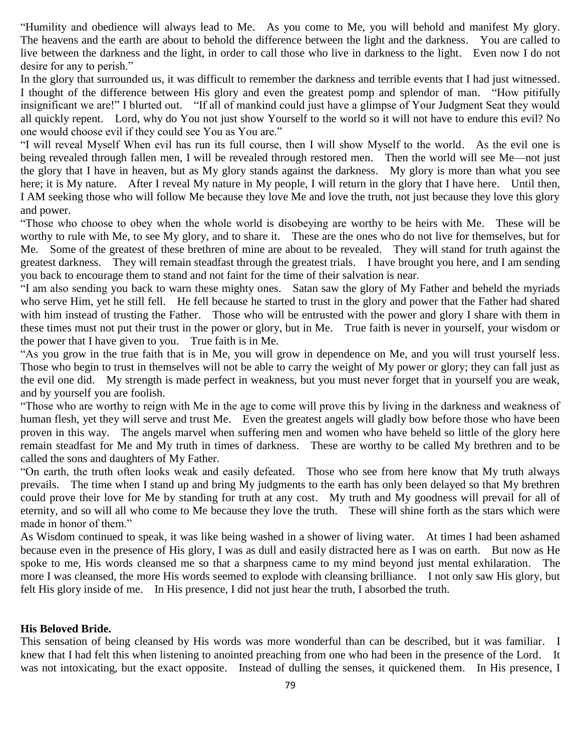"Humility and obedience will always lead to Me. As you come to Me, you will behold and manifest My glory. The heavens and the earth are about to behold the difference between the light and the darkness. You are called to live between the darkness and the light, in order to call those who live in darkness to the light. Even now I do not desire for any to perish."

In the glory that surrounded us, it was difficult to remember the darkness and terrible events that I had just witnessed. I thought of the difference between His glory and even the greatest pomp and splendor of man. "How pitifully insignificant we are!" I blurted out. "If all of mankind could just have a glimpse of Your Judgment Seat they would all quickly repent. Lord, why do You not just show Yourself to the world so it will not have to endure this evil? No one would choose evil if they could see You as You are."

"I will reveal Myself When evil has run its full course, then I will show Myself to the world. As the evil one is being revealed through fallen men, I will be revealed through restored men. Then the world will see Me—not just the glory that I have in heaven, but as My glory stands against the darkness. My glory is more than what you see here; it is My nature. After I reveal My nature in My people, I will return in the glory that I have here. Until then, I AM seeking those who will follow Me because they love Me and love the truth, not just because they love this glory and power.

"Those who choose to obey when the whole world is disobeying are worthy to be heirs with Me. These will be worthy to rule with Me, to see My glory, and to share it. These are the ones who do not live for themselves, but for Me. Some of the greatest of these brethren of mine are about to be revealed. They will stand for truth against the greatest darkness. They will remain steadfast through the greatest trials. I have brought you here, and I am sending you back to encourage them to stand and not faint for the time of their salvation is near.

"I am also sending you back to warn these mighty ones. Satan saw the glory of My Father and beheld the myriads who serve Him, yet he still fell. He fell because he started to trust in the glory and power that the Father had shared with him instead of trusting the Father. Those who will be entrusted with the power and glory I share with them in these times must not put their trust in the power or glory, but in Me. True faith is never in yourself, your wisdom or the power that I have given to you. True faith is in Me.

"As you grow in the true faith that is in Me, you will grow in dependence on Me, and you will trust yourself less. Those who begin to trust in themselves will not be able to carry the weight of My power or glory; they can fall just as the evil one did. My strength is made perfect in weakness, but you must never forget that in yourself you are weak, and by yourself you are foolish.

"Those who are worthy to reign with Me in the age to come will prove this by living in the darkness and weakness of human flesh, yet they will serve and trust Me. Even the greatest angels will gladly bow before those who have been proven in this way. The angels marvel when suffering men and women who have beheld so little of the glory here remain steadfast for Me and My truth in times of darkness. These are worthy to be called My brethren and to be called the sons and daughters of My Father.

"On earth, the truth often looks weak and easily defeated. Those who see from here know that My truth always prevails. The time when I stand up and bring My judgments to the earth has only been delayed so that My brethren could prove their love for Me by standing for truth at any cost. My truth and My goodness will prevail for all of eternity, and so will all who come to Me because they love the truth. These will shine forth as the stars which were made in honor of them."

As Wisdom continued to speak, it was like being washed in a shower of living water. At times I had been ashamed because even in the presence of His glory, I was as dull and easily distracted here as I was on earth. But now as He spoke to me, His words cleansed me so that a sharpness came to my mind beyond just mental exhilaration. The more I was cleansed, the more His words seemed to explode with cleansing brilliance. I not only saw His glory, but felt His glory inside of me. In His presence, I did not just hear the truth, I absorbed the truth.

**His Beloved Bride.**

This sensation of being cleansed by His words was more wonderful than can be described, but it was familiar. I knew that I had felt this when listening to anointed preaching from one who had been in the presence of the Lord. It was not intoxicating, but the exact opposite. Instead of dulling the senses, it quickened them. In His presence, I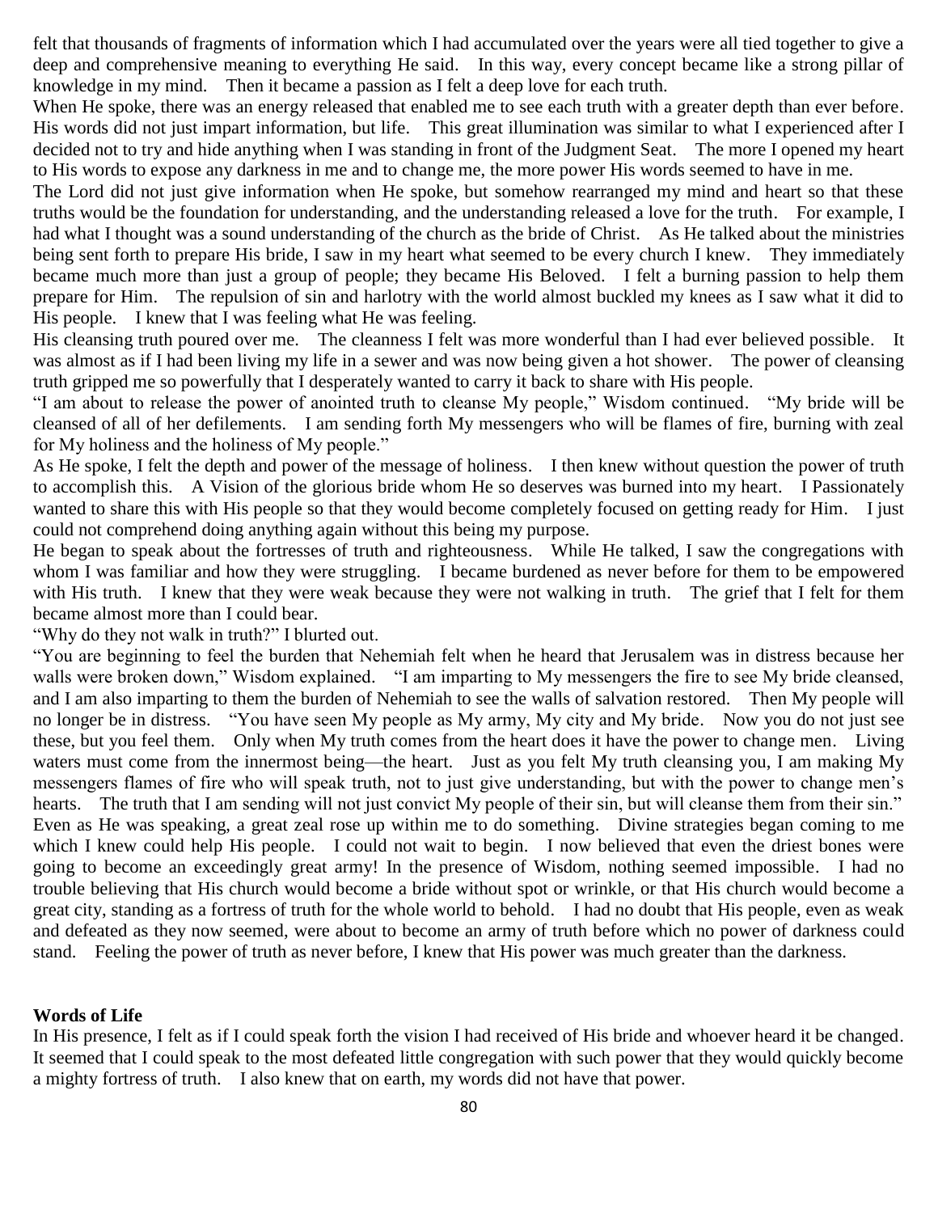felt that thousands of fragments of information which I had accumulated over the years were all tied together to give a deep and comprehensive meaning to everything He said. In this way, every concept became like a strong pillar of knowledge in my mind. Then it became a passion as I felt a deep love for each truth.

When He spoke, there was an energy released that enabled me to see each truth with a greater depth than ever before. His words did not just impart information, but life. This great illumination was similar to what I experienced after I decided not to try and hide anything when I was standing in front of the Judgment Seat. The more I opened my heart to His words to expose any darkness in me and to change me, the more power His words seemed to have in me.

The Lord did not just give information when He spoke, but somehow rearranged my mind and heart so that these truths would be the foundation for understanding, and the understanding released a love for the truth. For example, I had what I thought was a sound understanding of the church as the bride of Christ. As He talked about the ministries being sent forth to prepare His bride, I saw in my heart what seemed to be every church I knew. They immediately became much more than just a group of people; they became His Beloved. I felt a burning passion to help them prepare for Him. The repulsion of sin and harlotry with the world almost buckled my knees as I saw what it did to His people. I knew that I was feeling what He was feeling.

His cleansing truth poured over me. The cleanness I felt was more wonderful than I had ever believed possible. It was almost as if I had been living my life in a sewer and was now being given a hot shower. The power of cleansing truth gripped me so powerfully that I desperately wanted to carry it back to share with His people.

"I am about to release the power of anointed truth to cleanse My people," Wisdom continued. "My bride will be cleansed of all of her defilements. I am sending forth My messengers who will be flames of fire, burning with zeal for My holiness and the holiness of My people."

As He spoke, I felt the depth and power of the message of holiness. I then knew without question the power of truth to accomplish this. A Vision of the glorious bride whom He so deserves was burned into my heart. I Passionately wanted to share this with His people so that they would become completely focused on getting ready for Him. I just could not comprehend doing anything again without this being my purpose.

He began to speak about the fortresses of truth and righteousness. While He talked, I saw the congregations with whom I was familiar and how they were struggling. I became burdened as never before for them to be empowered with His truth. I knew that they were weak because they were not walking in truth. The grief that I felt for them became almost more than I could bear.

"Why do they not walk in truth?" I blurted out.

"You are beginning to feel the burden that Nehemiah felt when he heard that Jerusalem was in distress because her walls were broken down," Wisdom explained. "I am imparting to My messengers the fire to see My bride cleansed, and I am also imparting to them the burden of Nehemiah to see the walls of salvation restored. Then My people will no longer be in distress. "You have seen My people as My army, My city and My bride. Now you do not just see these, but you feel them. Only when My truth comes from the heart does it have the power to change men. Living waters must come from the innermost being—the heart. Just as you felt My truth cleansing you, I am making My messengers flames of fire who will speak truth, not to just give understanding, but with the power to change men's hearts. The truth that I am sending will not just convict My people of their sin, but will cleanse them from their sin."

Even as He was speaking, a great zeal rose up within me to do something. Divine strategies began coming to me which I knew could help His people. I could not wait to begin. I now believed that even the driest bones were going to become an exceedingly great army! In the presence of Wisdom, nothing seemed impossible. I had no trouble believing that His church would become a bride without spot or wrinkle, or that His church would become a great city, standing as a fortress of truth for the whole world to behold. I had no doubt that His people, even as weak and defeated as they now seemed, were about to become an army of truth before which no power of darkness could stand. Feeling the power of truth as never before, I knew that His power was much greater than the darkness.

**Words of Life**

In His presence, I felt as if I could speak forth the vision I had received of His bride and whoever heard it be changed. It seemed that I could speak to the most defeated little congregation with such power that they would quickly become a mighty fortress of truth. I also knew that on earth, my words did not have that power.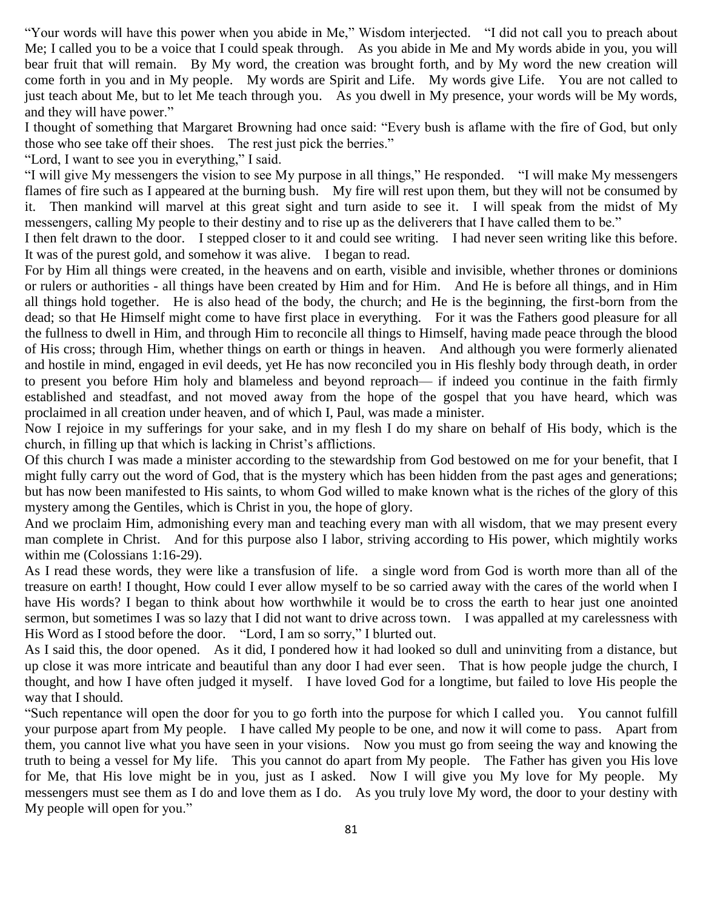"Your words will have this power when you abide in Me," Wisdom interjected. "I did not call you to preach about Me; I called you to be a voice that I could speak through. As you abide in Me and My words abide in you, you will bear fruit that will remain. By My word, the creation was brought forth, and by My word the new creation will come forth in you and in My people. My words are Spirit and Life. My words give Life. You are not called to just teach about Me, but to let Me teach through you. As you dwell in My presence, your words will be My words, and they will have power."

I thought of something that Margaret Browning had once said: "Every bush is aflame with the fire of God, but only those who see take off their shoes. The rest just pick the berries."

"Lord, I want to see you in everything," I said.

"I will give My messengers the vision to see My purpose in all things," He responded. "I will make My messengers flames of fire such as I appeared at the burning bush. My fire will rest upon them, but they will not be consumed by it. Then mankind will marvel at this great sight and turn aside to see it. I will speak from the midst of My messengers, calling My people to their destiny and to rise up as the deliverers that I have called them to be."

I then felt drawn to the door. I stepped closer to it and could see writing. I had never seen writing like this before. It was of the purest gold, and somehow it was alive. I began to read.

For by Him all things were created, in the heavens and on earth, visible and invisible, whether thrones or dominions or rulers or authorities - all things have been created by Him and for Him. And He is before all things, and in Him all things hold together. He is also head of the body, the church; and He is the beginning, the first-born from the dead; so that He Himself might come to have first place in everything. For it was the Fathers good pleasure for all the fullness to dwell in Him, and through Him to reconcile all things to Himself, having made peace through the blood of His cross; through Him, whether things on earth or things in heaven. And although you were formerly alienated and hostile in mind, engaged in evil deeds, yet He has now reconciled you in His fleshly body through death, in order to present you before Him holy and blameless and beyond reproach— if indeed you continue in the faith firmly established and steadfast, and not moved away from the hope of the gospel that you have heard, which was proclaimed in all creation under heaven, and of which I, Paul, was made a minister.

Now I rejoice in my sufferings for your sake, and in my flesh I do my share on behalf of His body, which is the church, in filling up that which is lacking in Christ's afflictions.

Of this church I was made a minister according to the stewardship from God bestowed on me for your benefit, that I might fully carry out the word of God, that is the mystery which has been hidden from the past ages and generations; but has now been manifested to His saints, to whom God willed to make known what is the riches of the glory of this mystery among the Gentiles, which is Christ in you, the hope of glory.

And we proclaim Him, admonishing every man and teaching every man with all wisdom, that we may present every man complete in Christ. And for this purpose also I labor, striving according to His power, which mightily works within me (Colossians 1:16-29).

As I read these words, they were like a transfusion of life. a single word from God is worth more than all of the treasure on earth! I thought, How could I ever allow myself to be so carried away with the cares of the world when I have His words? I began to think about how worthwhile it would be to cross the earth to hear just one anointed sermon, but sometimes I was so lazy that I did not want to drive across town. I was appalled at my carelessness with His Word as I stood before the door. "Lord, I am so sorry," I blurted out.

As I said this, the door opened. As it did, I pondered how it had looked so dull and uninviting from a distance, but up close it was more intricate and beautiful than any door I had ever seen. That is how people judge the church, I thought, and how I have often judged it myself. I have loved God for a longtime, but failed to love His people the way that I should.

"Such repentance will open the door for you to go forth into the purpose for which I called you. You cannot fulfill your purpose apart from My people. I have called My people to be one, and now it will come to pass. Apart from them, you cannot live what you have seen in your visions. Now you must go from seeing the way and knowing the truth to being a vessel for My life. This you cannot do apart from My people. The Father has given you His love for Me, that His love might be in you, just as I asked. Now I will give you My love for My people. My messengers must see them as I do and love them as I do. As you truly love My word, the door to your destiny with My people will open for you."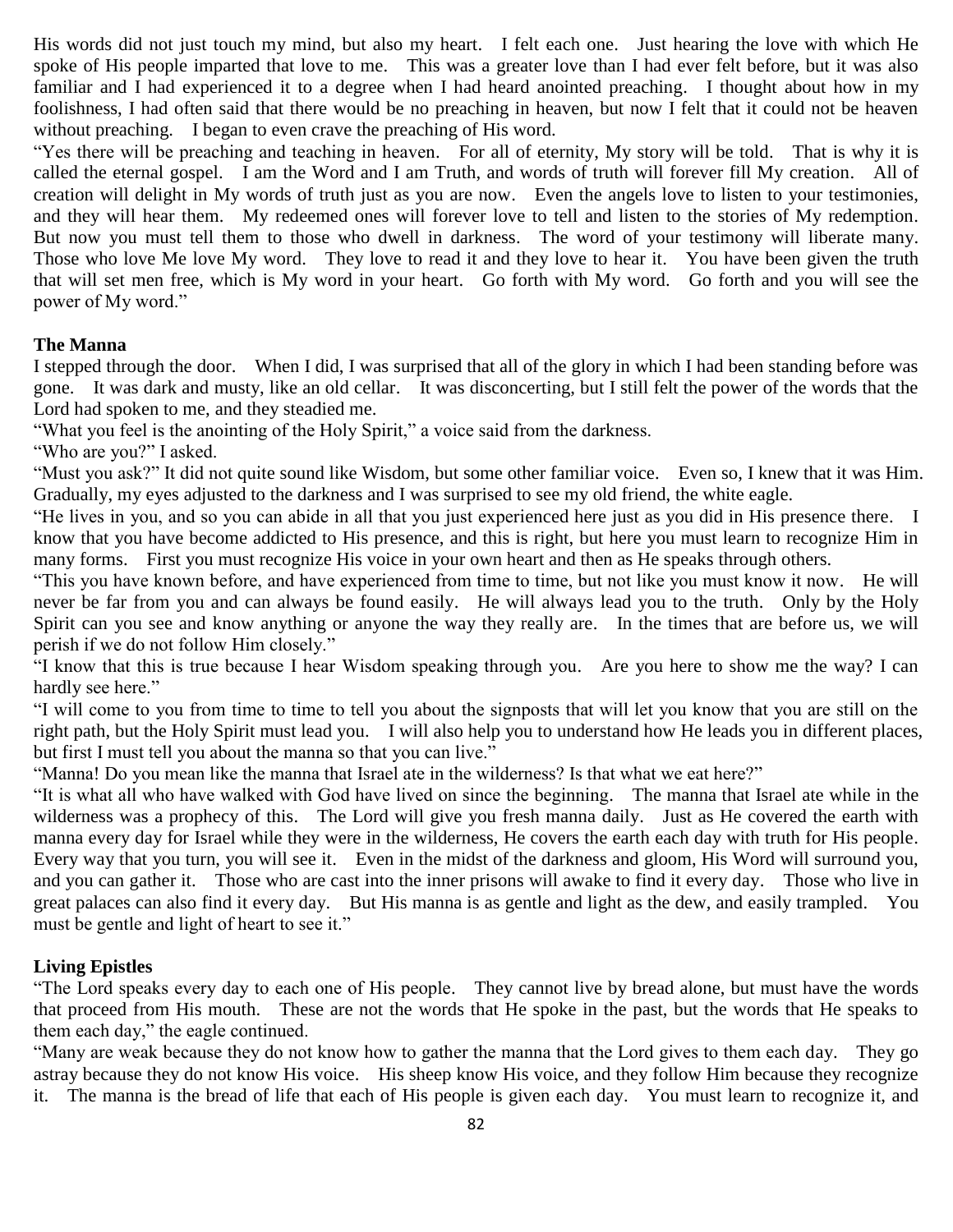His words did not just touch my mind, but also my heart. I felt each one. Just hearing the love with which He spoke of His people imparted that love to me. This was a greater love than I had ever felt before, but it was also familiar and I had experienced it to a degree when I had heard anointed preaching. I thought about how in my foolishness, I had often said that there would be no preaching in heaven, but now I felt that it could not be heaven without preaching. I began to even crave the preaching of His word.

"Yes there will be preaching and teaching in heaven. For all of eternity, My story will be told. That is why it is called the eternal gospel. I am the Word and I am Truth, and words of truth will forever fill My creation. All of creation will delight in My words of truth just as you are now. Even the angels love to listen to your testimonies, and they will hear them. My redeemed ones will forever love to tell and listen to the stories of My redemption. But now you must tell them to those who dwell in darkness. The word of your testimony will liberate many. Those who love Me love My word. They love to read it and they love to hear it. You have been given the truth that will set men free, which is My word in your heart. Go forth with My word. Go forth and you will see the power of My word."

**The Manna**

I stepped through the door. When I did, I was surprised that all of the glory in which I had been standing before was gone. It was dark and musty, like an old cellar. It was disconcerting, but I still felt the power of the words that the Lord had spoken to me, and they steadied me.

"What you feel is the anointing of the Holy Spirit," a voice said from the darkness.

"Who are you?" I asked.

"Must you ask?" It did not quite sound like Wisdom, but some other familiar voice. Even so, I knew that it was Him. Gradually, my eyes adjusted to the darkness and I was surprised to see my old friend, the white eagle.

"He lives in you, and so you can abide in all that you just experienced here just as you did in His presence there. I know that you have become addicted to His presence, and this is right, but here you must learn to recognize Him in many forms. First you must recognize His voice in your own heart and then as He speaks through others.

"This you have known before, and have experienced from time to time, but not like you must know it now. He will never be far from you and can always be found easily. He will always lead you to the truth. Only by the Holy Spirit can you see and know anything or anyone the way they really are. In the times that are before us, we will perish if we do not follow Him closely."

"I know that this is true because I hear Wisdom speaking through you. Are you here to show me the way? I can hardly see here."

"I will come to you from time to time to tell you about the signposts that will let you know that you are still on the right path, but the Holy Spirit must lead you. I will also help you to understand how He leads you in different places, but first I must tell you about the manna so that you can live."

"Manna! Do you mean like the manna that Israel ate in the wilderness? Is that what we eat here?"

"It is what all who have walked with God have lived on since the beginning. The manna that Israel ate while in the wilderness was a prophecy of this. The Lord will give you fresh manna daily. Just as He covered the earth with manna every day for Israel while they were in the wilderness, He covers the earth each day with truth for His people. Every way that you turn, you will see it. Even in the midst of the darkness and gloom, His Word will surround you, and you can gather it. Those who are cast into the inner prisons will awake to find it every day. Those who live in great palaces can also find it every day. But His manna is as gentle and light as the dew, and easily trampled. You must be gentle and light of heart to see it."

**Living Epistles**

"The Lord speaks every day to each one of His people. They cannot live by bread alone, but must have the words that proceed from His mouth. These are not the words that He spoke in the past, but the words that He speaks to them each day," the eagle continued.

"Many are weak because they do not know how to gather the manna that the Lord gives to them each day. They go astray because they do not know His voice. His sheep know His voice, and they follow Him because they recognize it. The manna is the bread of life that each of His people is given each day. You must learn to recognize it, and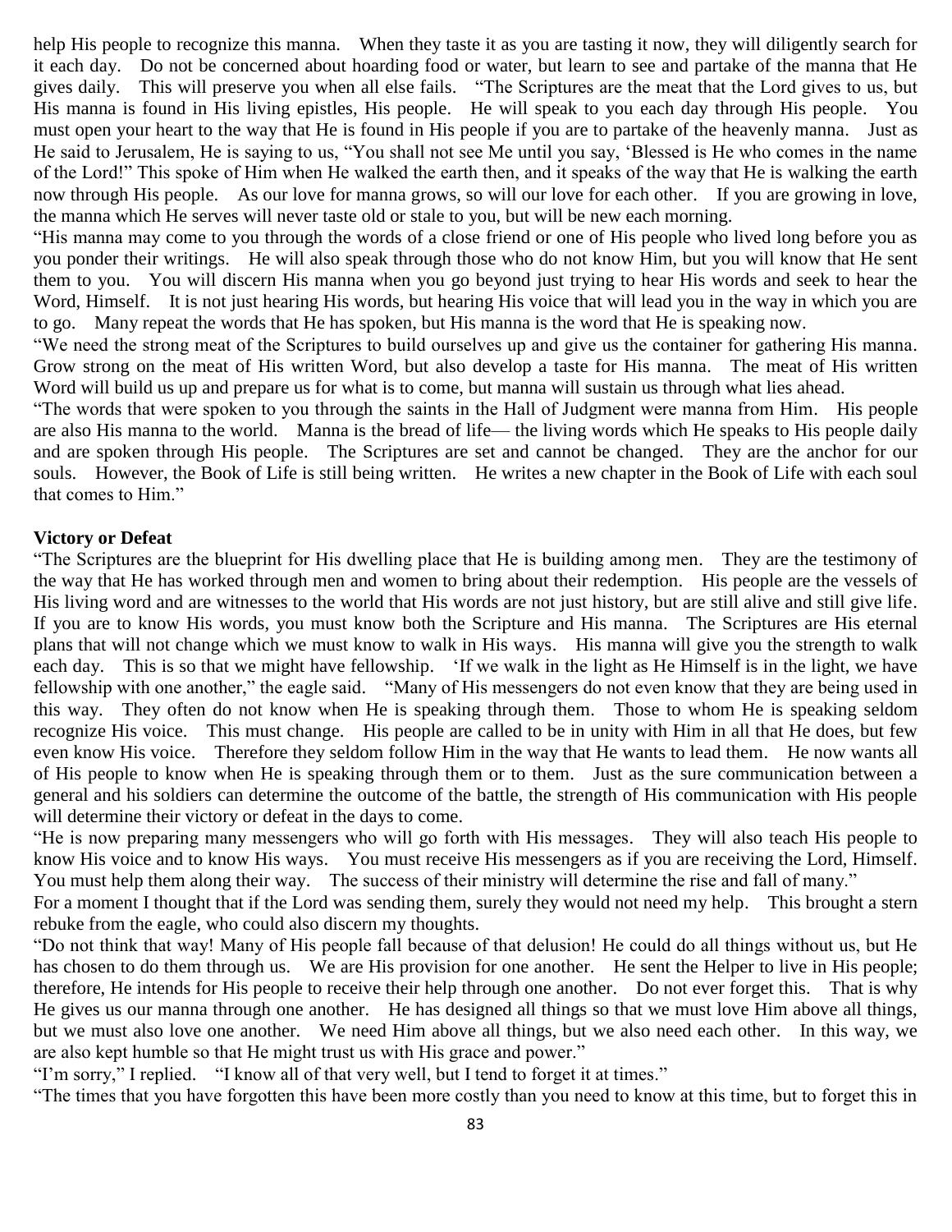help His people to recognize this manna. When they taste it as you are tasting it now, they will diligently search for it each day. Do not be concerned about hoarding food or water, but learn to see and partake of the manna that He gives daily. This will preserve you when all else fails. "The Scriptures are the meat that the Lord gives to us, but His manna is found in His living epistles, His people. He will speak to you each day through His people. You must open your heart to the way that He is found in His people if you are to partake of the heavenly manna. Just as He said to Jerusalem, He is saying to us, "You shall not see Me until you say, 'Blessed is He who comes in the name of the Lord!" This spoke of Him when He walked the earth then, and it speaks of the way that He is walking the earth now through His people. As our love for manna grows, so will our love for each other. If you are growing in love, the manna which He serves will never taste old or stale to you, but will be new each morning.

"His manna may come to you through the words of a close friend or one of His people who lived long before you as you ponder their writings. He will also speak through those who do not know Him, but you will know that He sent them to you. You will discern His manna when you go beyond just trying to hear His words and seek to hear the Word, Himself. It is not just hearing His words, but hearing His voice that will lead you in the way in which you are to go. Many repeat the words that He has spoken, but His manna is the word that He is speaking now.

"We need the strong meat of the Scriptures to build ourselves up and give us the container for gathering His manna. Grow strong on the meat of His written Word, but also develop a taste for His manna. The meat of His written Word will build us up and prepare us for what is to come, but manna will sustain us through what lies ahead.

"The words that were spoken to you through the saints in the Hall of Judgment were manna from Him. His people are also His manna to the world. Manna is the bread of life— the living words which He speaks to His people daily and are spoken through His people. The Scriptures are set and cannot be changed. They are the anchor for our souls. However, the Book of Life is still being written. He writes a new chapter in the Book of Life with each soul that comes to Him."

**Victory or Defeat**

"The Scriptures are the blueprint for His dwelling place that He is building among men. They are the testimony of the way that He has worked through men and women to bring about their redemption. His people are the vessels of His living word and are witnesses to the world that His words are not just history, but are still alive and still give life. If you are to know His words, you must know both the Scripture and His manna. The Scriptures are His eternal plans that will not change which we must know to walk in His ways. His manna will give you the strength to walk each day. This is so that we might have fellowship. 'If we walk in the light as He Himself is in the light, we have fellowship with one another," the eagle said. "Many of His messengers do not even know that they are being used in this way. They often do not know when He is speaking through them. Those to whom He is speaking seldom recognize His voice. This must change. His people are called to be in unity with Him in all that He does, but few even know His voice. Therefore they seldom follow Him in the way that He wants to lead them. He now wants all of His people to know when He is speaking through them or to them. Just as the sure communication between a general and his soldiers can determine the outcome of the battle, the strength of His communication with His people will determine their victory or defeat in the days to come.

"He is now preparing many messengers who will go forth with His messages. They will also teach His people to know His voice and to know His ways. You must receive His messengers as if you are receiving the Lord, Himself. You must help them along their way. The success of their ministry will determine the rise and fall of many."

For a moment I thought that if the Lord was sending them, surely they would not need my help. This brought a stern rebuke from the eagle, who could also discern my thoughts.

"Do not think that way! Many of His people fall because of that delusion! He could do all things without us, but He has chosen to do them through us. We are His provision for one another. He sent the Helper to live in His people; therefore, He intends for His people to receive their help through one another. Do not ever forget this. That is why He gives us our manna through one another. He has designed all things so that we must love Him above all things, but we must also love one another. We need Him above all things, but we also need each other. In this way, we are also kept humble so that He might trust us with His grace and power."

"I'm sorry," I replied. "I know all of that very well, but I tend to forget it at times."

"The times that you have forgotten this have been more costly than you need to know at this time, but to forget this in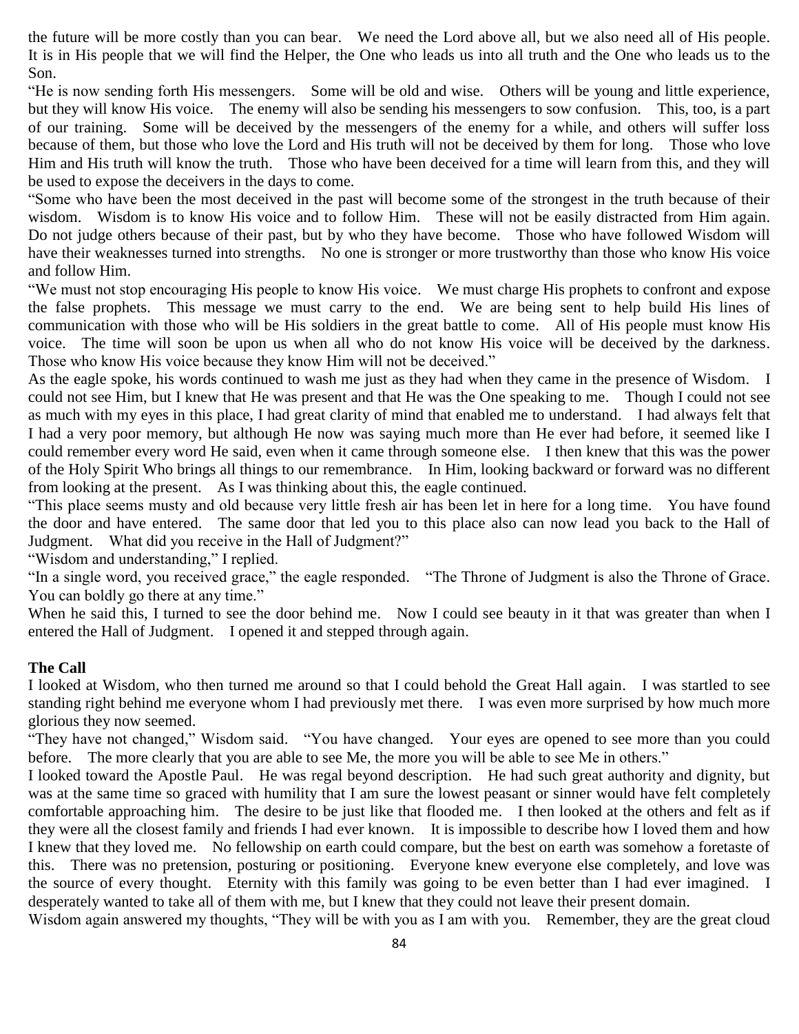the future will be more costly than you can bear. We need the Lord above all, but we also need all of His people. It is in His people that we will find the Helper, the One who leads us into all truth and the One who leads us to the Son.

"He is now sending forth His messengers. Some will be old and wise. Others will be young and little experience, but they will know His voice. The enemy will also be sending his messengers to sow confusion. This, too, is a part of our training. Some will be deceived by the messengers of the enemy for a while, and others will suffer loss because of them, but those who love the Lord and His truth will not be deceived by them for long. Those who love Him and His truth will know the truth. Those who have been deceived for a time will learn from this, and they will be used to expose the deceivers in the days to come.

"Some who have been the most deceived in the past will become some of the strongest in the truth because of their wisdom. Wisdom is to know His voice and to follow Him. These will not be easily distracted from Him again. Do not judge others because of their past, but by who they have become. Those who have followed Wisdom will have their weaknesses turned into strengths. No one is stronger or more trustworthy than those who know His voice and follow Him.

"We must not stop encouraging His people to know His voice. We must charge His prophets to confront and expose the false prophets. This message we must carry to the end. We are being sent to help build His lines of communication with those who will be His soldiers in the great battle to come. All of His people must know His voice. The time will soon be upon us when all who do not know His voice will be deceived by the darkness. Those who know His voice because they know Him will not be deceived."

As the eagle spoke, his words continued to wash me just as they had when they came in the presence of Wisdom. I could not see Him, but I knew that He was present and that He was the One speaking to me. Though I could not see as much with my eyes in this place, I had great clarity of mind that enabled me to understand. I had always felt that I had a very poor memory, but although He now was saying much more than He ever had before, it seemed like I could remember every word He said, even when it came through someone else. I then knew that this was the power of the Holy Spirit Who brings all things to our remembrance. In Him, looking backward or forward was no different from looking at the present. As I was thinking about this, the eagle continued.

"This place seems musty and old because very little fresh air has been let in here for a long time. You have found the door and have entered. The same door that led you to this place also can now lead you back to the Hall of Judgment. What did you receive in the Hall of Judgment?"

"Wisdom and understanding," I replied.

"In a single word, you received grace," the eagle responded. "The Throne of Judgment is also the Throne of Grace. You can boldly go there at any time."

When he said this, I turned to see the door behind me. Now I could see beauty in it that was greater than when I entered the Hall of Judgment. I opened it and stepped through again.

**The Call**

I looked at Wisdom, who then turned me around so that I could behold the Great Hall again. I was startled to see standing right behind me everyone whom I had previously met there. I was even more surprised by how much more glorious they now seemed.

"They have not changed," Wisdom said. "You have changed. Your eyes are opened to see more than you could before. The more clearly that you are able to see Me, the more you will be able to see Me in others."

I looked toward the Apostle Paul. He was regal beyond description. He had such great authority and dignity, but was at the same time so graced with humility that I am sure the lowest peasant or sinner would have felt completely comfortable approaching him. The desire to be just like that flooded me. I then looked at the others and felt as if they were all the closest family and friends I had ever known. It is impossible to describe how I loved them and how I knew that they loved me. No fellowship on earth could compare, but the best on earth was somehow a foretaste of this. There was no pretension, posturing or positioning. Everyone knew everyone else completely, and love was the source of every thought. Eternity with this family was going to be even better than I had ever imagined. I desperately wanted to take all of them with me, but I knew that they could not leave their present domain.

Wisdom again answered my thoughts, "They will be with you as I am with you. Remember, they are the great cloud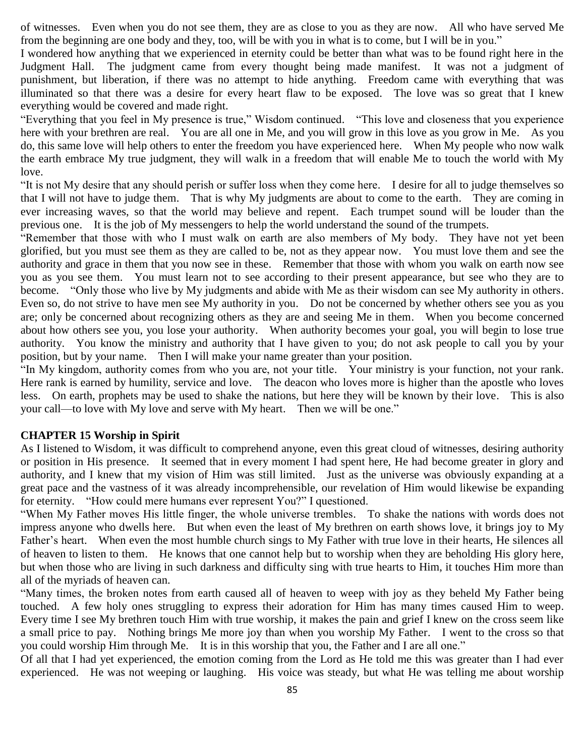of witnesses. Even when you do not see them, they are as close to you as they are now. All who have served Me from the beginning are one body and they, too, will be with you in what is to come, but I will be in you."

I wondered how anything that we experienced in eternity could be better than what was to be found right here in the Judgment Hall. The judgment came from every thought being made manifest. It was not a judgment of punishment, but liberation, if there was no attempt to hide anything. Freedom came with everything that was illuminated so that there was a desire for every heart flaw to be exposed. The love was so great that I knew everything would be covered and made right.

"Everything that you feel in My presence is true," Wisdom continued. "This love and closeness that you experience here with your brethren are real. You are all one in Me, and you will grow in this love as you grow in Me. As you do, this same love will help others to enter the freedom you have experienced here. When My people who now walk the earth embrace My true judgment, they will walk in a freedom that will enable Me to touch the world with My love.

"It is not My desire that any should perish or suffer loss when they come here. I desire for all to judge themselves so that I will not have to judge them. That is why My judgments are about to come to the earth. They are coming in ever increasing waves, so that the world may believe and repent. Each trumpet sound will be louder than the previous one. It is the job of My messengers to help the world understand the sound of the trumpets.

"Remember that those with who I must walk on earth are also members of My body. They have not yet been glorified, but you must see them as they are called to be, not as they appear now. You must love them and see the authority and grace in them that you now see in these. Remember that those with whom you walk on earth now see you as you see them. You must learn not to see according to their present appearance, but see who they are to become. "Only those who live by My judgments and abide with Me as their wisdom can see My authority in others. Even so, do not strive to have men see My authority in you. Do not be concerned by whether others see you as you are; only be concerned about recognizing others as they are and seeing Me in them. When you become concerned about how others see you, you lose your authority. When authority becomes your goal, you will begin to lose true authority. You know the ministry and authority that I have given to you; do not ask people to call you by your position, but by your name. Then I will make your name greater than your position.

"In My kingdom, authority comes from who you are, not your title. Your ministry is your function, not your rank. Here rank is earned by humility, service and love. The deacon who loves more is higher than the apostle who loves less. On earth, prophets may be used to shake the nations, but here they will be known by their love. This is also your call—to love with My love and serve with My heart. Then we will be one."

## CHAPTER 15 Worship in Spirit

As I listened to Wisdom, it was difficult to comprehend anyone, even this great cloud of witnesses, desiring authority or position in His presence. It seemed that in every moment I had spent here, He had become greater in glory and authority, and I knew that my vision of Him was still limited. Just as the universe was obviously expanding at a great pace and the vastness of it was already incomprehensible, our revelation of Him would likewise be expanding for eternity. "How could mere humans ever represent You?" I questioned.

"When My Father moves His little finger, the whole universe trembles. To shake the nations with words does not impress anyone who dwells here. But when even the least of My brethren on earth shows love, it brings joy to My Father's heart. When even the most humble church sings to My Father with true love in their hearts, He silences all of heaven to listen to them. He knows that one cannot help but to worship when they are beholding His glory here, but when those who are living in such darkness and difficulty sing with true hearts to Him, it touches Him more than all of the myriads of heaven can.

"Many times, the broken notes from earth caused all of heaven to weep with joy as they beheld My Father being touched. A few holy ones struggling to express their adoration for Him has many times caused Him to weep. Every time I see My brethren touch Him with true worship, it makes the pain and grief I knew on the cross seem like a small price to pay. Nothing brings Me more joy than when you worship My Father. I went to the cross so that you could worship Him through Me. It is in this worship that you, the Father and I are all one."

Of all that I had yet experienced, the emotion coming from the Lord as He told me this was greater than I had ever experienced. He was not weeping or laughing. His voice was steady, but what He was telling me about worship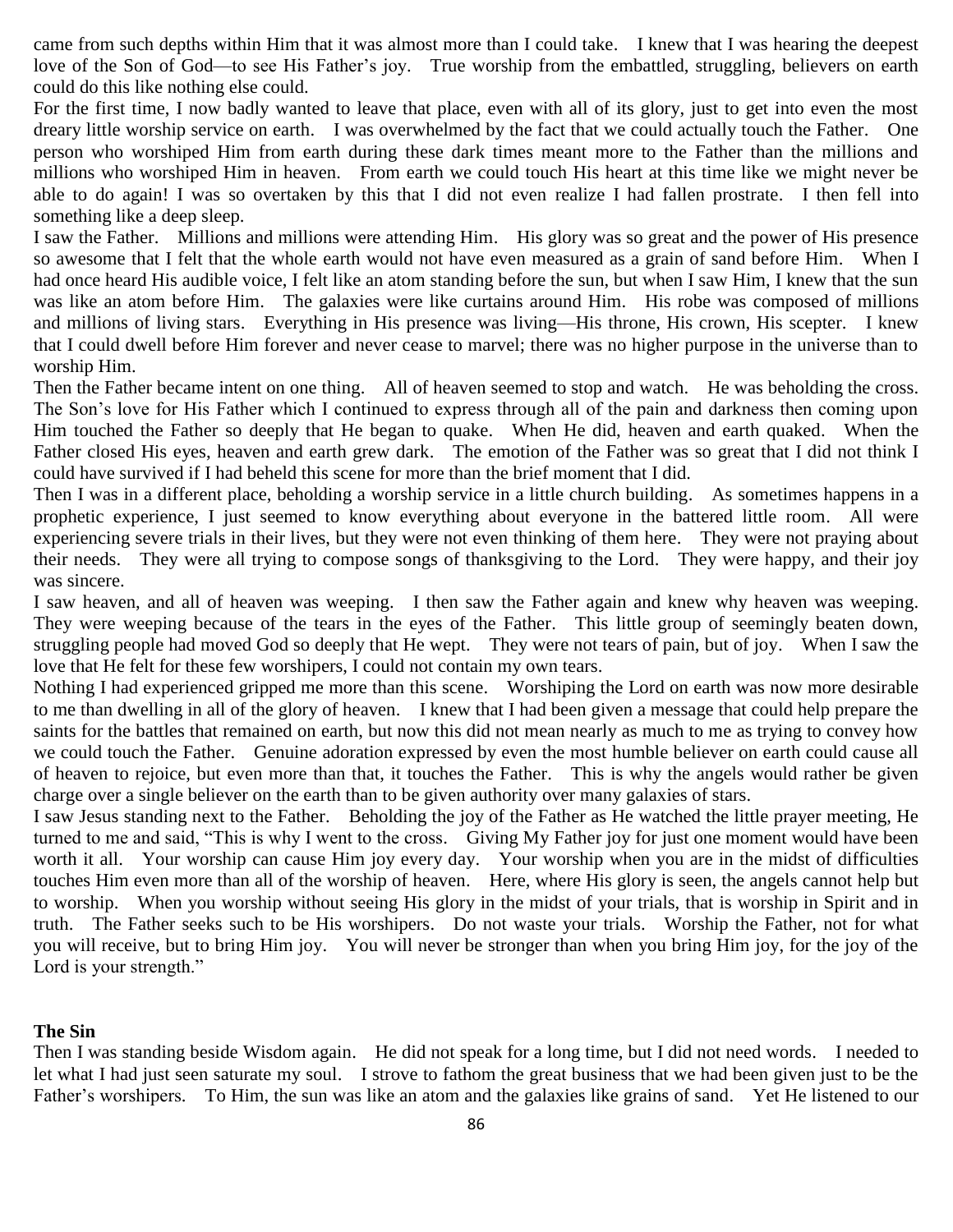came from such depths within Him that it was almost more than I could take. I knew that I was hearing the deepest love of the Son of God—to see His Father's joy. True worship from the embattled, struggling, believers on earth could do this like nothing else could.

For the first time, I now badly wanted to leave that place, even with all of its glory, just to get into even the most dreary little worship service on earth. I was overwhelmed by the fact that we could actually touch the Father. One person who worshiped Him from earth during these dark times meant more to the Father than the millions and millions who worshiped Him in heaven. From earth we could touch His heart at this time like we might never be able to do again! I was so overtaken by this that I did not even realize I had fallen prostrate. I then fell into something like a deep sleep.

I saw the Father. Millions and millions were attending Him. His glory was so great and the power of His presence so awesome that I felt that the whole earth would not have even measured as a grain of sand before Him. When I had once heard His audible voice, I felt like an atom standing before the sun, but when I saw Him, I knew that the sun was like an atom before Him. The galaxies were like curtains around Him. His robe was composed of millions and millions of living stars. Everything in His presence was living—His throne, His crown, His scepter. I knew that I could dwell before Him forever and never cease to marvel; there was no higher purpose in the universe than to worship Him.

Then the Father became intent on one thing. All of heaven seemed to stop and watch. He was beholding the cross. The Son's love for His Father which I continued to express through all of the pain and darkness then coming upon Him touched the Father so deeply that He began to quake. When He did, heaven and earth quaked. When the Father closed His eyes, heaven and earth grew dark. The emotion of the Father was so great that I did not think I could have survived if I had beheld this scene for more than the brief moment that I did.

Then I was in a different place, beholding a worship service in a little church building. As sometimes happens in a prophetic experience, I just seemed to know everything about everyone in the battered little room. All were experiencing severe trials in their lives, but they were not even thinking of them here. They were not praying about their needs. They were all trying to compose songs of thanksgiving to the Lord. They were happy, and their joy was sincere.

I saw heaven, and all of heaven was weeping. I then saw the Father again and knew why heaven was weeping. They were weeping because of the tears in the eyes of the Father. This little group of seemingly beaten down, struggling people had moved God so deeply that He wept. They were not tears of pain, but of joy. When I saw the love that He felt for these few worshipers, I could not contain my own tears.

Nothing I had experienced gripped me more than this scene. Worshiping the Lord on earth was now more desirable to me than dwelling in all of the glory of heaven. I knew that I had been given a message that could help prepare the saints for the battles that remained on earth, but now this did not mean nearly as much to me as trying to convey how we could touch the Father. Genuine adoration expressed by even the most humble believer on earth could cause all of heaven to rejoice, but even more than that, it touches the Father. This is why the angels would rather be given charge over a single believer on the earth than to be given authority over many galaxies of stars.

I saw Jesus standing next to the Father. Beholding the joy of the Father as He watched the little prayer meeting, He turned to me and said, "This is why I went to the cross. Giving My Father joy for just one moment would have been worth it all. Your worship can cause Him joy every day. Your worship when you are in the midst of difficulties touches Him even more than all of the worship of heaven. Here, where His glory is seen, the angels cannot help but to worship. When you worship without seeing His glory in the midst of your trials, that is worship in Spirit and in truth. The Father seeks such to be His worshipers. Do not waste your trials. Worship the Father, not for what you will receive, but to bring Him joy. You will never be stronger than when you bring Him joy, for the joy of the Lord is your strength."

**The Sin**

Then I was standing beside Wisdom again. He did not speak for a long time, but I did not need words. I needed to let what I had just seen saturate my soul. I strove to fathom the great business that we had been given just to be the Father's worshipers. To Him, the sun was like an atom and the galaxies like grains of sand. Yet He listened to our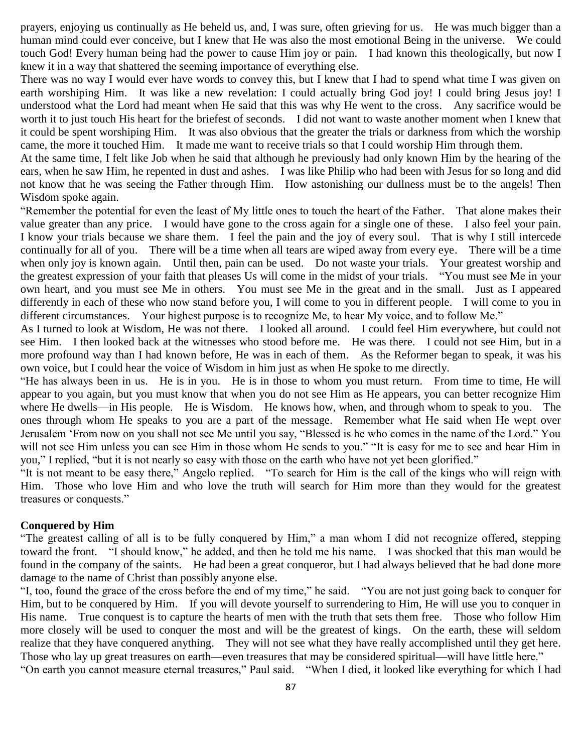prayers, enjoying us continually as He beheld us, and, I was sure, often grieving for us. He was much bigger than a human mind could ever conceive, but I knew that He was also the most emotional Being in the universe. We could touch God! Every human being had the power to cause Him joy or pain. I had known this theologically, but now I knew it in a way that shattered the seeming importance of everything else.

There was no way I would ever have words to convey this, but I knew that I had to spend what time I was given on earth worshiping Him. It was like a new revelation: I could actually bring God joy! I could bring Jesus joy! I understood what the Lord had meant when He said that this was why He went to the cross. Any sacrifice would be worth it to just touch His heart for the briefest of seconds. I did not want to waste another moment when I knew that it could be spent worshiping Him. It was also obvious that the greater the trials or darkness from which the worship came, the more it touched Him. It made me want to receive trials so that I could worship Him through them.

At the same time, I felt like Job when he said that although he previously had only known Him by the hearing of the ears, when he saw Him, he repented in dust and ashes. I was like Philip who had been with Jesus for so long and did not know that he was seeing the Father through Him. How astonishing our dullness must be to the angels! Then Wisdom spoke again.

"Remember the potential for even the least of My little ones to touch the heart of the Father. That alone makes their value greater than any price. I would have gone to the cross again for a single one of these. I also feel your pain. I know your trials because we share them. I feel the pain and the joy of every soul. That is why I still intercede continually for all of you. There will be a time when all tears are wiped away from every eye. There will be a time when only joy is known again. Until then, pain can be used. Do not waste your trials. Your greatest worship and the greatest expression of your faith that pleases Us will come in the midst of your trials. "You must see Me in your own heart, and you must see Me in others. You must see Me in the great and in the small. Just as I appeared differently in each of these who now stand before you, I will come to you in different people. I will come to you in different circumstances. Your highest purpose is to recognize Me, to hear My voice, and to follow Me."

As I turned to look at Wisdom, He was not there. I looked all around. I could feel Him everywhere, but could not see Him. I then looked back at the witnesses who stood before me. He was there. I could not see Him, but in a more profound way than I had known before, He was in each of them. As the Reformer began to speak, it was his own voice, but I could hear the voice of Wisdom in him just as when He spoke to me directly.

"He has always been in us. He is in you. He is in those to whom you must return. From time to time, He will appear to you again, but you must know that when you do not see Him as He appears, you can better recognize Him where He dwells—in His people. He is Wisdom. He knows how, when, and through whom to speak to you. The ones through whom He speaks to you are a part of the message. Remember what He said when He wept over Jerusalem 'From now on you shall not see Me until you say, "Blessed is he who comes in the name of the Lord." You will not see Him unless you can see Him in those whom He sends to you." "It is easy for me to see and hear Him in you," I replied, "but it is not nearly so easy with those on the earth who have not yet been glorified."

"It is not meant to be easy there," Angelo replied. "To search for Him is the call of the kings who will reign with Him. Those who love Him and who love the truth will search for Him more than they would for the greatest treasures or conquests."

**Conquered by Him**

"The greatest calling of all is to be fully conquered by Him," a man whom I did not recognize offered, stepping toward the front. "I should know," he added, and then he told me his name. I was shocked that this man would be found in the company of the saints. He had been a great conqueror, but I had always believed that he had done more damage to the name of Christ than possibly anyone else.

"I, too, found the grace of the cross before the end of my time," he said. "You are not just going back to conquer for Him, but to be conquered by Him. If you will devote yourself to surrendering to Him, He will use you to conquer in His name. True conquest is to capture the hearts of men with the truth that sets them free. Those who follow Him more closely will be used to conquer the most and will be the greatest of kings. On the earth, these will seldom realize that they have conquered anything. They will not see what they have really accomplished until they get here. Those who lay up great treasures on earth—even treasures that may be considered spiritual—will have little here."

"On earth you cannot measure eternal treasures," Paul said. "When I died, it looked like everything for which I had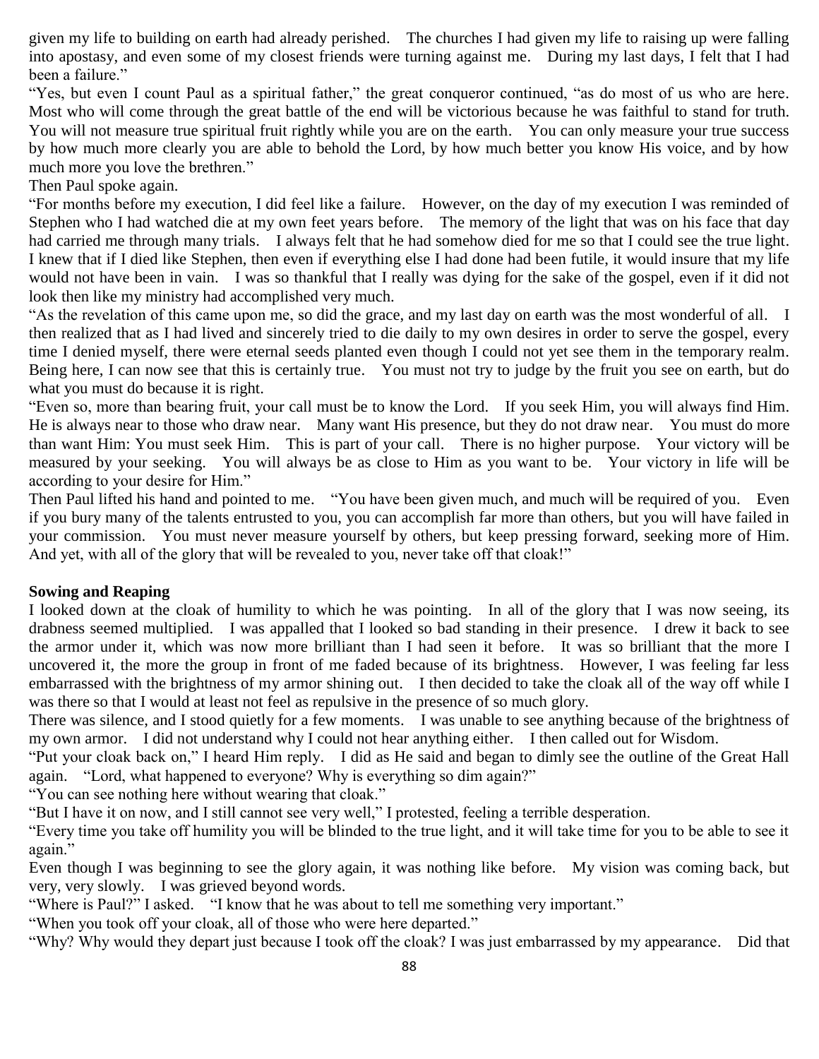given my life to building on earth had already perished. The churches I had given my life to raising up were falling into apostasy, and even some of my closest friends were turning against me. During my last days, I felt that I had been a failure."

"Yes, but even I count Paul as a spiritual father," the great conqueror continued, "as do most of us who are here. Most who will come through the great battle of the end will be victorious because he was faithful to stand for truth. You will not measure true spiritual fruit rightly while you are on the earth. You can only measure your true success by how much more clearly you are able to behold the Lord, by how much better you know His voice, and by how much more you love the brethren."

Then Paul spoke again.

"For months before my execution, I did feel like a failure. However, on the day of my execution I was reminded of Stephen who I had watched die at my own feet years before. The memory of the light that was on his face that day had carried me through many trials. I always felt that he had somehow died for me so that I could see the true light. I knew that if I died like Stephen, then even if everything else I had done had been futile, it would insure that my life would not have been in vain. I was so thankful that I really was dying for the sake of the gospel, even if it did not look then like my ministry had accomplished very much.

"As the revelation of this came upon me, so did the grace, and my last day on earth was the most wonderful of all. I then realized that as I had lived and sincerely tried to die daily to my own desires in order to serve the gospel, every time I denied myself, there were eternal seeds planted even though I could not yet see them in the temporary realm. Being here, I can now see that this is certainly true. You must not try to judge by the fruit you see on earth, but do what you must do because it is right.

"Even so, more than bearing fruit, your call must be to know the Lord. If you seek Him, you will always find Him. He is always near to those who draw near. Many want His presence, but they do not draw near. You must do more than want Him: You must seek Him. This is part of your call. There is no higher purpose. Your victory will be measured by your seeking. You will always be as close to Him as you want to be. Your victory in life will be according to your desire for Him."

Then Paul lifted his hand and pointed to me. "You have been given much, and much will be required of you. Even if you bury many of the talents entrusted to you, you can accomplish far more than others, but you will have failed in your commission. You must never measure yourself by others, but keep pressing forward, seeking more of Him. And yet, with all of the glory that will be revealed to you, never take off that cloak!"

**Sowing and Reaping**

I looked down at the cloak of humility to which he was pointing. In all of the glory that I was now seeing, its drabness seemed multiplied. I was appalled that I looked so bad standing in their presence. I drew it back to see the armor under it, which was now more brilliant than I had seen it before. It was so brilliant that the more I uncovered it, the more the group in front of me faded because of its brightness. However, I was feeling far less embarrassed with the brightness of my armor shining out. I then decided to take the cloak all of the way off while I was there so that I would at least not feel as repulsive in the presence of so much glory.

There was silence, and I stood quietly for a few moments. I was unable to see anything because of the brightness of my own armor. I did not understand why I could not hear anything either. I then called out for Wisdom.

"Put your cloak back on," I heard Him reply. I did as He said and began to dimly see the outline of the Great Hall again. "Lord, what happened to everyone? Why is everything so dim again?"

"You can see nothing here without wearing that cloak."

"But I have it on now, and I still cannot see very well," I protested, feeling a terrible desperation.

"Every time you take off humility you will be blinded to the true light, and it will take time for you to be able to see it again."

Even though I was beginning to see the glory again, it was nothing like before. My vision was coming back, but very, very slowly. I was grieved beyond words.

"Where is Paul?" I asked. "I know that he was about to tell me something very important."

"When you took off your cloak, all of those who were here departed."

"Why? Why would they depart just because I took off the cloak? I was just embarrassed by my appearance. Did that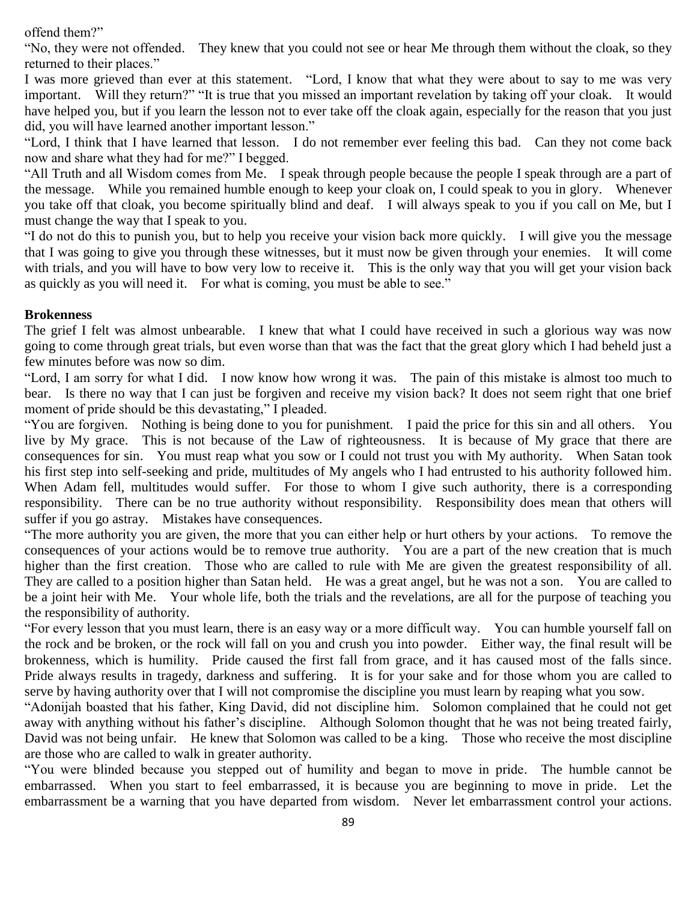offend them?"

"No, they were not offended. They knew that you could not see or hear Me through them without the cloak, so they returned to their places."

I was more grieved than ever at this statement. "Lord, I know that what they were about to say to me was very important. Will they return?" "It is true that you missed an important revelation by taking off your cloak. It would have helped you, but if you learn the lesson not to ever take off the cloak again, especially for the reason that you just did, you will have learned another important lesson."

"Lord, I think that I have learned that lesson. I do not remember ever feeling this bad. Can they not come back now and share what they had for me?" I begged.

"All Truth and all Wisdom comes from Me. I speak through people because the people I speak through are a part of the message. While you remained humble enough to keep your cloak on, I could speak to you in glory. Whenever you take off that cloak, you become spiritually blind and deaf. I will always speak to you if you call on Me, but I must change the way that I speak to you.

"I do not do this to punish you, but to help you receive your vision back more quickly. I will give you the message that I was going to give you through these witnesses, but it must now be given through your enemies. It will come with trials, and you will have to bow very low to receive it. This is the only way that you will get your vision back as quickly as you will need it. For what is coming, you must be able to see."

**Brokenness**

The grief I felt was almost unbearable. I knew that what I could have received in such a glorious way was now going to come through great trials, but even worse than that was the fact that the great glory which I had beheld just a few minutes before was now so dim.

"Lord, I am sorry for what I did. I now know how wrong it was. The pain of this mistake is almost too much to bear. Is there no way that I can just be forgiven and receive my vision back? It does not seem right that one brief moment of pride should be this devastating," I pleaded.

"You are forgiven. Nothing is being done to you for punishment. I paid the price for this sin and all others. You live by My grace. This is not because of the Law of righteousness. It is because of My grace that there are consequences for sin. You must reap what you sow or I could not trust you with My authority. When Satan took his first step into self-seeking and pride, multitudes of My angels who I had entrusted to his authority followed him. When Adam fell, multitudes would suffer. For those to whom I give such authority, there is a corresponding responsibility. There can be no true authority without responsibility. Responsibility does mean that others will suffer if you go astray. Mistakes have consequences.

"The more authority you are given, the more that you can either help or hurt others by your actions. To remove the consequences of your actions would be to remove true authority. You are a part of the new creation that is much higher than the first creation. Those who are called to rule with Me are given the greatest responsibility of all. They are called to a position higher than Satan held. He was a great angel, but he was not a son. You are called to be a joint heir with Me. Your whole life, both the trials and the revelations, are all for the purpose of teaching you the responsibility of authority.

"For every lesson that you must learn, there is an easy way or a more difficult way. You can humble yourself fall on the rock and be broken, or the rock will fall on you and crush you into powder. Either way, the final result will be brokenness, which is humility. Pride caused the first fall from grace, and it has caused most of the falls since. Pride always results in tragedy, darkness and suffering. It is for your sake and for those whom you are called to serve by having authority over that I will not compromise the discipline you must learn by reaping what you sow.

"Adonijah boasted that his father, King David, did not discipline him. Solomon complained that he could not get away with anything without his father's discipline. Although Solomon thought that he was not being treated fairly, David was not being unfair. He knew that Solomon was called to be a king. Those who receive the most discipline are those who are called to walk in greater authority.

"You were blinded because you stepped out of humility and began to move in pride. The humble cannot be embarrassed. When you start to feel embarrassed, it is because you are beginning to move in pride. Let the embarrassment be a warning that you have departed from wisdom. Never let embarrassment control your actions.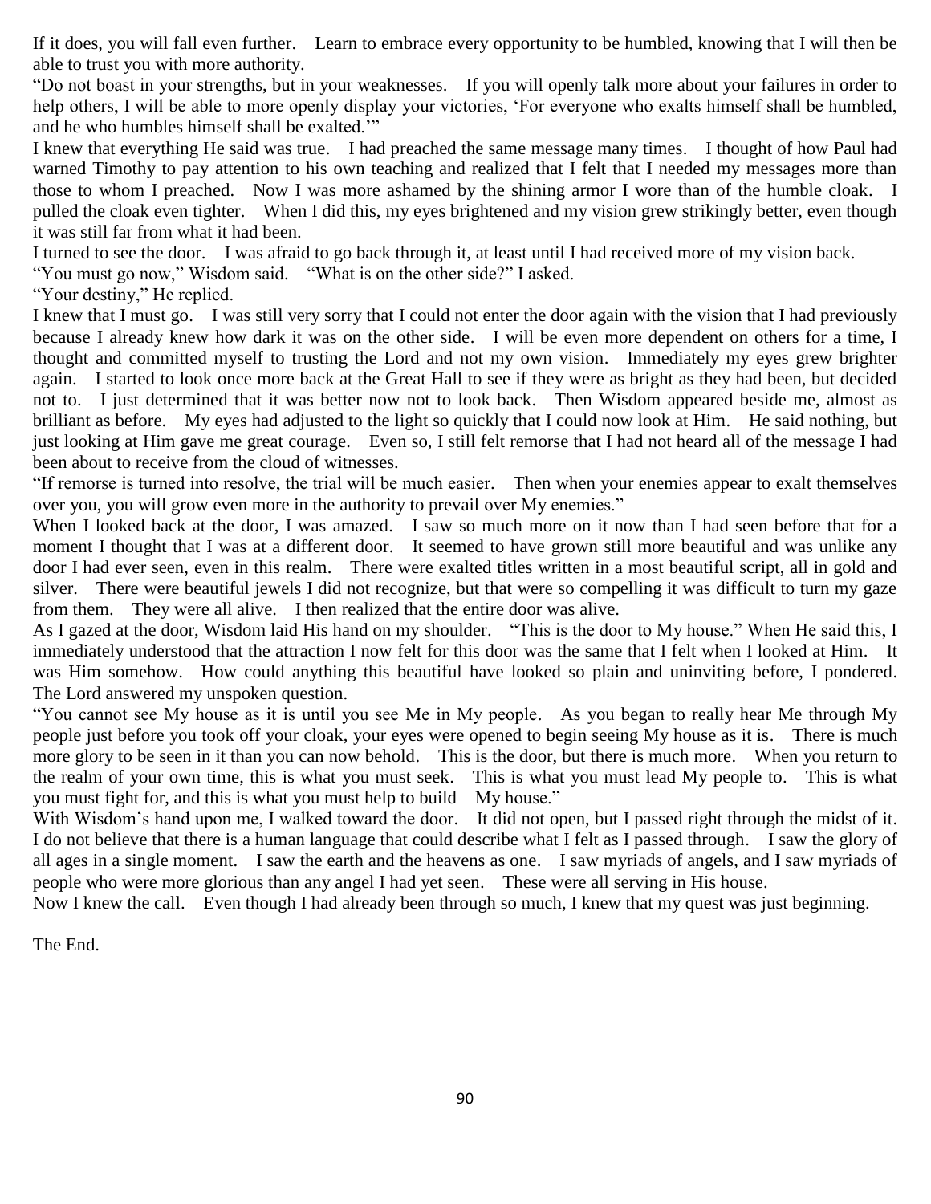If it does, you will fall even further. Learn to embrace every opportunity to be humbled, knowing that I will then be able to trust you with more authority.

"Do not boast in your strengths, but in your weaknesses. If you will openly talk more about your failures in order to help others, I will be able to more openly display your victories, 'For everyone who exalts himself shall be humbled, and he who humbles himself shall be exalted.'"

I knew that everything He said was true. I had preached the same message many times. I thought of how Paul had warned Timothy to pay attention to his own teaching and realized that I felt that I needed my messages more than those to whom I preached. Now I was more ashamed by the shining armor I wore than of the humble cloak. I pulled the cloak even tighter. When I did this, my eyes brightened and my vision grew strikingly better, even though it was still far from what it had been.

I turned to see the door. I was afraid to go back through it, at least until I had received more of my vision back.

"You must go now," Wisdom said. "What is on the other side?" I asked.

"Your destiny," He replied.

I knew that I must go. I was still very sorry that I could not enter the door again with the vision that I had previously because I already knew how dark it was on the other side. I will be even more dependent on others for a time, I thought and committed myself to trusting the Lord and not my own vision. Immediately my eyes grew brighter again. I started to look once more back at the Great Hall to see if they were as bright as they had been, but decided not to. I just determined that it was better now not to look back. Then Wisdom appeared beside me, almost as brilliant as before. My eyes had adjusted to the light so quickly that I could now look at Him. He said nothing, but just looking at Him gave me great courage. Even so, I still felt remorse that I had not heard all of the message I had been about to receive from the cloud of witnesses.

"If remorse is turned into resolve, the trial will be much easier. Then when your enemies appear to exalt themselves over you, you will grow even more in the authority to prevail over My enemies."

When I looked back at the door, I was amazed. I saw so much more on it now than I had seen before that for a moment I thought that I was at a different door. It seemed to have grown still more beautiful and was unlike any door I had ever seen, even in this realm. There were exalted titles written in a most beautiful script, all in gold and silver. There were beautiful jewels I did not recognize, but that were so compelling it was difficult to turn my gaze from them. They were all alive. I then realized that the entire door was alive.

As I gazed at the door, Wisdom laid His hand on my shoulder. "This is the door to My house." When He said this, I immediately understood that the attraction I now felt for this door was the same that I felt when I looked at Him. It was Him somehow. How could anything this beautiful have looked so plain and uninviting before, I pondered. The Lord answered my unspoken question.

"You cannot see My house as it is until you see Me in My people. As you began to really hear Me through My people just before you took off your cloak, your eyes were opened to begin seeing My house as it is. There is much more glory to be seen in it than you can now behold. This is the door, but there is much more. When you return to the realm of your own time, this is what you must seek. This is what you must lead My people to. This is what you must fight for, and this is what you must help to build—My house."

With Wisdom's hand upon me, I walked toward the door. It did not open, but I passed right through the midst of it. I do not believe that there is a human language that could describe what I felt as I passed through. I saw the glory of all ages in a single moment. I saw the earth and the heavens as one. I saw myriads of angels, and I saw myriads of people who were more glorious than any angel I had yet seen. These were all serving in His house.

Now I knew the call. Even though I had already been through so much, I knew that my quest was just beginning.

The End.